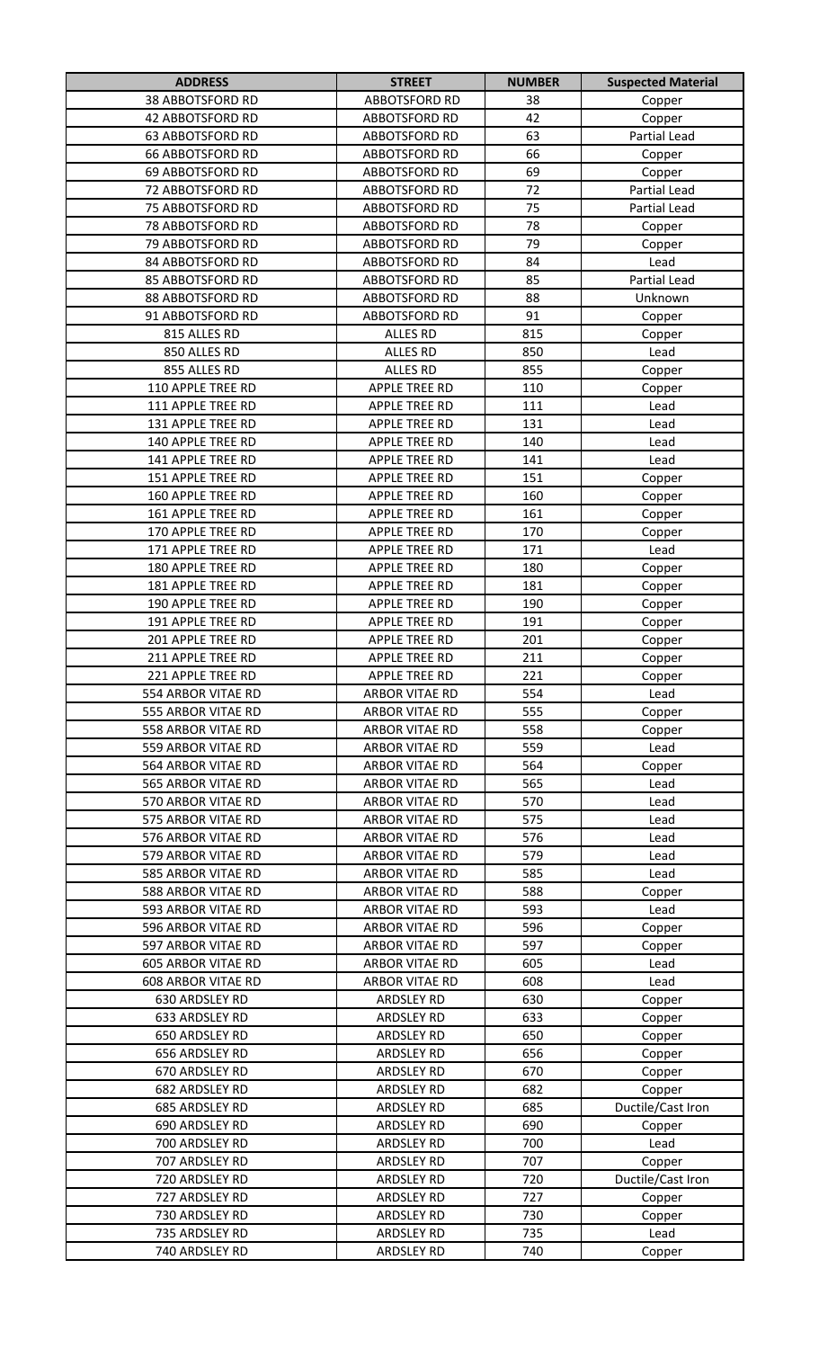| ADDRESS | STREET | NUMBER | Suspected Material |
|---|---|---|---|
| 38 ABBOTSFORD RD | ABBOTSFORD RD | 38 | Copper |
| 42 ABBOTSFORD RD | ABBOTSFORD RD | 42 | Copper |
| 63 ABBOTSFORD RD | ABBOTSFORD RD | 63 | Partial Lead |
| 66 ABBOTSFORD RD | ABBOTSFORD RD | 66 | Copper |
| 69 ABBOTSFORD RD | ABBOTSFORD RD | 69 | Copper |
| 72 ABBOTSFORD RD | ABBOTSFORD RD | 72 | Partial Lead |
| 75 ABBOTSFORD RD | ABBOTSFORD RD | 75 | Partial Lead |
| 78 ABBOTSFORD RD | ABBOTSFORD RD | 78 | Copper |
| 79 ABBOTSFORD RD | ABBOTSFORD RD | 79 | Copper |
| 84 ABBOTSFORD RD | ABBOTSFORD RD | 84 | Lead |
| 85 ABBOTSFORD RD | ABBOTSFORD RD | 85 | Partial Lead |
| 88 ABBOTSFORD RD | ABBOTSFORD RD | 88 | Unknown |
| 91 ABBOTSFORD RD | ABBOTSFORD RD | 91 | Copper |
| 815 ALLES RD | ALLES RD | 815 | Copper |
| 850 ALLES RD | ALLES RD | 850 | Lead |
| 855 ALLES RD | ALLES RD | 855 | Copper |
| 110 APPLE TREE RD | APPLE TREE RD | 110 | Copper |
| 111 APPLE TREE RD | APPLE TREE RD | 111 | Lead |
| 131 APPLE TREE RD | APPLE TREE RD | 131 | Lead |
| 140 APPLE TREE RD | APPLE TREE RD | 140 | Lead |
| 141 APPLE TREE RD | APPLE TREE RD | 141 | Lead |
| 151 APPLE TREE RD | APPLE TREE RD | 151 | Copper |
| 160 APPLE TREE RD | APPLE TREE RD | 160 | Copper |
| 161 APPLE TREE RD | APPLE TREE RD | 161 | Copper |
| 170 APPLE TREE RD | APPLE TREE RD | 170 | Copper |
| 171 APPLE TREE RD | APPLE TREE RD | 171 | Lead |
| 180 APPLE TREE RD | APPLE TREE RD | 180 | Copper |
| 181 APPLE TREE RD | APPLE TREE RD | 181 | Copper |
| 190 APPLE TREE RD | APPLE TREE RD | 190 | Copper |
| 191 APPLE TREE RD | APPLE TREE RD | 191 | Copper |
| 201 APPLE TREE RD | APPLE TREE RD | 201 | Copper |
| 211 APPLE TREE RD | APPLE TREE RD | 211 | Copper |
| 221 APPLE TREE RD | APPLE TREE RD | 221 | Copper |
| 554 ARBOR VITAE RD | ARBOR VITAE RD | 554 | Lead |
| 555 ARBOR VITAE RD | ARBOR VITAE RD | 555 | Copper |
| 558 ARBOR VITAE RD | ARBOR VITAE RD | 558 | Copper |
| 559 ARBOR VITAE RD | ARBOR VITAE RD | 559 | Lead |
| 564 ARBOR VITAE RD | ARBOR VITAE RD | 564 | Copper |
| 565 ARBOR VITAE RD | ARBOR VITAE RD | 565 | Lead |
| 570 ARBOR VITAE RD | ARBOR VITAE RD | 570 | Lead |
| 575 ARBOR VITAE RD | ARBOR VITAE RD | 575 | Lead |
| 576 ARBOR VITAE RD | ARBOR VITAE RD | 576 | Lead |
| 579 ARBOR VITAE RD | ARBOR VITAE RD | 579 | Lead |
| 585 ARBOR VITAE RD | ARBOR VITAE RD | 585 | Lead |
| 588 ARBOR VITAE RD | ARBOR VITAE RD | 588 | Copper |
| 593 ARBOR VITAE RD | ARBOR VITAE RD | 593 | Lead |
| 596 ARBOR VITAE RD | ARBOR VITAE RD | 596 | Copper |
| 597 ARBOR VITAE RD | ARBOR VITAE RD | 597 | Copper |
| 605 ARBOR VITAE RD | ARBOR VITAE RD | 605 | Lead |
| 608 ARBOR VITAE RD | ARBOR VITAE RD | 608 | Lead |
| 630 ARDSLEY RD | ARDSLEY RD | 630 | Copper |
| 633 ARDSLEY RD | ARDSLEY RD | 633 | Copper |
| 650 ARDSLEY RD | ARDSLEY RD | 650 | Copper |
| 656 ARDSLEY RD | ARDSLEY RD | 656 | Copper |
| 670 ARDSLEY RD | ARDSLEY RD | 670 | Copper |
| 682 ARDSLEY RD | ARDSLEY RD | 682 | Copper |
| 685 ARDSLEY RD | ARDSLEY RD | 685 | Ductile/Cast Iron |
| 690 ARDSLEY RD | ARDSLEY RD | 690 | Copper |
| 700 ARDSLEY RD | ARDSLEY RD | 700 | Lead |
| 707 ARDSLEY RD | ARDSLEY RD | 707 | Copper |
| 720 ARDSLEY RD | ARDSLEY RD | 720 | Ductile/Cast Iron |
| 727 ARDSLEY RD | ARDSLEY RD | 727 | Copper |
| 730 ARDSLEY RD | ARDSLEY RD | 730 | Copper |
| 735 ARDSLEY RD | ARDSLEY RD | 735 | Lead |
| 740 ARDSLEY RD | ARDSLEY RD | 740 | Copper |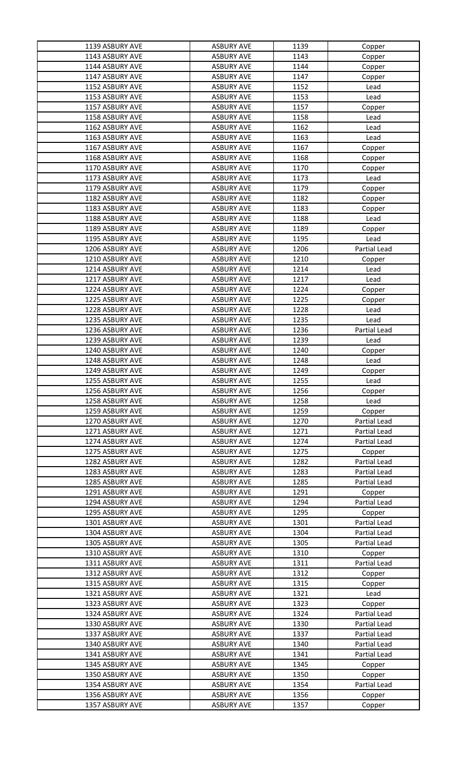| | | | |
|---|---|---|---|
| 1139 ASBURY AVE | ASBURY AVE | 1139 | Copper |
| 1143 ASBURY AVE | ASBURY AVE | 1143 | Copper |
| 1144 ASBURY AVE | ASBURY AVE | 1144 | Copper |
| 1147 ASBURY AVE | ASBURY AVE | 1147 | Copper |
| 1152 ASBURY AVE | ASBURY AVE | 1152 | Lead |
| 1153 ASBURY AVE | ASBURY AVE | 1153 | Lead |
| 1157 ASBURY AVE | ASBURY AVE | 1157 | Copper |
| 1158 ASBURY AVE | ASBURY AVE | 1158 | Lead |
| 1162 ASBURY AVE | ASBURY AVE | 1162 | Lead |
| 1163 ASBURY AVE | ASBURY AVE | 1163 | Lead |
| 1167 ASBURY AVE | ASBURY AVE | 1167 | Copper |
| 1168 ASBURY AVE | ASBURY AVE | 1168 | Copper |
| 1170 ASBURY AVE | ASBURY AVE | 1170 | Copper |
| 1173 ASBURY AVE | ASBURY AVE | 1173 | Lead |
| 1179 ASBURY AVE | ASBURY AVE | 1179 | Copper |
| 1182 ASBURY AVE | ASBURY AVE | 1182 | Copper |
| 1183 ASBURY AVE | ASBURY AVE | 1183 | Copper |
| 1188 ASBURY AVE | ASBURY AVE | 1188 | Lead |
| 1189 ASBURY AVE | ASBURY AVE | 1189 | Copper |
| 1195 ASBURY AVE | ASBURY AVE | 1195 | Lead |
| 1206 ASBURY AVE | ASBURY AVE | 1206 | Partial Lead |
| 1210 ASBURY AVE | ASBURY AVE | 1210 | Copper |
| 1214 ASBURY AVE | ASBURY AVE | 1214 | Lead |
| 1217 ASBURY AVE | ASBURY AVE | 1217 | Lead |
| 1224 ASBURY AVE | ASBURY AVE | 1224 | Copper |
| 1225 ASBURY AVE | ASBURY AVE | 1225 | Copper |
| 1228 ASBURY AVE | ASBURY AVE | 1228 | Lead |
| 1235 ASBURY AVE | ASBURY AVE | 1235 | Lead |
| 1236 ASBURY AVE | ASBURY AVE | 1236 | Partial Lead |
| 1239 ASBURY AVE | ASBURY AVE | 1239 | Lead |
| 1240 ASBURY AVE | ASBURY AVE | 1240 | Copper |
| 1248 ASBURY AVE | ASBURY AVE | 1248 | Lead |
| 1249 ASBURY AVE | ASBURY AVE | 1249 | Copper |
| 1255 ASBURY AVE | ASBURY AVE | 1255 | Lead |
| 1256 ASBURY AVE | ASBURY AVE | 1256 | Copper |
| 1258 ASBURY AVE | ASBURY AVE | 1258 | Lead |
| 1259 ASBURY AVE | ASBURY AVE | 1259 | Copper |
| 1270 ASBURY AVE | ASBURY AVE | 1270 | Partial Lead |
| 1271 ASBURY AVE | ASBURY AVE | 1271 | Partial Lead |
| 1274 ASBURY AVE | ASBURY AVE | 1274 | Partial Lead |
| 1275 ASBURY AVE | ASBURY AVE | 1275 | Copper |
| 1282 ASBURY AVE | ASBURY AVE | 1282 | Partial Lead |
| 1283 ASBURY AVE | ASBURY AVE | 1283 | Partial Lead |
| 1285 ASBURY AVE | ASBURY AVE | 1285 | Partial Lead |
| 1291 ASBURY AVE | ASBURY AVE | 1291 | Copper |
| 1294 ASBURY AVE | ASBURY AVE | 1294 | Partial Lead |
| 1295 ASBURY AVE | ASBURY AVE | 1295 | Copper |
| 1301 ASBURY AVE | ASBURY AVE | 1301 | Partial Lead |
| 1304 ASBURY AVE | ASBURY AVE | 1304 | Partial Lead |
| 1305 ASBURY AVE | ASBURY AVE | 1305 | Partial Lead |
| 1310 ASBURY AVE | ASBURY AVE | 1310 | Copper |
| 1311 ASBURY AVE | ASBURY AVE | 1311 | Partial Lead |
| 1312 ASBURY AVE | ASBURY AVE | 1312 | Copper |
| 1315 ASBURY AVE | ASBURY AVE | 1315 | Copper |
| 1321 ASBURY AVE | ASBURY AVE | 1321 | Lead |
| 1323 ASBURY AVE | ASBURY AVE | 1323 | Copper |
| 1324 ASBURY AVE | ASBURY AVE | 1324 | Partial Lead |
| 1330 ASBURY AVE | ASBURY AVE | 1330 | Partial Lead |
| 1337 ASBURY AVE | ASBURY AVE | 1337 | Partial Lead |
| 1340 ASBURY AVE | ASBURY AVE | 1340 | Partial Lead |
| 1341 ASBURY AVE | ASBURY AVE | 1341 | Partial Lead |
| 1345 ASBURY AVE | ASBURY AVE | 1345 | Copper |
| 1350 ASBURY AVE | ASBURY AVE | 1350 | Copper |
| 1354 ASBURY AVE | ASBURY AVE | 1354 | Partial Lead |
| 1356 ASBURY AVE | ASBURY AVE | 1356 | Copper |
| 1357 ASBURY AVE | ASBURY AVE | 1357 | Copper |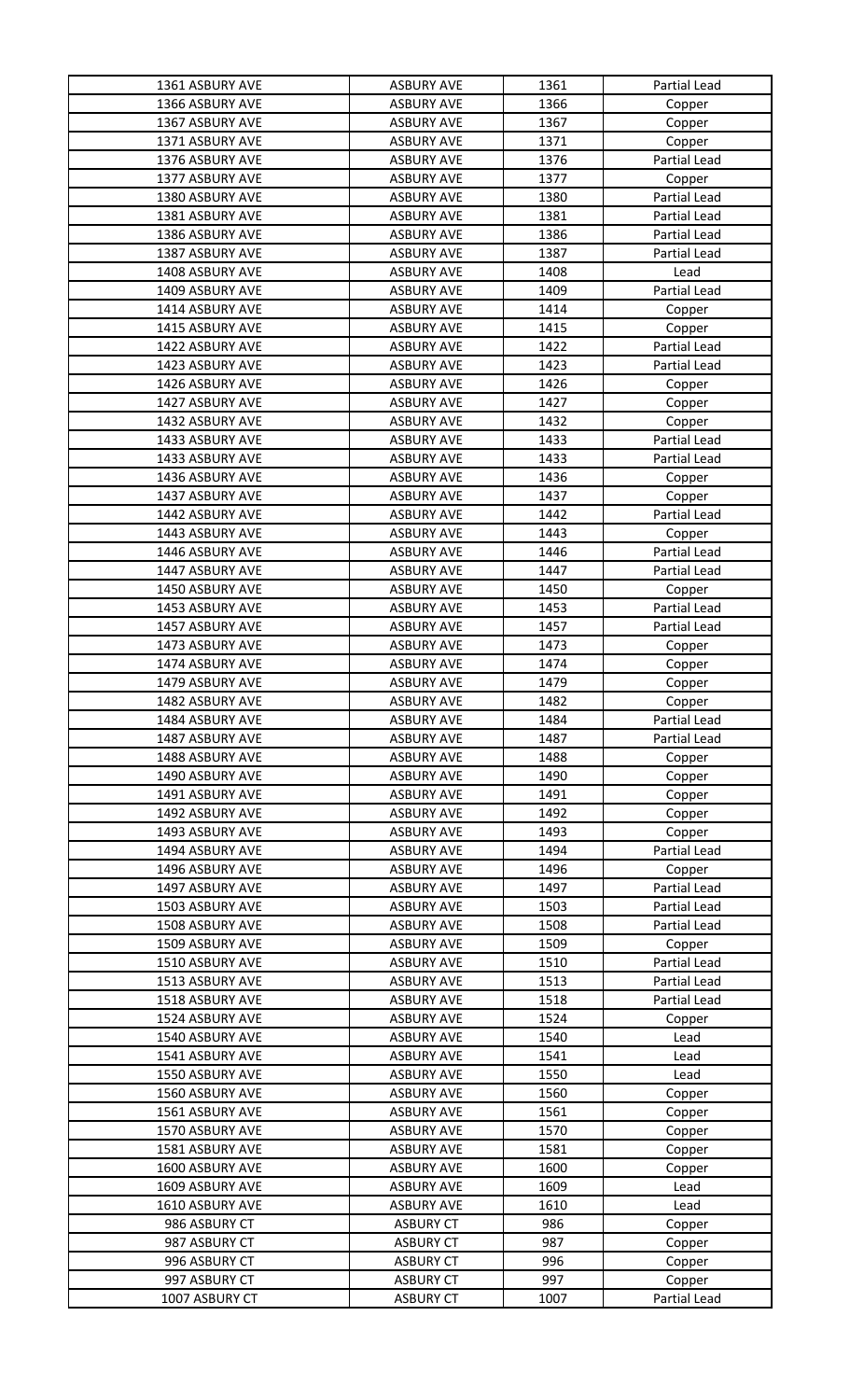| 1361 ASBURY AVE | ASBURY AVE | 1361 | Partial Lead |
|---|---|---|---|
| 1366 ASBURY AVE | ASBURY AVE | 1366 | Copper |
| 1367 ASBURY AVE | ASBURY AVE | 1367 | Copper |
| 1371 ASBURY AVE | ASBURY AVE | 1371 | Copper |
| 1376 ASBURY AVE | ASBURY AVE | 1376 | Partial Lead |
| 1377 ASBURY AVE | ASBURY AVE | 1377 | Copper |
| 1380 ASBURY AVE | ASBURY AVE | 1380 | Partial Lead |
| 1381 ASBURY AVE | ASBURY AVE | 1381 | Partial Lead |
| 1386 ASBURY AVE | ASBURY AVE | 1386 | Partial Lead |
| 1387 ASBURY AVE | ASBURY AVE | 1387 | Partial Lead |
| 1408 ASBURY AVE | ASBURY AVE | 1408 | Lead |
| 1409 ASBURY AVE | ASBURY AVE | 1409 | Partial Lead |
| 1414 ASBURY AVE | ASBURY AVE | 1414 | Copper |
| 1415 ASBURY AVE | ASBURY AVE | 1415 | Copper |
| 1422 ASBURY AVE | ASBURY AVE | 1422 | Partial Lead |
| 1423 ASBURY AVE | ASBURY AVE | 1423 | Partial Lead |
| 1426 ASBURY AVE | ASBURY AVE | 1426 | Copper |
| 1427 ASBURY AVE | ASBURY AVE | 1427 | Copper |
| 1432 ASBURY AVE | ASBURY AVE | 1432 | Copper |
| 1433 ASBURY AVE | ASBURY AVE | 1433 | Partial Lead |
| 1433 ASBURY AVE | ASBURY AVE | 1433 | Partial Lead |
| 1436 ASBURY AVE | ASBURY AVE | 1436 | Copper |
| 1437 ASBURY AVE | ASBURY AVE | 1437 | Copper |
| 1442 ASBURY AVE | ASBURY AVE | 1442 | Partial Lead |
| 1443 ASBURY AVE | ASBURY AVE | 1443 | Copper |
| 1446 ASBURY AVE | ASBURY AVE | 1446 | Partial Lead |
| 1447 ASBURY AVE | ASBURY AVE | 1447 | Partial Lead |
| 1450 ASBURY AVE | ASBURY AVE | 1450 | Copper |
| 1453 ASBURY AVE | ASBURY AVE | 1453 | Partial Lead |
| 1457 ASBURY AVE | ASBURY AVE | 1457 | Partial Lead |
| 1473 ASBURY AVE | ASBURY AVE | 1473 | Copper |
| 1474 ASBURY AVE | ASBURY AVE | 1474 | Copper |
| 1479 ASBURY AVE | ASBURY AVE | 1479 | Copper |
| 1482 ASBURY AVE | ASBURY AVE | 1482 | Copper |
| 1484 ASBURY AVE | ASBURY AVE | 1484 | Partial Lead |
| 1487 ASBURY AVE | ASBURY AVE | 1487 | Partial Lead |
| 1488 ASBURY AVE | ASBURY AVE | 1488 | Copper |
| 1490 ASBURY AVE | ASBURY AVE | 1490 | Copper |
| 1491 ASBURY AVE | ASBURY AVE | 1491 | Copper |
| 1492 ASBURY AVE | ASBURY AVE | 1492 | Copper |
| 1493 ASBURY AVE | ASBURY AVE | 1493 | Copper |
| 1494 ASBURY AVE | ASBURY AVE | 1494 | Partial Lead |
| 1496 ASBURY AVE | ASBURY AVE | 1496 | Copper |
| 1497 ASBURY AVE | ASBURY AVE | 1497 | Partial Lead |
| 1503 ASBURY AVE | ASBURY AVE | 1503 | Partial Lead |
| 1508 ASBURY AVE | ASBURY AVE | 1508 | Partial Lead |
| 1509 ASBURY AVE | ASBURY AVE | 1509 | Copper |
| 1510 ASBURY AVE | ASBURY AVE | 1510 | Partial Lead |
| 1513 ASBURY AVE | ASBURY AVE | 1513 | Partial Lead |
| 1518 ASBURY AVE | ASBURY AVE | 1518 | Partial Lead |
| 1524 ASBURY AVE | ASBURY AVE | 1524 | Copper |
| 1540 ASBURY AVE | ASBURY AVE | 1540 | Lead |
| 1541 ASBURY AVE | ASBURY AVE | 1541 | Lead |
| 1550 ASBURY AVE | ASBURY AVE | 1550 | Lead |
| 1560 ASBURY AVE | ASBURY AVE | 1560 | Copper |
| 1561 ASBURY AVE | ASBURY AVE | 1561 | Copper |
| 1570 ASBURY AVE | ASBURY AVE | 1570 | Copper |
| 1581 ASBURY AVE | ASBURY AVE | 1581 | Copper |
| 1600 ASBURY AVE | ASBURY AVE | 1600 | Copper |
| 1609 ASBURY AVE | ASBURY AVE | 1609 | Lead |
| 1610 ASBURY AVE | ASBURY AVE | 1610 | Lead |
| 986 ASBURY CT | ASBURY CT | 986 | Copper |
| 987 ASBURY CT | ASBURY CT | 987 | Copper |
| 996 ASBURY CT | ASBURY CT | 996 | Copper |
| 997 ASBURY CT | ASBURY CT | 997 | Copper |
| 1007 ASBURY CT | ASBURY CT | 1007 | Partial Lead |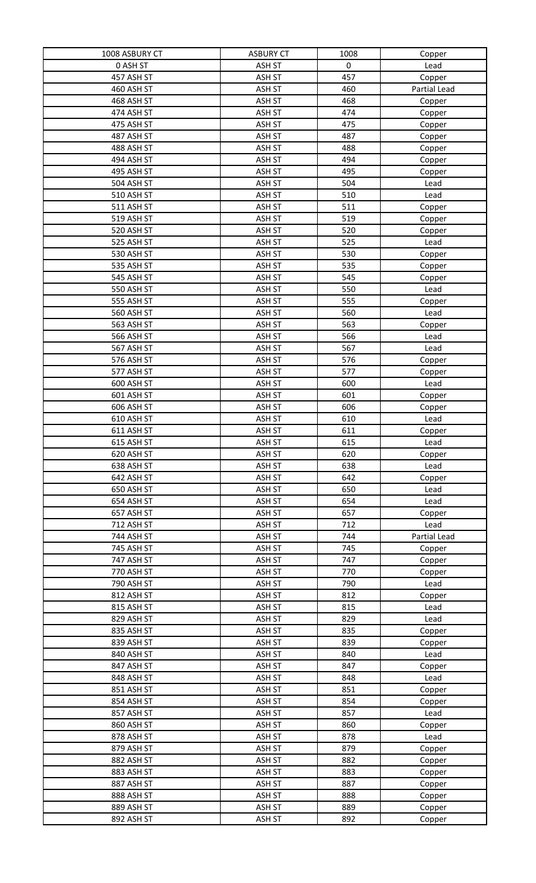| 1008 ASBURY CT | ASBURY CT | 1008 | Copper |
|---|---|---|---|
| 0 ASH ST | ASH ST | 0 | Lead |
| 457 ASH ST | ASH ST | 457 | Copper |
| 460 ASH ST | ASH ST | 460 | Partial Lead |
| 468 ASH ST | ASH ST | 468 | Copper |
| 474 ASH ST | ASH ST | 474 | Copper |
| 475 ASH ST | ASH ST | 475 | Copper |
| 487 ASH ST | ASH ST | 487 | Copper |
| 488 ASH ST | ASH ST | 488 | Copper |
| 494 ASH ST | ASH ST | 494 | Copper |
| 495 ASH ST | ASH ST | 495 | Copper |
| 504 ASH ST | ASH ST | 504 | Lead |
| 510 ASH ST | ASH ST | 510 | Lead |
| 511 ASH ST | ASH ST | 511 | Copper |
| 519 ASH ST | ASH ST | 519 | Copper |
| 520 ASH ST | ASH ST | 520 | Copper |
| 525 ASH ST | ASH ST | 525 | Lead |
| 530 ASH ST | ASH ST | 530 | Copper |
| 535 ASH ST | ASH ST | 535 | Copper |
| 545 ASH ST | ASH ST | 545 | Copper |
| 550 ASH ST | ASH ST | 550 | Lead |
| 555 ASH ST | ASH ST | 555 | Copper |
| 560 ASH ST | ASH ST | 560 | Lead |
| 563 ASH ST | ASH ST | 563 | Copper |
| 566 ASH ST | ASH ST | 566 | Lead |
| 567 ASH ST | ASH ST | 567 | Lead |
| 576 ASH ST | ASH ST | 576 | Copper |
| 577 ASH ST | ASH ST | 577 | Copper |
| 600 ASH ST | ASH ST | 600 | Lead |
| 601 ASH ST | ASH ST | 601 | Copper |
| 606 ASH ST | ASH ST | 606 | Copper |
| 610 ASH ST | ASH ST | 610 | Lead |
| 611 ASH ST | ASH ST | 611 | Copper |
| 615 ASH ST | ASH ST | 615 | Lead |
| 620 ASH ST | ASH ST | 620 | Copper |
| 638 ASH ST | ASH ST | 638 | Lead |
| 642 ASH ST | ASH ST | 642 | Copper |
| 650 ASH ST | ASH ST | 650 | Lead |
| 654 ASH ST | ASH ST | 654 | Lead |
| 657 ASH ST | ASH ST | 657 | Copper |
| 712 ASH ST | ASH ST | 712 | Lead |
| 744 ASH ST | ASH ST | 744 | Partial Lead |
| 745 ASH ST | ASH ST | 745 | Copper |
| 747 ASH ST | ASH ST | 747 | Copper |
| 770 ASH ST | ASH ST | 770 | Copper |
| 790 ASH ST | ASH ST | 790 | Lead |
| 812 ASH ST | ASH ST | 812 | Copper |
| 815 ASH ST | ASH ST | 815 | Lead |
| 829 ASH ST | ASH ST | 829 | Lead |
| 835 ASH ST | ASH ST | 835 | Copper |
| 839 ASH ST | ASH ST | 839 | Copper |
| 840 ASH ST | ASH ST | 840 | Lead |
| 847 ASH ST | ASH ST | 847 | Copper |
| 848 ASH ST | ASH ST | 848 | Lead |
| 851 ASH ST | ASH ST | 851 | Copper |
| 854 ASH ST | ASH ST | 854 | Copper |
| 857 ASH ST | ASH ST | 857 | Lead |
| 860 ASH ST | ASH ST | 860 | Copper |
| 878 ASH ST | ASH ST | 878 | Lead |
| 879 ASH ST | ASH ST | 879 | Copper |
| 882 ASH ST | ASH ST | 882 | Copper |
| 883 ASH ST | ASH ST | 883 | Copper |
| 887 ASH ST | ASH ST | 887 | Copper |
| 888 ASH ST | ASH ST | 888 | Copper |
| 889 ASH ST | ASH ST | 889 | Copper |
| 892 ASH ST | ASH ST | 892 | Copper |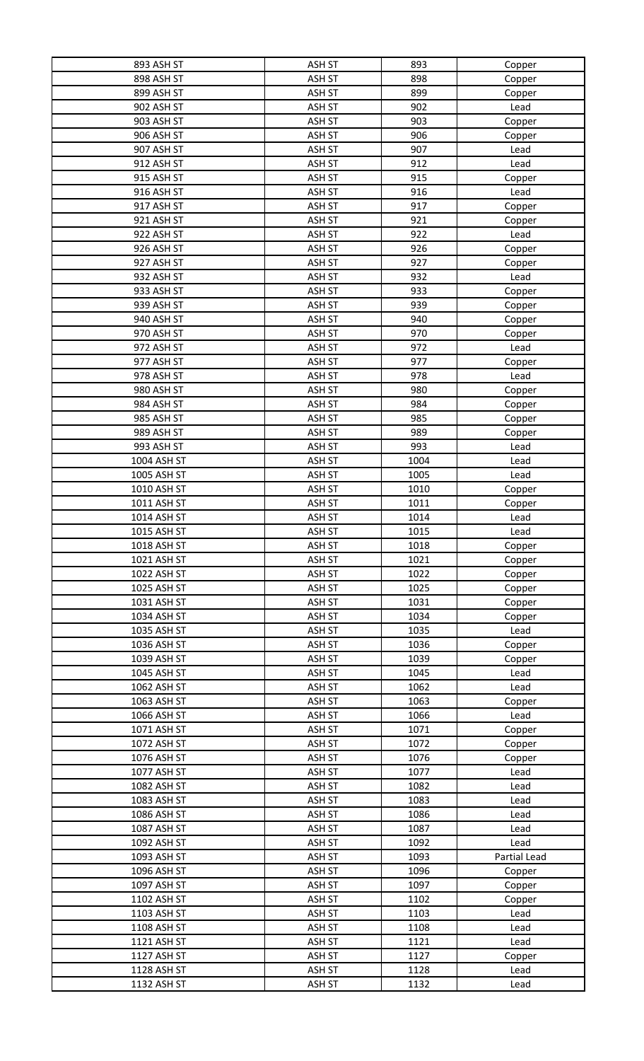| | | | |
|---|---|---|---|
| 893 ASH ST | ASH ST | 893 | Copper |
| 898 ASH ST | ASH ST | 898 | Copper |
| 899 ASH ST | ASH ST | 899 | Copper |
| 902 ASH ST | ASH ST | 902 | Lead |
| 903 ASH ST | ASH ST | 903 | Copper |
| 906 ASH ST | ASH ST | 906 | Copper |
| 907 ASH ST | ASH ST | 907 | Lead |
| 912 ASH ST | ASH ST | 912 | Lead |
| 915 ASH ST | ASH ST | 915 | Copper |
| 916 ASH ST | ASH ST | 916 | Lead |
| 917 ASH ST | ASH ST | 917 | Copper |
| 921 ASH ST | ASH ST | 921 | Copper |
| 922 ASH ST | ASH ST | 922 | Lead |
| 926 ASH ST | ASH ST | 926 | Copper |
| 927 ASH ST | ASH ST | 927 | Copper |
| 932 ASH ST | ASH ST | 932 | Lead |
| 933 ASH ST | ASH ST | 933 | Copper |
| 939 ASH ST | ASH ST | 939 | Copper |
| 940 ASH ST | ASH ST | 940 | Copper |
| 970 ASH ST | ASH ST | 970 | Copper |
| 972 ASH ST | ASH ST | 972 | Lead |
| 977 ASH ST | ASH ST | 977 | Copper |
| 978 ASH ST | ASH ST | 978 | Lead |
| 980 ASH ST | ASH ST | 980 | Copper |
| 984 ASH ST | ASH ST | 984 | Copper |
| 985 ASH ST | ASH ST | 985 | Copper |
| 989 ASH ST | ASH ST | 989 | Copper |
| 993 ASH ST | ASH ST | 993 | Lead |
| 1004 ASH ST | ASH ST | 1004 | Lead |
| 1005 ASH ST | ASH ST | 1005 | Lead |
| 1010 ASH ST | ASH ST | 1010 | Copper |
| 1011 ASH ST | ASH ST | 1011 | Copper |
| 1014 ASH ST | ASH ST | 1014 | Lead |
| 1015 ASH ST | ASH ST | 1015 | Lead |
| 1018 ASH ST | ASH ST | 1018 | Copper |
| 1021 ASH ST | ASH ST | 1021 | Copper |
| 1022 ASH ST | ASH ST | 1022 | Copper |
| 1025 ASH ST | ASH ST | 1025 | Copper |
| 1031 ASH ST | ASH ST | 1031 | Copper |
| 1034 ASH ST | ASH ST | 1034 | Copper |
| 1035 ASH ST | ASH ST | 1035 | Lead |
| 1036 ASH ST | ASH ST | 1036 | Copper |
| 1039 ASH ST | ASH ST | 1039 | Copper |
| 1045 ASH ST | ASH ST | 1045 | Lead |
| 1062 ASH ST | ASH ST | 1062 | Lead |
| 1063 ASH ST | ASH ST | 1063 | Copper |
| 1066 ASH ST | ASH ST | 1066 | Lead |
| 1071 ASH ST | ASH ST | 1071 | Copper |
| 1072 ASH ST | ASH ST | 1072 | Copper |
| 1076 ASH ST | ASH ST | 1076 | Copper |
| 1077 ASH ST | ASH ST | 1077 | Lead |
| 1082 ASH ST | ASH ST | 1082 | Lead |
| 1083 ASH ST | ASH ST | 1083 | Lead |
| 1086 ASH ST | ASH ST | 1086 | Lead |
| 1087 ASH ST | ASH ST | 1087 | Lead |
| 1092 ASH ST | ASH ST | 1092 | Lead |
| 1093 ASH ST | ASH ST | 1093 | Partial Lead |
| 1096 ASH ST | ASH ST | 1096 | Copper |
| 1097 ASH ST | ASH ST | 1097 | Copper |
| 1102 ASH ST | ASH ST | 1102 | Copper |
| 1103 ASH ST | ASH ST | 1103 | Lead |
| 1108 ASH ST | ASH ST | 1108 | Lead |
| 1121 ASH ST | ASH ST | 1121 | Lead |
| 1127 ASH ST | ASH ST | 1127 | Copper |
| 1128 ASH ST | ASH ST | 1128 | Lead |
| 1132 ASH ST | ASH ST | 1132 | Lead |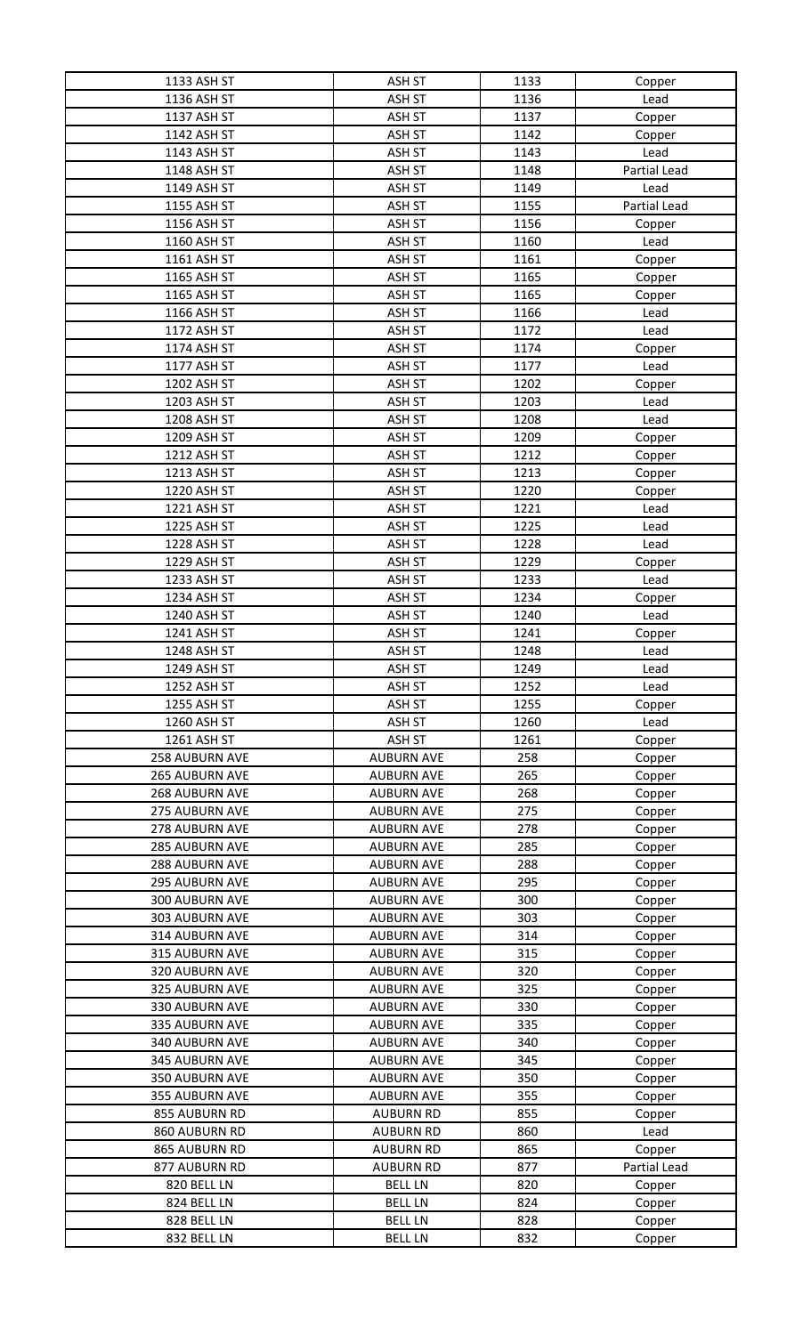| 1133 ASH ST | ASH ST | 1133 | Copper |
|---|---|---|---|
| 1136 ASH ST | ASH ST | 1136 | Lead |
| 1137 ASH ST | ASH ST | 1137 | Copper |
| 1142 ASH ST | ASH ST | 1142 | Copper |
| 1143 ASH ST | ASH ST | 1143 | Lead |
| 1148 ASH ST | ASH ST | 1148 | Partial Lead |
| 1149 ASH ST | ASH ST | 1149 | Lead |
| 1155 ASH ST | ASH ST | 1155 | Partial Lead |
| 1156 ASH ST | ASH ST | 1156 | Copper |
| 1160 ASH ST | ASH ST | 1160 | Lead |
| 1161 ASH ST | ASH ST | 1161 | Copper |
| 1165 ASH ST | ASH ST | 1165 | Copper |
| 1165 ASH ST | ASH ST | 1165 | Copper |
| 1166 ASH ST | ASH ST | 1166 | Lead |
| 1172 ASH ST | ASH ST | 1172 | Lead |
| 1174 ASH ST | ASH ST | 1174 | Copper |
| 1177 ASH ST | ASH ST | 1177 | Lead |
| 1202 ASH ST | ASH ST | 1202 | Copper |
| 1203 ASH ST | ASH ST | 1203 | Lead |
| 1208 ASH ST | ASH ST | 1208 | Lead |
| 1209 ASH ST | ASH ST | 1209 | Copper |
| 1212 ASH ST | ASH ST | 1212 | Copper |
| 1213 ASH ST | ASH ST | 1213 | Copper |
| 1220 ASH ST | ASH ST | 1220 | Copper |
| 1221 ASH ST | ASH ST | 1221 | Lead |
| 1225 ASH ST | ASH ST | 1225 | Lead |
| 1228 ASH ST | ASH ST | 1228 | Lead |
| 1229 ASH ST | ASH ST | 1229 | Copper |
| 1233 ASH ST | ASH ST | 1233 | Lead |
| 1234 ASH ST | ASH ST | 1234 | Copper |
| 1240 ASH ST | ASH ST | 1240 | Lead |
| 1241 ASH ST | ASH ST | 1241 | Copper |
| 1248 ASH ST | ASH ST | 1248 | Lead |
| 1249 ASH ST | ASH ST | 1249 | Lead |
| 1252 ASH ST | ASH ST | 1252 | Lead |
| 1255 ASH ST | ASH ST | 1255 | Copper |
| 1260 ASH ST | ASH ST | 1260 | Lead |
| 1261 ASH ST | ASH ST | 1261 | Copper |
| 258 AUBURN AVE | AUBURN AVE | 258 | Copper |
| 265 AUBURN AVE | AUBURN AVE | 265 | Copper |
| 268 AUBURN AVE | AUBURN AVE | 268 | Copper |
| 275 AUBURN AVE | AUBURN AVE | 275 | Copper |
| 278 AUBURN AVE | AUBURN AVE | 278 | Copper |
| 285 AUBURN AVE | AUBURN AVE | 285 | Copper |
| 288 AUBURN AVE | AUBURN AVE | 288 | Copper |
| 295 AUBURN AVE | AUBURN AVE | 295 | Copper |
| 300 AUBURN AVE | AUBURN AVE | 300 | Copper |
| 303 AUBURN AVE | AUBURN AVE | 303 | Copper |
| 314 AUBURN AVE | AUBURN AVE | 314 | Copper |
| 315 AUBURN AVE | AUBURN AVE | 315 | Copper |
| 320 AUBURN AVE | AUBURN AVE | 320 | Copper |
| 325 AUBURN AVE | AUBURN AVE | 325 | Copper |
| 330 AUBURN AVE | AUBURN AVE | 330 | Copper |
| 335 AUBURN AVE | AUBURN AVE | 335 | Copper |
| 340 AUBURN AVE | AUBURN AVE | 340 | Copper |
| 345 AUBURN AVE | AUBURN AVE | 345 | Copper |
| 350 AUBURN AVE | AUBURN AVE | 350 | Copper |
| 355 AUBURN AVE | AUBURN AVE | 355 | Copper |
| 855 AUBURN RD | AUBURN RD | 855 | Copper |
| 860 AUBURN RD | AUBURN RD | 860 | Lead |
| 865 AUBURN RD | AUBURN RD | 865 | Copper |
| 877 AUBURN RD | AUBURN RD | 877 | Partial Lead |
| 820 BELL LN | BELL LN | 820 | Copper |
| 824 BELL LN | BELL LN | 824 | Copper |
| 828 BELL LN | BELL LN | 828 | Copper |
| 832 BELL LN | BELL LN | 832 | Copper |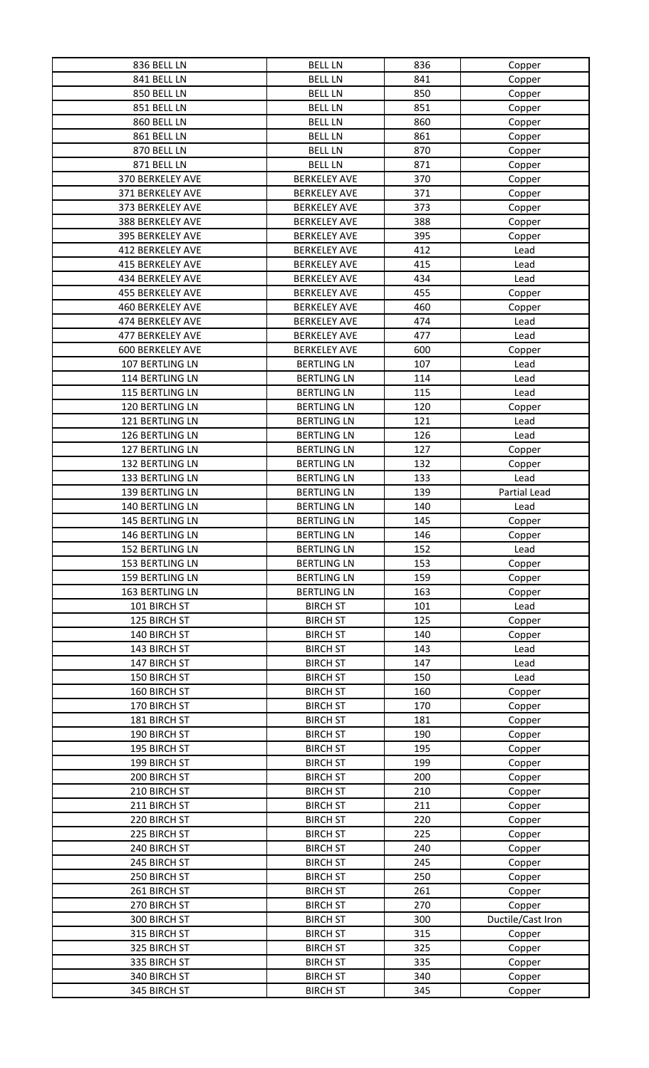| 836 BELL LN | BELL LN | 836 | Copper |
|---|---|---|---|
| 841 BELL LN | BELL LN | 841 | Copper |
| 850 BELL LN | BELL LN | 850 | Copper |
| 851 BELL LN | BELL LN | 851 | Copper |
| 860 BELL LN | BELL LN | 860 | Copper |
| 861 BELL LN | BELL LN | 861 | Copper |
| 870 BELL LN | BELL LN | 870 | Copper |
| 871 BELL LN | BELL LN | 871 | Copper |
| 370 BERKELEY AVE | BERKELEY AVE | 370 | Copper |
| 371 BERKELEY AVE | BERKELEY AVE | 371 | Copper |
| 373 BERKELEY AVE | BERKELEY AVE | 373 | Copper |
| 388 BERKELEY AVE | BERKELEY AVE | 388 | Copper |
| 395 BERKELEY AVE | BERKELEY AVE | 395 | Copper |
| 412 BERKELEY AVE | BERKELEY AVE | 412 | Lead |
| 415 BERKELEY AVE | BERKELEY AVE | 415 | Lead |
| 434 BERKELEY AVE | BERKELEY AVE | 434 | Lead |
| 455 BERKELEY AVE | BERKELEY AVE | 455 | Copper |
| 460 BERKELEY AVE | BERKELEY AVE | 460 | Copper |
| 474 BERKELEY AVE | BERKELEY AVE | 474 | Lead |
| 477 BERKELEY AVE | BERKELEY AVE | 477 | Lead |
| 600 BERKELEY AVE | BERKELEY AVE | 600 | Copper |
| 107 BERTLING LN | BERTLING LN | 107 | Lead |
| 114 BERTLING LN | BERTLING LN | 114 | Lead |
| 115 BERTLING LN | BERTLING LN | 115 | Lead |
| 120 BERTLING LN | BERTLING LN | 120 | Copper |
| 121 BERTLING LN | BERTLING LN | 121 | Lead |
| 126 BERTLING LN | BERTLING LN | 126 | Lead |
| 127 BERTLING LN | BERTLING LN | 127 | Copper |
| 132 BERTLING LN | BERTLING LN | 132 | Copper |
| 133 BERTLING LN | BERTLING LN | 133 | Lead |
| 139 BERTLING LN | BERTLING LN | 139 | Partial Lead |
| 140 BERTLING LN | BERTLING LN | 140 | Lead |
| 145 BERTLING LN | BERTLING LN | 145 | Copper |
| 146 BERTLING LN | BERTLING LN | 146 | Copper |
| 152 BERTLING LN | BERTLING LN | 152 | Lead |
| 153 BERTLING LN | BERTLING LN | 153 | Copper |
| 159 BERTLING LN | BERTLING LN | 159 | Copper |
| 163 BERTLING LN | BERTLING LN | 163 | Copper |
| 101 BIRCH ST | BIRCH ST | 101 | Lead |
| 125 BIRCH ST | BIRCH ST | 125 | Copper |
| 140 BIRCH ST | BIRCH ST | 140 | Copper |
| 143 BIRCH ST | BIRCH ST | 143 | Lead |
| 147 BIRCH ST | BIRCH ST | 147 | Lead |
| 150 BIRCH ST | BIRCH ST | 150 | Lead |
| 160 BIRCH ST | BIRCH ST | 160 | Copper |
| 170 BIRCH ST | BIRCH ST | 170 | Copper |
| 181 BIRCH ST | BIRCH ST | 181 | Copper |
| 190 BIRCH ST | BIRCH ST | 190 | Copper |
| 195 BIRCH ST | BIRCH ST | 195 | Copper |
| 199 BIRCH ST | BIRCH ST | 199 | Copper |
| 200 BIRCH ST | BIRCH ST | 200 | Copper |
| 210 BIRCH ST | BIRCH ST | 210 | Copper |
| 211 BIRCH ST | BIRCH ST | 211 | Copper |
| 220 BIRCH ST | BIRCH ST | 220 | Copper |
| 225 BIRCH ST | BIRCH ST | 225 | Copper |
| 240 BIRCH ST | BIRCH ST | 240 | Copper |
| 245 BIRCH ST | BIRCH ST | 245 | Copper |
| 250 BIRCH ST | BIRCH ST | 250 | Copper |
| 261 BIRCH ST | BIRCH ST | 261 | Copper |
| 270 BIRCH ST | BIRCH ST | 270 | Copper |
| 300 BIRCH ST | BIRCH ST | 300 | Ductile/Cast Iron |
| 315 BIRCH ST | BIRCH ST | 315 | Copper |
| 325 BIRCH ST | BIRCH ST | 325 | Copper |
| 335 BIRCH ST | BIRCH ST | 335 | Copper |
| 340 BIRCH ST | BIRCH ST | 340 | Copper |
| 345 BIRCH ST | BIRCH ST | 345 | Copper |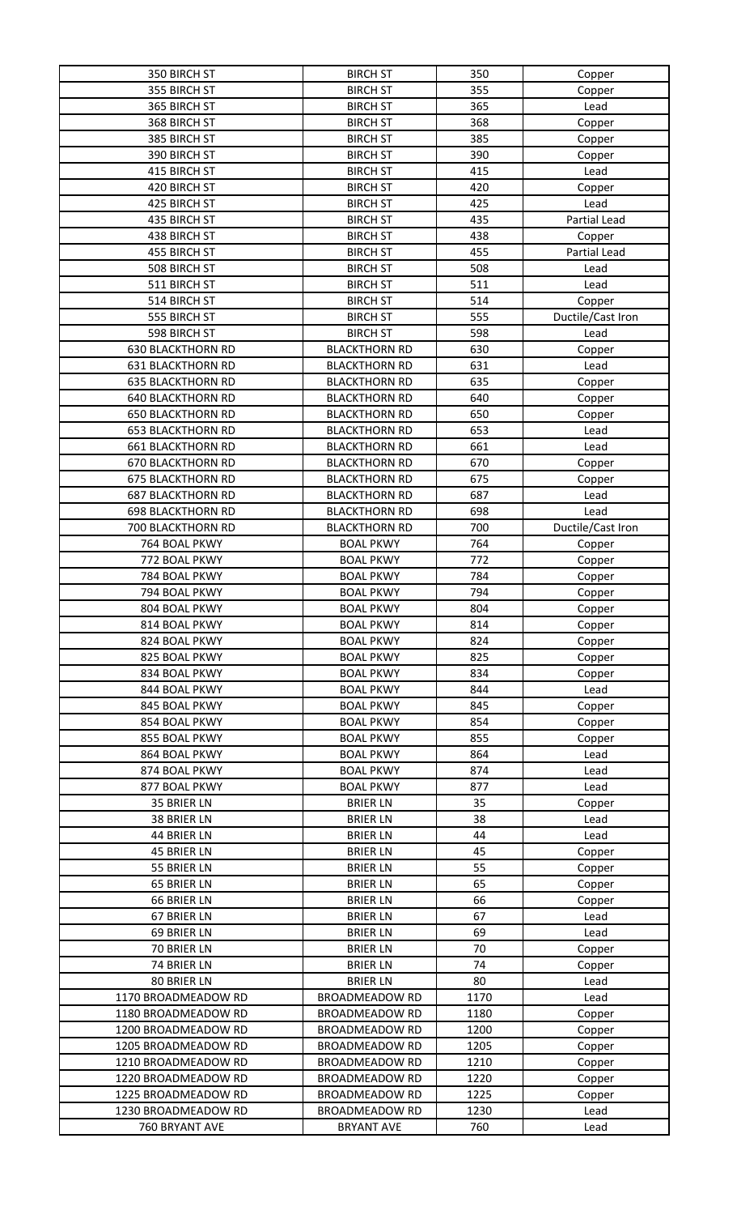| 350 BIRCH ST | BIRCH ST | 350 | Copper |
|---|---|---|---|
| 355 BIRCH ST | BIRCH ST | 355 | Copper |
| 365 BIRCH ST | BIRCH ST | 365 | Lead |
| 368 BIRCH ST | BIRCH ST | 368 | Copper |
| 385 BIRCH ST | BIRCH ST | 385 | Copper |
| 390 BIRCH ST | BIRCH ST | 390 | Copper |
| 415 BIRCH ST | BIRCH ST | 415 | Lead |
| 420 BIRCH ST | BIRCH ST | 420 | Copper |
| 425 BIRCH ST | BIRCH ST | 425 | Lead |
| 435 BIRCH ST | BIRCH ST | 435 | Partial Lead |
| 438 BIRCH ST | BIRCH ST | 438 | Copper |
| 455 BIRCH ST | BIRCH ST | 455 | Partial Lead |
| 508 BIRCH ST | BIRCH ST | 508 | Lead |
| 511 BIRCH ST | BIRCH ST | 511 | Lead |
| 514 BIRCH ST | BIRCH ST | 514 | Copper |
| 555 BIRCH ST | BIRCH ST | 555 | Ductile/Cast Iron |
| 598 BIRCH ST | BIRCH ST | 598 | Lead |
| 630 BLACKTHORN RD | BLACKTHORN RD | 630 | Copper |
| 631 BLACKTHORN RD | BLACKTHORN RD | 631 | Lead |
| 635 BLACKTHORN RD | BLACKTHORN RD | 635 | Copper |
| 640 BLACKTHORN RD | BLACKTHORN RD | 640 | Copper |
| 650 BLACKTHORN RD | BLACKTHORN RD | 650 | Copper |
| 653 BLACKTHORN RD | BLACKTHORN RD | 653 | Lead |
| 661 BLACKTHORN RD | BLACKTHORN RD | 661 | Lead |
| 670 BLACKTHORN RD | BLACKTHORN RD | 670 | Copper |
| 675 BLACKTHORN RD | BLACKTHORN RD | 675 | Copper |
| 687 BLACKTHORN RD | BLACKTHORN RD | 687 | Lead |
| 698 BLACKTHORN RD | BLACKTHORN RD | 698 | Lead |
| 700 BLACKTHORN RD | BLACKTHORN RD | 700 | Ductile/Cast Iron |
| 764 BOAL PKWY | BOAL PKWY | 764 | Copper |
| 772 BOAL PKWY | BOAL PKWY | 772 | Copper |
| 784 BOAL PKWY | BOAL PKWY | 784 | Copper |
| 794 BOAL PKWY | BOAL PKWY | 794 | Copper |
| 804 BOAL PKWY | BOAL PKWY | 804 | Copper |
| 814 BOAL PKWY | BOAL PKWY | 814 | Copper |
| 824 BOAL PKWY | BOAL PKWY | 824 | Copper |
| 825 BOAL PKWY | BOAL PKWY | 825 | Copper |
| 834 BOAL PKWY | BOAL PKWY | 834 | Copper |
| 844 BOAL PKWY | BOAL PKWY | 844 | Lead |
| 845 BOAL PKWY | BOAL PKWY | 845 | Copper |
| 854 BOAL PKWY | BOAL PKWY | 854 | Copper |
| 855 BOAL PKWY | BOAL PKWY | 855 | Copper |
| 864 BOAL PKWY | BOAL PKWY | 864 | Lead |
| 874 BOAL PKWY | BOAL PKWY | 874 | Lead |
| 877 BOAL PKWY | BOAL PKWY | 877 | Lead |
| 35 BRIER LN | BRIER LN | 35 | Copper |
| 38 BRIER LN | BRIER LN | 38 | Lead |
| 44 BRIER LN | BRIER LN | 44 | Lead |
| 45 BRIER LN | BRIER LN | 45 | Copper |
| 55 BRIER LN | BRIER LN | 55 | Copper |
| 65 BRIER LN | BRIER LN | 65 | Copper |
| 66 BRIER LN | BRIER LN | 66 | Copper |
| 67 BRIER LN | BRIER LN | 67 | Lead |
| 69 BRIER LN | BRIER LN | 69 | Lead |
| 70 BRIER LN | BRIER LN | 70 | Copper |
| 74 BRIER LN | BRIER LN | 74 | Copper |
| 80 BRIER LN | BRIER LN | 80 | Lead |
| 1170 BROADMEADOW RD | BROADMEADOW RD | 1170 | Lead |
| 1180 BROADMEADOW RD | BROADMEADOW RD | 1180 | Copper |
| 1200 BROADMEADOW RD | BROADMEADOW RD | 1200 | Copper |
| 1205 BROADMEADOW RD | BROADMEADOW RD | 1205 | Copper |
| 1210 BROADMEADOW RD | BROADMEADOW RD | 1210 | Copper |
| 1220 BROADMEADOW RD | BROADMEADOW RD | 1220 | Copper |
| 1225 BROADMEADOW RD | BROADMEADOW RD | 1225 | Copper |
| 1230 BROADMEADOW RD | BROADMEADOW RD | 1230 | Lead |
| 760 BRYANT AVE | BRYANT AVE | 760 | Lead |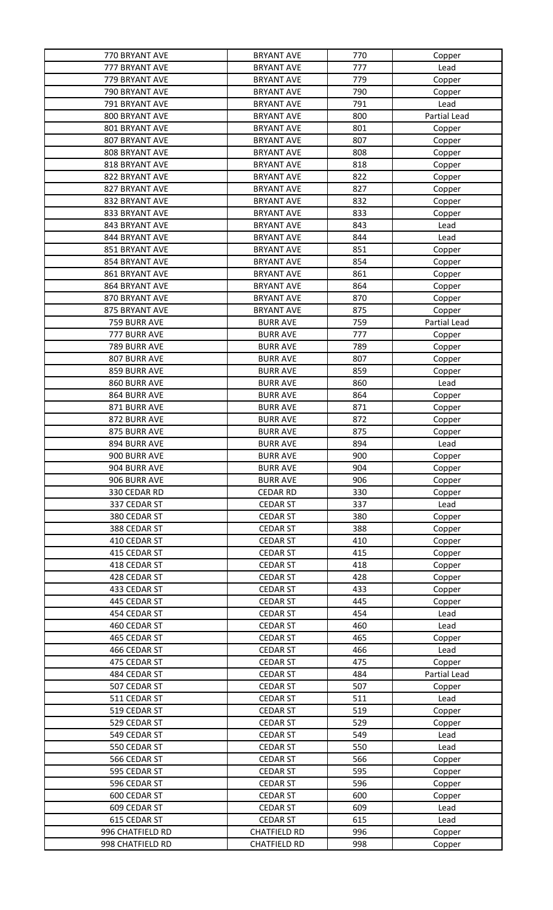| 770 BRYANT AVE | BRYANT AVE | 770 | Copper |
|---|---|---|---|
| 777 BRYANT AVE | BRYANT AVE | 777 | Lead |
| 779 BRYANT AVE | BRYANT AVE | 779 | Copper |
| 790 BRYANT AVE | BRYANT AVE | 790 | Copper |
| 791 BRYANT AVE | BRYANT AVE | 791 | Lead |
| 800 BRYANT AVE | BRYANT AVE | 800 | Partial Lead |
| 801 BRYANT AVE | BRYANT AVE | 801 | Copper |
| 807 BRYANT AVE | BRYANT AVE | 807 | Copper |
| 808 BRYANT AVE | BRYANT AVE | 808 | Copper |
| 818 BRYANT AVE | BRYANT AVE | 818 | Copper |
| 822 BRYANT AVE | BRYANT AVE | 822 | Copper |
| 827 BRYANT AVE | BRYANT AVE | 827 | Copper |
| 832 BRYANT AVE | BRYANT AVE | 832 | Copper |
| 833 BRYANT AVE | BRYANT AVE | 833 | Copper |
| 843 BRYANT AVE | BRYANT AVE | 843 | Lead |
| 844 BRYANT AVE | BRYANT AVE | 844 | Lead |
| 851 BRYANT AVE | BRYANT AVE | 851 | Copper |
| 854 BRYANT AVE | BRYANT AVE | 854 | Copper |
| 861 BRYANT AVE | BRYANT AVE | 861 | Copper |
| 864 BRYANT AVE | BRYANT AVE | 864 | Copper |
| 870 BRYANT AVE | BRYANT AVE | 870 | Copper |
| 875 BRYANT AVE | BRYANT AVE | 875 | Copper |
| 759 BURR AVE | BURR AVE | 759 | Partial Lead |
| 777 BURR AVE | BURR AVE | 777 | Copper |
| 789 BURR AVE | BURR AVE | 789 | Copper |
| 807 BURR AVE | BURR AVE | 807 | Copper |
| 859 BURR AVE | BURR AVE | 859 | Copper |
| 860 BURR AVE | BURR AVE | 860 | Lead |
| 864 BURR AVE | BURR AVE | 864 | Copper |
| 871 BURR AVE | BURR AVE | 871 | Copper |
| 872 BURR AVE | BURR AVE | 872 | Copper |
| 875 BURR AVE | BURR AVE | 875 | Copper |
| 894 BURR AVE | BURR AVE | 894 | Lead |
| 900 BURR AVE | BURR AVE | 900 | Copper |
| 904 BURR AVE | BURR AVE | 904 | Copper |
| 906 BURR AVE | BURR AVE | 906 | Copper |
| 330 CEDAR RD | CEDAR RD | 330 | Copper |
| 337 CEDAR ST | CEDAR ST | 337 | Lead |
| 380 CEDAR ST | CEDAR ST | 380 | Copper |
| 388 CEDAR ST | CEDAR ST | 388 | Copper |
| 410 CEDAR ST | CEDAR ST | 410 | Copper |
| 415 CEDAR ST | CEDAR ST | 415 | Copper |
| 418 CEDAR ST | CEDAR ST | 418 | Copper |
| 428 CEDAR ST | CEDAR ST | 428 | Copper |
| 433 CEDAR ST | CEDAR ST | 433 | Copper |
| 445 CEDAR ST | CEDAR ST | 445 | Copper |
| 454 CEDAR ST | CEDAR ST | 454 | Lead |
| 460 CEDAR ST | CEDAR ST | 460 | Lead |
| 465 CEDAR ST | CEDAR ST | 465 | Copper |
| 466 CEDAR ST | CEDAR ST | 466 | Lead |
| 475 CEDAR ST | CEDAR ST | 475 | Copper |
| 484 CEDAR ST | CEDAR ST | 484 | Partial Lead |
| 507 CEDAR ST | CEDAR ST | 507 | Copper |
| 511 CEDAR ST | CEDAR ST | 511 | Lead |
| 519 CEDAR ST | CEDAR ST | 519 | Copper |
| 529 CEDAR ST | CEDAR ST | 529 | Copper |
| 549 CEDAR ST | CEDAR ST | 549 | Lead |
| 550 CEDAR ST | CEDAR ST | 550 | Lead |
| 566 CEDAR ST | CEDAR ST | 566 | Copper |
| 595 CEDAR ST | CEDAR ST | 595 | Copper |
| 596 CEDAR ST | CEDAR ST | 596 | Copper |
| 600 CEDAR ST | CEDAR ST | 600 | Copper |
| 609 CEDAR ST | CEDAR ST | 609 | Lead |
| 615 CEDAR ST | CEDAR ST | 615 | Lead |
| 996 CHATFIELD RD | CHATFIELD RD | 996 | Copper |
| 998 CHATFIELD RD | CHATFIELD RD | 998 | Copper |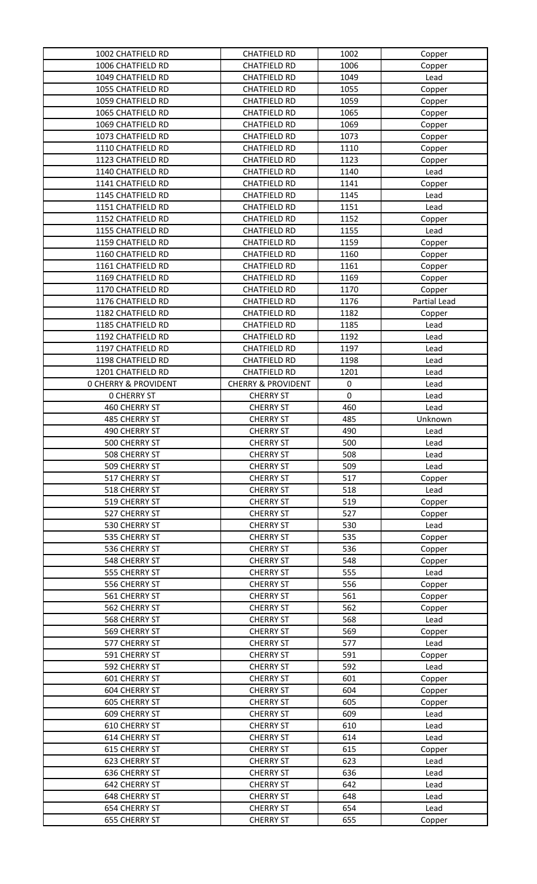| 1002 CHATFIELD RD | CHATFIELD RD | 1002 | Copper |
|---|---|---|---|
| 1006 CHATFIELD RD | CHATFIELD RD | 1006 | Copper |
| 1049 CHATFIELD RD | CHATFIELD RD | 1049 | Lead |
| 1055 CHATFIELD RD | CHATFIELD RD | 1055 | Copper |
| 1059 CHATFIELD RD | CHATFIELD RD | 1059 | Copper |
| 1065 CHATFIELD RD | CHATFIELD RD | 1065 | Copper |
| 1069 CHATFIELD RD | CHATFIELD RD | 1069 | Copper |
| 1073 CHATFIELD RD | CHATFIELD RD | 1073 | Copper |
| 1110 CHATFIELD RD | CHATFIELD RD | 1110 | Copper |
| 1123 CHATFIELD RD | CHATFIELD RD | 1123 | Copper |
| 1140 CHATFIELD RD | CHATFIELD RD | 1140 | Lead |
| 1141 CHATFIELD RD | CHATFIELD RD | 1141 | Copper |
| 1145 CHATFIELD RD | CHATFIELD RD | 1145 | Lead |
| 1151 CHATFIELD RD | CHATFIELD RD | 1151 | Lead |
| 1152 CHATFIELD RD | CHATFIELD RD | 1152 | Copper |
| 1155 CHATFIELD RD | CHATFIELD RD | 1155 | Lead |
| 1159 CHATFIELD RD | CHATFIELD RD | 1159 | Copper |
| 1160 CHATFIELD RD | CHATFIELD RD | 1160 | Copper |
| 1161 CHATFIELD RD | CHATFIELD RD | 1161 | Copper |
| 1169 CHATFIELD RD | CHATFIELD RD | 1169 | Copper |
| 1170 CHATFIELD RD | CHATFIELD RD | 1170 | Copper |
| 1176 CHATFIELD RD | CHATFIELD RD | 1176 | Partial Lead |
| 1182 CHATFIELD RD | CHATFIELD RD | 1182 | Copper |
| 1185 CHATFIELD RD | CHATFIELD RD | 1185 | Lead |
| 1192 CHATFIELD RD | CHATFIELD RD | 1192 | Lead |
| 1197 CHATFIELD RD | CHATFIELD RD | 1197 | Lead |
| 1198 CHATFIELD RD | CHATFIELD RD | 1198 | Lead |
| 1201 CHATFIELD RD | CHATFIELD RD | 1201 | Lead |
| 0 CHERRY & PROVIDENT | CHERRY & PROVIDENT | 0 | Lead |
| 0 CHERRY ST | CHERRY ST | 0 | Lead |
| 460 CHERRY ST | CHERRY ST | 460 | Lead |
| 485 CHERRY ST | CHERRY ST | 485 | Unknown |
| 490 CHERRY ST | CHERRY ST | 490 | Lead |
| 500 CHERRY ST | CHERRY ST | 500 | Lead |
| 508 CHERRY ST | CHERRY ST | 508 | Lead |
| 509 CHERRY ST | CHERRY ST | 509 | Lead |
| 517 CHERRY ST | CHERRY ST | 517 | Copper |
| 518 CHERRY ST | CHERRY ST | 518 | Lead |
| 519 CHERRY ST | CHERRY ST | 519 | Copper |
| 527 CHERRY ST | CHERRY ST | 527 | Copper |
| 530 CHERRY ST | CHERRY ST | 530 | Lead |
| 535 CHERRY ST | CHERRY ST | 535 | Copper |
| 536 CHERRY ST | CHERRY ST | 536 | Copper |
| 548 CHERRY ST | CHERRY ST | 548 | Copper |
| 555 CHERRY ST | CHERRY ST | 555 | Lead |
| 556 CHERRY ST | CHERRY ST | 556 | Copper |
| 561 CHERRY ST | CHERRY ST | 561 | Copper |
| 562 CHERRY ST | CHERRY ST | 562 | Copper |
| 568 CHERRY ST | CHERRY ST | 568 | Lead |
| 569 CHERRY ST | CHERRY ST | 569 | Copper |
| 577 CHERRY ST | CHERRY ST | 577 | Lead |
| 591 CHERRY ST | CHERRY ST | 591 | Copper |
| 592 CHERRY ST | CHERRY ST | 592 | Lead |
| 601 CHERRY ST | CHERRY ST | 601 | Copper |
| 604 CHERRY ST | CHERRY ST | 604 | Copper |
| 605 CHERRY ST | CHERRY ST | 605 | Copper |
| 609 CHERRY ST | CHERRY ST | 609 | Lead |
| 610 CHERRY ST | CHERRY ST | 610 | Lead |
| 614 CHERRY ST | CHERRY ST | 614 | Lead |
| 615 CHERRY ST | CHERRY ST | 615 | Copper |
| 623 CHERRY ST | CHERRY ST | 623 | Lead |
| 636 CHERRY ST | CHERRY ST | 636 | Lead |
| 642 CHERRY ST | CHERRY ST | 642 | Lead |
| 648 CHERRY ST | CHERRY ST | 648 | Lead |
| 654 CHERRY ST | CHERRY ST | 654 | Lead |
| 655 CHERRY ST | CHERRY ST | 655 | Copper |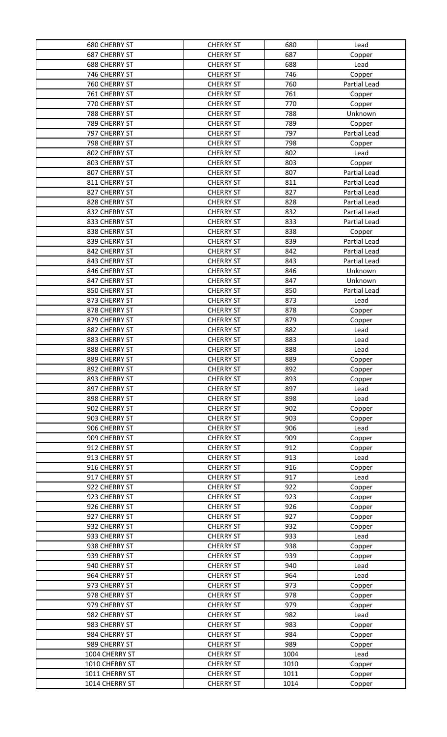| | | | |
|---|---|---|---|
| 680 CHERRY ST | CHERRY ST | 680 | Lead |
| 687 CHERRY ST | CHERRY ST | 687 | Copper |
| 688 CHERRY ST | CHERRY ST | 688 | Lead |
| 746 CHERRY ST | CHERRY ST | 746 | Copper |
| 760 CHERRY ST | CHERRY ST | 760 | Partial Lead |
| 761 CHERRY ST | CHERRY ST | 761 | Copper |
| 770 CHERRY ST | CHERRY ST | 770 | Copper |
| 788 CHERRY ST | CHERRY ST | 788 | Unknown |
| 789 CHERRY ST | CHERRY ST | 789 | Copper |
| 797 CHERRY ST | CHERRY ST | 797 | Partial Lead |
| 798 CHERRY ST | CHERRY ST | 798 | Copper |
| 802 CHERRY ST | CHERRY ST | 802 | Lead |
| 803 CHERRY ST | CHERRY ST | 803 | Copper |
| 807 CHERRY ST | CHERRY ST | 807 | Partial Lead |
| 811 CHERRY ST | CHERRY ST | 811 | Partial Lead |
| 827 CHERRY ST | CHERRY ST | 827 | Partial Lead |
| 828 CHERRY ST | CHERRY ST | 828 | Partial Lead |
| 832 CHERRY ST | CHERRY ST | 832 | Partial Lead |
| 833 CHERRY ST | CHERRY ST | 833 | Partial Lead |
| 838 CHERRY ST | CHERRY ST | 838 | Copper |
| 839 CHERRY ST | CHERRY ST | 839 | Partial Lead |
| 842 CHERRY ST | CHERRY ST | 842 | Partial Lead |
| 843 CHERRY ST | CHERRY ST | 843 | Partial Lead |
| 846 CHERRY ST | CHERRY ST | 846 | Unknown |
| 847 CHERRY ST | CHERRY ST | 847 | Unknown |
| 850 CHERRY ST | CHERRY ST | 850 | Partial Lead |
| 873 CHERRY ST | CHERRY ST | 873 | Lead |
| 878 CHERRY ST | CHERRY ST | 878 | Copper |
| 879 CHERRY ST | CHERRY ST | 879 | Copper |
| 882 CHERRY ST | CHERRY ST | 882 | Lead |
| 883 CHERRY ST | CHERRY ST | 883 | Lead |
| 888 CHERRY ST | CHERRY ST | 888 | Lead |
| 889 CHERRY ST | CHERRY ST | 889 | Copper |
| 892 CHERRY ST | CHERRY ST | 892 | Copper |
| 893 CHERRY ST | CHERRY ST | 893 | Copper |
| 897 CHERRY ST | CHERRY ST | 897 | Lead |
| 898 CHERRY ST | CHERRY ST | 898 | Lead |
| 902 CHERRY ST | CHERRY ST | 902 | Copper |
| 903 CHERRY ST | CHERRY ST | 903 | Copper |
| 906 CHERRY ST | CHERRY ST | 906 | Lead |
| 909 CHERRY ST | CHERRY ST | 909 | Copper |
| 912 CHERRY ST | CHERRY ST | 912 | Copper |
| 913 CHERRY ST | CHERRY ST | 913 | Lead |
| 916 CHERRY ST | CHERRY ST | 916 | Copper |
| 917 CHERRY ST | CHERRY ST | 917 | Lead |
| 922 CHERRY ST | CHERRY ST | 922 | Copper |
| 923 CHERRY ST | CHERRY ST | 923 | Copper |
| 926 CHERRY ST | CHERRY ST | 926 | Copper |
| 927 CHERRY ST | CHERRY ST | 927 | Copper |
| 932 CHERRY ST | CHERRY ST | 932 | Copper |
| 933 CHERRY ST | CHERRY ST | 933 | Lead |
| 938 CHERRY ST | CHERRY ST | 938 | Copper |
| 939 CHERRY ST | CHERRY ST | 939 | Copper |
| 940 CHERRY ST | CHERRY ST | 940 | Lead |
| 964 CHERRY ST | CHERRY ST | 964 | Lead |
| 973 CHERRY ST | CHERRY ST | 973 | Copper |
| 978 CHERRY ST | CHERRY ST | 978 | Copper |
| 979 CHERRY ST | CHERRY ST | 979 | Copper |
| 982 CHERRY ST | CHERRY ST | 982 | Lead |
| 983 CHERRY ST | CHERRY ST | 983 | Copper |
| 984 CHERRY ST | CHERRY ST | 984 | Copper |
| 989 CHERRY ST | CHERRY ST | 989 | Copper |
| 1004 CHERRY ST | CHERRY ST | 1004 | Lead |
| 1010 CHERRY ST | CHERRY ST | 1010 | Copper |
| 1011 CHERRY ST | CHERRY ST | 1011 | Copper |
| 1014 CHERRY ST | CHERRY ST | 1014 | Copper |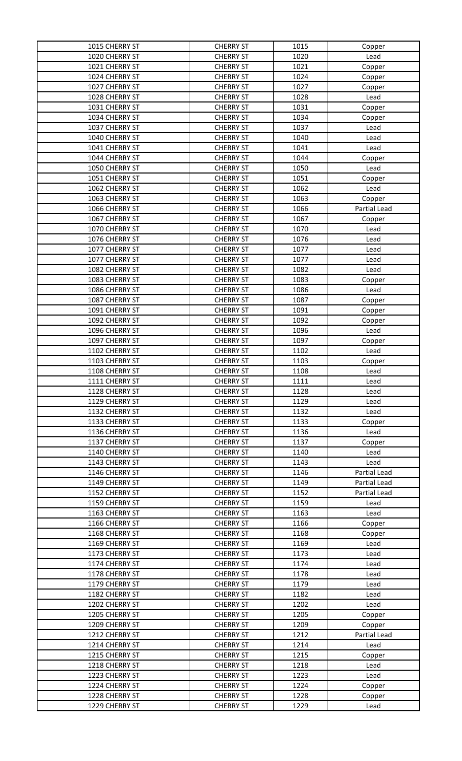| | | | |
|---|---|---|---|
| 1015 CHERRY ST | CHERRY ST | 1015 | Copper |
| 1020 CHERRY ST | CHERRY ST | 1020 | Lead |
| 1021 CHERRY ST | CHERRY ST | 1021 | Copper |
| 1024 CHERRY ST | CHERRY ST | 1024 | Copper |
| 1027 CHERRY ST | CHERRY ST | 1027 | Copper |
| 1028 CHERRY ST | CHERRY ST | 1028 | Lead |
| 1031 CHERRY ST | CHERRY ST | 1031 | Copper |
| 1034 CHERRY ST | CHERRY ST | 1034 | Copper |
| 1037 CHERRY ST | CHERRY ST | 1037 | Lead |
| 1040 CHERRY ST | CHERRY ST | 1040 | Lead |
| 1041 CHERRY ST | CHERRY ST | 1041 | Lead |
| 1044 CHERRY ST | CHERRY ST | 1044 | Copper |
| 1050 CHERRY ST | CHERRY ST | 1050 | Lead |
| 1051 CHERRY ST | CHERRY ST | 1051 | Copper |
| 1062 CHERRY ST | CHERRY ST | 1062 | Lead |
| 1063 CHERRY ST | CHERRY ST | 1063 | Copper |
| 1066 CHERRY ST | CHERRY ST | 1066 | Partial Lead |
| 1067 CHERRY ST | CHERRY ST | 1067 | Copper |
| 1070 CHERRY ST | CHERRY ST | 1070 | Lead |
| 1076 CHERRY ST | CHERRY ST | 1076 | Lead |
| 1077 CHERRY ST | CHERRY ST | 1077 | Lead |
| 1077 CHERRY ST | CHERRY ST | 1077 | Lead |
| 1082 CHERRY ST | CHERRY ST | 1082 | Lead |
| 1083 CHERRY ST | CHERRY ST | 1083 | Copper |
| 1086 CHERRY ST | CHERRY ST | 1086 | Lead |
| 1087 CHERRY ST | CHERRY ST | 1087 | Copper |
| 1091 CHERRY ST | CHERRY ST | 1091 | Copper |
| 1092 CHERRY ST | CHERRY ST | 1092 | Copper |
| 1096 CHERRY ST | CHERRY ST | 1096 | Lead |
| 1097 CHERRY ST | CHERRY ST | 1097 | Copper |
| 1102 CHERRY ST | CHERRY ST | 1102 | Lead |
| 1103 CHERRY ST | CHERRY ST | 1103 | Copper |
| 1108 CHERRY ST | CHERRY ST | 1108 | Lead |
| 1111 CHERRY ST | CHERRY ST | 1111 | Lead |
| 1128 CHERRY ST | CHERRY ST | 1128 | Lead |
| 1129 CHERRY ST | CHERRY ST | 1129 | Lead |
| 1132 CHERRY ST | CHERRY ST | 1132 | Lead |
| 1133 CHERRY ST | CHERRY ST | 1133 | Copper |
| 1136 CHERRY ST | CHERRY ST | 1136 | Lead |
| 1137 CHERRY ST | CHERRY ST | 1137 | Copper |
| 1140 CHERRY ST | CHERRY ST | 1140 | Lead |
| 1143 CHERRY ST | CHERRY ST | 1143 | Lead |
| 1146 CHERRY ST | CHERRY ST | 1146 | Partial Lead |
| 1149 CHERRY ST | CHERRY ST | 1149 | Partial Lead |
| 1152 CHERRY ST | CHERRY ST | 1152 | Partial Lead |
| 1159 CHERRY ST | CHERRY ST | 1159 | Lead |
| 1163 CHERRY ST | CHERRY ST | 1163 | Lead |
| 1166 CHERRY ST | CHERRY ST | 1166 | Copper |
| 1168 CHERRY ST | CHERRY ST | 1168 | Copper |
| 1169 CHERRY ST | CHERRY ST | 1169 | Lead |
| 1173 CHERRY ST | CHERRY ST | 1173 | Lead |
| 1174 CHERRY ST | CHERRY ST | 1174 | Lead |
| 1178 CHERRY ST | CHERRY ST | 1178 | Lead |
| 1179 CHERRY ST | CHERRY ST | 1179 | Lead |
| 1182 CHERRY ST | CHERRY ST | 1182 | Lead |
| 1202 CHERRY ST | CHERRY ST | 1202 | Lead |
| 1205 CHERRY ST | CHERRY ST | 1205 | Copper |
| 1209 CHERRY ST | CHERRY ST | 1209 | Copper |
| 1212 CHERRY ST | CHERRY ST | 1212 | Partial Lead |
| 1214 CHERRY ST | CHERRY ST | 1214 | Lead |
| 1215 CHERRY ST | CHERRY ST | 1215 | Copper |
| 1218 CHERRY ST | CHERRY ST | 1218 | Lead |
| 1223 CHERRY ST | CHERRY ST | 1223 | Lead |
| 1224 CHERRY ST | CHERRY ST | 1224 | Copper |
| 1228 CHERRY ST | CHERRY ST | 1228 | Copper |
| 1229 CHERRY ST | CHERRY ST | 1229 | Lead |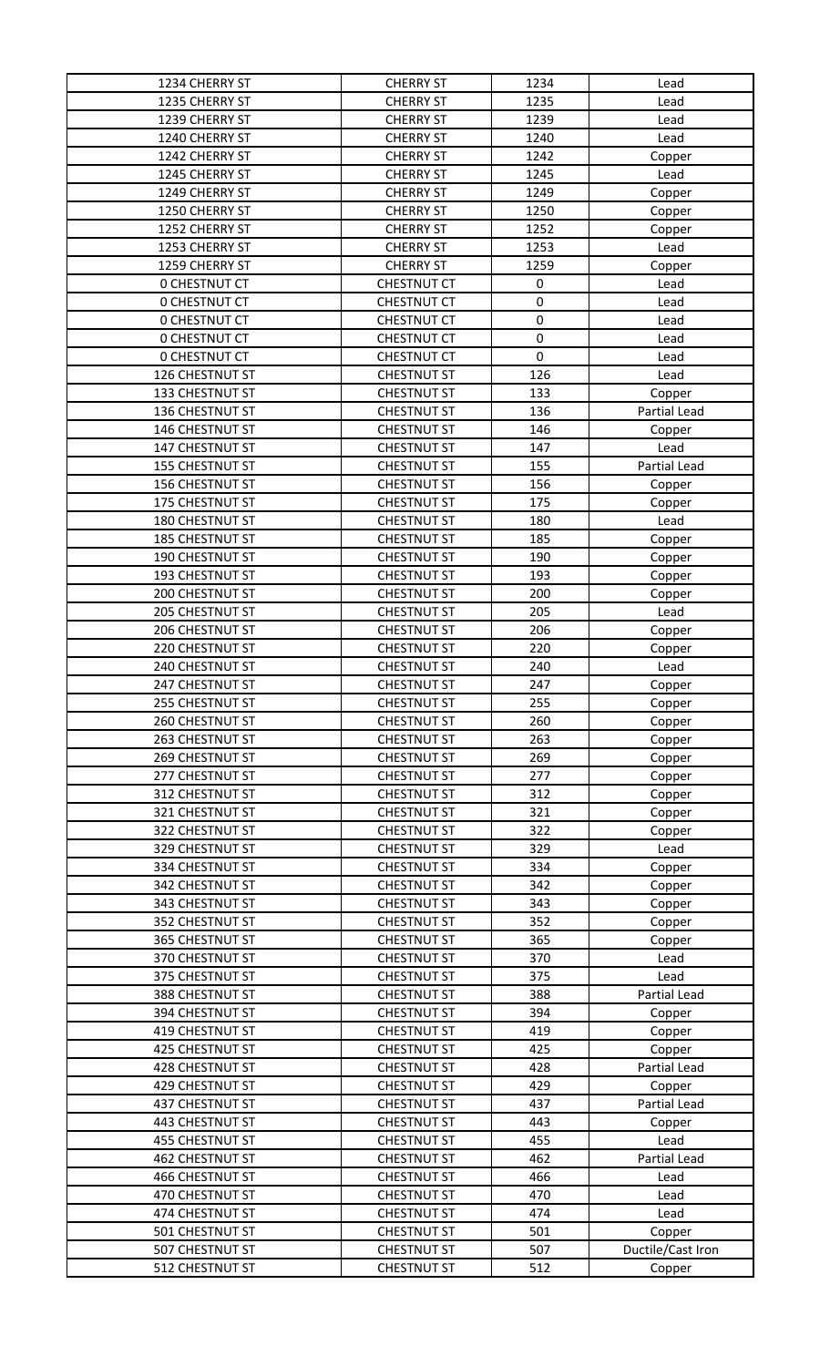| | | | |
|---|---|---|---|
| 1234 CHERRY ST | CHERRY ST | 1234 | Lead |
| 1235 CHERRY ST | CHERRY ST | 1235 | Lead |
| 1239 CHERRY ST | CHERRY ST | 1239 | Lead |
| 1240 CHERRY ST | CHERRY ST | 1240 | Lead |
| 1242 CHERRY ST | CHERRY ST | 1242 | Copper |
| 1245 CHERRY ST | CHERRY ST | 1245 | Lead |
| 1249 CHERRY ST | CHERRY ST | 1249 | Copper |
| 1250 CHERRY ST | CHERRY ST | 1250 | Copper |
| 1252 CHERRY ST | CHERRY ST | 1252 | Copper |
| 1253 CHERRY ST | CHERRY ST | 1253 | Lead |
| 1259 CHERRY ST | CHERRY ST | 1259 | Copper |
| 0 CHESTNUT CT | CHESTNUT CT | 0 | Lead |
| 0 CHESTNUT CT | CHESTNUT CT | 0 | Lead |
| 0 CHESTNUT CT | CHESTNUT CT | 0 | Lead |
| 0 CHESTNUT CT | CHESTNUT CT | 0 | Lead |
| 0 CHESTNUT CT | CHESTNUT CT | 0 | Lead |
| 126 CHESTNUT ST | CHESTNUT ST | 126 | Lead |
| 133 CHESTNUT ST | CHESTNUT ST | 133 | Copper |
| 136 CHESTNUT ST | CHESTNUT ST | 136 | Partial Lead |
| 146 CHESTNUT ST | CHESTNUT ST | 146 | Copper |
| 147 CHESTNUT ST | CHESTNUT ST | 147 | Lead |
| 155 CHESTNUT ST | CHESTNUT ST | 155 | Partial Lead |
| 156 CHESTNUT ST | CHESTNUT ST | 156 | Copper |
| 175 CHESTNUT ST | CHESTNUT ST | 175 | Copper |
| 180 CHESTNUT ST | CHESTNUT ST | 180 | Lead |
| 185 CHESTNUT ST | CHESTNUT ST | 185 | Copper |
| 190 CHESTNUT ST | CHESTNUT ST | 190 | Copper |
| 193 CHESTNUT ST | CHESTNUT ST | 193 | Copper |
| 200 CHESTNUT ST | CHESTNUT ST | 200 | Copper |
| 205 CHESTNUT ST | CHESTNUT ST | 205 | Lead |
| 206 CHESTNUT ST | CHESTNUT ST | 206 | Copper |
| 220 CHESTNUT ST | CHESTNUT ST | 220 | Copper |
| 240 CHESTNUT ST | CHESTNUT ST | 240 | Lead |
| 247 CHESTNUT ST | CHESTNUT ST | 247 | Copper |
| 255 CHESTNUT ST | CHESTNUT ST | 255 | Copper |
| 260 CHESTNUT ST | CHESTNUT ST | 260 | Copper |
| 263 CHESTNUT ST | CHESTNUT ST | 263 | Copper |
| 269 CHESTNUT ST | CHESTNUT ST | 269 | Copper |
| 277 CHESTNUT ST | CHESTNUT ST | 277 | Copper |
| 312 CHESTNUT ST | CHESTNUT ST | 312 | Copper |
| 321 CHESTNUT ST | CHESTNUT ST | 321 | Copper |
| 322 CHESTNUT ST | CHESTNUT ST | 322 | Copper |
| 329 CHESTNUT ST | CHESTNUT ST | 329 | Lead |
| 334 CHESTNUT ST | CHESTNUT ST | 334 | Copper |
| 342 CHESTNUT ST | CHESTNUT ST | 342 | Copper |
| 343 CHESTNUT ST | CHESTNUT ST | 343 | Copper |
| 352 CHESTNUT ST | CHESTNUT ST | 352 | Copper |
| 365 CHESTNUT ST | CHESTNUT ST | 365 | Copper |
| 370 CHESTNUT ST | CHESTNUT ST | 370 | Lead |
| 375 CHESTNUT ST | CHESTNUT ST | 375 | Lead |
| 388 CHESTNUT ST | CHESTNUT ST | 388 | Partial Lead |
| 394 CHESTNUT ST | CHESTNUT ST | 394 | Copper |
| 419 CHESTNUT ST | CHESTNUT ST | 419 | Copper |
| 425 CHESTNUT ST | CHESTNUT ST | 425 | Copper |
| 428 CHESTNUT ST | CHESTNUT ST | 428 | Partial Lead |
| 429 CHESTNUT ST | CHESTNUT ST | 429 | Copper |
| 437 CHESTNUT ST | CHESTNUT ST | 437 | Partial Lead |
| 443 CHESTNUT ST | CHESTNUT ST | 443 | Copper |
| 455 CHESTNUT ST | CHESTNUT ST | 455 | Lead |
| 462 CHESTNUT ST | CHESTNUT ST | 462 | Partial Lead |
| 466 CHESTNUT ST | CHESTNUT ST | 466 | Lead |
| 470 CHESTNUT ST | CHESTNUT ST | 470 | Lead |
| 474 CHESTNUT ST | CHESTNUT ST | 474 | Lead |
| 501 CHESTNUT ST | CHESTNUT ST | 501 | Copper |
| 507 CHESTNUT ST | CHESTNUT ST | 507 | Ductile/Cast Iron |
| 512 CHESTNUT ST | CHESTNUT ST | 512 | Copper |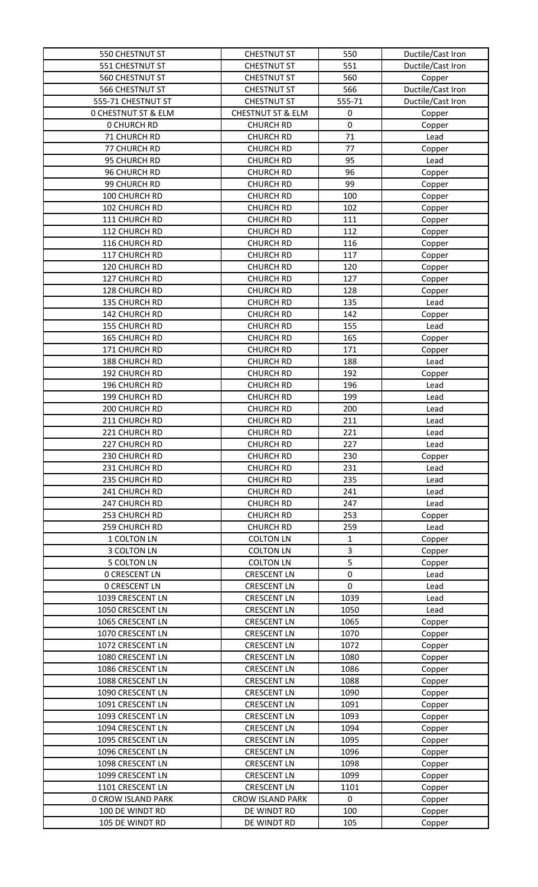| | | | |
|---|---|---|---|
| 550 CHESTNUT ST | CHESTNUT ST | 550 | Ductile/Cast Iron |
| 551 CHESTNUT ST | CHESTNUT ST | 551 | Ductile/Cast Iron |
| 560 CHESTNUT ST | CHESTNUT ST | 560 | Copper |
| 566 CHESTNUT ST | CHESTNUT ST | 566 | Ductile/Cast Iron |
| 555-71 CHESTNUT ST | CHESTNUT ST | 555-71 | Ductile/Cast Iron |
| 0 CHESTNUT ST & ELM | CHESTNUT ST & ELM | 0 | Copper |
| 0 CHURCH RD | CHURCH RD | 0 | Copper |
| 71 CHURCH RD | CHURCH RD | 71 | Lead |
| 77 CHURCH RD | CHURCH RD | 77 | Copper |
| 95 CHURCH RD | CHURCH RD | 95 | Lead |
| 96 CHURCH RD | CHURCH RD | 96 | Copper |
| 99 CHURCH RD | CHURCH RD | 99 | Copper |
| 100 CHURCH RD | CHURCH RD | 100 | Copper |
| 102 CHURCH RD | CHURCH RD | 102 | Copper |
| 111 CHURCH RD | CHURCH RD | 111 | Copper |
| 112 CHURCH RD | CHURCH RD | 112 | Copper |
| 116 CHURCH RD | CHURCH RD | 116 | Copper |
| 117 CHURCH RD | CHURCH RD | 117 | Copper |
| 120 CHURCH RD | CHURCH RD | 120 | Copper |
| 127 CHURCH RD | CHURCH RD | 127 | Copper |
| 128 CHURCH RD | CHURCH RD | 128 | Copper |
| 135 CHURCH RD | CHURCH RD | 135 | Lead |
| 142 CHURCH RD | CHURCH RD | 142 | Copper |
| 155 CHURCH RD | CHURCH RD | 155 | Lead |
| 165 CHURCH RD | CHURCH RD | 165 | Copper |
| 171 CHURCH RD | CHURCH RD | 171 | Copper |
| 188 CHURCH RD | CHURCH RD | 188 | Lead |
| 192 CHURCH RD | CHURCH RD | 192 | Copper |
| 196 CHURCH RD | CHURCH RD | 196 | Lead |
| 199 CHURCH RD | CHURCH RD | 199 | Lead |
| 200 CHURCH RD | CHURCH RD | 200 | Lead |
| 211 CHURCH RD | CHURCH RD | 211 | Lead |
| 221 CHURCH RD | CHURCH RD | 221 | Lead |
| 227 CHURCH RD | CHURCH RD | 227 | Lead |
| 230 CHURCH RD | CHURCH RD | 230 | Copper |
| 231 CHURCH RD | CHURCH RD | 231 | Lead |
| 235 CHURCH RD | CHURCH RD | 235 | Lead |
| 241 CHURCH RD | CHURCH RD | 241 | Lead |
| 247 CHURCH RD | CHURCH RD | 247 | Lead |
| 253 CHURCH RD | CHURCH RD | 253 | Copper |
| 259 CHURCH RD | CHURCH RD | 259 | Lead |
| 1 COLTON LN | COLTON LN | 1 | Copper |
| 3 COLTON LN | COLTON LN | 3 | Copper |
| 5 COLTON LN | COLTON LN | 5 | Copper |
| 0 CRESCENT LN | CRESCENT LN | 0 | Lead |
| 0 CRESCENT LN | CRESCENT LN | 0 | Lead |
| 1039 CRESCENT LN | CRESCENT LN | 1039 | Lead |
| 1050 CRESCENT LN | CRESCENT LN | 1050 | Lead |
| 1065 CRESCENT LN | CRESCENT LN | 1065 | Copper |
| 1070 CRESCENT LN | CRESCENT LN | 1070 | Copper |
| 1072 CRESCENT LN | CRESCENT LN | 1072 | Copper |
| 1080 CRESCENT LN | CRESCENT LN | 1080 | Copper |
| 1086 CRESCENT LN | CRESCENT LN | 1086 | Copper |
| 1088 CRESCENT LN | CRESCENT LN | 1088 | Copper |
| 1090 CRESCENT LN | CRESCENT LN | 1090 | Copper |
| 1091 CRESCENT LN | CRESCENT LN | 1091 | Copper |
| 1093 CRESCENT LN | CRESCENT LN | 1093 | Copper |
| 1094 CRESCENT LN | CRESCENT LN | 1094 | Copper |
| 1095 CRESCENT LN | CRESCENT LN | 1095 | Copper |
| 1096 CRESCENT LN | CRESCENT LN | 1096 | Copper |
| 1098 CRESCENT LN | CRESCENT LN | 1098 | Copper |
| 1099 CRESCENT LN | CRESCENT LN | 1099 | Copper |
| 1101 CRESCENT LN | CRESCENT LN | 1101 | Copper |
| 0 CROW ISLAND PARK | CROW ISLAND PARK | 0 | Copper |
| 100 DE WINDT RD | DE WINDT RD | 100 | Copper |
| 105 DE WINDT RD | DE WINDT RD | 105 | Copper |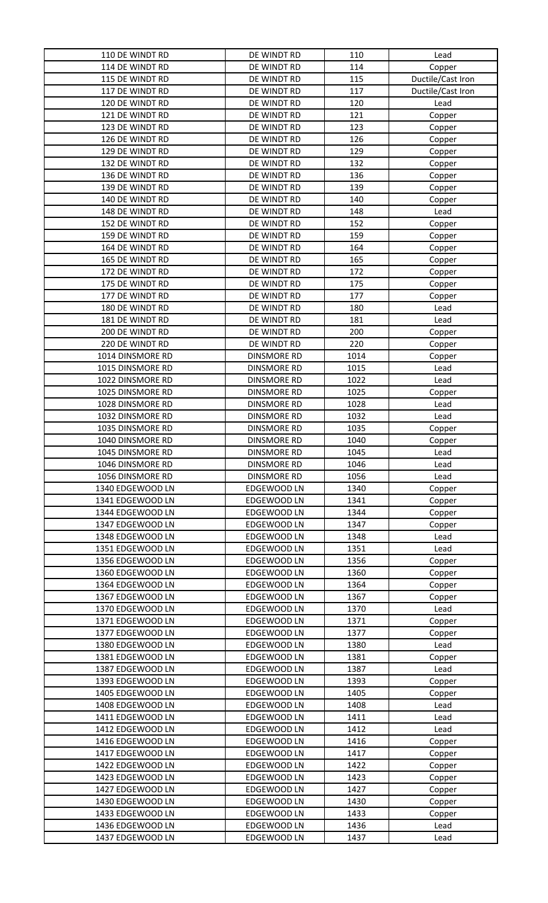| | | | |
|---|---|---|---|
| 110 DE WINDT RD | DE WINDT RD | 110 | Lead |
| 114 DE WINDT RD | DE WINDT RD | 114 | Copper |
| 115 DE WINDT RD | DE WINDT RD | 115 | Ductile/Cast Iron |
| 117 DE WINDT RD | DE WINDT RD | 117 | Ductile/Cast Iron |
| 120 DE WINDT RD | DE WINDT RD | 120 | Lead |
| 121 DE WINDT RD | DE WINDT RD | 121 | Copper |
| 123 DE WINDT RD | DE WINDT RD | 123 | Copper |
| 126 DE WINDT RD | DE WINDT RD | 126 | Copper |
| 129 DE WINDT RD | DE WINDT RD | 129 | Copper |
| 132 DE WINDT RD | DE WINDT RD | 132 | Copper |
| 136 DE WINDT RD | DE WINDT RD | 136 | Copper |
| 139 DE WINDT RD | DE WINDT RD | 139 | Copper |
| 140 DE WINDT RD | DE WINDT RD | 140 | Copper |
| 148 DE WINDT RD | DE WINDT RD | 148 | Lead |
| 152 DE WINDT RD | DE WINDT RD | 152 | Copper |
| 159 DE WINDT RD | DE WINDT RD | 159 | Copper |
| 164 DE WINDT RD | DE WINDT RD | 164 | Copper |
| 165 DE WINDT RD | DE WINDT RD | 165 | Copper |
| 172 DE WINDT RD | DE WINDT RD | 172 | Copper |
| 175 DE WINDT RD | DE WINDT RD | 175 | Copper |
| 177 DE WINDT RD | DE WINDT RD | 177 | Copper |
| 180 DE WINDT RD | DE WINDT RD | 180 | Lead |
| 181 DE WINDT RD | DE WINDT RD | 181 | Lead |
| 200 DE WINDT RD | DE WINDT RD | 200 | Copper |
| 220 DE WINDT RD | DE WINDT RD | 220 | Copper |
| 1014 DINSMORE RD | DINSMORE RD | 1014 | Copper |
| 1015 DINSMORE RD | DINSMORE RD | 1015 | Lead |
| 1022 DINSMORE RD | DINSMORE RD | 1022 | Lead |
| 1025 DINSMORE RD | DINSMORE RD | 1025 | Copper |
| 1028 DINSMORE RD | DINSMORE RD | 1028 | Lead |
| 1032 DINSMORE RD | DINSMORE RD | 1032 | Lead |
| 1035 DINSMORE RD | DINSMORE RD | 1035 | Copper |
| 1040 DINSMORE RD | DINSMORE RD | 1040 | Copper |
| 1045 DINSMORE RD | DINSMORE RD | 1045 | Lead |
| 1046 DINSMORE RD | DINSMORE RD | 1046 | Lead |
| 1056 DINSMORE RD | DINSMORE RD | 1056 | Lead |
| 1340 EDGEWOOD LN | EDGEWOOD LN | 1340 | Copper |
| 1341 EDGEWOOD LN | EDGEWOOD LN | 1341 | Copper |
| 1344 EDGEWOOD LN | EDGEWOOD LN | 1344 | Copper |
| 1347 EDGEWOOD LN | EDGEWOOD LN | 1347 | Copper |
| 1348 EDGEWOOD LN | EDGEWOOD LN | 1348 | Lead |
| 1351 EDGEWOOD LN | EDGEWOOD LN | 1351 | Lead |
| 1356 EDGEWOOD LN | EDGEWOOD LN | 1356 | Copper |
| 1360 EDGEWOOD LN | EDGEWOOD LN | 1360 | Copper |
| 1364 EDGEWOOD LN | EDGEWOOD LN | 1364 | Copper |
| 1367 EDGEWOOD LN | EDGEWOOD LN | 1367 | Copper |
| 1370 EDGEWOOD LN | EDGEWOOD LN | 1370 | Lead |
| 1371 EDGEWOOD LN | EDGEWOOD LN | 1371 | Copper |
| 1377 EDGEWOOD LN | EDGEWOOD LN | 1377 | Copper |
| 1380 EDGEWOOD LN | EDGEWOOD LN | 1380 | Lead |
| 1381 EDGEWOOD LN | EDGEWOOD LN | 1381 | Copper |
| 1387 EDGEWOOD LN | EDGEWOOD LN | 1387 | Lead |
| 1393 EDGEWOOD LN | EDGEWOOD LN | 1393 | Copper |
| 1405 EDGEWOOD LN | EDGEWOOD LN | 1405 | Copper |
| 1408 EDGEWOOD LN | EDGEWOOD LN | 1408 | Lead |
| 1411 EDGEWOOD LN | EDGEWOOD LN | 1411 | Lead |
| 1412 EDGEWOOD LN | EDGEWOOD LN | 1412 | Lead |
| 1416 EDGEWOOD LN | EDGEWOOD LN | 1416 | Copper |
| 1417 EDGEWOOD LN | EDGEWOOD LN | 1417 | Copper |
| 1422 EDGEWOOD LN | EDGEWOOD LN | 1422 | Copper |
| 1423 EDGEWOOD LN | EDGEWOOD LN | 1423 | Copper |
| 1427 EDGEWOOD LN | EDGEWOOD LN | 1427 | Copper |
| 1430 EDGEWOOD LN | EDGEWOOD LN | 1430 | Copper |
| 1433 EDGEWOOD LN | EDGEWOOD LN | 1433 | Copper |
| 1436 EDGEWOOD LN | EDGEWOOD LN | 1436 | Lead |
| 1437 EDGEWOOD LN | EDGEWOOD LN | 1437 | Lead |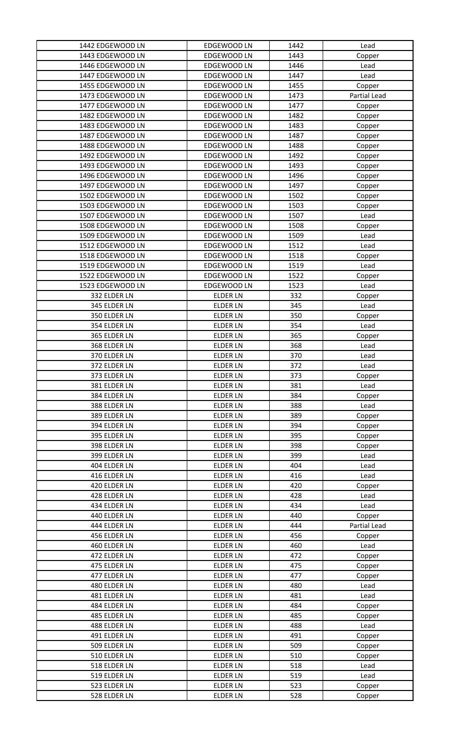| | | | |
|---|---|---|---|
| 1442 EDGEWOOD LN | EDGEWOOD LN | 1442 | Lead |
| 1443 EDGEWOOD LN | EDGEWOOD LN | 1443 | Copper |
| 1446 EDGEWOOD LN | EDGEWOOD LN | 1446 | Lead |
| 1447 EDGEWOOD LN | EDGEWOOD LN | 1447 | Lead |
| 1455 EDGEWOOD LN | EDGEWOOD LN | 1455 | Copper |
| 1473 EDGEWOOD LN | EDGEWOOD LN | 1473 | Partial Lead |
| 1477 EDGEWOOD LN | EDGEWOOD LN | 1477 | Copper |
| 1482 EDGEWOOD LN | EDGEWOOD LN | 1482 | Copper |
| 1483 EDGEWOOD LN | EDGEWOOD LN | 1483 | Copper |
| 1487 EDGEWOOD LN | EDGEWOOD LN | 1487 | Copper |
| 1488 EDGEWOOD LN | EDGEWOOD LN | 1488 | Copper |
| 1492 EDGEWOOD LN | EDGEWOOD LN | 1492 | Copper |
| 1493 EDGEWOOD LN | EDGEWOOD LN | 1493 | Copper |
| 1496 EDGEWOOD LN | EDGEWOOD LN | 1496 | Copper |
| 1497 EDGEWOOD LN | EDGEWOOD LN | 1497 | Copper |
| 1502 EDGEWOOD LN | EDGEWOOD LN | 1502 | Copper |
| 1503 EDGEWOOD LN | EDGEWOOD LN | 1503 | Copper |
| 1507 EDGEWOOD LN | EDGEWOOD LN | 1507 | Lead |
| 1508 EDGEWOOD LN | EDGEWOOD LN | 1508 | Copper |
| 1509 EDGEWOOD LN | EDGEWOOD LN | 1509 | Lead |
| 1512 EDGEWOOD LN | EDGEWOOD LN | 1512 | Lead |
| 1518 EDGEWOOD LN | EDGEWOOD LN | 1518 | Copper |
| 1519 EDGEWOOD LN | EDGEWOOD LN | 1519 | Lead |
| 1522 EDGEWOOD LN | EDGEWOOD LN | 1522 | Copper |
| 1523 EDGEWOOD LN | EDGEWOOD LN | 1523 | Lead |
| 332 ELDER LN | ELDER LN | 332 | Copper |
| 345 ELDER LN | ELDER LN | 345 | Lead |
| 350 ELDER LN | ELDER LN | 350 | Copper |
| 354 ELDER LN | ELDER LN | 354 | Lead |
| 365 ELDER LN | ELDER LN | 365 | Copper |
| 368 ELDER LN | ELDER LN | 368 | Lead |
| 370 ELDER LN | ELDER LN | 370 | Lead |
| 372 ELDER LN | ELDER LN | 372 | Lead |
| 373 ELDER LN | ELDER LN | 373 | Copper |
| 381 ELDER LN | ELDER LN | 381 | Lead |
| 384 ELDER LN | ELDER LN | 384 | Copper |
| 388 ELDER LN | ELDER LN | 388 | Lead |
| 389 ELDER LN | ELDER LN | 389 | Copper |
| 394 ELDER LN | ELDER LN | 394 | Copper |
| 395 ELDER LN | ELDER LN | 395 | Copper |
| 398 ELDER LN | ELDER LN | 398 | Copper |
| 399 ELDER LN | ELDER LN | 399 | Lead |
| 404 ELDER LN | ELDER LN | 404 | Lead |
| 416 ELDER LN | ELDER LN | 416 | Lead |
| 420 ELDER LN | ELDER LN | 420 | Copper |
| 428 ELDER LN | ELDER LN | 428 | Lead |
| 434 ELDER LN | ELDER LN | 434 | Lead |
| 440 ELDER LN | ELDER LN | 440 | Copper |
| 444 ELDER LN | ELDER LN | 444 | Partial Lead |
| 456 ELDER LN | ELDER LN | 456 | Copper |
| 460 ELDER LN | ELDER LN | 460 | Lead |
| 472 ELDER LN | ELDER LN | 472 | Copper |
| 475 ELDER LN | ELDER LN | 475 | Copper |
| 477 ELDER LN | ELDER LN | 477 | Copper |
| 480 ELDER LN | ELDER LN | 480 | Lead |
| 481 ELDER LN | ELDER LN | 481 | Lead |
| 484 ELDER LN | ELDER LN | 484 | Copper |
| 485 ELDER LN | ELDER LN | 485 | Copper |
| 488 ELDER LN | ELDER LN | 488 | Lead |
| 491 ELDER LN | ELDER LN | 491 | Copper |
| 509 ELDER LN | ELDER LN | 509 | Copper |
| 510 ELDER LN | ELDER LN | 510 | Copper |
| 518 ELDER LN | ELDER LN | 518 | Lead |
| 519 ELDER LN | ELDER LN | 519 | Lead |
| 523 ELDER LN | ELDER LN | 523 | Copper |
| 528 ELDER LN | ELDER LN | 528 | Copper |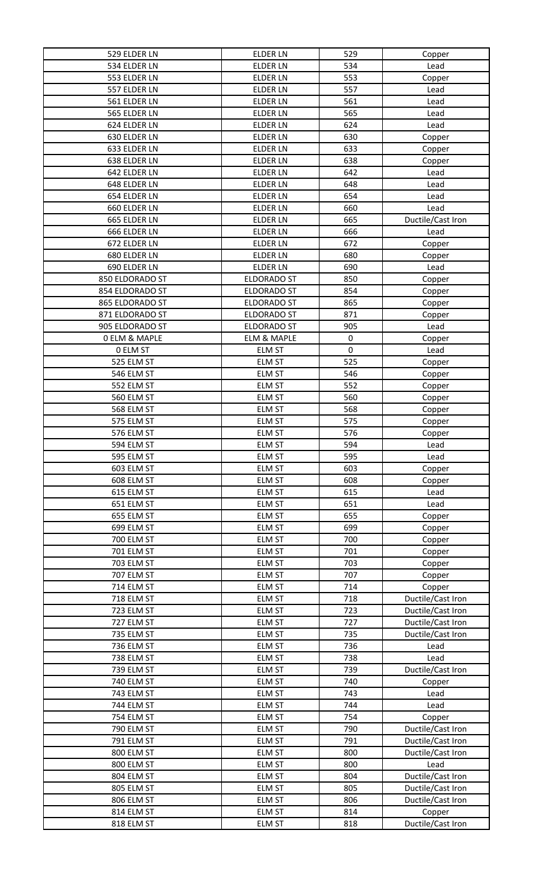| 529 ELDER LN | ELDER LN | 529 | Copper |
|---|---|---|---|
| 534 ELDER LN | ELDER LN | 534 | Lead |
| 553 ELDER LN | ELDER LN | 553 | Copper |
| 557 ELDER LN | ELDER LN | 557 | Lead |
| 561 ELDER LN | ELDER LN | 561 | Lead |
| 565 ELDER LN | ELDER LN | 565 | Lead |
| 624 ELDER LN | ELDER LN | 624 | Lead |
| 630 ELDER LN | ELDER LN | 630 | Copper |
| 633 ELDER LN | ELDER LN | 633 | Copper |
| 638 ELDER LN | ELDER LN | 638 | Copper |
| 642 ELDER LN | ELDER LN | 642 | Lead |
| 648 ELDER LN | ELDER LN | 648 | Lead |
| 654 ELDER LN | ELDER LN | 654 | Lead |
| 660 ELDER LN | ELDER LN | 660 | Lead |
| 665 ELDER LN | ELDER LN | 665 | Ductile/Cast Iron |
| 666 ELDER LN | ELDER LN | 666 | Lead |
| 672 ELDER LN | ELDER LN | 672 | Copper |
| 680 ELDER LN | ELDER LN | 680 | Copper |
| 690 ELDER LN | ELDER LN | 690 | Lead |
| 850 ELDORADO ST | ELDORADO ST | 850 | Copper |
| 854 ELDORADO ST | ELDORADO ST | 854 | Copper |
| 865 ELDORADO ST | ELDORADO ST | 865 | Copper |
| 871 ELDORADO ST | ELDORADO ST | 871 | Copper |
| 905 ELDORADO ST | ELDORADO ST | 905 | Lead |
| 0 ELM & MAPLE | ELM & MAPLE | 0 | Copper |
| 0 ELM ST | ELM ST | 0 | Lead |
| 525 ELM ST | ELM ST | 525 | Copper |
| 546 ELM ST | ELM ST | 546 | Copper |
| 552 ELM ST | ELM ST | 552 | Copper |
| 560 ELM ST | ELM ST | 560 | Copper |
| 568 ELM ST | ELM ST | 568 | Copper |
| 575 ELM ST | ELM ST | 575 | Copper |
| 576 ELM ST | ELM ST | 576 | Copper |
| 594 ELM ST | ELM ST | 594 | Lead |
| 595 ELM ST | ELM ST | 595 | Lead |
| 603 ELM ST | ELM ST | 603 | Copper |
| 608 ELM ST | ELM ST | 608 | Copper |
| 615 ELM ST | ELM ST | 615 | Lead |
| 651 ELM ST | ELM ST | 651 | Lead |
| 655 ELM ST | ELM ST | 655 | Copper |
| 699 ELM ST | ELM ST | 699 | Copper |
| 700 ELM ST | ELM ST | 700 | Copper |
| 701 ELM ST | ELM ST | 701 | Copper |
| 703 ELM ST | ELM ST | 703 | Copper |
| 707 ELM ST | ELM ST | 707 | Copper |
| 714 ELM ST | ELM ST | 714 | Copper |
| 718 ELM ST | ELM ST | 718 | Ductile/Cast Iron |
| 723 ELM ST | ELM ST | 723 | Ductile/Cast Iron |
| 727 ELM ST | ELM ST | 727 | Ductile/Cast Iron |
| 735 ELM ST | ELM ST | 735 | Ductile/Cast Iron |
| 736 ELM ST | ELM ST | 736 | Lead |
| 738 ELM ST | ELM ST | 738 | Lead |
| 739 ELM ST | ELM ST | 739 | Ductile/Cast Iron |
| 740 ELM ST | ELM ST | 740 | Copper |
| 743 ELM ST | ELM ST | 743 | Lead |
| 744 ELM ST | ELM ST | 744 | Lead |
| 754 ELM ST | ELM ST | 754 | Copper |
| 790 ELM ST | ELM ST | 790 | Ductile/Cast Iron |
| 791 ELM ST | ELM ST | 791 | Ductile/Cast Iron |
| 800 ELM ST | ELM ST | 800 | Ductile/Cast Iron |
| 800 ELM ST | ELM ST | 800 | Lead |
| 804 ELM ST | ELM ST | 804 | Ductile/Cast Iron |
| 805 ELM ST | ELM ST | 805 | Ductile/Cast Iron |
| 806 ELM ST | ELM ST | 806 | Ductile/Cast Iron |
| 814 ELM ST | ELM ST | 814 | Copper |
| 818 ELM ST | ELM ST | 818 | Ductile/Cast Iron |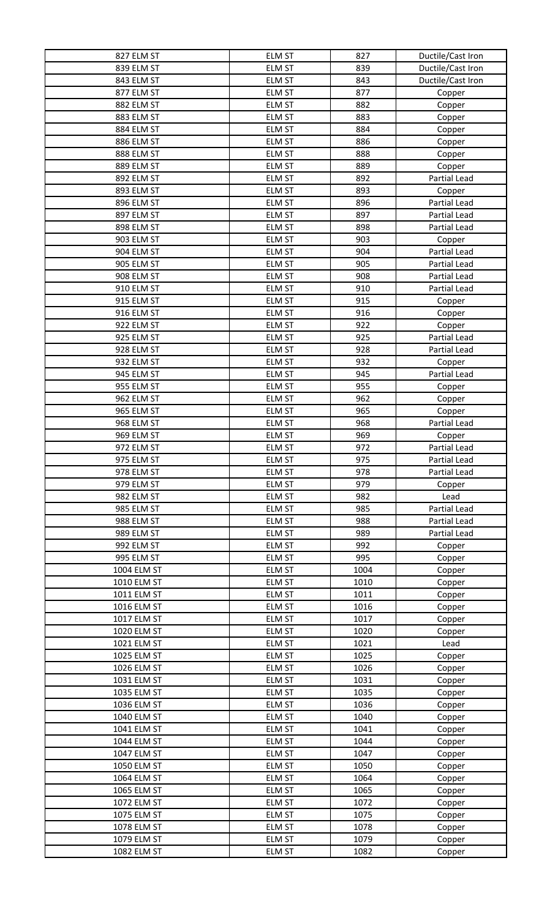| | | | |
|---|---|---|---|
| 827 ELM ST | ELM ST | 827 | Ductile/Cast Iron |
| 839 ELM ST | ELM ST | 839 | Ductile/Cast Iron |
| 843 ELM ST | ELM ST | 843 | Ductile/Cast Iron |
| 877 ELM ST | ELM ST | 877 | Copper |
| 882 ELM ST | ELM ST | 882 | Copper |
| 883 ELM ST | ELM ST | 883 | Copper |
| 884 ELM ST | ELM ST | 884 | Copper |
| 886 ELM ST | ELM ST | 886 | Copper |
| 888 ELM ST | ELM ST | 888 | Copper |
| 889 ELM ST | ELM ST | 889 | Copper |
| 892 ELM ST | ELM ST | 892 | Partial Lead |
| 893 ELM ST | ELM ST | 893 | Copper |
| 896 ELM ST | ELM ST | 896 | Partial Lead |
| 897 ELM ST | ELM ST | 897 | Partial Lead |
| 898 ELM ST | ELM ST | 898 | Partial Lead |
| 903 ELM ST | ELM ST | 903 | Copper |
| 904 ELM ST | ELM ST | 904 | Partial Lead |
| 905 ELM ST | ELM ST | 905 | Partial Lead |
| 908 ELM ST | ELM ST | 908 | Partial Lead |
| 910 ELM ST | ELM ST | 910 | Partial Lead |
| 915 ELM ST | ELM ST | 915 | Copper |
| 916 ELM ST | ELM ST | 916 | Copper |
| 922 ELM ST | ELM ST | 922 | Copper |
| 925 ELM ST | ELM ST | 925 | Partial Lead |
| 928 ELM ST | ELM ST | 928 | Partial Lead |
| 932 ELM ST | ELM ST | 932 | Copper |
| 945 ELM ST | ELM ST | 945 | Partial Lead |
| 955 ELM ST | ELM ST | 955 | Copper |
| 962 ELM ST | ELM ST | 962 | Copper |
| 965 ELM ST | ELM ST | 965 | Copper |
| 968 ELM ST | ELM ST | 968 | Partial Lead |
| 969 ELM ST | ELM ST | 969 | Copper |
| 972 ELM ST | ELM ST | 972 | Partial Lead |
| 975 ELM ST | ELM ST | 975 | Partial Lead |
| 978 ELM ST | ELM ST | 978 | Partial Lead |
| 979 ELM ST | ELM ST | 979 | Copper |
| 982 ELM ST | ELM ST | 982 | Lead |
| 985 ELM ST | ELM ST | 985 | Partial Lead |
| 988 ELM ST | ELM ST | 988 | Partial Lead |
| 989 ELM ST | ELM ST | 989 | Partial Lead |
| 992 ELM ST | ELM ST | 992 | Copper |
| 995 ELM ST | ELM ST | 995 | Copper |
| 1004 ELM ST | ELM ST | 1004 | Copper |
| 1010 ELM ST | ELM ST | 1010 | Copper |
| 1011 ELM ST | ELM ST | 1011 | Copper |
| 1016 ELM ST | ELM ST | 1016 | Copper |
| 1017 ELM ST | ELM ST | 1017 | Copper |
| 1020 ELM ST | ELM ST | 1020 | Copper |
| 1021 ELM ST | ELM ST | 1021 | Lead |
| 1025 ELM ST | ELM ST | 1025 | Copper |
| 1026 ELM ST | ELM ST | 1026 | Copper |
| 1031 ELM ST | ELM ST | 1031 | Copper |
| 1035 ELM ST | ELM ST | 1035 | Copper |
| 1036 ELM ST | ELM ST | 1036 | Copper |
| 1040 ELM ST | ELM ST | 1040 | Copper |
| 1041 ELM ST | ELM ST | 1041 | Copper |
| 1044 ELM ST | ELM ST | 1044 | Copper |
| 1047 ELM ST | ELM ST | 1047 | Copper |
| 1050 ELM ST | ELM ST | 1050 | Copper |
| 1064 ELM ST | ELM ST | 1064 | Copper |
| 1065 ELM ST | ELM ST | 1065 | Copper |
| 1072 ELM ST | ELM ST | 1072 | Copper |
| 1075 ELM ST | ELM ST | 1075 | Copper |
| 1078 ELM ST | ELM ST | 1078 | Copper |
| 1079 ELM ST | ELM ST | 1079 | Copper |
| 1082 ELM ST | ELM ST | 1082 | Copper |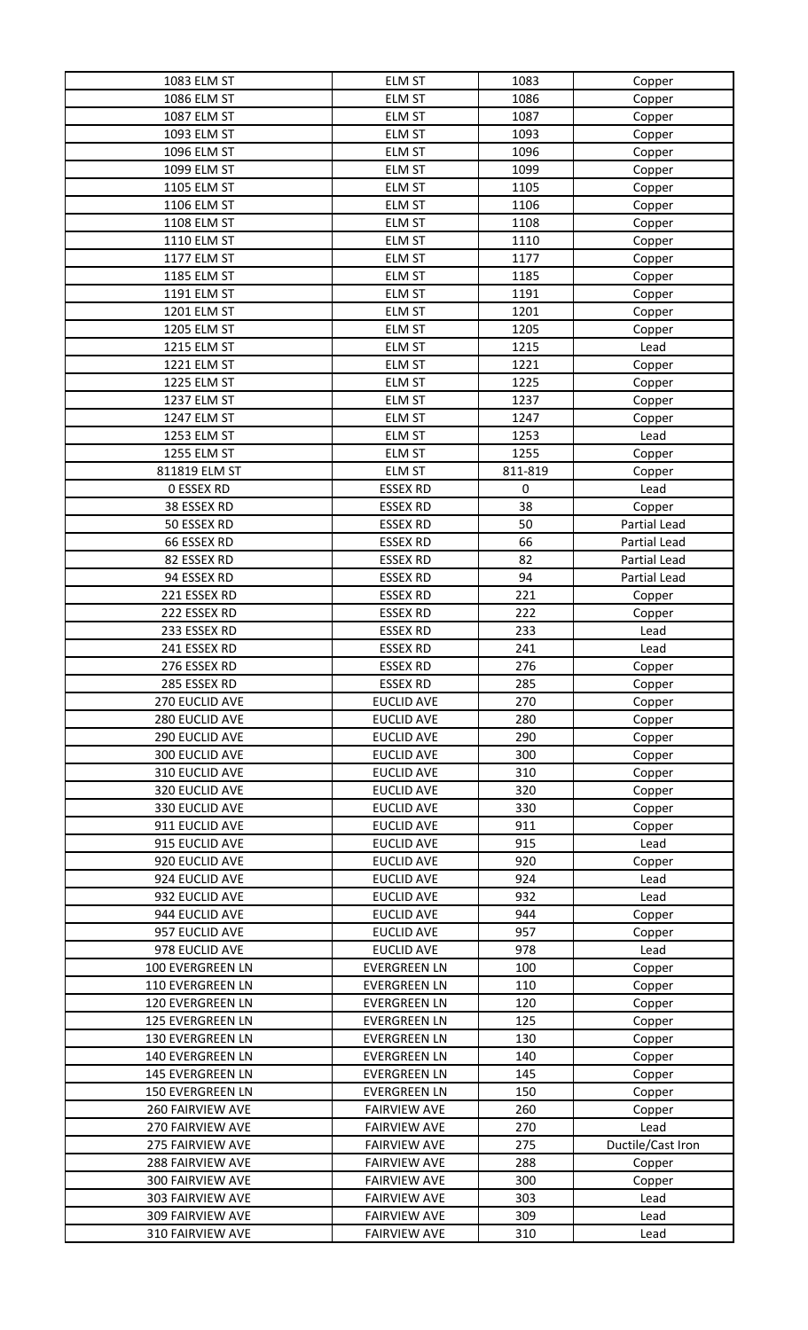| | | | |
|---|---|---|---|
| 1083 ELM ST | ELM ST | 1083 | Copper |
| 1086 ELM ST | ELM ST | 1086 | Copper |
| 1087 ELM ST | ELM ST | 1087 | Copper |
| 1093 ELM ST | ELM ST | 1093 | Copper |
| 1096 ELM ST | ELM ST | 1096 | Copper |
| 1099 ELM ST | ELM ST | 1099 | Copper |
| 1105 ELM ST | ELM ST | 1105 | Copper |
| 1106 ELM ST | ELM ST | 1106 | Copper |
| 1108 ELM ST | ELM ST | 1108 | Copper |
| 1110 ELM ST | ELM ST | 1110 | Copper |
| 1177 ELM ST | ELM ST | 1177 | Copper |
| 1185 ELM ST | ELM ST | 1185 | Copper |
| 1191 ELM ST | ELM ST | 1191 | Copper |
| 1201 ELM ST | ELM ST | 1201 | Copper |
| 1205 ELM ST | ELM ST | 1205 | Copper |
| 1215 ELM ST | ELM ST | 1215 | Lead |
| 1221 ELM ST | ELM ST | 1221 | Copper |
| 1225 ELM ST | ELM ST | 1225 | Copper |
| 1237 ELM ST | ELM ST | 1237 | Copper |
| 1247 ELM ST | ELM ST | 1247 | Copper |
| 1253 ELM ST | ELM ST | 1253 | Lead |
| 1255 ELM ST | ELM ST | 1255 | Copper |
| 811819 ELM ST | ELM ST | 811-819 | Copper |
| 0 ESSEX RD | ESSEX RD | 0 | Lead |
| 38 ESSEX RD | ESSEX RD | 38 | Copper |
| 50 ESSEX RD | ESSEX RD | 50 | Partial Lead |
| 66 ESSEX RD | ESSEX RD | 66 | Partial Lead |
| 82 ESSEX RD | ESSEX RD | 82 | Partial Lead |
| 94 ESSEX RD | ESSEX RD | 94 | Partial Lead |
| 221 ESSEX RD | ESSEX RD | 221 | Copper |
| 222 ESSEX RD | ESSEX RD | 222 | Copper |
| 233 ESSEX RD | ESSEX RD | 233 | Lead |
| 241 ESSEX RD | ESSEX RD | 241 | Lead |
| 276 ESSEX RD | ESSEX RD | 276 | Copper |
| 285 ESSEX RD | ESSEX RD | 285 | Copper |
| 270 EUCLID AVE | EUCLID AVE | 270 | Copper |
| 280 EUCLID AVE | EUCLID AVE | 280 | Copper |
| 290 EUCLID AVE | EUCLID AVE | 290 | Copper |
| 300 EUCLID AVE | EUCLID AVE | 300 | Copper |
| 310 EUCLID AVE | EUCLID AVE | 310 | Copper |
| 320 EUCLID AVE | EUCLID AVE | 320 | Copper |
| 330 EUCLID AVE | EUCLID AVE | 330 | Copper |
| 911 EUCLID AVE | EUCLID AVE | 911 | Copper |
| 915 EUCLID AVE | EUCLID AVE | 915 | Lead |
| 920 EUCLID AVE | EUCLID AVE | 920 | Copper |
| 924 EUCLID AVE | EUCLID AVE | 924 | Lead |
| 932 EUCLID AVE | EUCLID AVE | 932 | Lead |
| 944 EUCLID AVE | EUCLID AVE | 944 | Copper |
| 957 EUCLID AVE | EUCLID AVE | 957 | Copper |
| 978 EUCLID AVE | EUCLID AVE | 978 | Lead |
| 100 EVERGREEN LN | EVERGREEN LN | 100 | Copper |
| 110 EVERGREEN LN | EVERGREEN LN | 110 | Copper |
| 120 EVERGREEN LN | EVERGREEN LN | 120 | Copper |
| 125 EVERGREEN LN | EVERGREEN LN | 125 | Copper |
| 130 EVERGREEN LN | EVERGREEN LN | 130 | Copper |
| 140 EVERGREEN LN | EVERGREEN LN | 140 | Copper |
| 145 EVERGREEN LN | EVERGREEN LN | 145 | Copper |
| 150 EVERGREEN LN | EVERGREEN LN | 150 | Copper |
| 260 FAIRVIEW AVE | FAIRVIEW AVE | 260 | Copper |
| 270 FAIRVIEW AVE | FAIRVIEW AVE | 270 | Lead |
| 275 FAIRVIEW AVE | FAIRVIEW AVE | 275 | Ductile/Cast Iron |
| 288 FAIRVIEW AVE | FAIRVIEW AVE | 288 | Copper |
| 300 FAIRVIEW AVE | FAIRVIEW AVE | 300 | Copper |
| 303 FAIRVIEW AVE | FAIRVIEW AVE | 303 | Lead |
| 309 FAIRVIEW AVE | FAIRVIEW AVE | 309 | Lead |
| 310 FAIRVIEW AVE | FAIRVIEW AVE | 310 | Lead |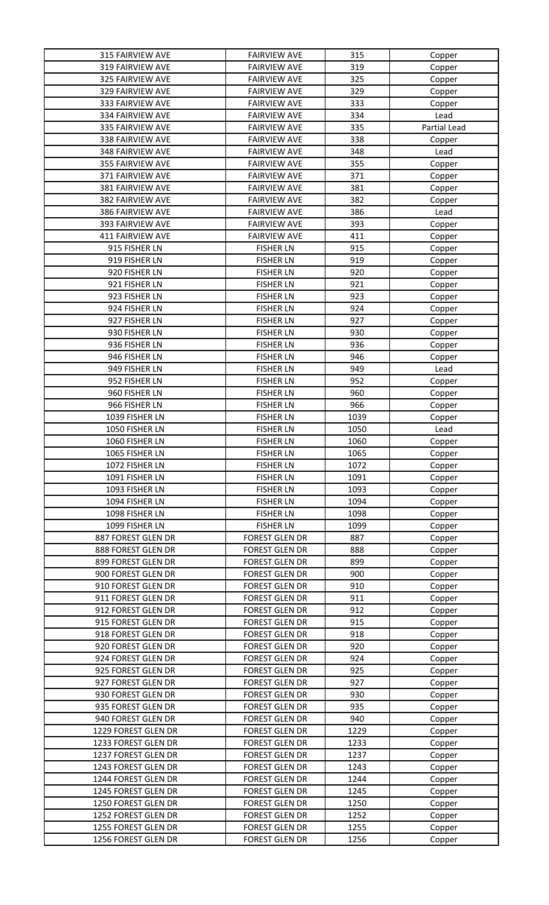| | | | |
|---|---|---|---|
| 315 FAIRVIEW AVE | FAIRVIEW AVE | 315 | Copper |
| 319 FAIRVIEW AVE | FAIRVIEW AVE | 319 | Copper |
| 325 FAIRVIEW AVE | FAIRVIEW AVE | 325 | Copper |
| 329 FAIRVIEW AVE | FAIRVIEW AVE | 329 | Copper |
| 333 FAIRVIEW AVE | FAIRVIEW AVE | 333 | Copper |
| 334 FAIRVIEW AVE | FAIRVIEW AVE | 334 | Lead |
| 335 FAIRVIEW AVE | FAIRVIEW AVE | 335 | Partial Lead |
| 338 FAIRVIEW AVE | FAIRVIEW AVE | 338 | Copper |
| 348 FAIRVIEW AVE | FAIRVIEW AVE | 348 | Lead |
| 355 FAIRVIEW AVE | FAIRVIEW AVE | 355 | Copper |
| 371 FAIRVIEW AVE | FAIRVIEW AVE | 371 | Copper |
| 381 FAIRVIEW AVE | FAIRVIEW AVE | 381 | Copper |
| 382 FAIRVIEW AVE | FAIRVIEW AVE | 382 | Copper |
| 386 FAIRVIEW AVE | FAIRVIEW AVE | 386 | Lead |
| 393 FAIRVIEW AVE | FAIRVIEW AVE | 393 | Copper |
| 411 FAIRVIEW AVE | FAIRVIEW AVE | 411 | Copper |
| 915 FISHER LN | FISHER LN | 915 | Copper |
| 919 FISHER LN | FISHER LN | 919 | Copper |
| 920 FISHER LN | FISHER LN | 920 | Copper |
| 921 FISHER LN | FISHER LN | 921 | Copper |
| 923 FISHER LN | FISHER LN | 923 | Copper |
| 924 FISHER LN | FISHER LN | 924 | Copper |
| 927 FISHER LN | FISHER LN | 927 | Copper |
| 930 FISHER LN | FISHER LN | 930 | Copper |
| 936 FISHER LN | FISHER LN | 936 | Copper |
| 946 FISHER LN | FISHER LN | 946 | Copper |
| 949 FISHER LN | FISHER LN | 949 | Lead |
| 952 FISHER LN | FISHER LN | 952 | Copper |
| 960 FISHER LN | FISHER LN | 960 | Copper |
| 966 FISHER LN | FISHER LN | 966 | Copper |
| 1039 FISHER LN | FISHER LN | 1039 | Copper |
| 1050 FISHER LN | FISHER LN | 1050 | Lead |
| 1060 FISHER LN | FISHER LN | 1060 | Copper |
| 1065 FISHER LN | FISHER LN | 1065 | Copper |
| 1072 FISHER LN | FISHER LN | 1072 | Copper |
| 1091 FISHER LN | FISHER LN | 1091 | Copper |
| 1093 FISHER LN | FISHER LN | 1093 | Copper |
| 1094 FISHER LN | FISHER LN | 1094 | Copper |
| 1098 FISHER LN | FISHER LN | 1098 | Copper |
| 1099 FISHER LN | FISHER LN | 1099 | Copper |
| 887 FOREST GLEN DR | FOREST GLEN DR | 887 | Copper |
| 888 FOREST GLEN DR | FOREST GLEN DR | 888 | Copper |
| 899 FOREST GLEN DR | FOREST GLEN DR | 899 | Copper |
| 900 FOREST GLEN DR | FOREST GLEN DR | 900 | Copper |
| 910 FOREST GLEN DR | FOREST GLEN DR | 910 | Copper |
| 911 FOREST GLEN DR | FOREST GLEN DR | 911 | Copper |
| 912 FOREST GLEN DR | FOREST GLEN DR | 912 | Copper |
| 915 FOREST GLEN DR | FOREST GLEN DR | 915 | Copper |
| 918 FOREST GLEN DR | FOREST GLEN DR | 918 | Copper |
| 920 FOREST GLEN DR | FOREST GLEN DR | 920 | Copper |
| 924 FOREST GLEN DR | FOREST GLEN DR | 924 | Copper |
| 925 FOREST GLEN DR | FOREST GLEN DR | 925 | Copper |
| 927 FOREST GLEN DR | FOREST GLEN DR | 927 | Copper |
| 930 FOREST GLEN DR | FOREST GLEN DR | 930 | Copper |
| 935 FOREST GLEN DR | FOREST GLEN DR | 935 | Copper |
| 940 FOREST GLEN DR | FOREST GLEN DR | 940 | Copper |
| 1229 FOREST GLEN DR | FOREST GLEN DR | 1229 | Copper |
| 1233 FOREST GLEN DR | FOREST GLEN DR | 1233 | Copper |
| 1237 FOREST GLEN DR | FOREST GLEN DR | 1237 | Copper |
| 1243 FOREST GLEN DR | FOREST GLEN DR | 1243 | Copper |
| 1244 FOREST GLEN DR | FOREST GLEN DR | 1244 | Copper |
| 1245 FOREST GLEN DR | FOREST GLEN DR | 1245 | Copper |
| 1250 FOREST GLEN DR | FOREST GLEN DR | 1250 | Copper |
| 1252 FOREST GLEN DR | FOREST GLEN DR | 1252 | Copper |
| 1255 FOREST GLEN DR | FOREST GLEN DR | 1255 | Copper |
| 1256 FOREST GLEN DR | FOREST GLEN DR | 1256 | Copper |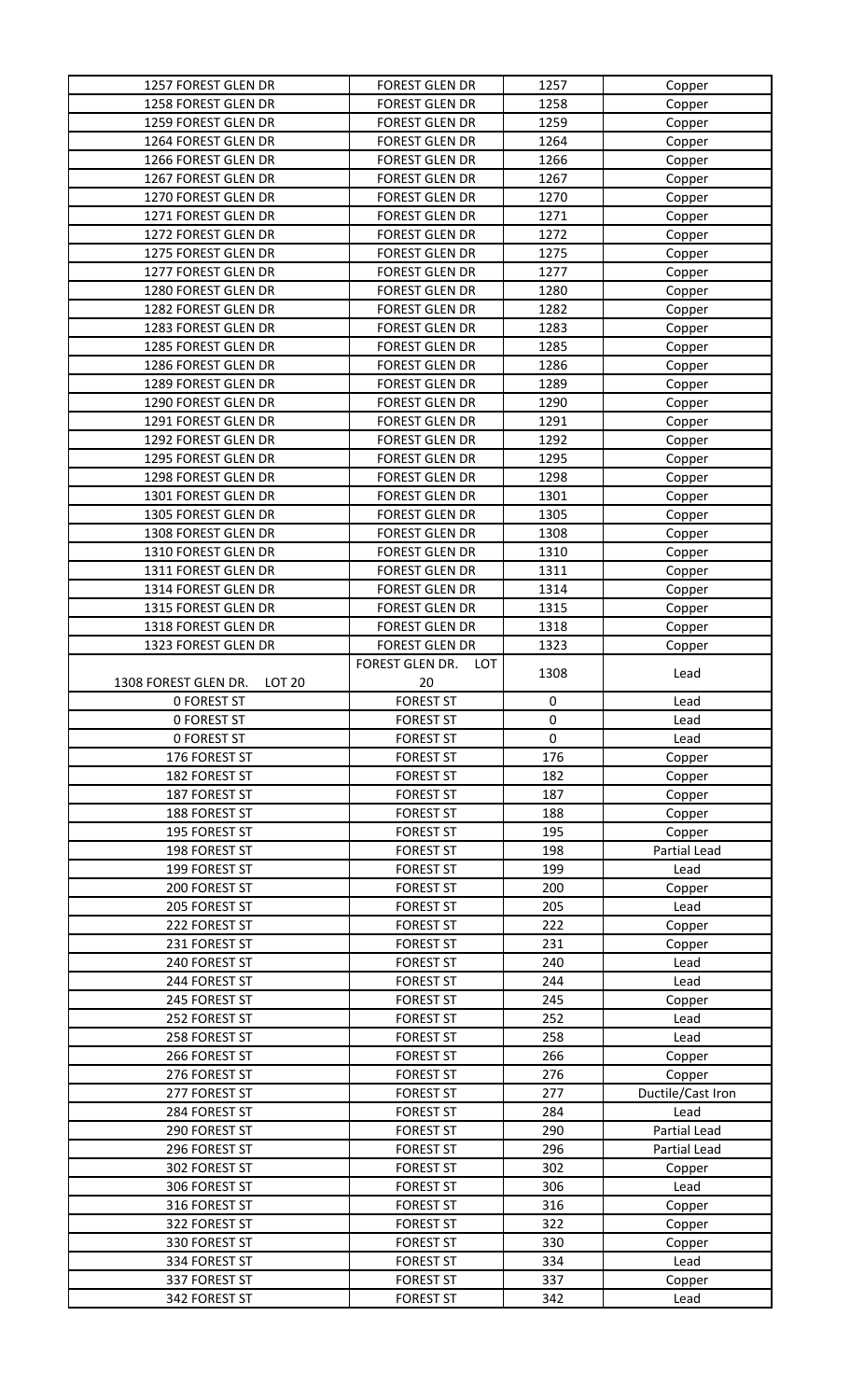| 1257 FOREST GLEN DR | FOREST GLEN DR | 1257 | Copper |
|---|---|---|---|
| 1258 FOREST GLEN DR | FOREST GLEN DR | 1258 | Copper |
| 1259 FOREST GLEN DR | FOREST GLEN DR | 1259 | Copper |
| 1264 FOREST GLEN DR | FOREST GLEN DR | 1264 | Copper |
| 1266 FOREST GLEN DR | FOREST GLEN DR | 1266 | Copper |
| 1267 FOREST GLEN DR | FOREST GLEN DR | 1267 | Copper |
| 1270 FOREST GLEN DR | FOREST GLEN DR | 1270 | Copper |
| 1271 FOREST GLEN DR | FOREST GLEN DR | 1271 | Copper |
| 1272 FOREST GLEN DR | FOREST GLEN DR | 1272 | Copper |
| 1275 FOREST GLEN DR | FOREST GLEN DR | 1275 | Copper |
| 1277 FOREST GLEN DR | FOREST GLEN DR | 1277 | Copper |
| 1280 FOREST GLEN DR | FOREST GLEN DR | 1280 | Copper |
| 1282 FOREST GLEN DR | FOREST GLEN DR | 1282 | Copper |
| 1283 FOREST GLEN DR | FOREST GLEN DR | 1283 | Copper |
| 1285 FOREST GLEN DR | FOREST GLEN DR | 1285 | Copper |
| 1286 FOREST GLEN DR | FOREST GLEN DR | 1286 | Copper |
| 1289 FOREST GLEN DR | FOREST GLEN DR | 1289 | Copper |
| 1290 FOREST GLEN DR | FOREST GLEN DR | 1290 | Copper |
| 1291 FOREST GLEN DR | FOREST GLEN DR | 1291 | Copper |
| 1292 FOREST GLEN DR | FOREST GLEN DR | 1292 | Copper |
| 1295 FOREST GLEN DR | FOREST GLEN DR | 1295 | Copper |
| 1298 FOREST GLEN DR | FOREST GLEN DR | 1298 | Copper |
| 1301 FOREST GLEN DR | FOREST GLEN DR | 1301 | Copper |
| 1305 FOREST GLEN DR | FOREST GLEN DR | 1305 | Copper |
| 1308 FOREST GLEN DR | FOREST GLEN DR | 1308 | Copper |
| 1310 FOREST GLEN DR | FOREST GLEN DR | 1310 | Copper |
| 1311 FOREST GLEN DR | FOREST GLEN DR | 1311 | Copper |
| 1314 FOREST GLEN DR | FOREST GLEN DR | 1314 | Copper |
| 1315 FOREST GLEN DR | FOREST GLEN DR | 1315 | Copper |
| 1318 FOREST GLEN DR | FOREST GLEN DR | 1318 | Copper |
| 1323 FOREST GLEN DR | FOREST GLEN DR | 1323 | Copper |
| 1308 FOREST GLEN DR. LOT 20 | FOREST GLEN DR. LOT 20 | 1308 | Lead |
| 0 FOREST ST | FOREST ST | 0 | Lead |
| 0 FOREST ST | FOREST ST | 0 | Lead |
| 0 FOREST ST | FOREST ST | 0 | Lead |
| 176 FOREST ST | FOREST ST | 176 | Copper |
| 182 FOREST ST | FOREST ST | 182 | Copper |
| 187 FOREST ST | FOREST ST | 187 | Copper |
| 188 FOREST ST | FOREST ST | 188 | Copper |
| 195 FOREST ST | FOREST ST | 195 | Copper |
| 198 FOREST ST | FOREST ST | 198 | Partial Lead |
| 199 FOREST ST | FOREST ST | 199 | Lead |
| 200 FOREST ST | FOREST ST | 200 | Copper |
| 205 FOREST ST | FOREST ST | 205 | Lead |
| 222 FOREST ST | FOREST ST | 222 | Copper |
| 231 FOREST ST | FOREST ST | 231 | Copper |
| 240 FOREST ST | FOREST ST | 240 | Lead |
| 244 FOREST ST | FOREST ST | 244 | Lead |
| 245 FOREST ST | FOREST ST | 245 | Copper |
| 252 FOREST ST | FOREST ST | 252 | Lead |
| 258 FOREST ST | FOREST ST | 258 | Lead |
| 266 FOREST ST | FOREST ST | 266 | Copper |
| 276 FOREST ST | FOREST ST | 276 | Copper |
| 277 FOREST ST | FOREST ST | 277 | Ductile/Cast Iron |
| 284 FOREST ST | FOREST ST | 284 | Lead |
| 290 FOREST ST | FOREST ST | 290 | Partial Lead |
| 296 FOREST ST | FOREST ST | 296 | Partial Lead |
| 302 FOREST ST | FOREST ST | 302 | Copper |
| 306 FOREST ST | FOREST ST | 306 | Lead |
| 316 FOREST ST | FOREST ST | 316 | Copper |
| 322 FOREST ST | FOREST ST | 322 | Copper |
| 330 FOREST ST | FOREST ST | 330 | Copper |
| 334 FOREST ST | FOREST ST | 334 | Lead |
| 337 FOREST ST | FOREST ST | 337 | Copper |
| 342 FOREST ST | FOREST ST | 342 | Lead |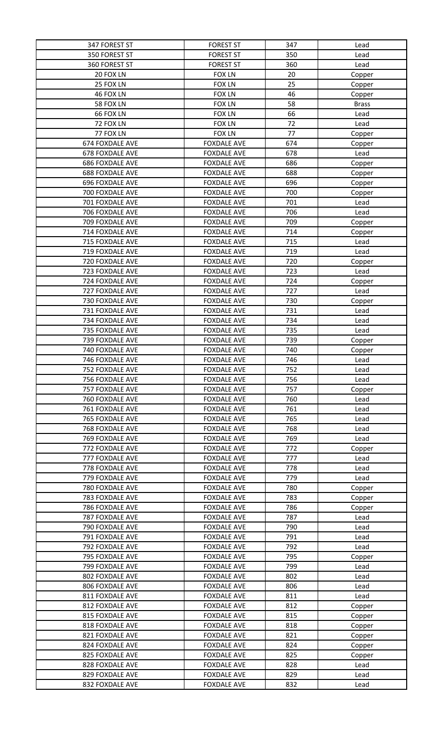| 347 FOREST ST | FOREST ST | 347 | Lead |
|---|---|---|---|
| 350 FOREST ST | FOREST ST | 350 | Lead |
| 360 FOREST ST | FOREST ST | 360 | Lead |
| 20 FOX LN | FOX LN | 20 | Copper |
| 25 FOX LN | FOX LN | 25 | Copper |
| 46 FOX LN | FOX LN | 46 | Copper |
| 58 FOX LN | FOX LN | 58 | Brass |
| 66 FOX LN | FOX LN | 66 | Lead |
| 72 FOX LN | FOX LN | 72 | Lead |
| 77 FOX LN | FOX LN | 77 | Copper |
| 674 FOXDALE AVE | FOXDALE AVE | 674 | Copper |
| 678 FOXDALE AVE | FOXDALE AVE | 678 | Lead |
| 686 FOXDALE AVE | FOXDALE AVE | 686 | Copper |
| 688 FOXDALE AVE | FOXDALE AVE | 688 | Copper |
| 696 FOXDALE AVE | FOXDALE AVE | 696 | Copper |
| 700 FOXDALE AVE | FOXDALE AVE | 700 | Copper |
| 701 FOXDALE AVE | FOXDALE AVE | 701 | Lead |
| 706 FOXDALE AVE | FOXDALE AVE | 706 | Lead |
| 709 FOXDALE AVE | FOXDALE AVE | 709 | Copper |
| 714 FOXDALE AVE | FOXDALE AVE | 714 | Copper |
| 715 FOXDALE AVE | FOXDALE AVE | 715 | Lead |
| 719 FOXDALE AVE | FOXDALE AVE | 719 | Lead |
| 720 FOXDALE AVE | FOXDALE AVE | 720 | Copper |
| 723 FOXDALE AVE | FOXDALE AVE | 723 | Lead |
| 724 FOXDALE AVE | FOXDALE AVE | 724 | Copper |
| 727 FOXDALE AVE | FOXDALE AVE | 727 | Lead |
| 730 FOXDALE AVE | FOXDALE AVE | 730 | Copper |
| 731 FOXDALE AVE | FOXDALE AVE | 731 | Lead |
| 734 FOXDALE AVE | FOXDALE AVE | 734 | Lead |
| 735 FOXDALE AVE | FOXDALE AVE | 735 | Lead |
| 739 FOXDALE AVE | FOXDALE AVE | 739 | Copper |
| 740 FOXDALE AVE | FOXDALE AVE | 740 | Copper |
| 746 FOXDALE AVE | FOXDALE AVE | 746 | Lead |
| 752 FOXDALE AVE | FOXDALE AVE | 752 | Lead |
| 756 FOXDALE AVE | FOXDALE AVE | 756 | Lead |
| 757 FOXDALE AVE | FOXDALE AVE | 757 | Copper |
| 760 FOXDALE AVE | FOXDALE AVE | 760 | Lead |
| 761 FOXDALE AVE | FOXDALE AVE | 761 | Lead |
| 765 FOXDALE AVE | FOXDALE AVE | 765 | Lead |
| 768 FOXDALE AVE | FOXDALE AVE | 768 | Lead |
| 769 FOXDALE AVE | FOXDALE AVE | 769 | Lead |
| 772 FOXDALE AVE | FOXDALE AVE | 772 | Copper |
| 777 FOXDALE AVE | FOXDALE AVE | 777 | Lead |
| 778 FOXDALE AVE | FOXDALE AVE | 778 | Lead |
| 779 FOXDALE AVE | FOXDALE AVE | 779 | Lead |
| 780 FOXDALE AVE | FOXDALE AVE | 780 | Copper |
| 783 FOXDALE AVE | FOXDALE AVE | 783 | Copper |
| 786 FOXDALE AVE | FOXDALE AVE | 786 | Copper |
| 787 FOXDALE AVE | FOXDALE AVE | 787 | Lead |
| 790 FOXDALE AVE | FOXDALE AVE | 790 | Lead |
| 791 FOXDALE AVE | FOXDALE AVE | 791 | Lead |
| 792 FOXDALE AVE | FOXDALE AVE | 792 | Lead |
| 795 FOXDALE AVE | FOXDALE AVE | 795 | Copper |
| 799 FOXDALE AVE | FOXDALE AVE | 799 | Lead |
| 802 FOXDALE AVE | FOXDALE AVE | 802 | Lead |
| 806 FOXDALE AVE | FOXDALE AVE | 806 | Lead |
| 811 FOXDALE AVE | FOXDALE AVE | 811 | Lead |
| 812 FOXDALE AVE | FOXDALE AVE | 812 | Copper |
| 815 FOXDALE AVE | FOXDALE AVE | 815 | Copper |
| 818 FOXDALE AVE | FOXDALE AVE | 818 | Copper |
| 821 FOXDALE AVE | FOXDALE AVE | 821 | Copper |
| 824 FOXDALE AVE | FOXDALE AVE | 824 | Copper |
| 825 FOXDALE AVE | FOXDALE AVE | 825 | Copper |
| 828 FOXDALE AVE | FOXDALE AVE | 828 | Lead |
| 829 FOXDALE AVE | FOXDALE AVE | 829 | Lead |
| 832 FOXDALE AVE | FOXDALE AVE | 832 | Lead |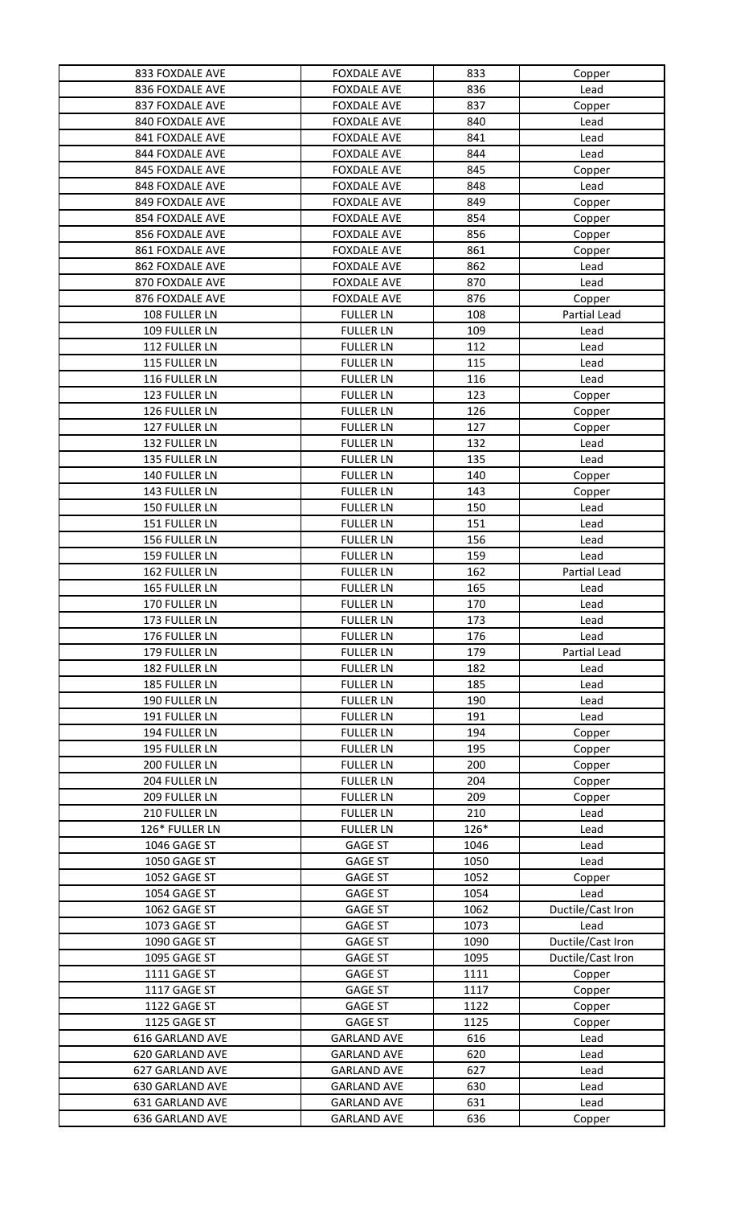| 833 FOXDALE AVE | FOXDALE AVE | 833 | Copper |
|---|---|---|---|
| 836 FOXDALE AVE | FOXDALE AVE | 836 | Lead |
| 837 FOXDALE AVE | FOXDALE AVE | 837 | Copper |
| 840 FOXDALE AVE | FOXDALE AVE | 840 | Lead |
| 841 FOXDALE AVE | FOXDALE AVE | 841 | Lead |
| 844 FOXDALE AVE | FOXDALE AVE | 844 | Lead |
| 845 FOXDALE AVE | FOXDALE AVE | 845 | Copper |
| 848 FOXDALE AVE | FOXDALE AVE | 848 | Lead |
| 849 FOXDALE AVE | FOXDALE AVE | 849 | Copper |
| 854 FOXDALE AVE | FOXDALE AVE | 854 | Copper |
| 856 FOXDALE AVE | FOXDALE AVE | 856 | Copper |
| 861 FOXDALE AVE | FOXDALE AVE | 861 | Copper |
| 862 FOXDALE AVE | FOXDALE AVE | 862 | Lead |
| 870 FOXDALE AVE | FOXDALE AVE | 870 | Lead |
| 876 FOXDALE AVE | FOXDALE AVE | 876 | Copper |
| 108 FULLER LN | FULLER LN | 108 | Partial Lead |
| 109 FULLER LN | FULLER LN | 109 | Lead |
| 112 FULLER LN | FULLER LN | 112 | Lead |
| 115 FULLER LN | FULLER LN | 115 | Lead |
| 116 FULLER LN | FULLER LN | 116 | Lead |
| 123 FULLER LN | FULLER LN | 123 | Copper |
| 126 FULLER LN | FULLER LN | 126 | Copper |
| 127 FULLER LN | FULLER LN | 127 | Copper |
| 132 FULLER LN | FULLER LN | 132 | Lead |
| 135 FULLER LN | FULLER LN | 135 | Lead |
| 140 FULLER LN | FULLER LN | 140 | Copper |
| 143 FULLER LN | FULLER LN | 143 | Copper |
| 150 FULLER LN | FULLER LN | 150 | Lead |
| 151 FULLER LN | FULLER LN | 151 | Lead |
| 156 FULLER LN | FULLER LN | 156 | Lead |
| 159 FULLER LN | FULLER LN | 159 | Lead |
| 162 FULLER LN | FULLER LN | 162 | Partial Lead |
| 165 FULLER LN | FULLER LN | 165 | Lead |
| 170 FULLER LN | FULLER LN | 170 | Lead |
| 173 FULLER LN | FULLER LN | 173 | Lead |
| 176 FULLER LN | FULLER LN | 176 | Lead |
| 179 FULLER LN | FULLER LN | 179 | Partial Lead |
| 182 FULLER LN | FULLER LN | 182 | Lead |
| 185 FULLER LN | FULLER LN | 185 | Lead |
| 190 FULLER LN | FULLER LN | 190 | Lead |
| 191 FULLER LN | FULLER LN | 191 | Lead |
| 194 FULLER LN | FULLER LN | 194 | Copper |
| 195 FULLER LN | FULLER LN | 195 | Copper |
| 200 FULLER LN | FULLER LN | 200 | Copper |
| 204 FULLER LN | FULLER LN | 204 | Copper |
| 209 FULLER LN | FULLER LN | 209 | Copper |
| 210 FULLER LN | FULLER LN | 210 | Lead |
| 126* FULLER LN | FULLER LN | 126* | Lead |
| 1046 GAGE ST | GAGE ST | 1046 | Lead |
| 1050 GAGE ST | GAGE ST | 1050 | Lead |
| 1052 GAGE ST | GAGE ST | 1052 | Copper |
| 1054 GAGE ST | GAGE ST | 1054 | Lead |
| 1062 GAGE ST | GAGE ST | 1062 | Ductile/Cast Iron |
| 1073 GAGE ST | GAGE ST | 1073 | Lead |
| 1090 GAGE ST | GAGE ST | 1090 | Ductile/Cast Iron |
| 1095 GAGE ST | GAGE ST | 1095 | Ductile/Cast Iron |
| 1111 GAGE ST | GAGE ST | 1111 | Copper |
| 1117 GAGE ST | GAGE ST | 1117 | Copper |
| 1122 GAGE ST | GAGE ST | 1122 | Copper |
| 1125 GAGE ST | GAGE ST | 1125 | Copper |
| 616 GARLAND AVE | GARLAND AVE | 616 | Lead |
| 620 GARLAND AVE | GARLAND AVE | 620 | Lead |
| 627 GARLAND AVE | GARLAND AVE | 627 | Lead |
| 630 GARLAND AVE | GARLAND AVE | 630 | Lead |
| 631 GARLAND AVE | GARLAND AVE | 631 | Lead |
| 636 GARLAND AVE | GARLAND AVE | 636 | Copper |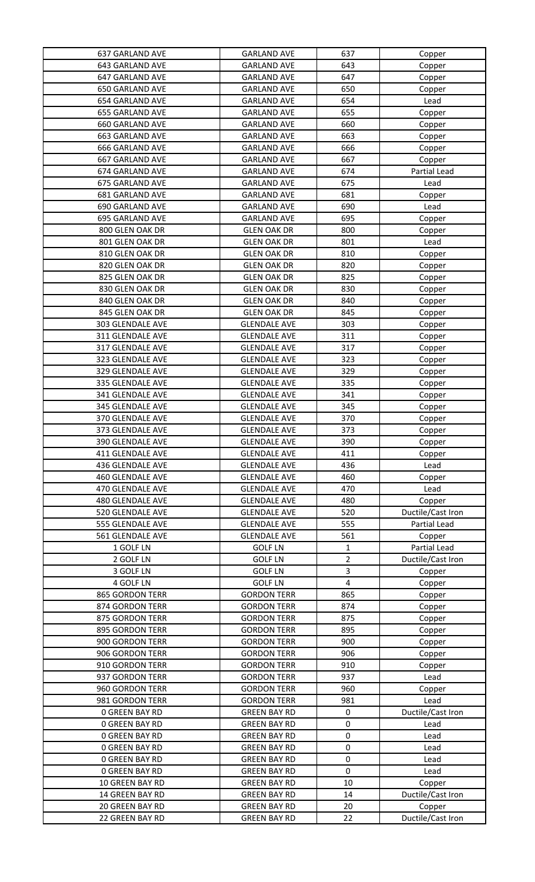| | | | |
|---|---|---|---|
| 637 GARLAND AVE | GARLAND AVE | 637 | Copper |
| 643 GARLAND AVE | GARLAND AVE | 643 | Copper |
| 647 GARLAND AVE | GARLAND AVE | 647 | Copper |
| 650 GARLAND AVE | GARLAND AVE | 650 | Copper |
| 654 GARLAND AVE | GARLAND AVE | 654 | Lead |
| 655 GARLAND AVE | GARLAND AVE | 655 | Copper |
| 660 GARLAND AVE | GARLAND AVE | 660 | Copper |
| 663 GARLAND AVE | GARLAND AVE | 663 | Copper |
| 666 GARLAND AVE | GARLAND AVE | 666 | Copper |
| 667 GARLAND AVE | GARLAND AVE | 667 | Copper |
| 674 GARLAND AVE | GARLAND AVE | 674 | Partial Lead |
| 675 GARLAND AVE | GARLAND AVE | 675 | Lead |
| 681 GARLAND AVE | GARLAND AVE | 681 | Copper |
| 690 GARLAND AVE | GARLAND AVE | 690 | Lead |
| 695 GARLAND AVE | GARLAND AVE | 695 | Copper |
| 800 GLEN OAK DR | GLEN OAK DR | 800 | Copper |
| 801 GLEN OAK DR | GLEN OAK DR | 801 | Lead |
| 810 GLEN OAK DR | GLEN OAK DR | 810 | Copper |
| 820 GLEN OAK DR | GLEN OAK DR | 820 | Copper |
| 825 GLEN OAK DR | GLEN OAK DR | 825 | Copper |
| 830 GLEN OAK DR | GLEN OAK DR | 830 | Copper |
| 840 GLEN OAK DR | GLEN OAK DR | 840 | Copper |
| 845 GLEN OAK DR | GLEN OAK DR | 845 | Copper |
| 303 GLENDALE AVE | GLENDALE AVE | 303 | Copper |
| 311 GLENDALE AVE | GLENDALE AVE | 311 | Copper |
| 317 GLENDALE AVE | GLENDALE AVE | 317 | Copper |
| 323 GLENDALE AVE | GLENDALE AVE | 323 | Copper |
| 329 GLENDALE AVE | GLENDALE AVE | 329 | Copper |
| 335 GLENDALE AVE | GLENDALE AVE | 335 | Copper |
| 341 GLENDALE AVE | GLENDALE AVE | 341 | Copper |
| 345 GLENDALE AVE | GLENDALE AVE | 345 | Copper |
| 370 GLENDALE AVE | GLENDALE AVE | 370 | Copper |
| 373 GLENDALE AVE | GLENDALE AVE | 373 | Copper |
| 390 GLENDALE AVE | GLENDALE AVE | 390 | Copper |
| 411 GLENDALE AVE | GLENDALE AVE | 411 | Copper |
| 436 GLENDALE AVE | GLENDALE AVE | 436 | Lead |
| 460 GLENDALE AVE | GLENDALE AVE | 460 | Copper |
| 470 GLENDALE AVE | GLENDALE AVE | 470 | Lead |
| 480 GLENDALE AVE | GLENDALE AVE | 480 | Copper |
| 520 GLENDALE AVE | GLENDALE AVE | 520 | Ductile/Cast Iron |
| 555 GLENDALE AVE | GLENDALE AVE | 555 | Partial Lead |
| 561 GLENDALE AVE | GLENDALE AVE | 561 | Copper |
| 1 GOLF LN | GOLF LN | 1 | Partial Lead |
| 2 GOLF LN | GOLF LN | 2 | Ductile/Cast Iron |
| 3 GOLF LN | GOLF LN | 3 | Copper |
| 4 GOLF LN | GOLF LN | 4 | Copper |
| 865 GORDON TERR | GORDON TERR | 865 | Copper |
| 874 GORDON TERR | GORDON TERR | 874 | Copper |
| 875 GORDON TERR | GORDON TERR | 875 | Copper |
| 895 GORDON TERR | GORDON TERR | 895 | Copper |
| 900 GORDON TERR | GORDON TERR | 900 | Copper |
| 906 GORDON TERR | GORDON TERR | 906 | Copper |
| 910 GORDON TERR | GORDON TERR | 910 | Copper |
| 937 GORDON TERR | GORDON TERR | 937 | Lead |
| 960 GORDON TERR | GORDON TERR | 960 | Copper |
| 981 GORDON TERR | GORDON TERR | 981 | Lead |
| 0 GREEN BAY RD | GREEN BAY RD | 0 | Ductile/Cast Iron |
| 0 GREEN BAY RD | GREEN BAY RD | 0 | Lead |
| 0 GREEN BAY RD | GREEN BAY RD | 0 | Lead |
| 0 GREEN BAY RD | GREEN BAY RD | 0 | Lead |
| 0 GREEN BAY RD | GREEN BAY RD | 0 | Lead |
| 0 GREEN BAY RD | GREEN BAY RD | 0 | Lead |
| 10 GREEN BAY RD | GREEN BAY RD | 10 | Copper |
| 14 GREEN BAY RD | GREEN BAY RD | 14 | Ductile/Cast Iron |
| 20 GREEN BAY RD | GREEN BAY RD | 20 | Copper |
| 22 GREEN BAY RD | GREEN BAY RD | 22 | Ductile/Cast Iron |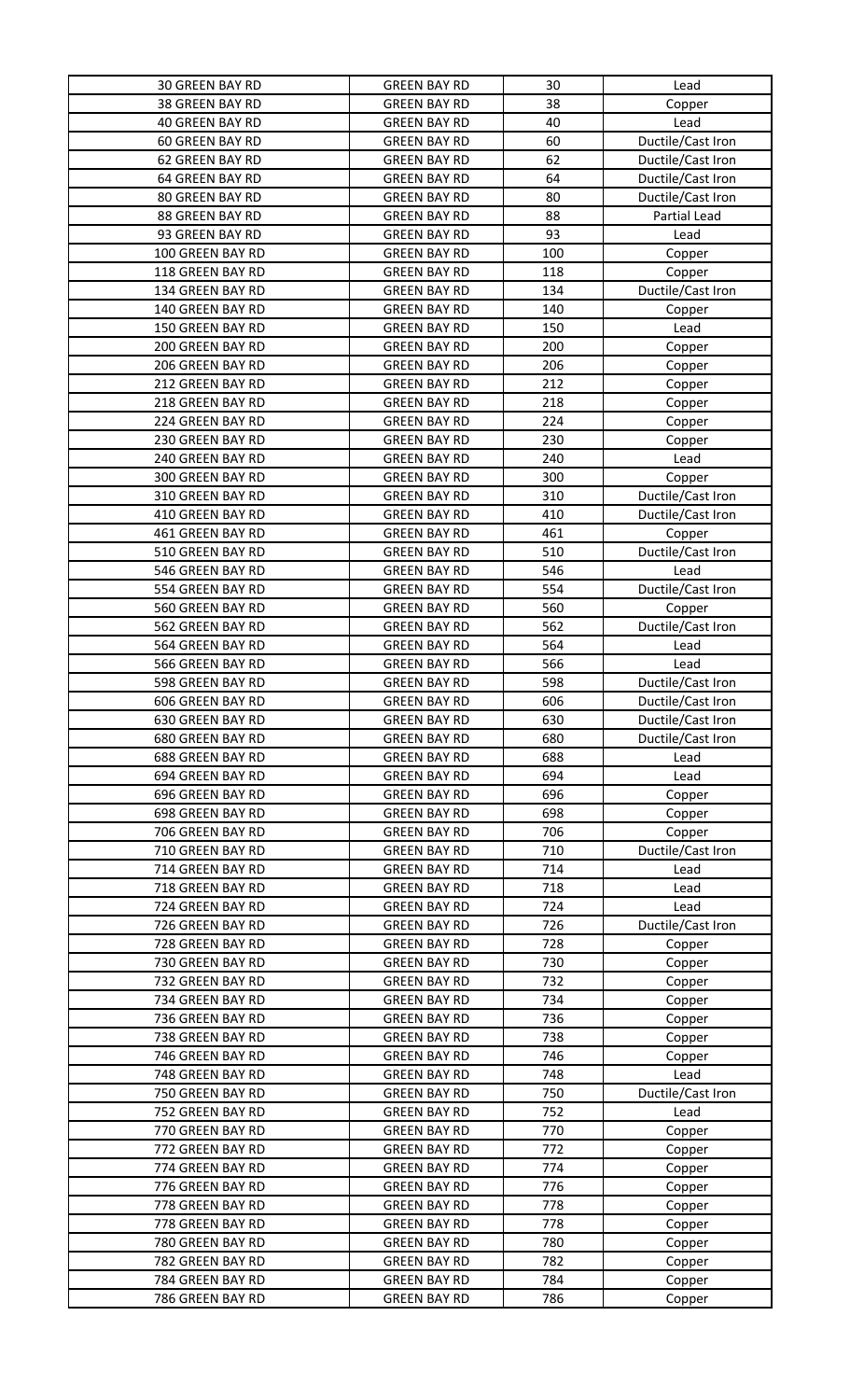| 30 GREEN BAY RD | GREEN BAY RD | 30 | Lead |
|---|---|---|---|
| 38 GREEN BAY RD | GREEN BAY RD | 38 | Copper |
| 40 GREEN BAY RD | GREEN BAY RD | 40 | Lead |
| 60 GREEN BAY RD | GREEN BAY RD | 60 | Ductile/Cast Iron |
| 62 GREEN BAY RD | GREEN BAY RD | 62 | Ductile/Cast Iron |
| 64 GREEN BAY RD | GREEN BAY RD | 64 | Ductile/Cast Iron |
| 80 GREEN BAY RD | GREEN BAY RD | 80 | Ductile/Cast Iron |
| 88 GREEN BAY RD | GREEN BAY RD | 88 | Partial Lead |
| 93 GREEN BAY RD | GREEN BAY RD | 93 | Lead |
| 100 GREEN BAY RD | GREEN BAY RD | 100 | Copper |
| 118 GREEN BAY RD | GREEN BAY RD | 118 | Copper |
| 134 GREEN BAY RD | GREEN BAY RD | 134 | Ductile/Cast Iron |
| 140 GREEN BAY RD | GREEN BAY RD | 140 | Copper |
| 150 GREEN BAY RD | GREEN BAY RD | 150 | Lead |
| 200 GREEN BAY RD | GREEN BAY RD | 200 | Copper |
| 206 GREEN BAY RD | GREEN BAY RD | 206 | Copper |
| 212 GREEN BAY RD | GREEN BAY RD | 212 | Copper |
| 218 GREEN BAY RD | GREEN BAY RD | 218 | Copper |
| 224 GREEN BAY RD | GREEN BAY RD | 224 | Copper |
| 230 GREEN BAY RD | GREEN BAY RD | 230 | Copper |
| 240 GREEN BAY RD | GREEN BAY RD | 240 | Lead |
| 300 GREEN BAY RD | GREEN BAY RD | 300 | Copper |
| 310 GREEN BAY RD | GREEN BAY RD | 310 | Ductile/Cast Iron |
| 410 GREEN BAY RD | GREEN BAY RD | 410 | Ductile/Cast Iron |
| 461 GREEN BAY RD | GREEN BAY RD | 461 | Copper |
| 510 GREEN BAY RD | GREEN BAY RD | 510 | Ductile/Cast Iron |
| 546 GREEN BAY RD | GREEN BAY RD | 546 | Lead |
| 554 GREEN BAY RD | GREEN BAY RD | 554 | Ductile/Cast Iron |
| 560 GREEN BAY RD | GREEN BAY RD | 560 | Copper |
| 562 GREEN BAY RD | GREEN BAY RD | 562 | Ductile/Cast Iron |
| 564 GREEN BAY RD | GREEN BAY RD | 564 | Lead |
| 566 GREEN BAY RD | GREEN BAY RD | 566 | Lead |
| 598 GREEN BAY RD | GREEN BAY RD | 598 | Ductile/Cast Iron |
| 606 GREEN BAY RD | GREEN BAY RD | 606 | Ductile/Cast Iron |
| 630 GREEN BAY RD | GREEN BAY RD | 630 | Ductile/Cast Iron |
| 680 GREEN BAY RD | GREEN BAY RD | 680 | Ductile/Cast Iron |
| 688 GREEN BAY RD | GREEN BAY RD | 688 | Lead |
| 694 GREEN BAY RD | GREEN BAY RD | 694 | Lead |
| 696 GREEN BAY RD | GREEN BAY RD | 696 | Copper |
| 698 GREEN BAY RD | GREEN BAY RD | 698 | Copper |
| 706 GREEN BAY RD | GREEN BAY RD | 706 | Copper |
| 710 GREEN BAY RD | GREEN BAY RD | 710 | Ductile/Cast Iron |
| 714 GREEN BAY RD | GREEN BAY RD | 714 | Lead |
| 718 GREEN BAY RD | GREEN BAY RD | 718 | Lead |
| 724 GREEN BAY RD | GREEN BAY RD | 724 | Lead |
| 726 GREEN BAY RD | GREEN BAY RD | 726 | Ductile/Cast Iron |
| 728 GREEN BAY RD | GREEN BAY RD | 728 | Copper |
| 730 GREEN BAY RD | GREEN BAY RD | 730 | Copper |
| 732 GREEN BAY RD | GREEN BAY RD | 732 | Copper |
| 734 GREEN BAY RD | GREEN BAY RD | 734 | Copper |
| 736 GREEN BAY RD | GREEN BAY RD | 736 | Copper |
| 738 GREEN BAY RD | GREEN BAY RD | 738 | Copper |
| 746 GREEN BAY RD | GREEN BAY RD | 746 | Copper |
| 748 GREEN BAY RD | GREEN BAY RD | 748 | Lead |
| 750 GREEN BAY RD | GREEN BAY RD | 750 | Ductile/Cast Iron |
| 752 GREEN BAY RD | GREEN BAY RD | 752 | Lead |
| 770 GREEN BAY RD | GREEN BAY RD | 770 | Copper |
| 772 GREEN BAY RD | GREEN BAY RD | 772 | Copper |
| 774 GREEN BAY RD | GREEN BAY RD | 774 | Copper |
| 776 GREEN BAY RD | GREEN BAY RD | 776 | Copper |
| 778 GREEN BAY RD | GREEN BAY RD | 778 | Copper |
| 778 GREEN BAY RD | GREEN BAY RD | 778 | Copper |
| 780 GREEN BAY RD | GREEN BAY RD | 780 | Copper |
| 782 GREEN BAY RD | GREEN BAY RD | 782 | Copper |
| 784 GREEN BAY RD | GREEN BAY RD | 784 | Copper |
| 786 GREEN BAY RD | GREEN BAY RD | 786 | Copper |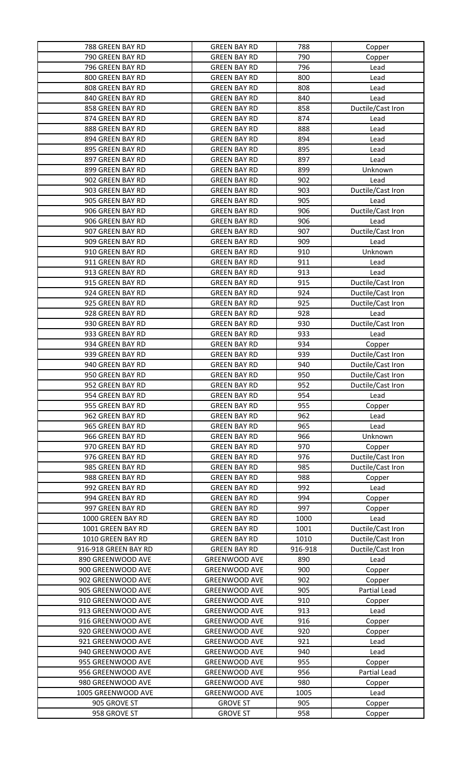| 788 GREEN BAY RD | GREEN BAY RD | 788 | Copper |
|---|---|---|---|
| 790 GREEN BAY RD | GREEN BAY RD | 790 | Copper |
| 796 GREEN BAY RD | GREEN BAY RD | 796 | Lead |
| 800 GREEN BAY RD | GREEN BAY RD | 800 | Lead |
| 808 GREEN BAY RD | GREEN BAY RD | 808 | Lead |
| 840 GREEN BAY RD | GREEN BAY RD | 840 | Lead |
| 858 GREEN BAY RD | GREEN BAY RD | 858 | Ductile/Cast Iron |
| 874 GREEN BAY RD | GREEN BAY RD | 874 | Lead |
| 888 GREEN BAY RD | GREEN BAY RD | 888 | Lead |
| 894 GREEN BAY RD | GREEN BAY RD | 894 | Lead |
| 895 GREEN BAY RD | GREEN BAY RD | 895 | Lead |
| 897 GREEN BAY RD | GREEN BAY RD | 897 | Lead |
| 899 GREEN BAY RD | GREEN BAY RD | 899 | Unknown |
| 902 GREEN BAY RD | GREEN BAY RD | 902 | Lead |
| 903 GREEN BAY RD | GREEN BAY RD | 903 | Ductile/Cast Iron |
| 905 GREEN BAY RD | GREEN BAY RD | 905 | Lead |
| 906 GREEN BAY RD | GREEN BAY RD | 906 | Ductile/Cast Iron |
| 906 GREEN BAY RD | GREEN BAY RD | 906 | Lead |
| 907 GREEN BAY RD | GREEN BAY RD | 907 | Ductile/Cast Iron |
| 909 GREEN BAY RD | GREEN BAY RD | 909 | Lead |
| 910 GREEN BAY RD | GREEN BAY RD | 910 | Unknown |
| 911 GREEN BAY RD | GREEN BAY RD | 911 | Lead |
| 913 GREEN BAY RD | GREEN BAY RD | 913 | Lead |
| 915 GREEN BAY RD | GREEN BAY RD | 915 | Ductile/Cast Iron |
| 924 GREEN BAY RD | GREEN BAY RD | 924 | Ductile/Cast Iron |
| 925 GREEN BAY RD | GREEN BAY RD | 925 | Ductile/Cast Iron |
| 928 GREEN BAY RD | GREEN BAY RD | 928 | Lead |
| 930 GREEN BAY RD | GREEN BAY RD | 930 | Ductile/Cast Iron |
| 933 GREEN BAY RD | GREEN BAY RD | 933 | Lead |
| 934 GREEN BAY RD | GREEN BAY RD | 934 | Copper |
| 939 GREEN BAY RD | GREEN BAY RD | 939 | Ductile/Cast Iron |
| 940 GREEN BAY RD | GREEN BAY RD | 940 | Ductile/Cast Iron |
| 950 GREEN BAY RD | GREEN BAY RD | 950 | Ductile/Cast Iron |
| 952 GREEN BAY RD | GREEN BAY RD | 952 | Ductile/Cast Iron |
| 954 GREEN BAY RD | GREEN BAY RD | 954 | Lead |
| 955 GREEN BAY RD | GREEN BAY RD | 955 | Copper |
| 962 GREEN BAY RD | GREEN BAY RD | 962 | Lead |
| 965 GREEN BAY RD | GREEN BAY RD | 965 | Lead |
| 966 GREEN BAY RD | GREEN BAY RD | 966 | Unknown |
| 970 GREEN BAY RD | GREEN BAY RD | 970 | Copper |
| 976 GREEN BAY RD | GREEN BAY RD | 976 | Ductile/Cast Iron |
| 985 GREEN BAY RD | GREEN BAY RD | 985 | Ductile/Cast Iron |
| 988 GREEN BAY RD | GREEN BAY RD | 988 | Copper |
| 992 GREEN BAY RD | GREEN BAY RD | 992 | Lead |
| 994 GREEN BAY RD | GREEN BAY RD | 994 | Copper |
| 997 GREEN BAY RD | GREEN BAY RD | 997 | Copper |
| 1000 GREEN BAY RD | GREEN BAY RD | 1000 | Lead |
| 1001 GREEN BAY RD | GREEN BAY RD | 1001 | Ductile/Cast Iron |
| 1010 GREEN BAY RD | GREEN BAY RD | 1010 | Ductile/Cast Iron |
| 916-918 GREEN BAY RD | GREEN BAY RD | 916-918 | Ductile/Cast Iron |
| 890 GREENWOOD AVE | GREENWOOD AVE | 890 | Lead |
| 900 GREENWOOD AVE | GREENWOOD AVE | 900 | Copper |
| 902 GREENWOOD AVE | GREENWOOD AVE | 902 | Copper |
| 905 GREENWOOD AVE | GREENWOOD AVE | 905 | Partial Lead |
| 910 GREENWOOD AVE | GREENWOOD AVE | 910 | Copper |
| 913 GREENWOOD AVE | GREENWOOD AVE | 913 | Lead |
| 916 GREENWOOD AVE | GREENWOOD AVE | 916 | Copper |
| 920 GREENWOOD AVE | GREENWOOD AVE | 920 | Copper |
| 921 GREENWOOD AVE | GREENWOOD AVE | 921 | Lead |
| 940 GREENWOOD AVE | GREENWOOD AVE | 940 | Lead |
| 955 GREENWOOD AVE | GREENWOOD AVE | 955 | Copper |
| 956 GREENWOOD AVE | GREENWOOD AVE | 956 | Partial Lead |
| 980 GREENWOOD AVE | GREENWOOD AVE | 980 | Copper |
| 1005 GREENWOOD AVE | GREENWOOD AVE | 1005 | Lead |
| 905 GROVE ST | GROVE ST | 905 | Copper |
| 958 GROVE ST | GROVE ST | 958 | Copper |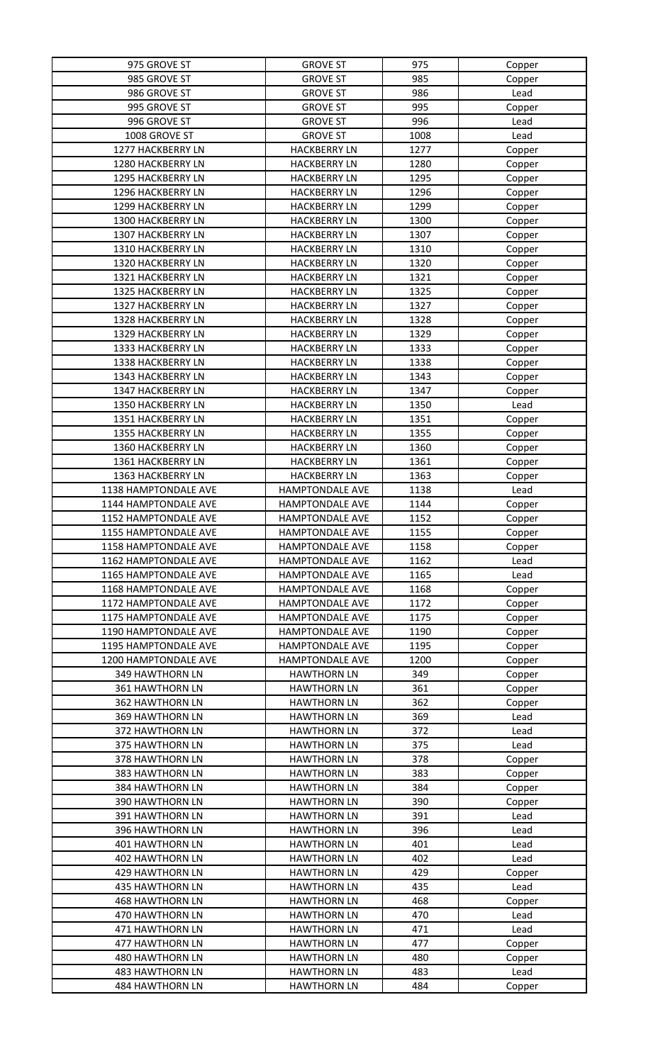| | | | |
|---|---|---|---|
| 975 GROVE ST | GROVE ST | 975 | Copper |
| 985 GROVE ST | GROVE ST | 985 | Copper |
| 986 GROVE ST | GROVE ST | 986 | Lead |
| 995 GROVE ST | GROVE ST | 995 | Copper |
| 996 GROVE ST | GROVE ST | 996 | Lead |
| 1008 GROVE ST | GROVE ST | 1008 | Lead |
| 1277 HACKBERRY LN | HACKBERRY LN | 1277 | Copper |
| 1280 HACKBERRY LN | HACKBERRY LN | 1280 | Copper |
| 1295 HACKBERRY LN | HACKBERRY LN | 1295 | Copper |
| 1296 HACKBERRY LN | HACKBERRY LN | 1296 | Copper |
| 1299 HACKBERRY LN | HACKBERRY LN | 1299 | Copper |
| 1300 HACKBERRY LN | HACKBERRY LN | 1300 | Copper |
| 1307 HACKBERRY LN | HACKBERRY LN | 1307 | Copper |
| 1310 HACKBERRY LN | HACKBERRY LN | 1310 | Copper |
| 1320 HACKBERRY LN | HACKBERRY LN | 1320 | Copper |
| 1321 HACKBERRY LN | HACKBERRY LN | 1321 | Copper |
| 1325 HACKBERRY LN | HACKBERRY LN | 1325 | Copper |
| 1327 HACKBERRY LN | HACKBERRY LN | 1327 | Copper |
| 1328 HACKBERRY LN | HACKBERRY LN | 1328 | Copper |
| 1329 HACKBERRY LN | HACKBERRY LN | 1329 | Copper |
| 1333 HACKBERRY LN | HACKBERRY LN | 1333 | Copper |
| 1338 HACKBERRY LN | HACKBERRY LN | 1338 | Copper |
| 1343 HACKBERRY LN | HACKBERRY LN | 1343 | Copper |
| 1347 HACKBERRY LN | HACKBERRY LN | 1347 | Copper |
| 1350 HACKBERRY LN | HACKBERRY LN | 1350 | Lead |
| 1351 HACKBERRY LN | HACKBERRY LN | 1351 | Copper |
| 1355 HACKBERRY LN | HACKBERRY LN | 1355 | Copper |
| 1360 HACKBERRY LN | HACKBERRY LN | 1360 | Copper |
| 1361 HACKBERRY LN | HACKBERRY LN | 1361 | Copper |
| 1363 HACKBERRY LN | HACKBERRY LN | 1363 | Copper |
| 1138 HAMPTONDALE AVE | HAMPTONDALE AVE | 1138 | Lead |
| 1144 HAMPTONDALE AVE | HAMPTONDALE AVE | 1144 | Copper |
| 1152 HAMPTONDALE AVE | HAMPTONDALE AVE | 1152 | Copper |
| 1155 HAMPTONDALE AVE | HAMPTONDALE AVE | 1155 | Copper |
| 1158 HAMPTONDALE AVE | HAMPTONDALE AVE | 1158 | Copper |
| 1162 HAMPTONDALE AVE | HAMPTONDALE AVE | 1162 | Lead |
| 1165 HAMPTONDALE AVE | HAMPTONDALE AVE | 1165 | Lead |
| 1168 HAMPTONDALE AVE | HAMPTONDALE AVE | 1168 | Copper |
| 1172 HAMPTONDALE AVE | HAMPTONDALE AVE | 1172 | Copper |
| 1175 HAMPTONDALE AVE | HAMPTONDALE AVE | 1175 | Copper |
| 1190 HAMPTONDALE AVE | HAMPTONDALE AVE | 1190 | Copper |
| 1195 HAMPTONDALE AVE | HAMPTONDALE AVE | 1195 | Copper |
| 1200 HAMPTONDALE AVE | HAMPTONDALE AVE | 1200 | Copper |
| 349 HAWTHORN LN | HAWTHORN LN | 349 | Copper |
| 361 HAWTHORN LN | HAWTHORN LN | 361 | Copper |
| 362 HAWTHORN LN | HAWTHORN LN | 362 | Copper |
| 369 HAWTHORN LN | HAWTHORN LN | 369 | Lead |
| 372 HAWTHORN LN | HAWTHORN LN | 372 | Lead |
| 375 HAWTHORN LN | HAWTHORN LN | 375 | Lead |
| 378 HAWTHORN LN | HAWTHORN LN | 378 | Copper |
| 383 HAWTHORN LN | HAWTHORN LN | 383 | Copper |
| 384 HAWTHORN LN | HAWTHORN LN | 384 | Copper |
| 390 HAWTHORN LN | HAWTHORN LN | 390 | Copper |
| 391 HAWTHORN LN | HAWTHORN LN | 391 | Lead |
| 396 HAWTHORN LN | HAWTHORN LN | 396 | Lead |
| 401 HAWTHORN LN | HAWTHORN LN | 401 | Lead |
| 402 HAWTHORN LN | HAWTHORN LN | 402 | Lead |
| 429 HAWTHORN LN | HAWTHORN LN | 429 | Copper |
| 435 HAWTHORN LN | HAWTHORN LN | 435 | Lead |
| 468 HAWTHORN LN | HAWTHORN LN | 468 | Copper |
| 470 HAWTHORN LN | HAWTHORN LN | 470 | Lead |
| 471 HAWTHORN LN | HAWTHORN LN | 471 | Lead |
| 477 HAWTHORN LN | HAWTHORN LN | 477 | Copper |
| 480 HAWTHORN LN | HAWTHORN LN | 480 | Copper |
| 483 HAWTHORN LN | HAWTHORN LN | 483 | Lead |
| 484 HAWTHORN LN | HAWTHORN LN | 484 | Copper |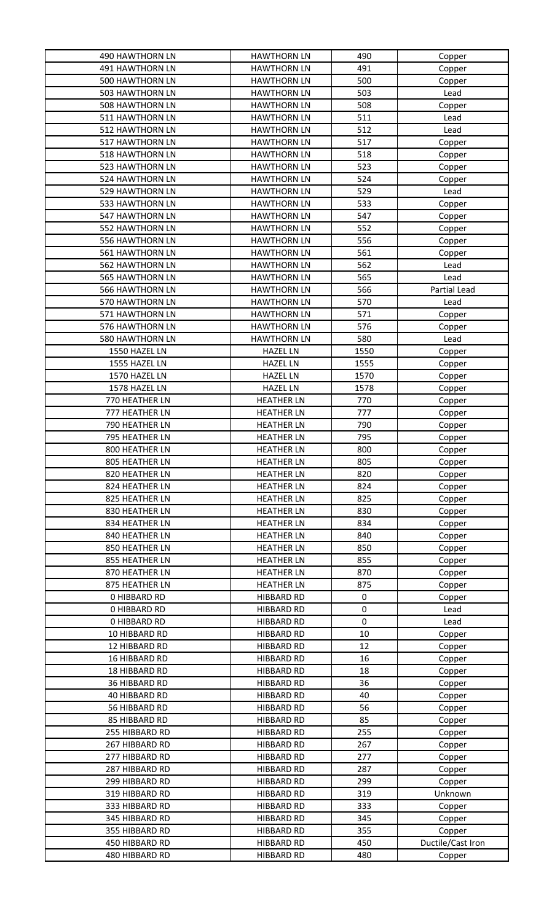| | | | |
|---|---|---|---|
| 490 HAWTHORN LN | HAWTHORN LN | 490 | Copper |
| 491 HAWTHORN LN | HAWTHORN LN | 491 | Copper |
| 500 HAWTHORN LN | HAWTHORN LN | 500 | Copper |
| 503 HAWTHORN LN | HAWTHORN LN | 503 | Lead |
| 508 HAWTHORN LN | HAWTHORN LN | 508 | Copper |
| 511 HAWTHORN LN | HAWTHORN LN | 511 | Lead |
| 512 HAWTHORN LN | HAWTHORN LN | 512 | Lead |
| 517 HAWTHORN LN | HAWTHORN LN | 517 | Copper |
| 518 HAWTHORN LN | HAWTHORN LN | 518 | Copper |
| 523 HAWTHORN LN | HAWTHORN LN | 523 | Copper |
| 524 HAWTHORN LN | HAWTHORN LN | 524 | Copper |
| 529 HAWTHORN LN | HAWTHORN LN | 529 | Lead |
| 533 HAWTHORN LN | HAWTHORN LN | 533 | Copper |
| 547 HAWTHORN LN | HAWTHORN LN | 547 | Copper |
| 552 HAWTHORN LN | HAWTHORN LN | 552 | Copper |
| 556 HAWTHORN LN | HAWTHORN LN | 556 | Copper |
| 561 HAWTHORN LN | HAWTHORN LN | 561 | Copper |
| 562 HAWTHORN LN | HAWTHORN LN | 562 | Lead |
| 565 HAWTHORN LN | HAWTHORN LN | 565 | Lead |
| 566 HAWTHORN LN | HAWTHORN LN | 566 | Partial Lead |
| 570 HAWTHORN LN | HAWTHORN LN | 570 | Lead |
| 571 HAWTHORN LN | HAWTHORN LN | 571 | Copper |
| 576 HAWTHORN LN | HAWTHORN LN | 576 | Copper |
| 580 HAWTHORN LN | HAWTHORN LN | 580 | Lead |
| 1550 HAZEL LN | HAZEL LN | 1550 | Copper |
| 1555 HAZEL LN | HAZEL LN | 1555 | Copper |
| 1570 HAZEL LN | HAZEL LN | 1570 | Copper |
| 1578 HAZEL LN | HAZEL LN | 1578 | Copper |
| 770 HEATHER LN | HEATHER LN | 770 | Copper |
| 777 HEATHER LN | HEATHER LN | 777 | Copper |
| 790 HEATHER LN | HEATHER LN | 790 | Copper |
| 795 HEATHER LN | HEATHER LN | 795 | Copper |
| 800 HEATHER LN | HEATHER LN | 800 | Copper |
| 805 HEATHER LN | HEATHER LN | 805 | Copper |
| 820 HEATHER LN | HEATHER LN | 820 | Copper |
| 824 HEATHER LN | HEATHER LN | 824 | Copper |
| 825 HEATHER LN | HEATHER LN | 825 | Copper |
| 830 HEATHER LN | HEATHER LN | 830 | Copper |
| 834 HEATHER LN | HEATHER LN | 834 | Copper |
| 840 HEATHER LN | HEATHER LN | 840 | Copper |
| 850 HEATHER LN | HEATHER LN | 850 | Copper |
| 855 HEATHER LN | HEATHER LN | 855 | Copper |
| 870 HEATHER LN | HEATHER LN | 870 | Copper |
| 875 HEATHER LN | HEATHER LN | 875 | Copper |
| 0 HIBBARD RD | HIBBARD RD | 0 | Copper |
| 0 HIBBARD RD | HIBBARD RD | 0 | Lead |
| 0 HIBBARD RD | HIBBARD RD | 0 | Lead |
| 10 HIBBARD RD | HIBBARD RD | 10 | Copper |
| 12 HIBBARD RD | HIBBARD RD | 12 | Copper |
| 16 HIBBARD RD | HIBBARD RD | 16 | Copper |
| 18 HIBBARD RD | HIBBARD RD | 18 | Copper |
| 36 HIBBARD RD | HIBBARD RD | 36 | Copper |
| 40 HIBBARD RD | HIBBARD RD | 40 | Copper |
| 56 HIBBARD RD | HIBBARD RD | 56 | Copper |
| 85 HIBBARD RD | HIBBARD RD | 85 | Copper |
| 255 HIBBARD RD | HIBBARD RD | 255 | Copper |
| 267 HIBBARD RD | HIBBARD RD | 267 | Copper |
| 277 HIBBARD RD | HIBBARD RD | 277 | Copper |
| 287 HIBBARD RD | HIBBARD RD | 287 | Copper |
| 299 HIBBARD RD | HIBBARD RD | 299 | Copper |
| 319 HIBBARD RD | HIBBARD RD | 319 | Unknown |
| 333 HIBBARD RD | HIBBARD RD | 333 | Copper |
| 345 HIBBARD RD | HIBBARD RD | 345 | Copper |
| 355 HIBBARD RD | HIBBARD RD | 355 | Copper |
| 450 HIBBARD RD | HIBBARD RD | 450 | Ductile/Cast Iron |
| 480 HIBBARD RD | HIBBARD RD | 480 | Copper |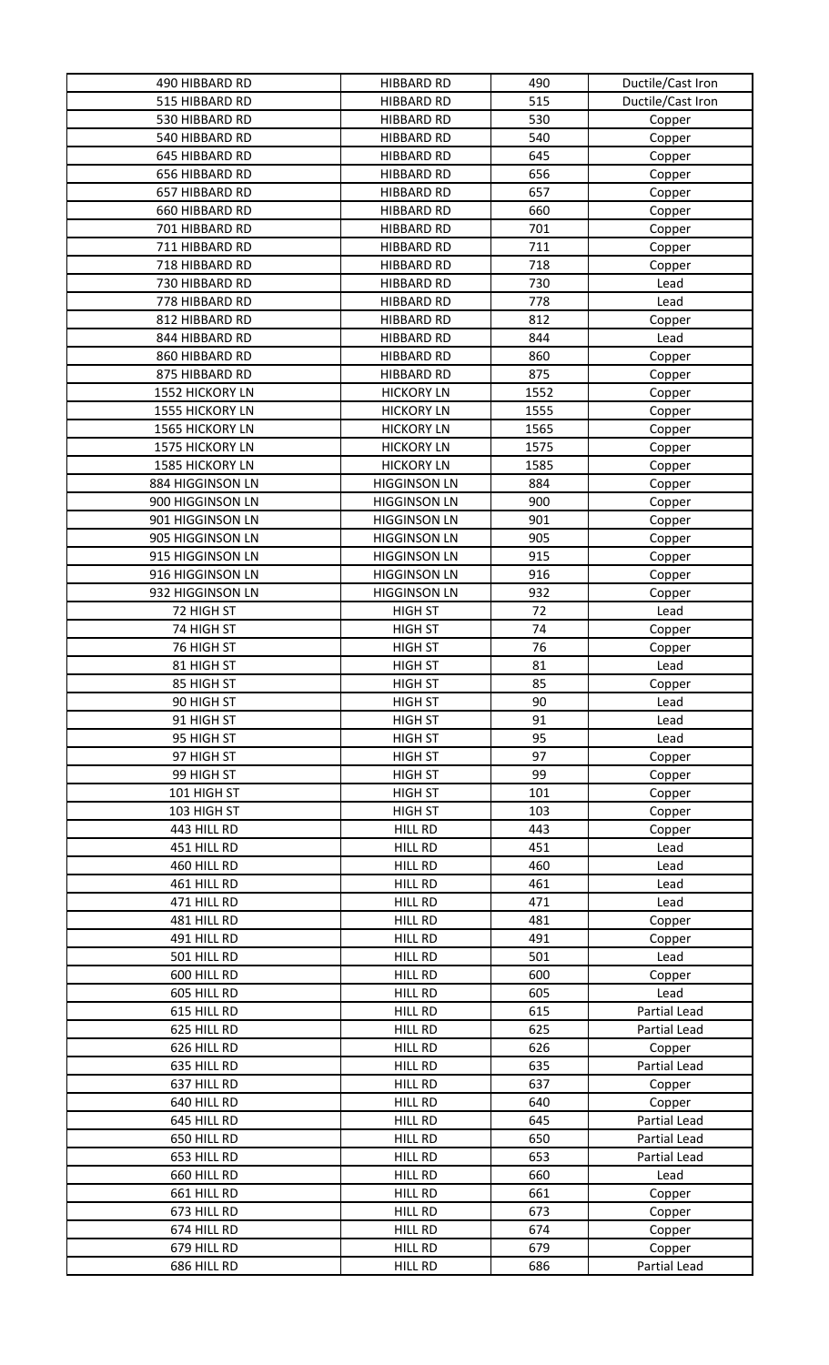| 490 HIBBARD RD | HIBBARD RD | 490 | Ductile/Cast Iron |
|---|---|---|---|
| 515 HIBBARD RD | HIBBARD RD | 515 | Ductile/Cast Iron |
| 530 HIBBARD RD | HIBBARD RD | 530 | Copper |
| 540 HIBBARD RD | HIBBARD RD | 540 | Copper |
| 645 HIBBARD RD | HIBBARD RD | 645 | Copper |
| 656 HIBBARD RD | HIBBARD RD | 656 | Copper |
| 657 HIBBARD RD | HIBBARD RD | 657 | Copper |
| 660 HIBBARD RD | HIBBARD RD | 660 | Copper |
| 701 HIBBARD RD | HIBBARD RD | 701 | Copper |
| 711 HIBBARD RD | HIBBARD RD | 711 | Copper |
| 718 HIBBARD RD | HIBBARD RD | 718 | Copper |
| 730 HIBBARD RD | HIBBARD RD | 730 | Lead |
| 778 HIBBARD RD | HIBBARD RD | 778 | Lead |
| 812 HIBBARD RD | HIBBARD RD | 812 | Copper |
| 844 HIBBARD RD | HIBBARD RD | 844 | Lead |
| 860 HIBBARD RD | HIBBARD RD | 860 | Copper |
| 875 HIBBARD RD | HIBBARD RD | 875 | Copper |
| 1552 HICKORY LN | HICKORY LN | 1552 | Copper |
| 1555 HICKORY LN | HICKORY LN | 1555 | Copper |
| 1565 HICKORY LN | HICKORY LN | 1565 | Copper |
| 1575 HICKORY LN | HICKORY LN | 1575 | Copper |
| 1585 HICKORY LN | HICKORY LN | 1585 | Copper |
| 884 HIGGINSON LN | HIGGINSON LN | 884 | Copper |
| 900 HIGGINSON LN | HIGGINSON LN | 900 | Copper |
| 901 HIGGINSON LN | HIGGINSON LN | 901 | Copper |
| 905 HIGGINSON LN | HIGGINSON LN | 905 | Copper |
| 915 HIGGINSON LN | HIGGINSON LN | 915 | Copper |
| 916 HIGGINSON LN | HIGGINSON LN | 916 | Copper |
| 932 HIGGINSON LN | HIGGINSON LN | 932 | Copper |
| 72 HIGH ST | HIGH ST | 72 | Lead |
| 74 HIGH ST | HIGH ST | 74 | Copper |
| 76 HIGH ST | HIGH ST | 76 | Copper |
| 81 HIGH ST | HIGH ST | 81 | Lead |
| 85 HIGH ST | HIGH ST | 85 | Copper |
| 90 HIGH ST | HIGH ST | 90 | Lead |
| 91 HIGH ST | HIGH ST | 91 | Lead |
| 95 HIGH ST | HIGH ST | 95 | Lead |
| 97 HIGH ST | HIGH ST | 97 | Copper |
| 99 HIGH ST | HIGH ST | 99 | Copper |
| 101 HIGH ST | HIGH ST | 101 | Copper |
| 103 HIGH ST | HIGH ST | 103 | Copper |
| 443 HILL RD | HILL RD | 443 | Copper |
| 451 HILL RD | HILL RD | 451 | Lead |
| 460 HILL RD | HILL RD | 460 | Lead |
| 461 HILL RD | HILL RD | 461 | Lead |
| 471 HILL RD | HILL RD | 471 | Lead |
| 481 HILL RD | HILL RD | 481 | Copper |
| 491 HILL RD | HILL RD | 491 | Copper |
| 501 HILL RD | HILL RD | 501 | Lead |
| 600 HILL RD | HILL RD | 600 | Copper |
| 605 HILL RD | HILL RD | 605 | Lead |
| 615 HILL RD | HILL RD | 615 | Partial Lead |
| 625 HILL RD | HILL RD | 625 | Partial Lead |
| 626 HILL RD | HILL RD | 626 | Copper |
| 635 HILL RD | HILL RD | 635 | Partial Lead |
| 637 HILL RD | HILL RD | 637 | Copper |
| 640 HILL RD | HILL RD | 640 | Copper |
| 645 HILL RD | HILL RD | 645 | Partial Lead |
| 650 HILL RD | HILL RD | 650 | Partial Lead |
| 653 HILL RD | HILL RD | 653 | Partial Lead |
| 660 HILL RD | HILL RD | 660 | Lead |
| 661 HILL RD | HILL RD | 661 | Copper |
| 673 HILL RD | HILL RD | 673 | Copper |
| 674 HILL RD | HILL RD | 674 | Copper |
| 679 HILL RD | HILL RD | 679 | Copper |
| 686 HILL RD | HILL RD | 686 | Partial Lead |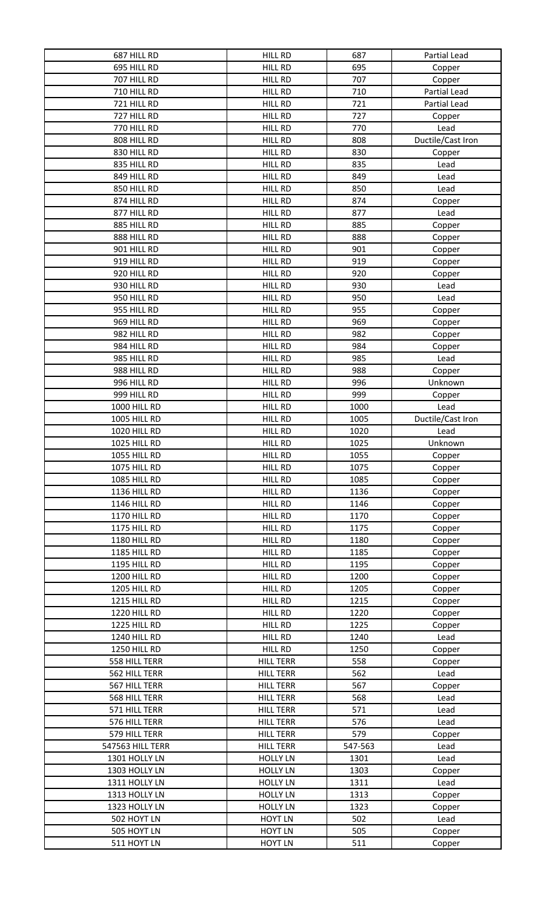| 687 HILL RD | HILL RD | 687 | Partial Lead |
|---|---|---|---|
| 695 HILL RD | HILL RD | 695 | Copper |
| 707 HILL RD | HILL RD | 707 | Copper |
| 710 HILL RD | HILL RD | 710 | Partial Lead |
| 721 HILL RD | HILL RD | 721 | Partial Lead |
| 727 HILL RD | HILL RD | 727 | Copper |
| 770 HILL RD | HILL RD | 770 | Lead |
| 808 HILL RD | HILL RD | 808 | Ductile/Cast Iron |
| 830 HILL RD | HILL RD | 830 | Copper |
| 835 HILL RD | HILL RD | 835 | Lead |
| 849 HILL RD | HILL RD | 849 | Lead |
| 850 HILL RD | HILL RD | 850 | Lead |
| 874 HILL RD | HILL RD | 874 | Copper |
| 877 HILL RD | HILL RD | 877 | Lead |
| 885 HILL RD | HILL RD | 885 | Copper |
| 888 HILL RD | HILL RD | 888 | Copper |
| 901 HILL RD | HILL RD | 901 | Copper |
| 919 HILL RD | HILL RD | 919 | Copper |
| 920 HILL RD | HILL RD | 920 | Copper |
| 930 HILL RD | HILL RD | 930 | Lead |
| 950 HILL RD | HILL RD | 950 | Lead |
| 955 HILL RD | HILL RD | 955 | Copper |
| 969 HILL RD | HILL RD | 969 | Copper |
| 982 HILL RD | HILL RD | 982 | Copper |
| 984 HILL RD | HILL RD | 984 | Copper |
| 985 HILL RD | HILL RD | 985 | Lead |
| 988 HILL RD | HILL RD | 988 | Copper |
| 996 HILL RD | HILL RD | 996 | Unknown |
| 999 HILL RD | HILL RD | 999 | Copper |
| 1000 HILL RD | HILL RD | 1000 | Lead |
| 1005 HILL RD | HILL RD | 1005 | Ductile/Cast Iron |
| 1020 HILL RD | HILL RD | 1020 | Lead |
| 1025 HILL RD | HILL RD | 1025 | Unknown |
| 1055 HILL RD | HILL RD | 1055 | Copper |
| 1075 HILL RD | HILL RD | 1075 | Copper |
| 1085 HILL RD | HILL RD | 1085 | Copper |
| 1136 HILL RD | HILL RD | 1136 | Copper |
| 1146 HILL RD | HILL RD | 1146 | Copper |
| 1170 HILL RD | HILL RD | 1170 | Copper |
| 1175 HILL RD | HILL RD | 1175 | Copper |
| 1180 HILL RD | HILL RD | 1180 | Copper |
| 1185 HILL RD | HILL RD | 1185 | Copper |
| 1195 HILL RD | HILL RD | 1195 | Copper |
| 1200 HILL RD | HILL RD | 1200 | Copper |
| 1205 HILL RD | HILL RD | 1205 | Copper |
| 1215 HILL RD | HILL RD | 1215 | Copper |
| 1220 HILL RD | HILL RD | 1220 | Copper |
| 1225 HILL RD | HILL RD | 1225 | Copper |
| 1240 HILL RD | HILL RD | 1240 | Lead |
| 1250 HILL RD | HILL RD | 1250 | Copper |
| 558 HILL TERR | HILL TERR | 558 | Copper |
| 562 HILL TERR | HILL TERR | 562 | Lead |
| 567 HILL TERR | HILL TERR | 567 | Copper |
| 568 HILL TERR | HILL TERR | 568 | Lead |
| 571 HILL TERR | HILL TERR | 571 | Lead |
| 576 HILL TERR | HILL TERR | 576 | Lead |
| 579 HILL TERR | HILL TERR | 579 | Copper |
| 547563 HILL TERR | HILL TERR | 547-563 | Lead |
| 1301 HOLLY LN | HOLLY LN | 1301 | Lead |
| 1303 HOLLY LN | HOLLY LN | 1303 | Copper |
| 1311 HOLLY LN | HOLLY LN | 1311 | Lead |
| 1313 HOLLY LN | HOLLY LN | 1313 | Copper |
| 1323 HOLLY LN | HOLLY LN | 1323 | Copper |
| 502 HOYT LN | HOYT LN | 502 | Lead |
| 505 HOYT LN | HOYT LN | 505 | Copper |
| 511 HOYT LN | HOYT LN | 511 | Copper |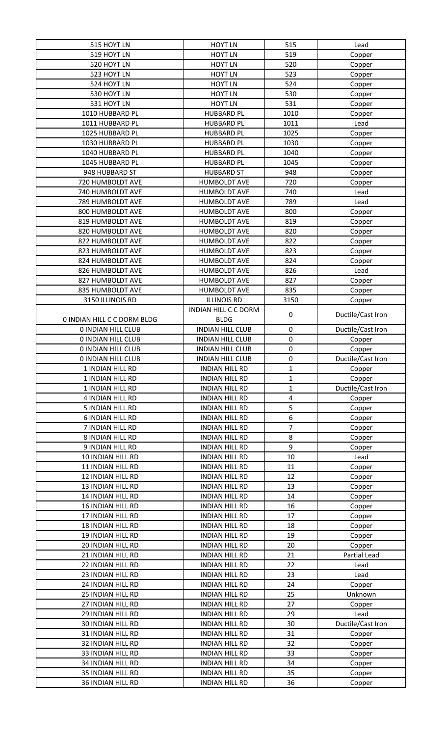| 515 HOYT LN | HOYT LN | 515 | Lead |
|---|---|---|---|
| 519 HOYT LN | HOYT LN | 519 | Copper |
| 520 HOYT LN | HOYT LN | 520 | Copper |
| 523 HOYT LN | HOYT LN | 523 | Copper |
| 524 HOYT LN | HOYT LN | 524 | Copper |
| 530 HOYT LN | HOYT LN | 530 | Copper |
| 531 HOYT LN | HOYT LN | 531 | Copper |
| 1010 HUBBARD PL | HUBBARD PL | 1010 | Copper |
| 1011 HUBBARD PL | HUBBARD PL | 1011 | Lead |
| 1025 HUBBARD PL | HUBBARD PL | 1025 | Copper |
| 1030 HUBBARD PL | HUBBARD PL | 1030 | Copper |
| 1040 HUBBARD PL | HUBBARD PL | 1040 | Copper |
| 1045 HUBBARD PL | HUBBARD PL | 1045 | Copper |
| 948 HUBBARD ST | HUBBARD ST | 948 | Copper |
| 720 HUMBOLDT AVE | HUMBOLDT AVE | 720 | Copper |
| 740 HUMBOLDT AVE | HUMBOLDT AVE | 740 | Lead |
| 789 HUMBOLDT AVE | HUMBOLDT AVE | 789 | Lead |
| 800 HUMBOLDT AVE | HUMBOLDT AVE | 800 | Copper |
| 819 HUMBOLDT AVE | HUMBOLDT AVE | 819 | Copper |
| 820 HUMBOLDT AVE | HUMBOLDT AVE | 820 | Copper |
| 822 HUMBOLDT AVE | HUMBOLDT AVE | 822 | Copper |
| 823 HUMBOLDT AVE | HUMBOLDT AVE | 823 | Copper |
| 824 HUMBOLDT AVE | HUMBOLDT AVE | 824 | Copper |
| 826 HUMBOLDT AVE | HUMBOLDT AVE | 826 | Lead |
| 827 HUMBOLDT AVE | HUMBOLDT AVE | 827 | Copper |
| 835 HUMBOLDT AVE | HUMBOLDT AVE | 835 | Copper |
| 3150 ILLINOIS RD | ILLINOIS RD | 3150 | Copper |
| 0 INDIAN HILL C C DORM BLDG | INDIAN HILL C C DORM BLDG | 0 | Ductile/Cast Iron |
| 0 INDIAN HILL CLUB | INDIAN HILL CLUB | 0 | Ductile/Cast Iron |
| 0 INDIAN HILL CLUB | INDIAN HILL CLUB | 0 | Copper |
| 0 INDIAN HILL CLUB | INDIAN HILL CLUB | 0 | Copper |
| 0 INDIAN HILL CLUB | INDIAN HILL CLUB | 0 | Ductile/Cast Iron |
| 1 INDIAN HILL RD | INDIAN HILL RD | 1 | Copper |
| 1 INDIAN HILL RD | INDIAN HILL RD | 1 | Copper |
| 1 INDIAN HILL RD | INDIAN HILL RD | 1 | Ductile/Cast Iron |
| 4 INDIAN HILL RD | INDIAN HILL RD | 4 | Copper |
| 5 INDIAN HILL RD | INDIAN HILL RD | 5 | Copper |
| 6 INDIAN HILL RD | INDIAN HILL RD | 6 | Copper |
| 7 INDIAN HILL RD | INDIAN HILL RD | 7 | Copper |
| 8 INDIAN HILL RD | INDIAN HILL RD | 8 | Copper |
| 9 INDIAN HILL RD | INDIAN HILL RD | 9 | Copper |
| 10 INDIAN HILL RD | INDIAN HILL RD | 10 | Lead |
| 11 INDIAN HILL RD | INDIAN HILL RD | 11 | Copper |
| 12 INDIAN HILL RD | INDIAN HILL RD | 12 | Copper |
| 13 INDIAN HILL RD | INDIAN HILL RD | 13 | Copper |
| 14 INDIAN HILL RD | INDIAN HILL RD | 14 | Copper |
| 16 INDIAN HILL RD | INDIAN HILL RD | 16 | Copper |
| 17 INDIAN HILL RD | INDIAN HILL RD | 17 | Copper |
| 18 INDIAN HILL RD | INDIAN HILL RD | 18 | Copper |
| 19 INDIAN HILL RD | INDIAN HILL RD | 19 | Copper |
| 20 INDIAN HILL RD | INDIAN HILL RD | 20 | Copper |
| 21 INDIAN HILL RD | INDIAN HILL RD | 21 | Partial Lead |
| 22 INDIAN HILL RD | INDIAN HILL RD | 22 | Lead |
| 23 INDIAN HILL RD | INDIAN HILL RD | 23 | Lead |
| 24 INDIAN HILL RD | INDIAN HILL RD | 24 | Copper |
| 25 INDIAN HILL RD | INDIAN HILL RD | 25 | Unknown |
| 27 INDIAN HILL RD | INDIAN HILL RD | 27 | Copper |
| 29 INDIAN HILL RD | INDIAN HILL RD | 29 | Lead |
| 30 INDIAN HILL RD | INDIAN HILL RD | 30 | Ductile/Cast Iron |
| 31 INDIAN HILL RD | INDIAN HILL RD | 31 | Copper |
| 32 INDIAN HILL RD | INDIAN HILL RD | 32 | Copper |
| 33 INDIAN HILL RD | INDIAN HILL RD | 33 | Copper |
| 34 INDIAN HILL RD | INDIAN HILL RD | 34 | Copper |
| 35 INDIAN HILL RD | INDIAN HILL RD | 35 | Copper |
| 36 INDIAN HILL RD | INDIAN HILL RD | 36 | Copper |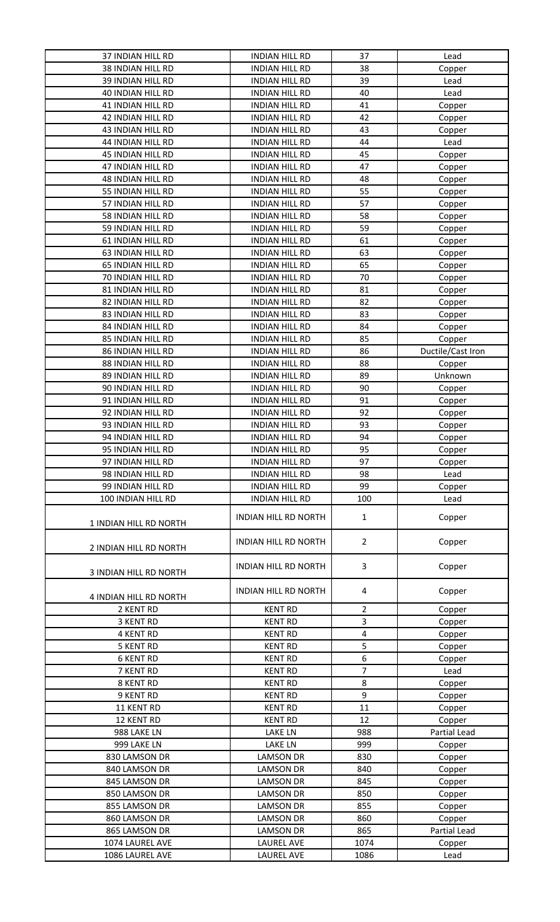| 37 INDIAN HILL RD | INDIAN HILL RD | 37 | Lead |
|---|---|---|---|
| 38 INDIAN HILL RD | INDIAN HILL RD | 38 | Copper |
| 39 INDIAN HILL RD | INDIAN HILL RD | 39 | Lead |
| 40 INDIAN HILL RD | INDIAN HILL RD | 40 | Lead |
| 41 INDIAN HILL RD | INDIAN HILL RD | 41 | Copper |
| 42 INDIAN HILL RD | INDIAN HILL RD | 42 | Copper |
| 43 INDIAN HILL RD | INDIAN HILL RD | 43 | Copper |
| 44 INDIAN HILL RD | INDIAN HILL RD | 44 | Lead |
| 45 INDIAN HILL RD | INDIAN HILL RD | 45 | Copper |
| 47 INDIAN HILL RD | INDIAN HILL RD | 47 | Copper |
| 48 INDIAN HILL RD | INDIAN HILL RD | 48 | Copper |
| 55 INDIAN HILL RD | INDIAN HILL RD | 55 | Copper |
| 57 INDIAN HILL RD | INDIAN HILL RD | 57 | Copper |
| 58 INDIAN HILL RD | INDIAN HILL RD | 58 | Copper |
| 59 INDIAN HILL RD | INDIAN HILL RD | 59 | Copper |
| 61 INDIAN HILL RD | INDIAN HILL RD | 61 | Copper |
| 63 INDIAN HILL RD | INDIAN HILL RD | 63 | Copper |
| 65 INDIAN HILL RD | INDIAN HILL RD | 65 | Copper |
| 70 INDIAN HILL RD | INDIAN HILL RD | 70 | Copper |
| 81 INDIAN HILL RD | INDIAN HILL RD | 81 | Copper |
| 82 INDIAN HILL RD | INDIAN HILL RD | 82 | Copper |
| 83 INDIAN HILL RD | INDIAN HILL RD | 83 | Copper |
| 84 INDIAN HILL RD | INDIAN HILL RD | 84 | Copper |
| 85 INDIAN HILL RD | INDIAN HILL RD | 85 | Copper |
| 86 INDIAN HILL RD | INDIAN HILL RD | 86 | Ductile/Cast Iron |
| 88 INDIAN HILL RD | INDIAN HILL RD | 88 | Copper |
| 89 INDIAN HILL RD | INDIAN HILL RD | 89 | Unknown |
| 90 INDIAN HILL RD | INDIAN HILL RD | 90 | Copper |
| 91 INDIAN HILL RD | INDIAN HILL RD | 91 | Copper |
| 92 INDIAN HILL RD | INDIAN HILL RD | 92 | Copper |
| 93 INDIAN HILL RD | INDIAN HILL RD | 93 | Copper |
| 94 INDIAN HILL RD | INDIAN HILL RD | 94 | Copper |
| 95 INDIAN HILL RD | INDIAN HILL RD | 95 | Copper |
| 97 INDIAN HILL RD | INDIAN HILL RD | 97 | Copper |
| 98 INDIAN HILL RD | INDIAN HILL RD | 98 | Lead |
| 99 INDIAN HILL RD | INDIAN HILL RD | 99 | Copper |
| 100 INDIAN HILL RD | INDIAN HILL RD | 100 | Lead |
| 1 INDIAN HILL RD NORTH | INDIAN HILL RD NORTH | 1 | Copper |
| 2 INDIAN HILL RD NORTH | INDIAN HILL RD NORTH | 2 | Copper |
| 3 INDIAN HILL RD NORTH | INDIAN HILL RD NORTH | 3 | Copper |
| 4 INDIAN HILL RD NORTH | INDIAN HILL RD NORTH | 4 | Copper |
| 2 KENT RD | KENT RD | 2 | Copper |
| 3 KENT RD | KENT RD | 3 | Copper |
| 4 KENT RD | KENT RD | 4 | Copper |
| 5 KENT RD | KENT RD | 5 | Copper |
| 6 KENT RD | KENT RD | 6 | Copper |
| 7 KENT RD | KENT RD | 7 | Lead |
| 8 KENT RD | KENT RD | 8 | Copper |
| 9 KENT RD | KENT RD | 9 | Copper |
| 11 KENT RD | KENT RD | 11 | Copper |
| 12 KENT RD | KENT RD | 12 | Copper |
| 988 LAKE LN | LAKE LN | 988 | Partial Lead |
| 999 LAKE LN | LAKE LN | 999 | Copper |
| 830 LAMSON DR | LAMSON DR | 830 | Copper |
| 840 LAMSON DR | LAMSON DR | 840 | Copper |
| 845 LAMSON DR | LAMSON DR | 845 | Copper |
| 850 LAMSON DR | LAMSON DR | 850 | Copper |
| 855 LAMSON DR | LAMSON DR | 855 | Copper |
| 860 LAMSON DR | LAMSON DR | 860 | Copper |
| 865 LAMSON DR | LAMSON DR | 865 | Partial Lead |
| 1074 LAUREL AVE | LAUREL AVE | 1074 | Copper |
| 1086 LAUREL AVE | LAUREL AVE | 1086 | Lead |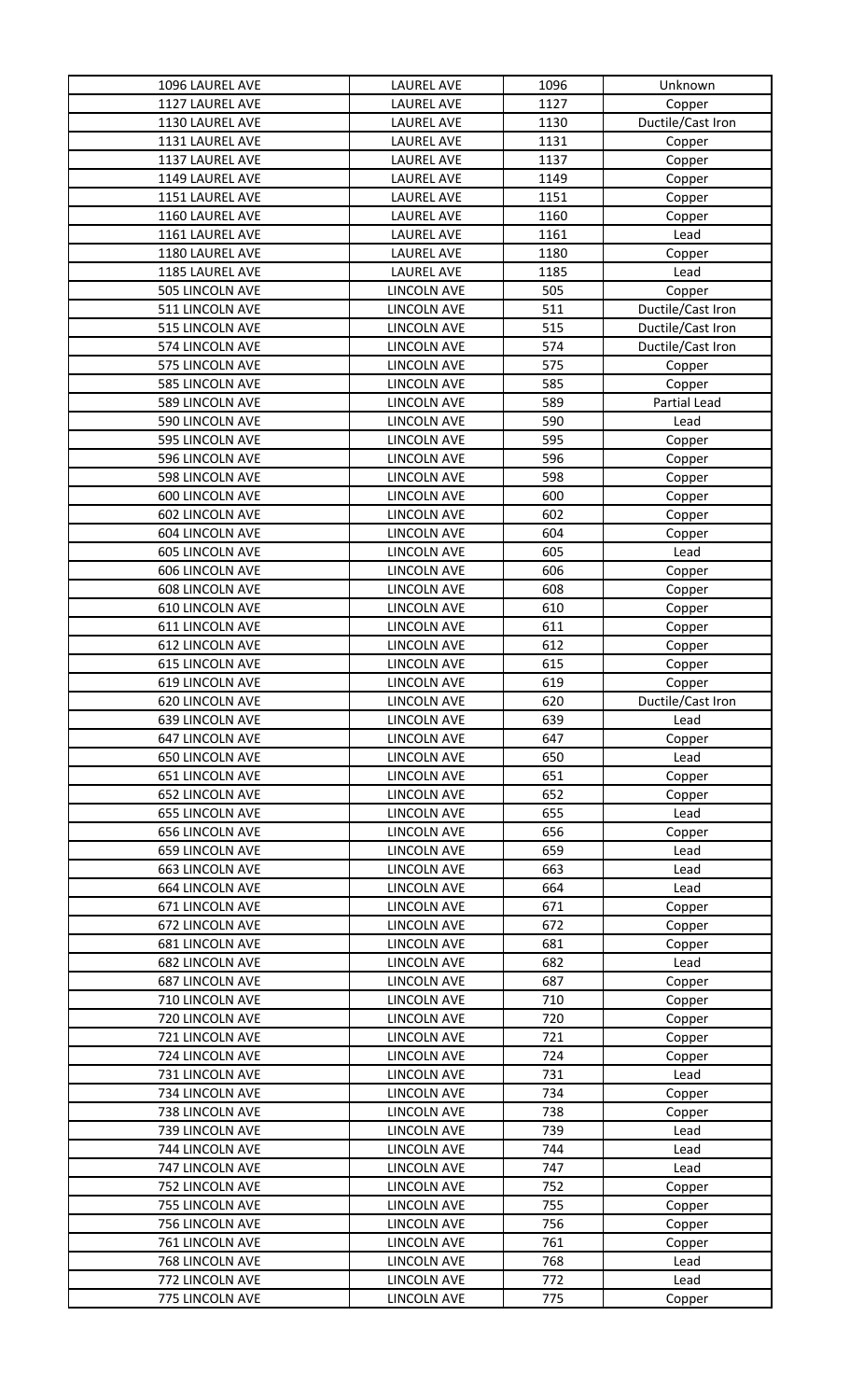| 1096 LAUREL AVE | LAUREL AVE | 1096 | Unknown |
|---|---|---|---|
| 1127 LAUREL AVE | LAUREL AVE | 1127 | Copper |
| 1130 LAUREL AVE | LAUREL AVE | 1130 | Ductile/Cast Iron |
| 1131 LAUREL AVE | LAUREL AVE | 1131 | Copper |
| 1137 LAUREL AVE | LAUREL AVE | 1137 | Copper |
| 1149 LAUREL AVE | LAUREL AVE | 1149 | Copper |
| 1151 LAUREL AVE | LAUREL AVE | 1151 | Copper |
| 1160 LAUREL AVE | LAUREL AVE | 1160 | Copper |
| 1161 LAUREL AVE | LAUREL AVE | 1161 | Lead |
| 1180 LAUREL AVE | LAUREL AVE | 1180 | Copper |
| 1185 LAUREL AVE | LAUREL AVE | 1185 | Lead |
| 505 LINCOLN AVE | LINCOLN AVE | 505 | Copper |
| 511 LINCOLN AVE | LINCOLN AVE | 511 | Ductile/Cast Iron |
| 515 LINCOLN AVE | LINCOLN AVE | 515 | Ductile/Cast Iron |
| 574 LINCOLN AVE | LINCOLN AVE | 574 | Ductile/Cast Iron |
| 575 LINCOLN AVE | LINCOLN AVE | 575 | Copper |
| 585 LINCOLN AVE | LINCOLN AVE | 585 | Copper |
| 589 LINCOLN AVE | LINCOLN AVE | 589 | Partial Lead |
| 590 LINCOLN AVE | LINCOLN AVE | 590 | Lead |
| 595 LINCOLN AVE | LINCOLN AVE | 595 | Copper |
| 596 LINCOLN AVE | LINCOLN AVE | 596 | Copper |
| 598 LINCOLN AVE | LINCOLN AVE | 598 | Copper |
| 600 LINCOLN AVE | LINCOLN AVE | 600 | Copper |
| 602 LINCOLN AVE | LINCOLN AVE | 602 | Copper |
| 604 LINCOLN AVE | LINCOLN AVE | 604 | Copper |
| 605 LINCOLN AVE | LINCOLN AVE | 605 | Lead |
| 606 LINCOLN AVE | LINCOLN AVE | 606 | Copper |
| 608 LINCOLN AVE | LINCOLN AVE | 608 | Copper |
| 610 LINCOLN AVE | LINCOLN AVE | 610 | Copper |
| 611 LINCOLN AVE | LINCOLN AVE | 611 | Copper |
| 612 LINCOLN AVE | LINCOLN AVE | 612 | Copper |
| 615 LINCOLN AVE | LINCOLN AVE | 615 | Copper |
| 619 LINCOLN AVE | LINCOLN AVE | 619 | Copper |
| 620 LINCOLN AVE | LINCOLN AVE | 620 | Ductile/Cast Iron |
| 639 LINCOLN AVE | LINCOLN AVE | 639 | Lead |
| 647 LINCOLN AVE | LINCOLN AVE | 647 | Copper |
| 650 LINCOLN AVE | LINCOLN AVE | 650 | Lead |
| 651 LINCOLN AVE | LINCOLN AVE | 651 | Copper |
| 652 LINCOLN AVE | LINCOLN AVE | 652 | Copper |
| 655 LINCOLN AVE | LINCOLN AVE | 655 | Lead |
| 656 LINCOLN AVE | LINCOLN AVE | 656 | Copper |
| 659 LINCOLN AVE | LINCOLN AVE | 659 | Lead |
| 663 LINCOLN AVE | LINCOLN AVE | 663 | Lead |
| 664 LINCOLN AVE | LINCOLN AVE | 664 | Lead |
| 671 LINCOLN AVE | LINCOLN AVE | 671 | Copper |
| 672 LINCOLN AVE | LINCOLN AVE | 672 | Copper |
| 681 LINCOLN AVE | LINCOLN AVE | 681 | Copper |
| 682 LINCOLN AVE | LINCOLN AVE | 682 | Lead |
| 687 LINCOLN AVE | LINCOLN AVE | 687 | Copper |
| 710 LINCOLN AVE | LINCOLN AVE | 710 | Copper |
| 720 LINCOLN AVE | LINCOLN AVE | 720 | Copper |
| 721 LINCOLN AVE | LINCOLN AVE | 721 | Copper |
| 724 LINCOLN AVE | LINCOLN AVE | 724 | Copper |
| 731 LINCOLN AVE | LINCOLN AVE | 731 | Lead |
| 734 LINCOLN AVE | LINCOLN AVE | 734 | Copper |
| 738 LINCOLN AVE | LINCOLN AVE | 738 | Copper |
| 739 LINCOLN AVE | LINCOLN AVE | 739 | Lead |
| 744 LINCOLN AVE | LINCOLN AVE | 744 | Lead |
| 747 LINCOLN AVE | LINCOLN AVE | 747 | Lead |
| 752 LINCOLN AVE | LINCOLN AVE | 752 | Copper |
| 755 LINCOLN AVE | LINCOLN AVE | 755 | Copper |
| 756 LINCOLN AVE | LINCOLN AVE | 756 | Copper |
| 761 LINCOLN AVE | LINCOLN AVE | 761 | Copper |
| 768 LINCOLN AVE | LINCOLN AVE | 768 | Lead |
| 772 LINCOLN AVE | LINCOLN AVE | 772 | Lead |
| 775 LINCOLN AVE | LINCOLN AVE | 775 | Copper |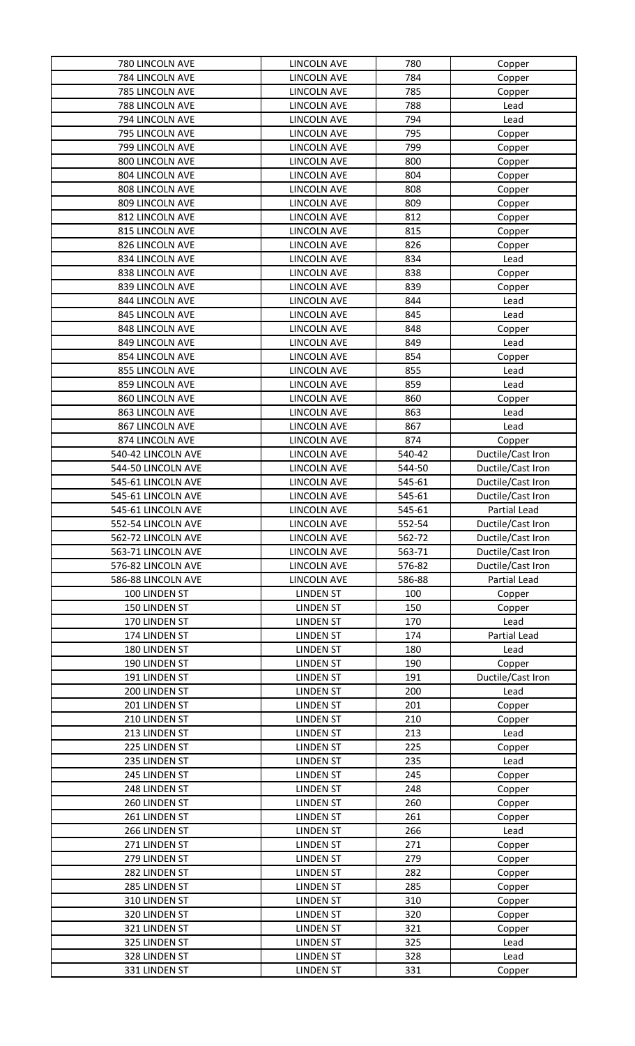| 780 LINCOLN AVE | LINCOLN AVE | 780 | Copper |
|---|---|---|---|
| 784 LINCOLN AVE | LINCOLN AVE | 784 | Copper |
| 785 LINCOLN AVE | LINCOLN AVE | 785 | Copper |
| 788 LINCOLN AVE | LINCOLN AVE | 788 | Lead |
| 794 LINCOLN AVE | LINCOLN AVE | 794 | Lead |
| 795 LINCOLN AVE | LINCOLN AVE | 795 | Copper |
| 799 LINCOLN AVE | LINCOLN AVE | 799 | Copper |
| 800 LINCOLN AVE | LINCOLN AVE | 800 | Copper |
| 804 LINCOLN AVE | LINCOLN AVE | 804 | Copper |
| 808 LINCOLN AVE | LINCOLN AVE | 808 | Copper |
| 809 LINCOLN AVE | LINCOLN AVE | 809 | Copper |
| 812 LINCOLN AVE | LINCOLN AVE | 812 | Copper |
| 815 LINCOLN AVE | LINCOLN AVE | 815 | Copper |
| 826 LINCOLN AVE | LINCOLN AVE | 826 | Copper |
| 834 LINCOLN AVE | LINCOLN AVE | 834 | Lead |
| 838 LINCOLN AVE | LINCOLN AVE | 838 | Copper |
| 839 LINCOLN AVE | LINCOLN AVE | 839 | Copper |
| 844 LINCOLN AVE | LINCOLN AVE | 844 | Lead |
| 845 LINCOLN AVE | LINCOLN AVE | 845 | Lead |
| 848 LINCOLN AVE | LINCOLN AVE | 848 | Copper |
| 849 LINCOLN AVE | LINCOLN AVE | 849 | Lead |
| 854 LINCOLN AVE | LINCOLN AVE | 854 | Copper |
| 855 LINCOLN AVE | LINCOLN AVE | 855 | Lead |
| 859 LINCOLN AVE | LINCOLN AVE | 859 | Lead |
| 860 LINCOLN AVE | LINCOLN AVE | 860 | Copper |
| 863 LINCOLN AVE | LINCOLN AVE | 863 | Lead |
| 867 LINCOLN AVE | LINCOLN AVE | 867 | Lead |
| 874 LINCOLN AVE | LINCOLN AVE | 874 | Copper |
| 540-42 LINCOLN AVE | LINCOLN AVE | 540-42 | Ductile/Cast Iron |
| 544-50 LINCOLN AVE | LINCOLN AVE | 544-50 | Ductile/Cast Iron |
| 545-61 LINCOLN AVE | LINCOLN AVE | 545-61 | Ductile/Cast Iron |
| 545-61 LINCOLN AVE | LINCOLN AVE | 545-61 | Ductile/Cast Iron |
| 545-61 LINCOLN AVE | LINCOLN AVE | 545-61 | Partial Lead |
| 552-54 LINCOLN AVE | LINCOLN AVE | 552-54 | Ductile/Cast Iron |
| 562-72 LINCOLN AVE | LINCOLN AVE | 562-72 | Ductile/Cast Iron |
| 563-71 LINCOLN AVE | LINCOLN AVE | 563-71 | Ductile/Cast Iron |
| 576-82 LINCOLN AVE | LINCOLN AVE | 576-82 | Ductile/Cast Iron |
| 586-88 LINCOLN AVE | LINCOLN AVE | 586-88 | Partial Lead |
| 100 LINDEN ST | LINDEN ST | 100 | Copper |
| 150 LINDEN ST | LINDEN ST | 150 | Copper |
| 170 LINDEN ST | LINDEN ST | 170 | Lead |
| 174 LINDEN ST | LINDEN ST | 174 | Partial Lead |
| 180 LINDEN ST | LINDEN ST | 180 | Lead |
| 190 LINDEN ST | LINDEN ST | 190 | Copper |
| 191 LINDEN ST | LINDEN ST | 191 | Ductile/Cast Iron |
| 200 LINDEN ST | LINDEN ST | 200 | Lead |
| 201 LINDEN ST | LINDEN ST | 201 | Copper |
| 210 LINDEN ST | LINDEN ST | 210 | Copper |
| 213 LINDEN ST | LINDEN ST | 213 | Lead |
| 225 LINDEN ST | LINDEN ST | 225 | Copper |
| 235 LINDEN ST | LINDEN ST | 235 | Lead |
| 245 LINDEN ST | LINDEN ST | 245 | Copper |
| 248 LINDEN ST | LINDEN ST | 248 | Copper |
| 260 LINDEN ST | LINDEN ST | 260 | Copper |
| 261 LINDEN ST | LINDEN ST | 261 | Copper |
| 266 LINDEN ST | LINDEN ST | 266 | Lead |
| 271 LINDEN ST | LINDEN ST | 271 | Copper |
| 279 LINDEN ST | LINDEN ST | 279 | Copper |
| 282 LINDEN ST | LINDEN ST | 282 | Copper |
| 285 LINDEN ST | LINDEN ST | 285 | Copper |
| 310 LINDEN ST | LINDEN ST | 310 | Copper |
| 320 LINDEN ST | LINDEN ST | 320 | Copper |
| 321 LINDEN ST | LINDEN ST | 321 | Copper |
| 325 LINDEN ST | LINDEN ST | 325 | Lead |
| 328 LINDEN ST | LINDEN ST | 328 | Lead |
| 331 LINDEN ST | LINDEN ST | 331 | Copper |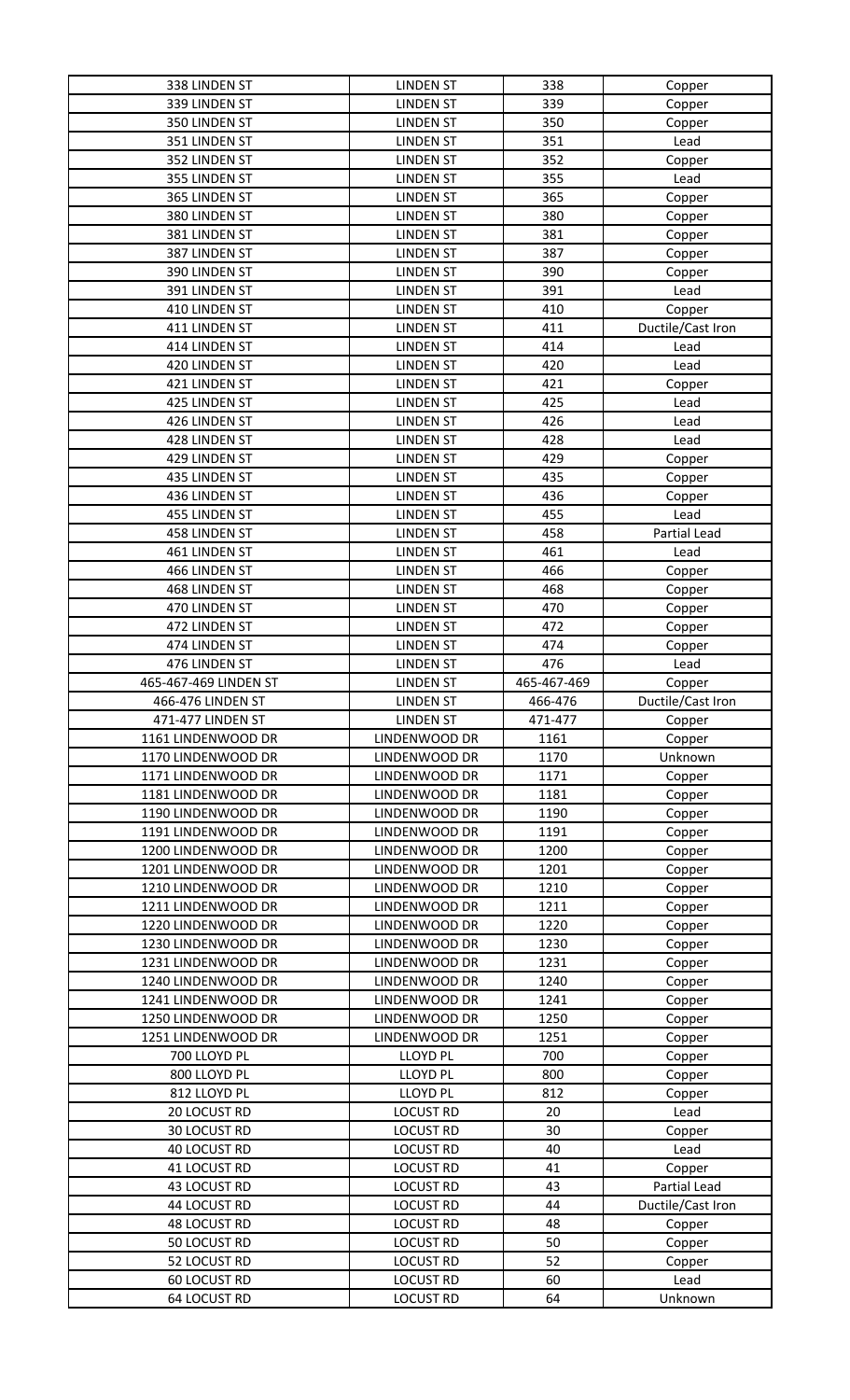| 338 LINDEN ST | LINDEN ST | 338 | Copper |
|---|---|---|---|
| 339 LINDEN ST | LINDEN ST | 339 | Copper |
| 350 LINDEN ST | LINDEN ST | 350 | Copper |
| 351 LINDEN ST | LINDEN ST | 351 | Lead |
| 352 LINDEN ST | LINDEN ST | 352 | Copper |
| 355 LINDEN ST | LINDEN ST | 355 | Lead |
| 365 LINDEN ST | LINDEN ST | 365 | Copper |
| 380 LINDEN ST | LINDEN ST | 380 | Copper |
| 381 LINDEN ST | LINDEN ST | 381 | Copper |
| 387 LINDEN ST | LINDEN ST | 387 | Copper |
| 390 LINDEN ST | LINDEN ST | 390 | Copper |
| 391 LINDEN ST | LINDEN ST | 391 | Lead |
| 410 LINDEN ST | LINDEN ST | 410 | Copper |
| 411 LINDEN ST | LINDEN ST | 411 | Ductile/Cast Iron |
| 414 LINDEN ST | LINDEN ST | 414 | Lead |
| 420 LINDEN ST | LINDEN ST | 420 | Lead |
| 421 LINDEN ST | LINDEN ST | 421 | Copper |
| 425 LINDEN ST | LINDEN ST | 425 | Lead |
| 426 LINDEN ST | LINDEN ST | 426 | Lead |
| 428 LINDEN ST | LINDEN ST | 428 | Lead |
| 429 LINDEN ST | LINDEN ST | 429 | Copper |
| 435 LINDEN ST | LINDEN ST | 435 | Copper |
| 436 LINDEN ST | LINDEN ST | 436 | Copper |
| 455 LINDEN ST | LINDEN ST | 455 | Lead |
| 458 LINDEN ST | LINDEN ST | 458 | Partial Lead |
| 461 LINDEN ST | LINDEN ST | 461 | Lead |
| 466 LINDEN ST | LINDEN ST | 466 | Copper |
| 468 LINDEN ST | LINDEN ST | 468 | Copper |
| 470 LINDEN ST | LINDEN ST | 470 | Copper |
| 472 LINDEN ST | LINDEN ST | 472 | Copper |
| 474 LINDEN ST | LINDEN ST | 474 | Copper |
| 476 LINDEN ST | LINDEN ST | 476 | Lead |
| 465-467-469 LINDEN ST | LINDEN ST | 465-467-469 | Copper |
| 466-476 LINDEN ST | LINDEN ST | 466-476 | Ductile/Cast Iron |
| 471-477 LINDEN ST | LINDEN ST | 471-477 | Copper |
| 1161 LINDENWOOD DR | LINDENWOOD DR | 1161 | Copper |
| 1170 LINDENWOOD DR | LINDENWOOD DR | 1170 | Unknown |
| 1171 LINDENWOOD DR | LINDENWOOD DR | 1171 | Copper |
| 1181 LINDENWOOD DR | LINDENWOOD DR | 1181 | Copper |
| 1190 LINDENWOOD DR | LINDENWOOD DR | 1190 | Copper |
| 1191 LINDENWOOD DR | LINDENWOOD DR | 1191 | Copper |
| 1200 LINDENWOOD DR | LINDENWOOD DR | 1200 | Copper |
| 1201 LINDENWOOD DR | LINDENWOOD DR | 1201 | Copper |
| 1210 LINDENWOOD DR | LINDENWOOD DR | 1210 | Copper |
| 1211 LINDENWOOD DR | LINDENWOOD DR | 1211 | Copper |
| 1220 LINDENWOOD DR | LINDENWOOD DR | 1220 | Copper |
| 1230 LINDENWOOD DR | LINDENWOOD DR | 1230 | Copper |
| 1231 LINDENWOOD DR | LINDENWOOD DR | 1231 | Copper |
| 1240 LINDENWOOD DR | LINDENWOOD DR | 1240 | Copper |
| 1241 LINDENWOOD DR | LINDENWOOD DR | 1241 | Copper |
| 1250 LINDENWOOD DR | LINDENWOOD DR | 1250 | Copper |
| 1251 LINDENWOOD DR | LINDENWOOD DR | 1251 | Copper |
| 700 LLOYD PL | LLOYD PL | 700 | Copper |
| 800 LLOYD PL | LLOYD PL | 800 | Copper |
| 812 LLOYD PL | LLOYD PL | 812 | Copper |
| 20 LOCUST RD | LOCUST RD | 20 | Lead |
| 30 LOCUST RD | LOCUST RD | 30 | Copper |
| 40 LOCUST RD | LOCUST RD | 40 | Lead |
| 41 LOCUST RD | LOCUST RD | 41 | Copper |
| 43 LOCUST RD | LOCUST RD | 43 | Partial Lead |
| 44 LOCUST RD | LOCUST RD | 44 | Ductile/Cast Iron |
| 48 LOCUST RD | LOCUST RD | 48 | Copper |
| 50 LOCUST RD | LOCUST RD | 50 | Copper |
| 52 LOCUST RD | LOCUST RD | 52 | Copper |
| 60 LOCUST RD | LOCUST RD | 60 | Lead |
| 64 LOCUST RD | LOCUST RD | 64 | Unknown |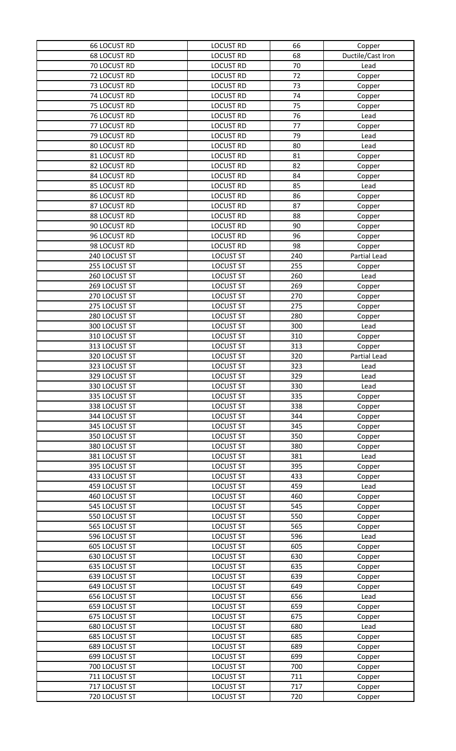| | | | |
|---|---|---|---|
| 66 LOCUST RD | LOCUST RD | 66 | Copper |
| 68 LOCUST RD | LOCUST RD | 68 | Ductile/Cast Iron |
| 70 LOCUST RD | LOCUST RD | 70 | Lead |
| 72 LOCUST RD | LOCUST RD | 72 | Copper |
| 73 LOCUST RD | LOCUST RD | 73 | Copper |
| 74 LOCUST RD | LOCUST RD | 74 | Copper |
| 75 LOCUST RD | LOCUST RD | 75 | Copper |
| 76 LOCUST RD | LOCUST RD | 76 | Lead |
| 77 LOCUST RD | LOCUST RD | 77 | Copper |
| 79 LOCUST RD | LOCUST RD | 79 | Lead |
| 80 LOCUST RD | LOCUST RD | 80 | Lead |
| 81 LOCUST RD | LOCUST RD | 81 | Copper |
| 82 LOCUST RD | LOCUST RD | 82 | Copper |
| 84 LOCUST RD | LOCUST RD | 84 | Copper |
| 85 LOCUST RD | LOCUST RD | 85 | Lead |
| 86 LOCUST RD | LOCUST RD | 86 | Copper |
| 87 LOCUST RD | LOCUST RD | 87 | Copper |
| 88 LOCUST RD | LOCUST RD | 88 | Copper |
| 90 LOCUST RD | LOCUST RD | 90 | Copper |
| 96 LOCUST RD | LOCUST RD | 96 | Copper |
| 98 LOCUST RD | LOCUST RD | 98 | Copper |
| 240 LOCUST ST | LOCUST ST | 240 | Partial Lead |
| 255 LOCUST ST | LOCUST ST | 255 | Copper |
| 260 LOCUST ST | LOCUST ST | 260 | Lead |
| 269 LOCUST ST | LOCUST ST | 269 | Copper |
| 270 LOCUST ST | LOCUST ST | 270 | Copper |
| 275 LOCUST ST | LOCUST ST | 275 | Copper |
| 280 LOCUST ST | LOCUST ST | 280 | Copper |
| 300 LOCUST ST | LOCUST ST | 300 | Lead |
| 310 LOCUST ST | LOCUST ST | 310 | Copper |
| 313 LOCUST ST | LOCUST ST | 313 | Copper |
| 320 LOCUST ST | LOCUST ST | 320 | Partial Lead |
| 323 LOCUST ST | LOCUST ST | 323 | Lead |
| 329 LOCUST ST | LOCUST ST | 329 | Lead |
| 330 LOCUST ST | LOCUST ST | 330 | Lead |
| 335 LOCUST ST | LOCUST ST | 335 | Copper |
| 338 LOCUST ST | LOCUST ST | 338 | Copper |
| 344 LOCUST ST | LOCUST ST | 344 | Copper |
| 345 LOCUST ST | LOCUST ST | 345 | Copper |
| 350 LOCUST ST | LOCUST ST | 350 | Copper |
| 380 LOCUST ST | LOCUST ST | 380 | Copper |
| 381 LOCUST ST | LOCUST ST | 381 | Lead |
| 395 LOCUST ST | LOCUST ST | 395 | Copper |
| 433 LOCUST ST | LOCUST ST | 433 | Copper |
| 459 LOCUST ST | LOCUST ST | 459 | Lead |
| 460 LOCUST ST | LOCUST ST | 460 | Copper |
| 545 LOCUST ST | LOCUST ST | 545 | Copper |
| 550 LOCUST ST | LOCUST ST | 550 | Copper |
| 565 LOCUST ST | LOCUST ST | 565 | Copper |
| 596 LOCUST ST | LOCUST ST | 596 | Lead |
| 605 LOCUST ST | LOCUST ST | 605 | Copper |
| 630 LOCUST ST | LOCUST ST | 630 | Copper |
| 635 LOCUST ST | LOCUST ST | 635 | Copper |
| 639 LOCUST ST | LOCUST ST | 639 | Copper |
| 649 LOCUST ST | LOCUST ST | 649 | Copper |
| 656 LOCUST ST | LOCUST ST | 656 | Lead |
| 659 LOCUST ST | LOCUST ST | 659 | Copper |
| 675 LOCUST ST | LOCUST ST | 675 | Copper |
| 680 LOCUST ST | LOCUST ST | 680 | Lead |
| 685 LOCUST ST | LOCUST ST | 685 | Copper |
| 689 LOCUST ST | LOCUST ST | 689 | Copper |
| 699 LOCUST ST | LOCUST ST | 699 | Copper |
| 700 LOCUST ST | LOCUST ST | 700 | Copper |
| 711 LOCUST ST | LOCUST ST | 711 | Copper |
| 717 LOCUST ST | LOCUST ST | 717 | Copper |
| 720 LOCUST ST | LOCUST ST | 720 | Copper |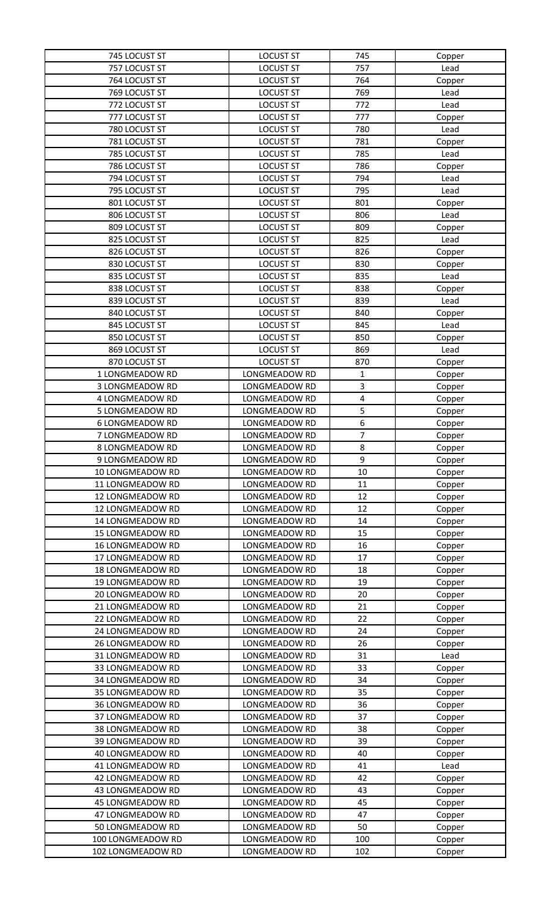| 745 LOCUST ST | LOCUST ST | 745 | Copper |
|---|---|---|---|
| 757 LOCUST ST | LOCUST ST | 757 | Lead |
| 764 LOCUST ST | LOCUST ST | 764 | Copper |
| 769 LOCUST ST | LOCUST ST | 769 | Lead |
| 772 LOCUST ST | LOCUST ST | 772 | Lead |
| 777 LOCUST ST | LOCUST ST | 777 | Copper |
| 780 LOCUST ST | LOCUST ST | 780 | Lead |
| 781 LOCUST ST | LOCUST ST | 781 | Copper |
| 785 LOCUST ST | LOCUST ST | 785 | Lead |
| 786 LOCUST ST | LOCUST ST | 786 | Copper |
| 794 LOCUST ST | LOCUST ST | 794 | Lead |
| 795 LOCUST ST | LOCUST ST | 795 | Lead |
| 801 LOCUST ST | LOCUST ST | 801 | Copper |
| 806 LOCUST ST | LOCUST ST | 806 | Lead |
| 809 LOCUST ST | LOCUST ST | 809 | Copper |
| 825 LOCUST ST | LOCUST ST | 825 | Lead |
| 826 LOCUST ST | LOCUST ST | 826 | Copper |
| 830 LOCUST ST | LOCUST ST | 830 | Copper |
| 835 LOCUST ST | LOCUST ST | 835 | Lead |
| 838 LOCUST ST | LOCUST ST | 838 | Copper |
| 839 LOCUST ST | LOCUST ST | 839 | Lead |
| 840 LOCUST ST | LOCUST ST | 840 | Copper |
| 845 LOCUST ST | LOCUST ST | 845 | Lead |
| 850 LOCUST ST | LOCUST ST | 850 | Copper |
| 869 LOCUST ST | LOCUST ST | 869 | Lead |
| 870 LOCUST ST | LOCUST ST | 870 | Copper |
| 1 LONGMEADOW RD | LONGMEADOW RD | 1 | Copper |
| 3 LONGMEADOW RD | LONGMEADOW RD | 3 | Copper |
| 4 LONGMEADOW RD | LONGMEADOW RD | 4 | Copper |
| 5 LONGMEADOW RD | LONGMEADOW RD | 5 | Copper |
| 6 LONGMEADOW RD | LONGMEADOW RD | 6 | Copper |
| 7 LONGMEADOW RD | LONGMEADOW RD | 7 | Copper |
| 8 LONGMEADOW RD | LONGMEADOW RD | 8 | Copper |
| 9 LONGMEADOW RD | LONGMEADOW RD | 9 | Copper |
| 10 LONGMEADOW RD | LONGMEADOW RD | 10 | Copper |
| 11 LONGMEADOW RD | LONGMEADOW RD | 11 | Copper |
| 12 LONGMEADOW RD | LONGMEADOW RD | 12 | Copper |
| 12 LONGMEADOW RD | LONGMEADOW RD | 12 | Copper |
| 14 LONGMEADOW RD | LONGMEADOW RD | 14 | Copper |
| 15 LONGMEADOW RD | LONGMEADOW RD | 15 | Copper |
| 16 LONGMEADOW RD | LONGMEADOW RD | 16 | Copper |
| 17 LONGMEADOW RD | LONGMEADOW RD | 17 | Copper |
| 18 LONGMEADOW RD | LONGMEADOW RD | 18 | Copper |
| 19 LONGMEADOW RD | LONGMEADOW RD | 19 | Copper |
| 20 LONGMEADOW RD | LONGMEADOW RD | 20 | Copper |
| 21 LONGMEADOW RD | LONGMEADOW RD | 21 | Copper |
| 22 LONGMEADOW RD | LONGMEADOW RD | 22 | Copper |
| 24 LONGMEADOW RD | LONGMEADOW RD | 24 | Copper |
| 26 LONGMEADOW RD | LONGMEADOW RD | 26 | Copper |
| 31 LONGMEADOW RD | LONGMEADOW RD | 31 | Lead |
| 33 LONGMEADOW RD | LONGMEADOW RD | 33 | Copper |
| 34 LONGMEADOW RD | LONGMEADOW RD | 34 | Copper |
| 35 LONGMEADOW RD | LONGMEADOW RD | 35 | Copper |
| 36 LONGMEADOW RD | LONGMEADOW RD | 36 | Copper |
| 37 LONGMEADOW RD | LONGMEADOW RD | 37 | Copper |
| 38 LONGMEADOW RD | LONGMEADOW RD | 38 | Copper |
| 39 LONGMEADOW RD | LONGMEADOW RD | 39 | Copper |
| 40 LONGMEADOW RD | LONGMEADOW RD | 40 | Copper |
| 41 LONGMEADOW RD | LONGMEADOW RD | 41 | Lead |
| 42 LONGMEADOW RD | LONGMEADOW RD | 42 | Copper |
| 43 LONGMEADOW RD | LONGMEADOW RD | 43 | Copper |
| 45 LONGMEADOW RD | LONGMEADOW RD | 45 | Copper |
| 47 LONGMEADOW RD | LONGMEADOW RD | 47 | Copper |
| 50 LONGMEADOW RD | LONGMEADOW RD | 50 | Copper |
| 100 LONGMEADOW RD | LONGMEADOW RD | 100 | Copper |
| 102 LONGMEADOW RD | LONGMEADOW RD | 102 | Copper |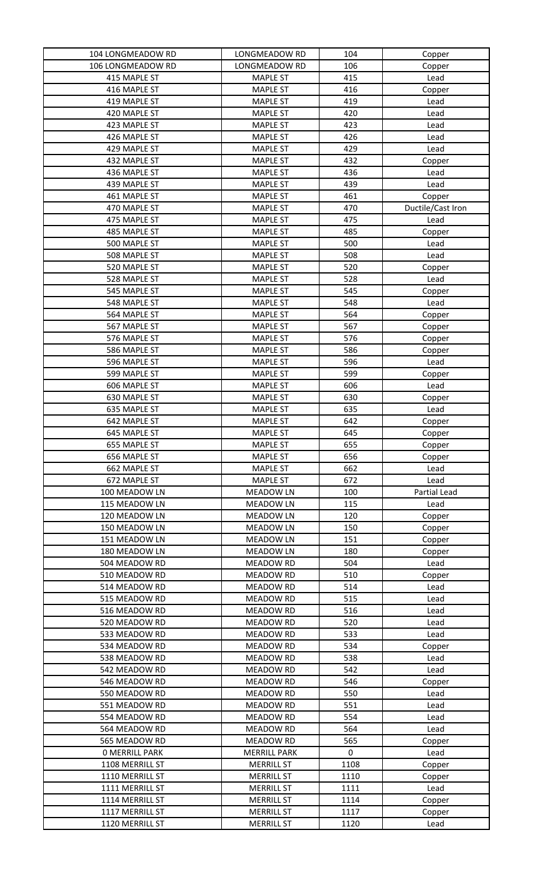| | | | |
|---|---|---|---|
| 104 LONGMEADOW RD | LONGMEADOW RD | 104 | Copper |
| 106 LONGMEADOW RD | LONGMEADOW RD | 106 | Copper |
| 415 MAPLE ST | MAPLE ST | 415 | Lead |
| 416 MAPLE ST | MAPLE ST | 416 | Copper |
| 419 MAPLE ST | MAPLE ST | 419 | Lead |
| 420 MAPLE ST | MAPLE ST | 420 | Lead |
| 423 MAPLE ST | MAPLE ST | 423 | Lead |
| 426 MAPLE ST | MAPLE ST | 426 | Lead |
| 429 MAPLE ST | MAPLE ST | 429 | Lead |
| 432 MAPLE ST | MAPLE ST | 432 | Copper |
| 436 MAPLE ST | MAPLE ST | 436 | Lead |
| 439 MAPLE ST | MAPLE ST | 439 | Lead |
| 461 MAPLE ST | MAPLE ST | 461 | Copper |
| 470 MAPLE ST | MAPLE ST | 470 | Ductile/Cast Iron |
| 475 MAPLE ST | MAPLE ST | 475 | Lead |
| 485 MAPLE ST | MAPLE ST | 485 | Copper |
| 500 MAPLE ST | MAPLE ST | 500 | Lead |
| 508 MAPLE ST | MAPLE ST | 508 | Lead |
| 520 MAPLE ST | MAPLE ST | 520 | Copper |
| 528 MAPLE ST | MAPLE ST | 528 | Lead |
| 545 MAPLE ST | MAPLE ST | 545 | Copper |
| 548 MAPLE ST | MAPLE ST | 548 | Lead |
| 564 MAPLE ST | MAPLE ST | 564 | Copper |
| 567 MAPLE ST | MAPLE ST | 567 | Copper |
| 576 MAPLE ST | MAPLE ST | 576 | Copper |
| 586 MAPLE ST | MAPLE ST | 586 | Copper |
| 596 MAPLE ST | MAPLE ST | 596 | Lead |
| 599 MAPLE ST | MAPLE ST | 599 | Copper |
| 606 MAPLE ST | MAPLE ST | 606 | Lead |
| 630 MAPLE ST | MAPLE ST | 630 | Copper |
| 635 MAPLE ST | MAPLE ST | 635 | Lead |
| 642 MAPLE ST | MAPLE ST | 642 | Copper |
| 645 MAPLE ST | MAPLE ST | 645 | Copper |
| 655 MAPLE ST | MAPLE ST | 655 | Copper |
| 656 MAPLE ST | MAPLE ST | 656 | Copper |
| 662 MAPLE ST | MAPLE ST | 662 | Lead |
| 672 MAPLE ST | MAPLE ST | 672 | Lead |
| 100 MEADOW LN | MEADOW LN | 100 | Partial Lead |
| 115 MEADOW LN | MEADOW LN | 115 | Lead |
| 120 MEADOW LN | MEADOW LN | 120 | Copper |
| 150 MEADOW LN | MEADOW LN | 150 | Copper |
| 151 MEADOW LN | MEADOW LN | 151 | Copper |
| 180 MEADOW LN | MEADOW LN | 180 | Copper |
| 504 MEADOW RD | MEADOW RD | 504 | Lead |
| 510 MEADOW RD | MEADOW RD | 510 | Copper |
| 514 MEADOW RD | MEADOW RD | 514 | Lead |
| 515 MEADOW RD | MEADOW RD | 515 | Lead |
| 516 MEADOW RD | MEADOW RD | 516 | Lead |
| 520 MEADOW RD | MEADOW RD | 520 | Lead |
| 533 MEADOW RD | MEADOW RD | 533 | Lead |
| 534 MEADOW RD | MEADOW RD | 534 | Copper |
| 538 MEADOW RD | MEADOW RD | 538 | Lead |
| 542 MEADOW RD | MEADOW RD | 542 | Lead |
| 546 MEADOW RD | MEADOW RD | 546 | Copper |
| 550 MEADOW RD | MEADOW RD | 550 | Lead |
| 551 MEADOW RD | MEADOW RD | 551 | Lead |
| 554 MEADOW RD | MEADOW RD | 554 | Lead |
| 564 MEADOW RD | MEADOW RD | 564 | Lead |
| 565 MEADOW RD | MEADOW RD | 565 | Copper |
| 0 MERRILL PARK | MERRILL PARK | 0 | Lead |
| 1108 MERRILL ST | MERRILL ST | 1108 | Copper |
| 1110 MERRILL ST | MERRILL ST | 1110 | Copper |
| 1111 MERRILL ST | MERRILL ST | 1111 | Lead |
| 1114 MERRILL ST | MERRILL ST | 1114 | Copper |
| 1117 MERRILL ST | MERRILL ST | 1117 | Copper |
| 1120 MERRILL ST | MERRILL ST | 1120 | Lead |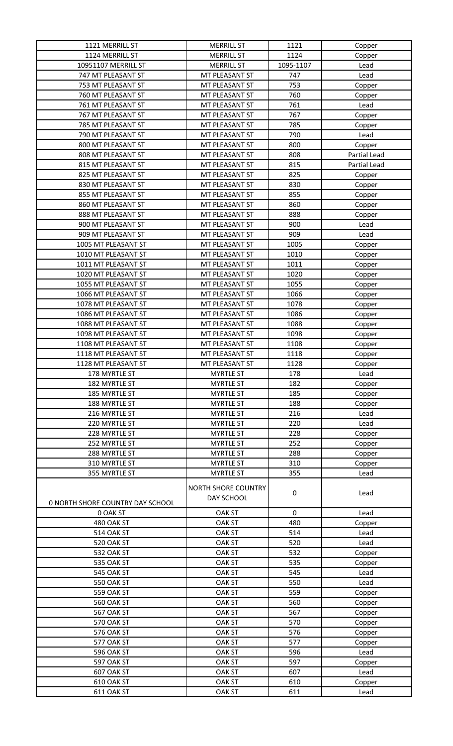| | | | |
|---|---|---|---|
| 1121 MERRILL ST | MERRILL ST | 1121 | Copper |
| 1124 MERRILL ST | MERRILL ST | 1124 | Copper |
| 10951107 MERRILL ST | MERRILL ST | 1095-1107 | Lead |
| 747 MT PLEASANT ST | MT PLEASANT ST | 747 | Lead |
| 753 MT PLEASANT ST | MT PLEASANT ST | 753 | Copper |
| 760 MT PLEASANT ST | MT PLEASANT ST | 760 | Copper |
| 761 MT PLEASANT ST | MT PLEASANT ST | 761 | Lead |
| 767 MT PLEASANT ST | MT PLEASANT ST | 767 | Copper |
| 785 MT PLEASANT ST | MT PLEASANT ST | 785 | Copper |
| 790 MT PLEASANT ST | MT PLEASANT ST | 790 | Lead |
| 800 MT PLEASANT ST | MT PLEASANT ST | 800 | Copper |
| 808 MT PLEASANT ST | MT PLEASANT ST | 808 | Partial Lead |
| 815 MT PLEASANT ST | MT PLEASANT ST | 815 | Partial Lead |
| 825 MT PLEASANT ST | MT PLEASANT ST | 825 | Copper |
| 830 MT PLEASANT ST | MT PLEASANT ST | 830 | Copper |
| 855 MT PLEASANT ST | MT PLEASANT ST | 855 | Copper |
| 860 MT PLEASANT ST | MT PLEASANT ST | 860 | Copper |
| 888 MT PLEASANT ST | MT PLEASANT ST | 888 | Copper |
| 900 MT PLEASANT ST | MT PLEASANT ST | 900 | Lead |
| 909 MT PLEASANT ST | MT PLEASANT ST | 909 | Lead |
| 1005 MT PLEASANT ST | MT PLEASANT ST | 1005 | Copper |
| 1010 MT PLEASANT ST | MT PLEASANT ST | 1010 | Copper |
| 1011 MT PLEASANT ST | MT PLEASANT ST | 1011 | Copper |
| 1020 MT PLEASANT ST | MT PLEASANT ST | 1020 | Copper |
| 1055 MT PLEASANT ST | MT PLEASANT ST | 1055 | Copper |
| 1066 MT PLEASANT ST | MT PLEASANT ST | 1066 | Copper |
| 1078 MT PLEASANT ST | MT PLEASANT ST | 1078 | Copper |
| 1086 MT PLEASANT ST | MT PLEASANT ST | 1086 | Copper |
| 1088 MT PLEASANT ST | MT PLEASANT ST | 1088 | Copper |
| 1098 MT PLEASANT ST | MT PLEASANT ST | 1098 | Copper |
| 1108 MT PLEASANT ST | MT PLEASANT ST | 1108 | Copper |
| 1118 MT PLEASANT ST | MT PLEASANT ST | 1118 | Copper |
| 1128 MT PLEASANT ST | MT PLEASANT ST | 1128 | Copper |
| 178 MYRTLE ST | MYRTLE ST | 178 | Lead |
| 182 MYRTLE ST | MYRTLE ST | 182 | Copper |
| 185 MYRTLE ST | MYRTLE ST | 185 | Copper |
| 188 MYRTLE ST | MYRTLE ST | 188 | Copper |
| 216 MYRTLE ST | MYRTLE ST | 216 | Lead |
| 220 MYRTLE ST | MYRTLE ST | 220 | Lead |
| 228 MYRTLE ST | MYRTLE ST | 228 | Copper |
| 252 MYRTLE ST | MYRTLE ST | 252 | Copper |
| 288 MYRTLE ST | MYRTLE ST | 288 | Copper |
| 310 MYRTLE ST | MYRTLE ST | 310 | Copper |
| 355 MYRTLE ST | MYRTLE ST | 355 | Lead |
| 0 NORTH SHORE COUNTRY DAY SCHOOL | NORTH SHORE COUNTRY DAY SCHOOL | 0 | Lead |
| 0 OAK ST | OAK ST | 0 | Lead |
| 480 OAK ST | OAK ST | 480 | Copper |
| 514 OAK ST | OAK ST | 514 | Lead |
| 520 OAK ST | OAK ST | 520 | Lead |
| 532 OAK ST | OAK ST | 532 | Copper |
| 535 OAK ST | OAK ST | 535 | Copper |
| 545 OAK ST | OAK ST | 545 | Lead |
| 550 OAK ST | OAK ST | 550 | Lead |
| 559 OAK ST | OAK ST | 559 | Copper |
| 560 OAK ST | OAK ST | 560 | Copper |
| 567 OAK ST | OAK ST | 567 | Copper |
| 570 OAK ST | OAK ST | 570 | Copper |
| 576 OAK ST | OAK ST | 576 | Copper |
| 577 OAK ST | OAK ST | 577 | Copper |
| 596 OAK ST | OAK ST | 596 | Lead |
| 597 OAK ST | OAK ST | 597 | Copper |
| 607 OAK ST | OAK ST | 607 | Lead |
| 610 OAK ST | OAK ST | 610 | Copper |
| 611 OAK ST | OAK ST | 611 | Lead |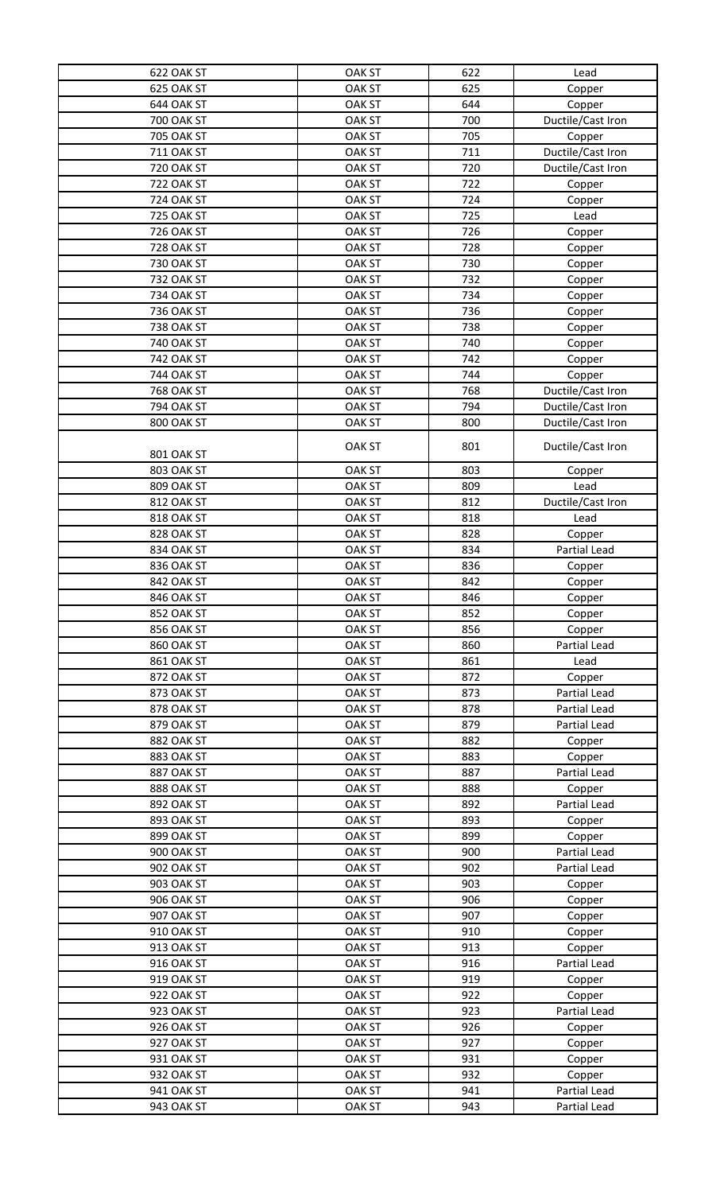| | | | |
|---|---|---|---|
| 622 OAK ST | OAK ST | 622 | Lead |
| 625 OAK ST | OAK ST | 625 | Copper |
| 644 OAK ST | OAK ST | 644 | Copper |
| 700 OAK ST | OAK ST | 700 | Ductile/Cast Iron |
| 705 OAK ST | OAK ST | 705 | Copper |
| 711 OAK ST | OAK ST | 711 | Ductile/Cast Iron |
| 720 OAK ST | OAK ST | 720 | Ductile/Cast Iron |
| 722 OAK ST | OAK ST | 722 | Copper |
| 724 OAK ST | OAK ST | 724 | Copper |
| 725 OAK ST | OAK ST | 725 | Lead |
| 726 OAK ST | OAK ST | 726 | Copper |
| 728 OAK ST | OAK ST | 728 | Copper |
| 730 OAK ST | OAK ST | 730 | Copper |
| 732 OAK ST | OAK ST | 732 | Copper |
| 734 OAK ST | OAK ST | 734 | Copper |
| 736 OAK ST | OAK ST | 736 | Copper |
| 738 OAK ST | OAK ST | 738 | Copper |
| 740 OAK ST | OAK ST | 740 | Copper |
| 742 OAK ST | OAK ST | 742 | Copper |
| 744 OAK ST | OAK ST | 744 | Copper |
| 768 OAK ST | OAK ST | 768 | Ductile/Cast Iron |
| 794 OAK ST | OAK ST | 794 | Ductile/Cast Iron |
| 800 OAK ST | OAK ST | 800 | Ductile/Cast Iron |
| 801 OAK ST | OAK ST | 801 | Ductile/Cast Iron |
| 803 OAK ST | OAK ST | 803 | Copper |
| 809 OAK ST | OAK ST | 809 | Lead |
| 812 OAK ST | OAK ST | 812 | Ductile/Cast Iron |
| 818 OAK ST | OAK ST | 818 | Lead |
| 828 OAK ST | OAK ST | 828 | Copper |
| 834 OAK ST | OAK ST | 834 | Partial Lead |
| 836 OAK ST | OAK ST | 836 | Copper |
| 842 OAK ST | OAK ST | 842 | Copper |
| 846 OAK ST | OAK ST | 846 | Copper |
| 852 OAK ST | OAK ST | 852 | Copper |
| 856 OAK ST | OAK ST | 856 | Copper |
| 860 OAK ST | OAK ST | 860 | Partial Lead |
| 861 OAK ST | OAK ST | 861 | Lead |
| 872 OAK ST | OAK ST | 872 | Copper |
| 873 OAK ST | OAK ST | 873 | Partial Lead |
| 878 OAK ST | OAK ST | 878 | Partial Lead |
| 879 OAK ST | OAK ST | 879 | Partial Lead |
| 882 OAK ST | OAK ST | 882 | Copper |
| 883 OAK ST | OAK ST | 883 | Copper |
| 887 OAK ST | OAK ST | 887 | Partial Lead |
| 888 OAK ST | OAK ST | 888 | Copper |
| 892 OAK ST | OAK ST | 892 | Partial Lead |
| 893 OAK ST | OAK ST | 893 | Copper |
| 899 OAK ST | OAK ST | 899 | Copper |
| 900 OAK ST | OAK ST | 900 | Partial Lead |
| 902 OAK ST | OAK ST | 902 | Partial Lead |
| 903 OAK ST | OAK ST | 903 | Copper |
| 906 OAK ST | OAK ST | 906 | Copper |
| 907 OAK ST | OAK ST | 907 | Copper |
| 910 OAK ST | OAK ST | 910 | Copper |
| 913 OAK ST | OAK ST | 913 | Copper |
| 916 OAK ST | OAK ST | 916 | Partial Lead |
| 919 OAK ST | OAK ST | 919 | Copper |
| 922 OAK ST | OAK ST | 922 | Copper |
| 923 OAK ST | OAK ST | 923 | Partial Lead |
| 926 OAK ST | OAK ST | 926 | Copper |
| 927 OAK ST | OAK ST | 927 | Copper |
| 931 OAK ST | OAK ST | 931 | Copper |
| 932 OAK ST | OAK ST | 932 | Copper |
| 941 OAK ST | OAK ST | 941 | Partial Lead |
| 943 OAK ST | OAK ST | 943 | Partial Lead |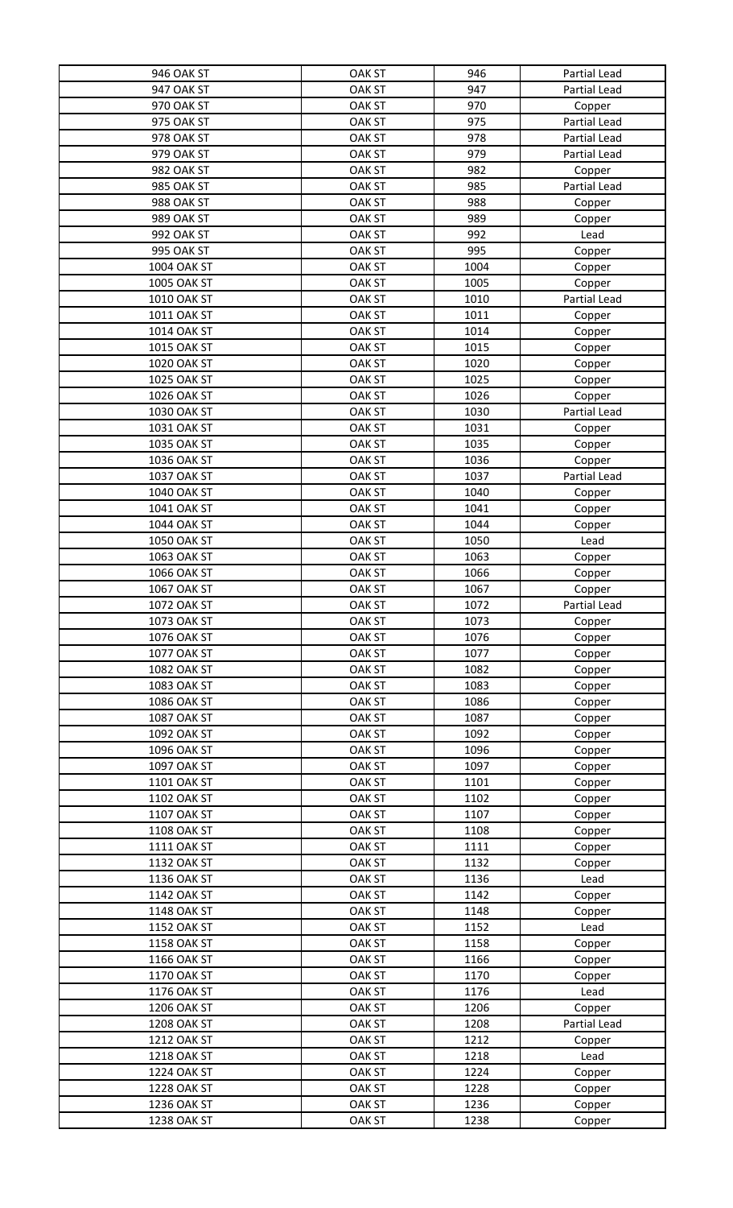| 946 OAK ST | OAK ST | 946 | Partial Lead |
|---|---|---|---|
| 947 OAK ST | OAK ST | 947 | Partial Lead |
| 970 OAK ST | OAK ST | 970 | Copper |
| 975 OAK ST | OAK ST | 975 | Partial Lead |
| 978 OAK ST | OAK ST | 978 | Partial Lead |
| 979 OAK ST | OAK ST | 979 | Partial Lead |
| 982 OAK ST | OAK ST | 982 | Copper |
| 985 OAK ST | OAK ST | 985 | Partial Lead |
| 988 OAK ST | OAK ST | 988 | Copper |
| 989 OAK ST | OAK ST | 989 | Copper |
| 992 OAK ST | OAK ST | 992 | Lead |
| 995 OAK ST | OAK ST | 995 | Copper |
| 1004 OAK ST | OAK ST | 1004 | Copper |
| 1005 OAK ST | OAK ST | 1005 | Copper |
| 1010 OAK ST | OAK ST | 1010 | Partial Lead |
| 1011 OAK ST | OAK ST | 1011 | Copper |
| 1014 OAK ST | OAK ST | 1014 | Copper |
| 1015 OAK ST | OAK ST | 1015 | Copper |
| 1020 OAK ST | OAK ST | 1020 | Copper |
| 1025 OAK ST | OAK ST | 1025 | Copper |
| 1026 OAK ST | OAK ST | 1026 | Copper |
| 1030 OAK ST | OAK ST | 1030 | Partial Lead |
| 1031 OAK ST | OAK ST | 1031 | Copper |
| 1035 OAK ST | OAK ST | 1035 | Copper |
| 1036 OAK ST | OAK ST | 1036 | Copper |
| 1037 OAK ST | OAK ST | 1037 | Partial Lead |
| 1040 OAK ST | OAK ST | 1040 | Copper |
| 1041 OAK ST | OAK ST | 1041 | Copper |
| 1044 OAK ST | OAK ST | 1044 | Copper |
| 1050 OAK ST | OAK ST | 1050 | Lead |
| 1063 OAK ST | OAK ST | 1063 | Copper |
| 1066 OAK ST | OAK ST | 1066 | Copper |
| 1067 OAK ST | OAK ST | 1067 | Copper |
| 1072 OAK ST | OAK ST | 1072 | Partial Lead |
| 1073 OAK ST | OAK ST | 1073 | Copper |
| 1076 OAK ST | OAK ST | 1076 | Copper |
| 1077 OAK ST | OAK ST | 1077 | Copper |
| 1082 OAK ST | OAK ST | 1082 | Copper |
| 1083 OAK ST | OAK ST | 1083 | Copper |
| 1086 OAK ST | OAK ST | 1086 | Copper |
| 1087 OAK ST | OAK ST | 1087 | Copper |
| 1092 OAK ST | OAK ST | 1092 | Copper |
| 1096 OAK ST | OAK ST | 1096 | Copper |
| 1097 OAK ST | OAK ST | 1097 | Copper |
| 1101 OAK ST | OAK ST | 1101 | Copper |
| 1102 OAK ST | OAK ST | 1102 | Copper |
| 1107 OAK ST | OAK ST | 1107 | Copper |
| 1108 OAK ST | OAK ST | 1108 | Copper |
| 1111 OAK ST | OAK ST | 1111 | Copper |
| 1132 OAK ST | OAK ST | 1132 | Copper |
| 1136 OAK ST | OAK ST | 1136 | Lead |
| 1142 OAK ST | OAK ST | 1142 | Copper |
| 1148 OAK ST | OAK ST | 1148 | Copper |
| 1152 OAK ST | OAK ST | 1152 | Lead |
| 1158 OAK ST | OAK ST | 1158 | Copper |
| 1166 OAK ST | OAK ST | 1166 | Copper |
| 1170 OAK ST | OAK ST | 1170 | Copper |
| 1176 OAK ST | OAK ST | 1176 | Lead |
| 1206 OAK ST | OAK ST | 1206 | Copper |
| 1208 OAK ST | OAK ST | 1208 | Partial Lead |
| 1212 OAK ST | OAK ST | 1212 | Copper |
| 1218 OAK ST | OAK ST | 1218 | Lead |
| 1224 OAK ST | OAK ST | 1224 | Copper |
| 1228 OAK ST | OAK ST | 1228 | Copper |
| 1236 OAK ST | OAK ST | 1236 | Copper |
| 1238 OAK ST | OAK ST | 1238 | Copper |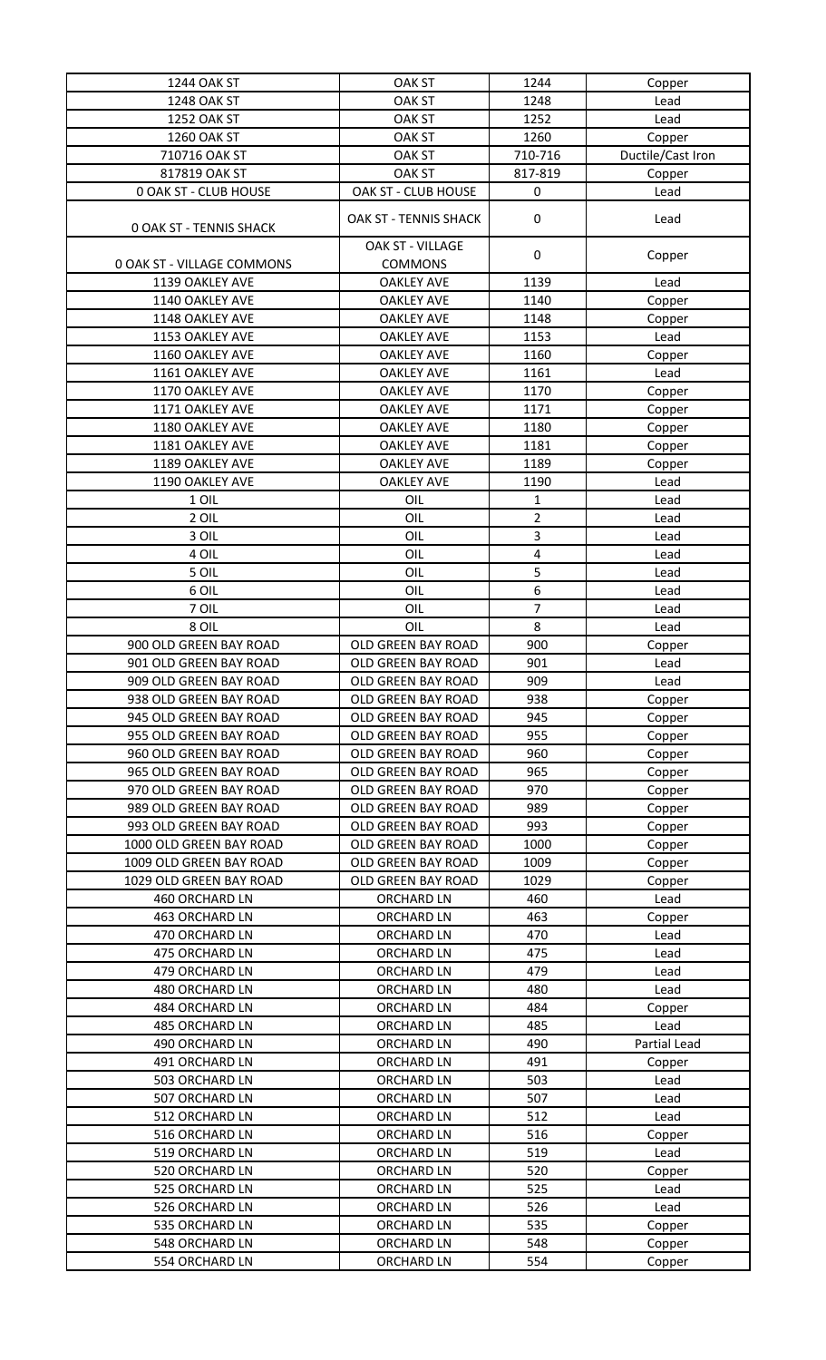| 1244 OAK ST | OAK ST | 1244 | Copper |
|---|---|---|---|
| 1248 OAK ST | OAK ST | 1248 | Lead |
| 1252 OAK ST | OAK ST | 1252 | Lead |
| 1260 OAK ST | OAK ST | 1260 | Copper |
| 710716 OAK ST | OAK ST | 710-716 | Ductile/Cast Iron |
| 817819 OAK ST | OAK ST | 817-819 | Copper |
| 0 OAK ST - CLUB HOUSE | OAK ST - CLUB HOUSE | 0 | Lead |
| 0 OAK ST - TENNIS SHACK | OAK ST - TENNIS SHACK | 0 | Lead |
| 0 OAK ST - VILLAGE COMMONS | OAK ST - VILLAGE COMMONS | 0 | Copper |
| 1139 OAKLEY AVE | OAKLEY AVE | 1139 | Lead |
| 1140 OAKLEY AVE | OAKLEY AVE | 1140 | Copper |
| 1148 OAKLEY AVE | OAKLEY AVE | 1148 | Copper |
| 1153 OAKLEY AVE | OAKLEY AVE | 1153 | Lead |
| 1160 OAKLEY AVE | OAKLEY AVE | 1160 | Copper |
| 1161 OAKLEY AVE | OAKLEY AVE | 1161 | Lead |
| 1170 OAKLEY AVE | OAKLEY AVE | 1170 | Copper |
| 1171 OAKLEY AVE | OAKLEY AVE | 1171 | Copper |
| 1180 OAKLEY AVE | OAKLEY AVE | 1180 | Copper |
| 1181 OAKLEY AVE | OAKLEY AVE | 1181 | Copper |
| 1189 OAKLEY AVE | OAKLEY AVE | 1189 | Copper |
| 1190 OAKLEY AVE | OAKLEY AVE | 1190 | Lead |
| 1 OIL | OIL | 1 | Lead |
| 2 OIL | OIL | 2 | Lead |
| 3 OIL | OIL | 3 | Lead |
| 4 OIL | OIL | 4 | Lead |
| 5 OIL | OIL | 5 | Lead |
| 6 OIL | OIL | 6 | Lead |
| 7 OIL | OIL | 7 | Lead |
| 8 OIL | OIL | 8 | Lead |
| 900 OLD GREEN BAY ROAD | OLD GREEN BAY ROAD | 900 | Copper |
| 901 OLD GREEN BAY ROAD | OLD GREEN BAY ROAD | 901 | Lead |
| 909 OLD GREEN BAY ROAD | OLD GREEN BAY ROAD | 909 | Lead |
| 938 OLD GREEN BAY ROAD | OLD GREEN BAY ROAD | 938 | Copper |
| 945 OLD GREEN BAY ROAD | OLD GREEN BAY ROAD | 945 | Copper |
| 955 OLD GREEN BAY ROAD | OLD GREEN BAY ROAD | 955 | Copper |
| 960 OLD GREEN BAY ROAD | OLD GREEN BAY ROAD | 960 | Copper |
| 965 OLD GREEN BAY ROAD | OLD GREEN BAY ROAD | 965 | Copper |
| 970 OLD GREEN BAY ROAD | OLD GREEN BAY ROAD | 970 | Copper |
| 989 OLD GREEN BAY ROAD | OLD GREEN BAY ROAD | 989 | Copper |
| 993 OLD GREEN BAY ROAD | OLD GREEN BAY ROAD | 993 | Copper |
| 1000 OLD GREEN BAY ROAD | OLD GREEN BAY ROAD | 1000 | Copper |
| 1009 OLD GREEN BAY ROAD | OLD GREEN BAY ROAD | 1009 | Copper |
| 1029 OLD GREEN BAY ROAD | OLD GREEN BAY ROAD | 1029 | Copper |
| 460 ORCHARD LN | ORCHARD LN | 460 | Lead |
| 463 ORCHARD LN | ORCHARD LN | 463 | Copper |
| 470 ORCHARD LN | ORCHARD LN | 470 | Lead |
| 475 ORCHARD LN | ORCHARD LN | 475 | Lead |
| 479 ORCHARD LN | ORCHARD LN | 479 | Lead |
| 480 ORCHARD LN | ORCHARD LN | 480 | Lead |
| 484 ORCHARD LN | ORCHARD LN | 484 | Copper |
| 485 ORCHARD LN | ORCHARD LN | 485 | Lead |
| 490 ORCHARD LN | ORCHARD LN | 490 | Partial Lead |
| 491 ORCHARD LN | ORCHARD LN | 491 | Copper |
| 503 ORCHARD LN | ORCHARD LN | 503 | Lead |
| 507 ORCHARD LN | ORCHARD LN | 507 | Lead |
| 512 ORCHARD LN | ORCHARD LN | 512 | Lead |
| 516 ORCHARD LN | ORCHARD LN | 516 | Copper |
| 519 ORCHARD LN | ORCHARD LN | 519 | Lead |
| 520 ORCHARD LN | ORCHARD LN | 520 | Copper |
| 525 ORCHARD LN | ORCHARD LN | 525 | Lead |
| 526 ORCHARD LN | ORCHARD LN | 526 | Lead |
| 535 ORCHARD LN | ORCHARD LN | 535 | Copper |
| 548 ORCHARD LN | ORCHARD LN | 548 | Copper |
| 554 ORCHARD LN | ORCHARD LN | 554 | Copper |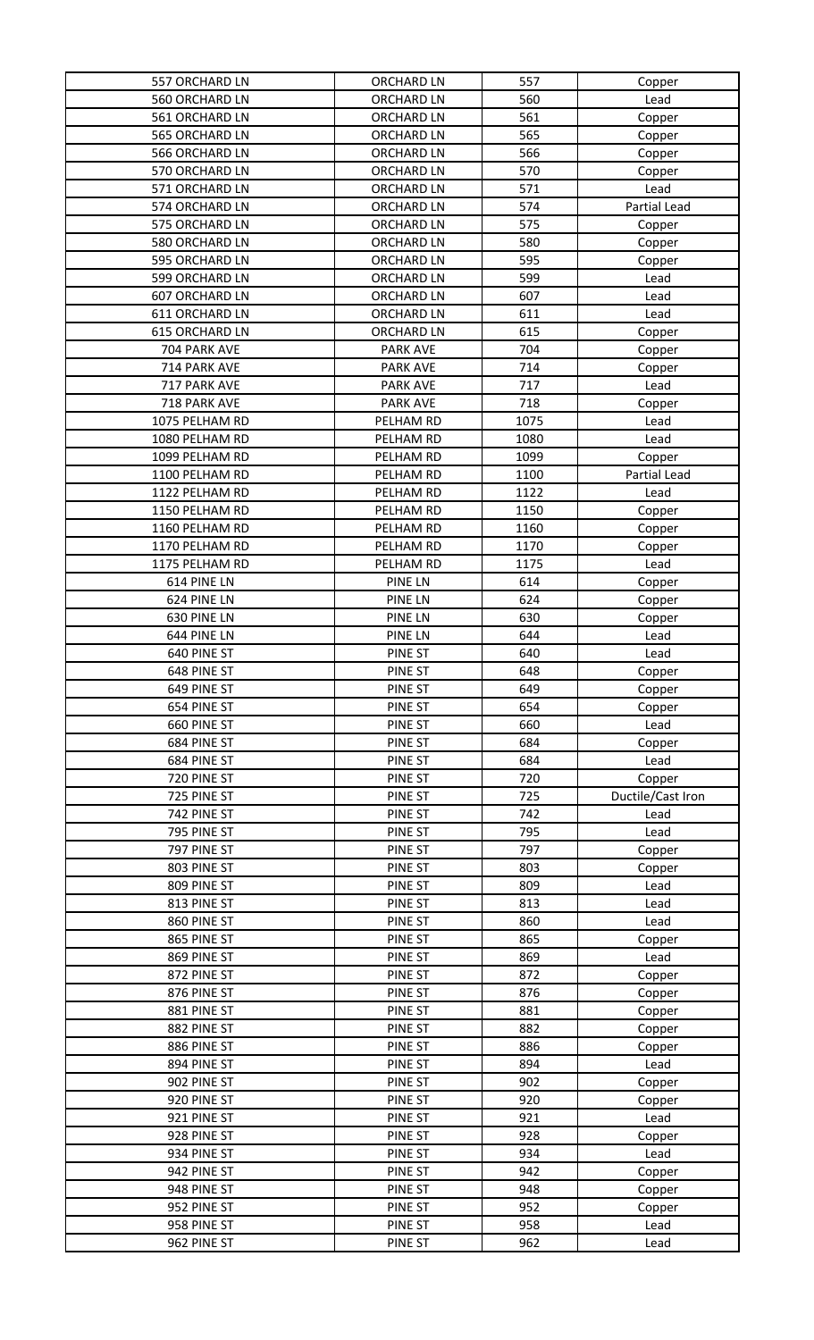| 557 ORCHARD LN | ORCHARD LN | 557 | Copper |
|---|---|---|---|
| 560 ORCHARD LN | ORCHARD LN | 560 | Lead |
| 561 ORCHARD LN | ORCHARD LN | 561 | Copper |
| 565 ORCHARD LN | ORCHARD LN | 565 | Copper |
| 566 ORCHARD LN | ORCHARD LN | 566 | Copper |
| 570 ORCHARD LN | ORCHARD LN | 570 | Copper |
| 571 ORCHARD LN | ORCHARD LN | 571 | Lead |
| 574 ORCHARD LN | ORCHARD LN | 574 | Partial Lead |
| 575 ORCHARD LN | ORCHARD LN | 575 | Copper |
| 580 ORCHARD LN | ORCHARD LN | 580 | Copper |
| 595 ORCHARD LN | ORCHARD LN | 595 | Copper |
| 599 ORCHARD LN | ORCHARD LN | 599 | Lead |
| 607 ORCHARD LN | ORCHARD LN | 607 | Lead |
| 611 ORCHARD LN | ORCHARD LN | 611 | Lead |
| 615 ORCHARD LN | ORCHARD LN | 615 | Copper |
| 704 PARK AVE | PARK AVE | 704 | Copper |
| 714 PARK AVE | PARK AVE | 714 | Copper |
| 717 PARK AVE | PARK AVE | 717 | Lead |
| 718 PARK AVE | PARK AVE | 718 | Copper |
| 1075 PELHAM RD | PELHAM RD | 1075 | Lead |
| 1080 PELHAM RD | PELHAM RD | 1080 | Lead |
| 1099 PELHAM RD | PELHAM RD | 1099 | Copper |
| 1100 PELHAM RD | PELHAM RD | 1100 | Partial Lead |
| 1122 PELHAM RD | PELHAM RD | 1122 | Lead |
| 1150 PELHAM RD | PELHAM RD | 1150 | Copper |
| 1160 PELHAM RD | PELHAM RD | 1160 | Copper |
| 1170 PELHAM RD | PELHAM RD | 1170 | Copper |
| 1175 PELHAM RD | PELHAM RD | 1175 | Lead |
| 614 PINE LN | PINE LN | 614 | Copper |
| 624 PINE LN | PINE LN | 624 | Copper |
| 630 PINE LN | PINE LN | 630 | Copper |
| 644 PINE LN | PINE LN | 644 | Lead |
| 640 PINE ST | PINE ST | 640 | Lead |
| 648 PINE ST | PINE ST | 648 | Copper |
| 649 PINE ST | PINE ST | 649 | Copper |
| 654 PINE ST | PINE ST | 654 | Copper |
| 660 PINE ST | PINE ST | 660 | Lead |
| 684 PINE ST | PINE ST | 684 | Copper |
| 684 PINE ST | PINE ST | 684 | Lead |
| 720 PINE ST | PINE ST | 720 | Copper |
| 725 PINE ST | PINE ST | 725 | Ductile/Cast Iron |
| 742 PINE ST | PINE ST | 742 | Lead |
| 795 PINE ST | PINE ST | 795 | Lead |
| 797 PINE ST | PINE ST | 797 | Copper |
| 803 PINE ST | PINE ST | 803 | Copper |
| 809 PINE ST | PINE ST | 809 | Lead |
| 813 PINE ST | PINE ST | 813 | Lead |
| 860 PINE ST | PINE ST | 860 | Lead |
| 865 PINE ST | PINE ST | 865 | Copper |
| 869 PINE ST | PINE ST | 869 | Lead |
| 872 PINE ST | PINE ST | 872 | Copper |
| 876 PINE ST | PINE ST | 876 | Copper |
| 881 PINE ST | PINE ST | 881 | Copper |
| 882 PINE ST | PINE ST | 882 | Copper |
| 886 PINE ST | PINE ST | 886 | Copper |
| 894 PINE ST | PINE ST | 894 | Lead |
| 902 PINE ST | PINE ST | 902 | Copper |
| 920 PINE ST | PINE ST | 920 | Copper |
| 921 PINE ST | PINE ST | 921 | Lead |
| 928 PINE ST | PINE ST | 928 | Copper |
| 934 PINE ST | PINE ST | 934 | Lead |
| 942 PINE ST | PINE ST | 942 | Copper |
| 948 PINE ST | PINE ST | 948 | Copper |
| 952 PINE ST | PINE ST | 952 | Copper |
| 958 PINE ST | PINE ST | 958 | Lead |
| 962 PINE ST | PINE ST | 962 | Lead |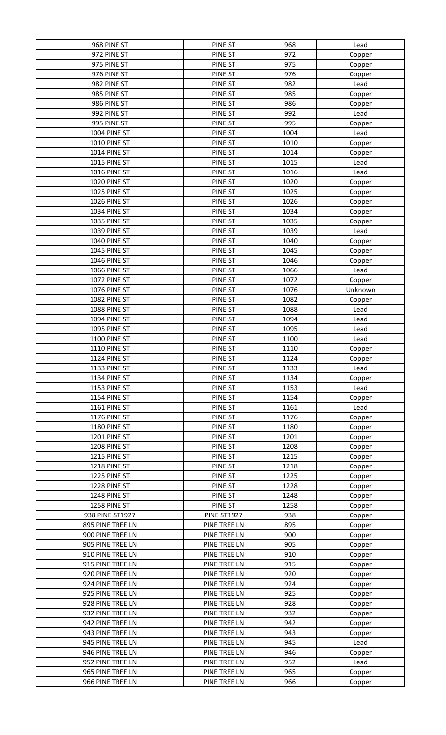| 968 PINE ST | PINE ST | 968 | Lead |
|---|---|---|---|
| 972 PINE ST | PINE ST | 972 | Copper |
| 975 PINE ST | PINE ST | 975 | Copper |
| 976 PINE ST | PINE ST | 976 | Copper |
| 982 PINE ST | PINE ST | 982 | Lead |
| 985 PINE ST | PINE ST | 985 | Copper |
| 986 PINE ST | PINE ST | 986 | Copper |
| 992 PINE ST | PINE ST | 992 | Lead |
| 995 PINE ST | PINE ST | 995 | Copper |
| 1004 PINE ST | PINE ST | 1004 | Lead |
| 1010 PINE ST | PINE ST | 1010 | Copper |
| 1014 PINE ST | PINE ST | 1014 | Copper |
| 1015 PINE ST | PINE ST | 1015 | Lead |
| 1016 PINE ST | PINE ST | 1016 | Lead |
| 1020 PINE ST | PINE ST | 1020 | Copper |
| 1025 PINE ST | PINE ST | 1025 | Copper |
| 1026 PINE ST | PINE ST | 1026 | Copper |
| 1034 PINE ST | PINE ST | 1034 | Copper |
| 1035 PINE ST | PINE ST | 1035 | Copper |
| 1039 PINE ST | PINE ST | 1039 | Lead |
| 1040 PINE ST | PINE ST | 1040 | Copper |
| 1045 PINE ST | PINE ST | 1045 | Copper |
| 1046 PINE ST | PINE ST | 1046 | Copper |
| 1066 PINE ST | PINE ST | 1066 | Lead |
| 1072 PINE ST | PINE ST | 1072 | Copper |
| 1076 PINE ST | PINE ST | 1076 | Unknown |
| 1082 PINE ST | PINE ST | 1082 | Copper |
| 1088 PINE ST | PINE ST | 1088 | Lead |
| 1094 PINE ST | PINE ST | 1094 | Lead |
| 1095 PINE ST | PINE ST | 1095 | Lead |
| 1100 PINE ST | PINE ST | 1100 | Lead |
| 1110 PINE ST | PINE ST | 1110 | Copper |
| 1124 PINE ST | PINE ST | 1124 | Copper |
| 1133 PINE ST | PINE ST | 1133 | Lead |
| 1134 PINE ST | PINE ST | 1134 | Copper |
| 1153 PINE ST | PINE ST | 1153 | Lead |
| 1154 PINE ST | PINE ST | 1154 | Copper |
| 1161 PINE ST | PINE ST | 1161 | Lead |
| 1176 PINE ST | PINE ST | 1176 | Copper |
| 1180 PINE ST | PINE ST | 1180 | Copper |
| 1201 PINE ST | PINE ST | 1201 | Copper |
| 1208 PINE ST | PINE ST | 1208 | Copper |
| 1215 PINE ST | PINE ST | 1215 | Copper |
| 1218 PINE ST | PINE ST | 1218 | Copper |
| 1225 PINE ST | PINE ST | 1225 | Copper |
| 1228 PINE ST | PINE ST | 1228 | Copper |
| 1248 PINE ST | PINE ST | 1248 | Copper |
| 1258 PINE ST | PINE ST | 1258 | Copper |
| 938 PINE ST1927 | PINE ST1927 | 938 | Copper |
| 895 PINE TREE LN | PINE TREE LN | 895 | Copper |
| 900 PINE TREE LN | PINE TREE LN | 900 | Copper |
| 905 PINE TREE LN | PINE TREE LN | 905 | Copper |
| 910 PINE TREE LN | PINE TREE LN | 910 | Copper |
| 915 PINE TREE LN | PINE TREE LN | 915 | Copper |
| 920 PINE TREE LN | PINE TREE LN | 920 | Copper |
| 924 PINE TREE LN | PINE TREE LN | 924 | Copper |
| 925 PINE TREE LN | PINE TREE LN | 925 | Copper |
| 928 PINE TREE LN | PINE TREE LN | 928 | Copper |
| 932 PINE TREE LN | PINE TREE LN | 932 | Copper |
| 942 PINE TREE LN | PINE TREE LN | 942 | Copper |
| 943 PINE TREE LN | PINE TREE LN | 943 | Copper |
| 945 PINE TREE LN | PINE TREE LN | 945 | Lead |
| 946 PINE TREE LN | PINE TREE LN | 946 | Copper |
| 952 PINE TREE LN | PINE TREE LN | 952 | Lead |
| 965 PINE TREE LN | PINE TREE LN | 965 | Copper |
| 966 PINE TREE LN | PINE TREE LN | 966 | Copper |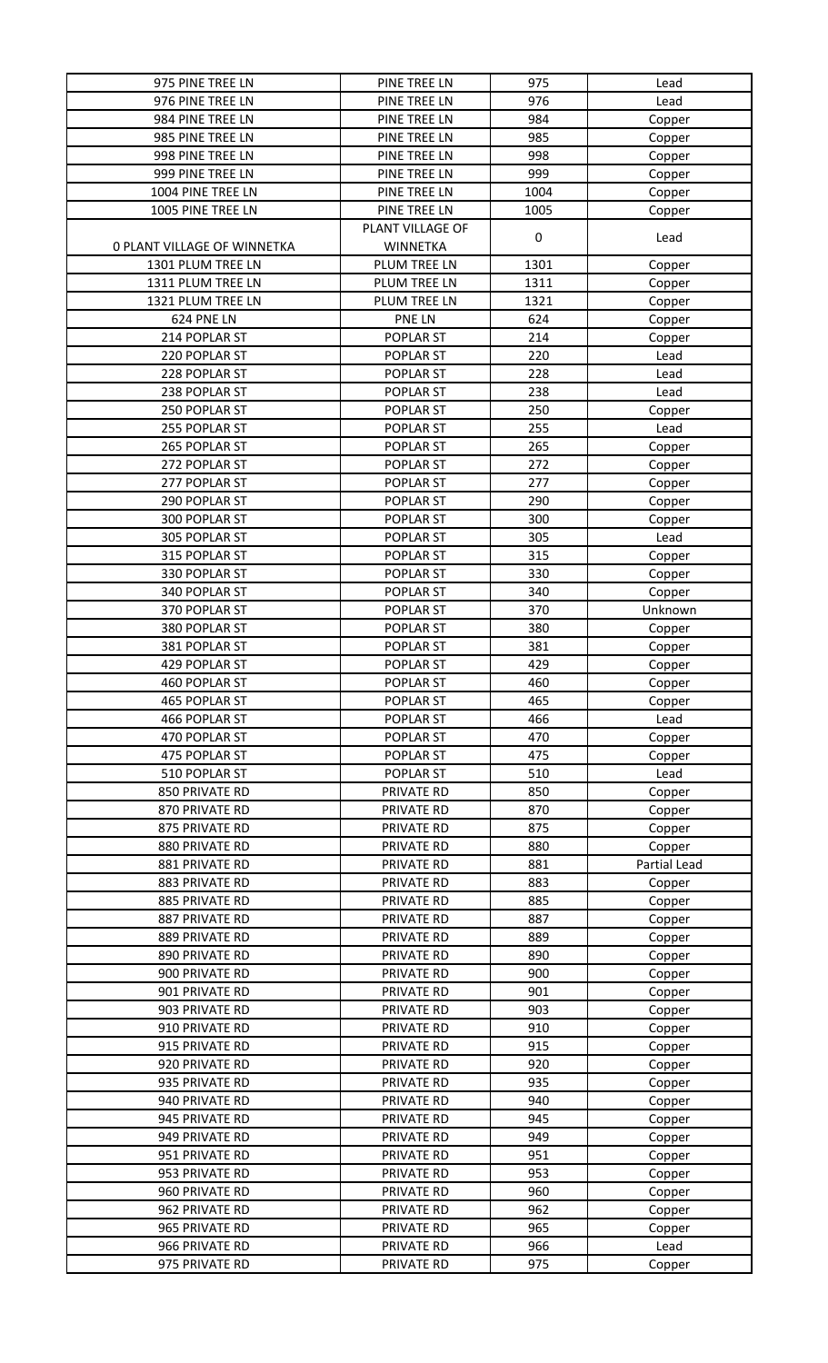| 975 PINE TREE LN | PINE TREE LN | 975 | Lead |
|---|---|---|---|
| 976 PINE TREE LN | PINE TREE LN | 976 | Lead |
| 984 PINE TREE LN | PINE TREE LN | 984 | Copper |
| 985 PINE TREE LN | PINE TREE LN | 985 | Copper |
| 998 PINE TREE LN | PINE TREE LN | 998 | Copper |
| 999 PINE TREE LN | PINE TREE LN | 999 | Copper |
| 1004 PINE TREE LN | PINE TREE LN | 1004 | Copper |
| 1005 PINE TREE LN | PINE TREE LN | 1005 | Copper |
| 0 PLANT VILLAGE OF WINNETKA | PLANT VILLAGE OF WINNETKA | 0 | Lead |
| 1301 PLUM TREE LN | PLUM TREE LN | 1301 | Copper |
| 1311 PLUM TREE LN | PLUM TREE LN | 1311 | Copper |
| 1321 PLUM TREE LN | PLUM TREE LN | 1321 | Copper |
| 624 PNE LN | PNE LN | 624 | Copper |
| 214 POPLAR ST | POPLAR ST | 214 | Copper |
| 220 POPLAR ST | POPLAR ST | 220 | Lead |
| 228 POPLAR ST | POPLAR ST | 228 | Lead |
| 238 POPLAR ST | POPLAR ST | 238 | Lead |
| 250 POPLAR ST | POPLAR ST | 250 | Copper |
| 255 POPLAR ST | POPLAR ST | 255 | Lead |
| 265 POPLAR ST | POPLAR ST | 265 | Copper |
| 272 POPLAR ST | POPLAR ST | 272 | Copper |
| 277 POPLAR ST | POPLAR ST | 277 | Copper |
| 290 POPLAR ST | POPLAR ST | 290 | Copper |
| 300 POPLAR ST | POPLAR ST | 300 | Copper |
| 305 POPLAR ST | POPLAR ST | 305 | Lead |
| 315 POPLAR ST | POPLAR ST | 315 | Copper |
| 330 POPLAR ST | POPLAR ST | 330 | Copper |
| 340 POPLAR ST | POPLAR ST | 340 | Copper |
| 370 POPLAR ST | POPLAR ST | 370 | Unknown |
| 380 POPLAR ST | POPLAR ST | 380 | Copper |
| 381 POPLAR ST | POPLAR ST | 381 | Copper |
| 429 POPLAR ST | POPLAR ST | 429 | Copper |
| 460 POPLAR ST | POPLAR ST | 460 | Copper |
| 465 POPLAR ST | POPLAR ST | 465 | Copper |
| 466 POPLAR ST | POPLAR ST | 466 | Lead |
| 470 POPLAR ST | POPLAR ST | 470 | Copper |
| 475 POPLAR ST | POPLAR ST | 475 | Copper |
| 510 POPLAR ST | POPLAR ST | 510 | Lead |
| 850 PRIVATE RD | PRIVATE RD | 850 | Copper |
| 870 PRIVATE RD | PRIVATE RD | 870 | Copper |
| 875 PRIVATE RD | PRIVATE RD | 875 | Copper |
| 880 PRIVATE RD | PRIVATE RD | 880 | Copper |
| 881 PRIVATE RD | PRIVATE RD | 881 | Partial Lead |
| 883 PRIVATE RD | PRIVATE RD | 883 | Copper |
| 885 PRIVATE RD | PRIVATE RD | 885 | Copper |
| 887 PRIVATE RD | PRIVATE RD | 887 | Copper |
| 889 PRIVATE RD | PRIVATE RD | 889 | Copper |
| 890 PRIVATE RD | PRIVATE RD | 890 | Copper |
| 900 PRIVATE RD | PRIVATE RD | 900 | Copper |
| 901 PRIVATE RD | PRIVATE RD | 901 | Copper |
| 903 PRIVATE RD | PRIVATE RD | 903 | Copper |
| 910 PRIVATE RD | PRIVATE RD | 910 | Copper |
| 915 PRIVATE RD | PRIVATE RD | 915 | Copper |
| 920 PRIVATE RD | PRIVATE RD | 920 | Copper |
| 935 PRIVATE RD | PRIVATE RD | 935 | Copper |
| 940 PRIVATE RD | PRIVATE RD | 940 | Copper |
| 945 PRIVATE RD | PRIVATE RD | 945 | Copper |
| 949 PRIVATE RD | PRIVATE RD | 949 | Copper |
| 951 PRIVATE RD | PRIVATE RD | 951 | Copper |
| 953 PRIVATE RD | PRIVATE RD | 953 | Copper |
| 960 PRIVATE RD | PRIVATE RD | 960 | Copper |
| 962 PRIVATE RD | PRIVATE RD | 962 | Copper |
| 965 PRIVATE RD | PRIVATE RD | 965 | Copper |
| 966 PRIVATE RD | PRIVATE RD | 966 | Lead |
| 975 PRIVATE RD | PRIVATE RD | 975 | Copper |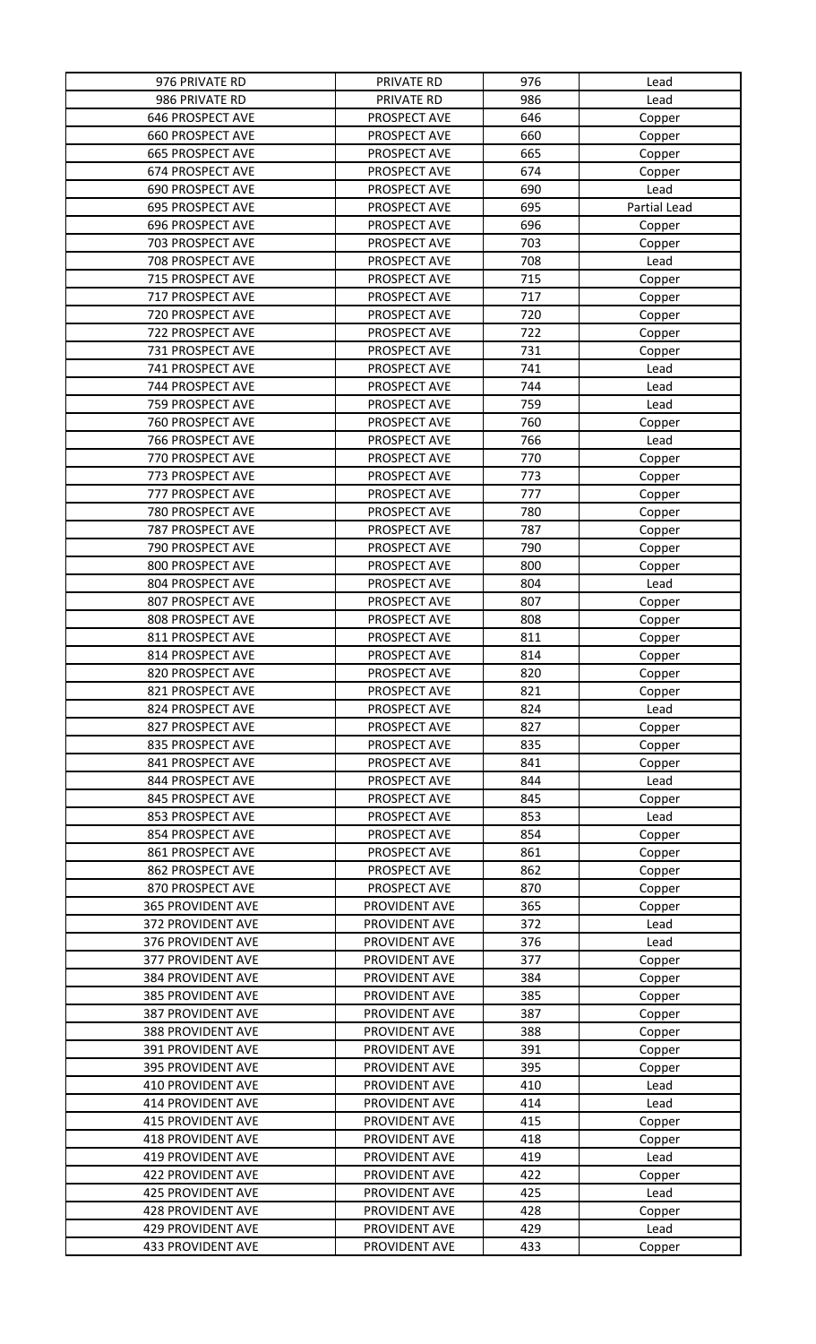| 976 PRIVATE RD | PRIVATE RD | 976 | Lead |
|---|---|---|---|
| 986 PRIVATE RD | PRIVATE RD | 986 | Lead |
| 646 PROSPECT AVE | PROSPECT AVE | 646 | Copper |
| 660 PROSPECT AVE | PROSPECT AVE | 660 | Copper |
| 665 PROSPECT AVE | PROSPECT AVE | 665 | Copper |
| 674 PROSPECT AVE | PROSPECT AVE | 674 | Copper |
| 690 PROSPECT AVE | PROSPECT AVE | 690 | Lead |
| 695 PROSPECT AVE | PROSPECT AVE | 695 | Partial Lead |
| 696 PROSPECT AVE | PROSPECT AVE | 696 | Copper |
| 703 PROSPECT AVE | PROSPECT AVE | 703 | Copper |
| 708 PROSPECT AVE | PROSPECT AVE | 708 | Lead |
| 715 PROSPECT AVE | PROSPECT AVE | 715 | Copper |
| 717 PROSPECT AVE | PROSPECT AVE | 717 | Copper |
| 720 PROSPECT AVE | PROSPECT AVE | 720 | Copper |
| 722 PROSPECT AVE | PROSPECT AVE | 722 | Copper |
| 731 PROSPECT AVE | PROSPECT AVE | 731 | Copper |
| 741 PROSPECT AVE | PROSPECT AVE | 741 | Lead |
| 744 PROSPECT AVE | PROSPECT AVE | 744 | Lead |
| 759 PROSPECT AVE | PROSPECT AVE | 759 | Lead |
| 760 PROSPECT AVE | PROSPECT AVE | 760 | Copper |
| 766 PROSPECT AVE | PROSPECT AVE | 766 | Lead |
| 770 PROSPECT AVE | PROSPECT AVE | 770 | Copper |
| 773 PROSPECT AVE | PROSPECT AVE | 773 | Copper |
| 777 PROSPECT AVE | PROSPECT AVE | 777 | Copper |
| 780 PROSPECT AVE | PROSPECT AVE | 780 | Copper |
| 787 PROSPECT AVE | PROSPECT AVE | 787 | Copper |
| 790 PROSPECT AVE | PROSPECT AVE | 790 | Copper |
| 800 PROSPECT AVE | PROSPECT AVE | 800 | Copper |
| 804 PROSPECT AVE | PROSPECT AVE | 804 | Lead |
| 807 PROSPECT AVE | PROSPECT AVE | 807 | Copper |
| 808 PROSPECT AVE | PROSPECT AVE | 808 | Copper |
| 811 PROSPECT AVE | PROSPECT AVE | 811 | Copper |
| 814 PROSPECT AVE | PROSPECT AVE | 814 | Copper |
| 820 PROSPECT AVE | PROSPECT AVE | 820 | Copper |
| 821 PROSPECT AVE | PROSPECT AVE | 821 | Copper |
| 824 PROSPECT AVE | PROSPECT AVE | 824 | Lead |
| 827 PROSPECT AVE | PROSPECT AVE | 827 | Copper |
| 835 PROSPECT AVE | PROSPECT AVE | 835 | Copper |
| 841 PROSPECT AVE | PROSPECT AVE | 841 | Copper |
| 844 PROSPECT AVE | PROSPECT AVE | 844 | Lead |
| 845 PROSPECT AVE | PROSPECT AVE | 845 | Copper |
| 853 PROSPECT AVE | PROSPECT AVE | 853 | Lead |
| 854 PROSPECT AVE | PROSPECT AVE | 854 | Copper |
| 861 PROSPECT AVE | PROSPECT AVE | 861 | Copper |
| 862 PROSPECT AVE | PROSPECT AVE | 862 | Copper |
| 870 PROSPECT AVE | PROSPECT AVE | 870 | Copper |
| 365 PROVIDENT AVE | PROVIDENT AVE | 365 | Copper |
| 372 PROVIDENT AVE | PROVIDENT AVE | 372 | Lead |
| 376 PROVIDENT AVE | PROVIDENT AVE | 376 | Lead |
| 377 PROVIDENT AVE | PROVIDENT AVE | 377 | Copper |
| 384 PROVIDENT AVE | PROVIDENT AVE | 384 | Copper |
| 385 PROVIDENT AVE | PROVIDENT AVE | 385 | Copper |
| 387 PROVIDENT AVE | PROVIDENT AVE | 387 | Copper |
| 388 PROVIDENT AVE | PROVIDENT AVE | 388 | Copper |
| 391 PROVIDENT AVE | PROVIDENT AVE | 391 | Copper |
| 395 PROVIDENT AVE | PROVIDENT AVE | 395 | Copper |
| 410 PROVIDENT AVE | PROVIDENT AVE | 410 | Lead |
| 414 PROVIDENT AVE | PROVIDENT AVE | 414 | Lead |
| 415 PROVIDENT AVE | PROVIDENT AVE | 415 | Copper |
| 418 PROVIDENT AVE | PROVIDENT AVE | 418 | Copper |
| 419 PROVIDENT AVE | PROVIDENT AVE | 419 | Lead |
| 422 PROVIDENT AVE | PROVIDENT AVE | 422 | Copper |
| 425 PROVIDENT AVE | PROVIDENT AVE | 425 | Lead |
| 428 PROVIDENT AVE | PROVIDENT AVE | 428 | Copper |
| 429 PROVIDENT AVE | PROVIDENT AVE | 429 | Lead |
| 433 PROVIDENT AVE | PROVIDENT AVE | 433 | Copper |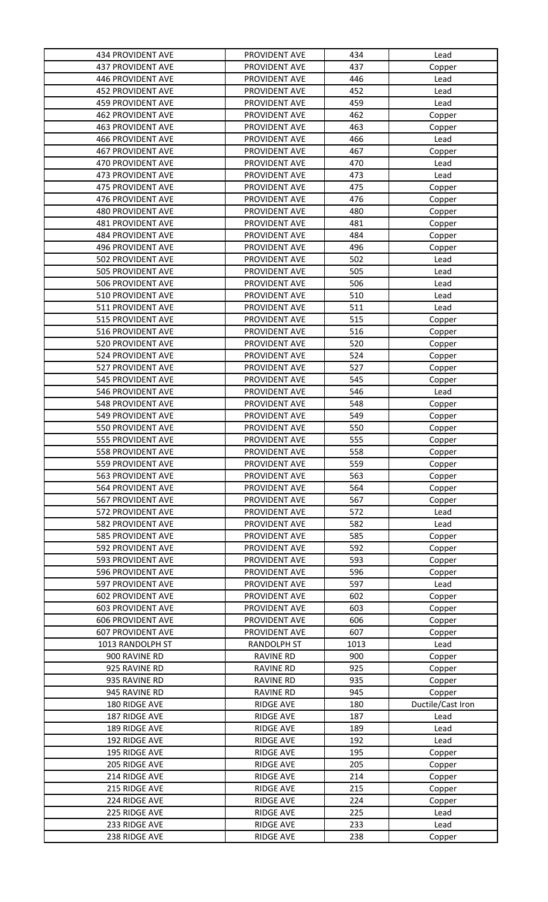| | | | |
|---|---|---|---|
| 434 PROVIDENT AVE | PROVIDENT AVE | 434 | Lead |
| 437 PROVIDENT AVE | PROVIDENT AVE | 437 | Copper |
| 446 PROVIDENT AVE | PROVIDENT AVE | 446 | Lead |
| 452 PROVIDENT AVE | PROVIDENT AVE | 452 | Lead |
| 459 PROVIDENT AVE | PROVIDENT AVE | 459 | Lead |
| 462 PROVIDENT AVE | PROVIDENT AVE | 462 | Copper |
| 463 PROVIDENT AVE | PROVIDENT AVE | 463 | Copper |
| 466 PROVIDENT AVE | PROVIDENT AVE | 466 | Lead |
| 467 PROVIDENT AVE | PROVIDENT AVE | 467 | Copper |
| 470 PROVIDENT AVE | PROVIDENT AVE | 470 | Lead |
| 473 PROVIDENT AVE | PROVIDENT AVE | 473 | Lead |
| 475 PROVIDENT AVE | PROVIDENT AVE | 475 | Copper |
| 476 PROVIDENT AVE | PROVIDENT AVE | 476 | Copper |
| 480 PROVIDENT AVE | PROVIDENT AVE | 480 | Copper |
| 481 PROVIDENT AVE | PROVIDENT AVE | 481 | Copper |
| 484 PROVIDENT AVE | PROVIDENT AVE | 484 | Copper |
| 496 PROVIDENT AVE | PROVIDENT AVE | 496 | Copper |
| 502 PROVIDENT AVE | PROVIDENT AVE | 502 | Lead |
| 505 PROVIDENT AVE | PROVIDENT AVE | 505 | Lead |
| 506 PROVIDENT AVE | PROVIDENT AVE | 506 | Lead |
| 510 PROVIDENT AVE | PROVIDENT AVE | 510 | Lead |
| 511 PROVIDENT AVE | PROVIDENT AVE | 511 | Lead |
| 515 PROVIDENT AVE | PROVIDENT AVE | 515 | Copper |
| 516 PROVIDENT AVE | PROVIDENT AVE | 516 | Copper |
| 520 PROVIDENT AVE | PROVIDENT AVE | 520 | Copper |
| 524 PROVIDENT AVE | PROVIDENT AVE | 524 | Copper |
| 527 PROVIDENT AVE | PROVIDENT AVE | 527 | Copper |
| 545 PROVIDENT AVE | PROVIDENT AVE | 545 | Copper |
| 546 PROVIDENT AVE | PROVIDENT AVE | 546 | Lead |
| 548 PROVIDENT AVE | PROVIDENT AVE | 548 | Copper |
| 549 PROVIDENT AVE | PROVIDENT AVE | 549 | Copper |
| 550 PROVIDENT AVE | PROVIDENT AVE | 550 | Copper |
| 555 PROVIDENT AVE | PROVIDENT AVE | 555 | Copper |
| 558 PROVIDENT AVE | PROVIDENT AVE | 558 | Copper |
| 559 PROVIDENT AVE | PROVIDENT AVE | 559 | Copper |
| 563 PROVIDENT AVE | PROVIDENT AVE | 563 | Copper |
| 564 PROVIDENT AVE | PROVIDENT AVE | 564 | Copper |
| 567 PROVIDENT AVE | PROVIDENT AVE | 567 | Copper |
| 572 PROVIDENT AVE | PROVIDENT AVE | 572 | Lead |
| 582 PROVIDENT AVE | PROVIDENT AVE | 582 | Lead |
| 585 PROVIDENT AVE | PROVIDENT AVE | 585 | Copper |
| 592 PROVIDENT AVE | PROVIDENT AVE | 592 | Copper |
| 593 PROVIDENT AVE | PROVIDENT AVE | 593 | Copper |
| 596 PROVIDENT AVE | PROVIDENT AVE | 596 | Copper |
| 597 PROVIDENT AVE | PROVIDENT AVE | 597 | Lead |
| 602 PROVIDENT AVE | PROVIDENT AVE | 602 | Copper |
| 603 PROVIDENT AVE | PROVIDENT AVE | 603 | Copper |
| 606 PROVIDENT AVE | PROVIDENT AVE | 606 | Copper |
| 607 PROVIDENT AVE | PROVIDENT AVE | 607 | Copper |
| 1013 RANDOLPH ST | RANDOLPH ST | 1013 | Lead |
| 900 RAVINE RD | RAVINE RD | 900 | Copper |
| 925 RAVINE RD | RAVINE RD | 925 | Copper |
| 935 RAVINE RD | RAVINE RD | 935 | Copper |
| 945 RAVINE RD | RAVINE RD | 945 | Copper |
| 180 RIDGE AVE | RIDGE AVE | 180 | Ductile/Cast Iron |
| 187 RIDGE AVE | RIDGE AVE | 187 | Lead |
| 189 RIDGE AVE | RIDGE AVE | 189 | Lead |
| 192 RIDGE AVE | RIDGE AVE | 192 | Lead |
| 195 RIDGE AVE | RIDGE AVE | 195 | Copper |
| 205 RIDGE AVE | RIDGE AVE | 205 | Copper |
| 214 RIDGE AVE | RIDGE AVE | 214 | Copper |
| 215 RIDGE AVE | RIDGE AVE | 215 | Copper |
| 224 RIDGE AVE | RIDGE AVE | 224 | Copper |
| 225 RIDGE AVE | RIDGE AVE | 225 | Lead |
| 233 RIDGE AVE | RIDGE AVE | 233 | Lead |
| 238 RIDGE AVE | RIDGE AVE | 238 | Copper |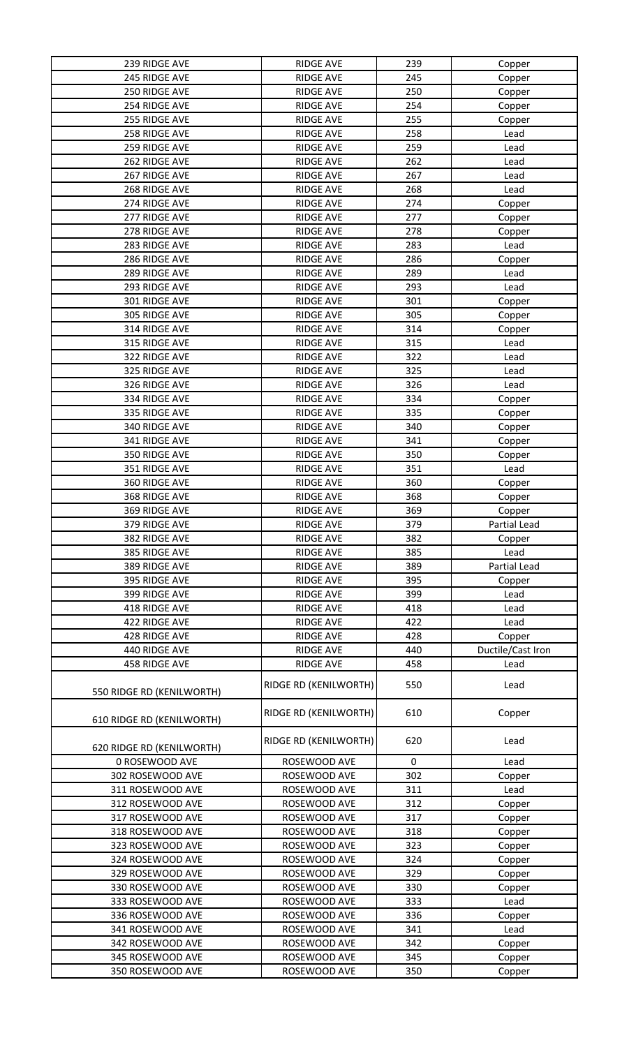| | | | |
|---|---|---|---|
| 239 RIDGE AVE | RIDGE AVE | 239 | Copper |
| 245 RIDGE AVE | RIDGE AVE | 245 | Copper |
| 250 RIDGE AVE | RIDGE AVE | 250 | Copper |
| 254 RIDGE AVE | RIDGE AVE | 254 | Copper |
| 255 RIDGE AVE | RIDGE AVE | 255 | Copper |
| 258 RIDGE AVE | RIDGE AVE | 258 | Lead |
| 259 RIDGE AVE | RIDGE AVE | 259 | Lead |
| 262 RIDGE AVE | RIDGE AVE | 262 | Lead |
| 267 RIDGE AVE | RIDGE AVE | 267 | Lead |
| 268 RIDGE AVE | RIDGE AVE | 268 | Lead |
| 274 RIDGE AVE | RIDGE AVE | 274 | Copper |
| 277 RIDGE AVE | RIDGE AVE | 277 | Copper |
| 278 RIDGE AVE | RIDGE AVE | 278 | Copper |
| 283 RIDGE AVE | RIDGE AVE | 283 | Lead |
| 286 RIDGE AVE | RIDGE AVE | 286 | Copper |
| 289 RIDGE AVE | RIDGE AVE | 289 | Lead |
| 293 RIDGE AVE | RIDGE AVE | 293 | Lead |
| 301 RIDGE AVE | RIDGE AVE | 301 | Copper |
| 305 RIDGE AVE | RIDGE AVE | 305 | Copper |
| 314 RIDGE AVE | RIDGE AVE | 314 | Copper |
| 315 RIDGE AVE | RIDGE AVE | 315 | Lead |
| 322 RIDGE AVE | RIDGE AVE | 322 | Lead |
| 325 RIDGE AVE | RIDGE AVE | 325 | Lead |
| 326 RIDGE AVE | RIDGE AVE | 326 | Lead |
| 334 RIDGE AVE | RIDGE AVE | 334 | Copper |
| 335 RIDGE AVE | RIDGE AVE | 335 | Copper |
| 340 RIDGE AVE | RIDGE AVE | 340 | Copper |
| 341 RIDGE AVE | RIDGE AVE | 341 | Copper |
| 350 RIDGE AVE | RIDGE AVE | 350 | Copper |
| 351 RIDGE AVE | RIDGE AVE | 351 | Lead |
| 360 RIDGE AVE | RIDGE AVE | 360 | Copper |
| 368 RIDGE AVE | RIDGE AVE | 368 | Copper |
| 369 RIDGE AVE | RIDGE AVE | 369 | Copper |
| 379 RIDGE AVE | RIDGE AVE | 379 | Partial Lead |
| 382 RIDGE AVE | RIDGE AVE | 382 | Copper |
| 385 RIDGE AVE | RIDGE AVE | 385 | Lead |
| 389 RIDGE AVE | RIDGE AVE | 389 | Partial Lead |
| 395 RIDGE AVE | RIDGE AVE | 395 | Copper |
| 399 RIDGE AVE | RIDGE AVE | 399 | Lead |
| 418 RIDGE AVE | RIDGE AVE | 418 | Lead |
| 422 RIDGE AVE | RIDGE AVE | 422 | Lead |
| 428 RIDGE AVE | RIDGE AVE | 428 | Copper |
| 440 RIDGE AVE | RIDGE AVE | 440 | Ductile/Cast Iron |
| 458 RIDGE AVE | RIDGE AVE | 458 | Lead |
| 550 RIDGE RD (KENILWORTH) | RIDGE RD (KENILWORTH) | 550 | Lead |
| 610 RIDGE RD (KENILWORTH) | RIDGE RD (KENILWORTH) | 610 | Copper |
| 620 RIDGE RD (KENILWORTH) | RIDGE RD (KENILWORTH) | 620 | Lead |
| 0 ROSEWOOD AVE | ROSEWOOD AVE | 0 | Lead |
| 302 ROSEWOOD AVE | ROSEWOOD AVE | 302 | Copper |
| 311 ROSEWOOD AVE | ROSEWOOD AVE | 311 | Lead |
| 312 ROSEWOOD AVE | ROSEWOOD AVE | 312 | Copper |
| 317 ROSEWOOD AVE | ROSEWOOD AVE | 317 | Copper |
| 318 ROSEWOOD AVE | ROSEWOOD AVE | 318 | Copper |
| 323 ROSEWOOD AVE | ROSEWOOD AVE | 323 | Copper |
| 324 ROSEWOOD AVE | ROSEWOOD AVE | 324 | Copper |
| 329 ROSEWOOD AVE | ROSEWOOD AVE | 329 | Copper |
| 330 ROSEWOOD AVE | ROSEWOOD AVE | 330 | Copper |
| 333 ROSEWOOD AVE | ROSEWOOD AVE | 333 | Lead |
| 336 ROSEWOOD AVE | ROSEWOOD AVE | 336 | Copper |
| 341 ROSEWOOD AVE | ROSEWOOD AVE | 341 | Lead |
| 342 ROSEWOOD AVE | ROSEWOOD AVE | 342 | Copper |
| 345 ROSEWOOD AVE | ROSEWOOD AVE | 345 | Copper |
| 350 ROSEWOOD AVE | ROSEWOOD AVE | 350 | Copper |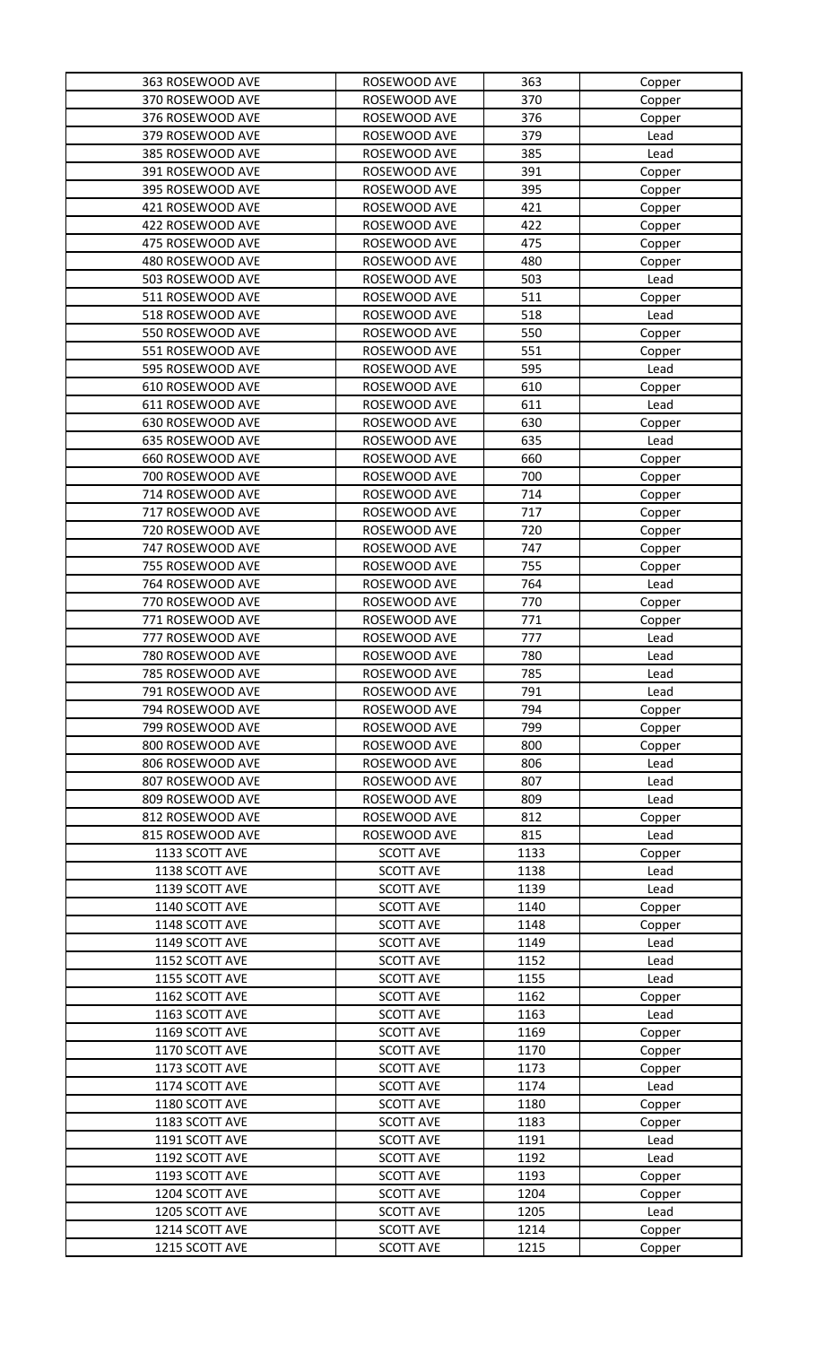| | | | |
|---|---|---|---|
| 363 ROSEWOOD AVE | ROSEWOOD AVE | 363 | Copper |
| 370 ROSEWOOD AVE | ROSEWOOD AVE | 370 | Copper |
| 376 ROSEWOOD AVE | ROSEWOOD AVE | 376 | Copper |
| 379 ROSEWOOD AVE | ROSEWOOD AVE | 379 | Lead |
| 385 ROSEWOOD AVE | ROSEWOOD AVE | 385 | Lead |
| 391 ROSEWOOD AVE | ROSEWOOD AVE | 391 | Copper |
| 395 ROSEWOOD AVE | ROSEWOOD AVE | 395 | Copper |
| 421 ROSEWOOD AVE | ROSEWOOD AVE | 421 | Copper |
| 422 ROSEWOOD AVE | ROSEWOOD AVE | 422 | Copper |
| 475 ROSEWOOD AVE | ROSEWOOD AVE | 475 | Copper |
| 480 ROSEWOOD AVE | ROSEWOOD AVE | 480 | Copper |
| 503 ROSEWOOD AVE | ROSEWOOD AVE | 503 | Lead |
| 511 ROSEWOOD AVE | ROSEWOOD AVE | 511 | Copper |
| 518 ROSEWOOD AVE | ROSEWOOD AVE | 518 | Lead |
| 550 ROSEWOOD AVE | ROSEWOOD AVE | 550 | Copper |
| 551 ROSEWOOD AVE | ROSEWOOD AVE | 551 | Copper |
| 595 ROSEWOOD AVE | ROSEWOOD AVE | 595 | Lead |
| 610 ROSEWOOD AVE | ROSEWOOD AVE | 610 | Copper |
| 611 ROSEWOOD AVE | ROSEWOOD AVE | 611 | Lead |
| 630 ROSEWOOD AVE | ROSEWOOD AVE | 630 | Copper |
| 635 ROSEWOOD AVE | ROSEWOOD AVE | 635 | Lead |
| 660 ROSEWOOD AVE | ROSEWOOD AVE | 660 | Copper |
| 700 ROSEWOOD AVE | ROSEWOOD AVE | 700 | Copper |
| 714 ROSEWOOD AVE | ROSEWOOD AVE | 714 | Copper |
| 717 ROSEWOOD AVE | ROSEWOOD AVE | 717 | Copper |
| 720 ROSEWOOD AVE | ROSEWOOD AVE | 720 | Copper |
| 747 ROSEWOOD AVE | ROSEWOOD AVE | 747 | Copper |
| 755 ROSEWOOD AVE | ROSEWOOD AVE | 755 | Copper |
| 764 ROSEWOOD AVE | ROSEWOOD AVE | 764 | Lead |
| 770 ROSEWOOD AVE | ROSEWOOD AVE | 770 | Copper |
| 771 ROSEWOOD AVE | ROSEWOOD AVE | 771 | Copper |
| 777 ROSEWOOD AVE | ROSEWOOD AVE | 777 | Lead |
| 780 ROSEWOOD AVE | ROSEWOOD AVE | 780 | Lead |
| 785 ROSEWOOD AVE | ROSEWOOD AVE | 785 | Lead |
| 791 ROSEWOOD AVE | ROSEWOOD AVE | 791 | Lead |
| 794 ROSEWOOD AVE | ROSEWOOD AVE | 794 | Copper |
| 799 ROSEWOOD AVE | ROSEWOOD AVE | 799 | Copper |
| 800 ROSEWOOD AVE | ROSEWOOD AVE | 800 | Copper |
| 806 ROSEWOOD AVE | ROSEWOOD AVE | 806 | Lead |
| 807 ROSEWOOD AVE | ROSEWOOD AVE | 807 | Lead |
| 809 ROSEWOOD AVE | ROSEWOOD AVE | 809 | Lead |
| 812 ROSEWOOD AVE | ROSEWOOD AVE | 812 | Copper |
| 815 ROSEWOOD AVE | ROSEWOOD AVE | 815 | Lead |
| 1133 SCOTT AVE | SCOTT AVE | 1133 | Copper |
| 1138 SCOTT AVE | SCOTT AVE | 1138 | Lead |
| 1139 SCOTT AVE | SCOTT AVE | 1139 | Lead |
| 1140 SCOTT AVE | SCOTT AVE | 1140 | Copper |
| 1148 SCOTT AVE | SCOTT AVE | 1148 | Copper |
| 1149 SCOTT AVE | SCOTT AVE | 1149 | Lead |
| 1152 SCOTT AVE | SCOTT AVE | 1152 | Lead |
| 1155 SCOTT AVE | SCOTT AVE | 1155 | Lead |
| 1162 SCOTT AVE | SCOTT AVE | 1162 | Copper |
| 1163 SCOTT AVE | SCOTT AVE | 1163 | Lead |
| 1169 SCOTT AVE | SCOTT AVE | 1169 | Copper |
| 1170 SCOTT AVE | SCOTT AVE | 1170 | Copper |
| 1173 SCOTT AVE | SCOTT AVE | 1173 | Copper |
| 1174 SCOTT AVE | SCOTT AVE | 1174 | Lead |
| 1180 SCOTT AVE | SCOTT AVE | 1180 | Copper |
| 1183 SCOTT AVE | SCOTT AVE | 1183 | Copper |
| 1191 SCOTT AVE | SCOTT AVE | 1191 | Lead |
| 1192 SCOTT AVE | SCOTT AVE | 1192 | Lead |
| 1193 SCOTT AVE | SCOTT AVE | 1193 | Copper |
| 1204 SCOTT AVE | SCOTT AVE | 1204 | Copper |
| 1205 SCOTT AVE | SCOTT AVE | 1205 | Lead |
| 1214 SCOTT AVE | SCOTT AVE | 1214 | Copper |
| 1215 SCOTT AVE | SCOTT AVE | 1215 | Copper |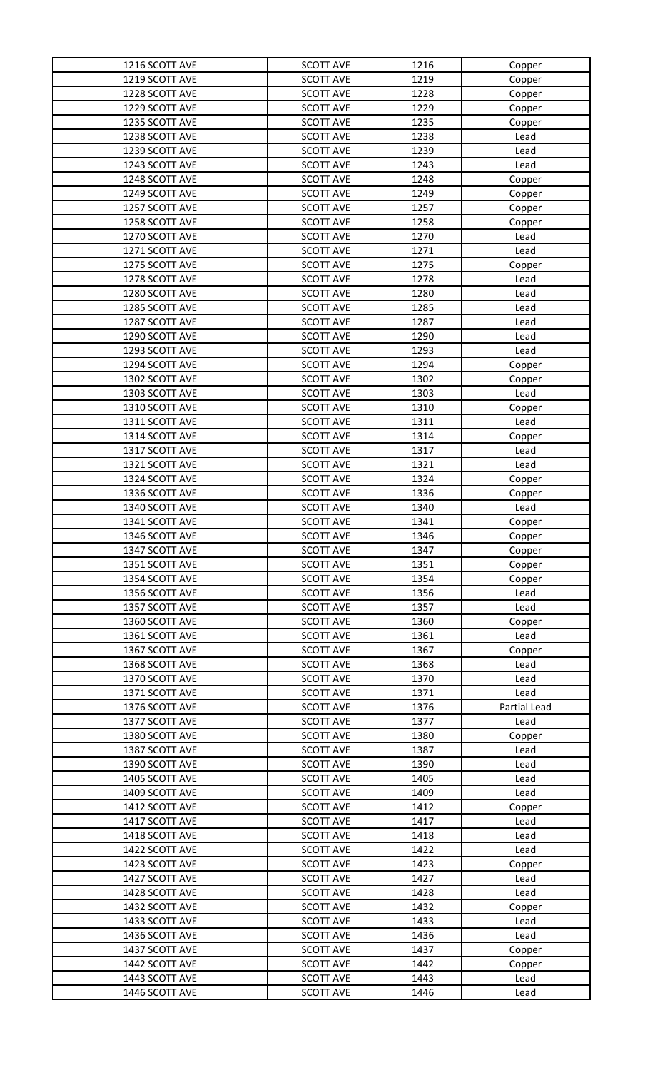| 1216 SCOTT AVE | SCOTT AVE | 1216 | Copper |
|---|---|---|---|
| 1219 SCOTT AVE | SCOTT AVE | 1219 | Copper |
| 1228 SCOTT AVE | SCOTT AVE | 1228 | Copper |
| 1229 SCOTT AVE | SCOTT AVE | 1229 | Copper |
| 1235 SCOTT AVE | SCOTT AVE | 1235 | Copper |
| 1238 SCOTT AVE | SCOTT AVE | 1238 | Lead |
| 1239 SCOTT AVE | SCOTT AVE | 1239 | Lead |
| 1243 SCOTT AVE | SCOTT AVE | 1243 | Lead |
| 1248 SCOTT AVE | SCOTT AVE | 1248 | Copper |
| 1249 SCOTT AVE | SCOTT AVE | 1249 | Copper |
| 1257 SCOTT AVE | SCOTT AVE | 1257 | Copper |
| 1258 SCOTT AVE | SCOTT AVE | 1258 | Copper |
| 1270 SCOTT AVE | SCOTT AVE | 1270 | Lead |
| 1271 SCOTT AVE | SCOTT AVE | 1271 | Lead |
| 1275 SCOTT AVE | SCOTT AVE | 1275 | Copper |
| 1278 SCOTT AVE | SCOTT AVE | 1278 | Lead |
| 1280 SCOTT AVE | SCOTT AVE | 1280 | Lead |
| 1285 SCOTT AVE | SCOTT AVE | 1285 | Lead |
| 1287 SCOTT AVE | SCOTT AVE | 1287 | Lead |
| 1290 SCOTT AVE | SCOTT AVE | 1290 | Lead |
| 1293 SCOTT AVE | SCOTT AVE | 1293 | Lead |
| 1294 SCOTT AVE | SCOTT AVE | 1294 | Copper |
| 1302 SCOTT AVE | SCOTT AVE | 1302 | Copper |
| 1303 SCOTT AVE | SCOTT AVE | 1303 | Lead |
| 1310 SCOTT AVE | SCOTT AVE | 1310 | Copper |
| 1311 SCOTT AVE | SCOTT AVE | 1311 | Lead |
| 1314 SCOTT AVE | SCOTT AVE | 1314 | Copper |
| 1317 SCOTT AVE | SCOTT AVE | 1317 | Lead |
| 1321 SCOTT AVE | SCOTT AVE | 1321 | Lead |
| 1324 SCOTT AVE | SCOTT AVE | 1324 | Copper |
| 1336 SCOTT AVE | SCOTT AVE | 1336 | Copper |
| 1340 SCOTT AVE | SCOTT AVE | 1340 | Lead |
| 1341 SCOTT AVE | SCOTT AVE | 1341 | Copper |
| 1346 SCOTT AVE | SCOTT AVE | 1346 | Copper |
| 1347 SCOTT AVE | SCOTT AVE | 1347 | Copper |
| 1351 SCOTT AVE | SCOTT AVE | 1351 | Copper |
| 1354 SCOTT AVE | SCOTT AVE | 1354 | Copper |
| 1356 SCOTT AVE | SCOTT AVE | 1356 | Lead |
| 1357 SCOTT AVE | SCOTT AVE | 1357 | Lead |
| 1360 SCOTT AVE | SCOTT AVE | 1360 | Copper |
| 1361 SCOTT AVE | SCOTT AVE | 1361 | Lead |
| 1367 SCOTT AVE | SCOTT AVE | 1367 | Copper |
| 1368 SCOTT AVE | SCOTT AVE | 1368 | Lead |
| 1370 SCOTT AVE | SCOTT AVE | 1370 | Lead |
| 1371 SCOTT AVE | SCOTT AVE | 1371 | Lead |
| 1376 SCOTT AVE | SCOTT AVE | 1376 | Partial Lead |
| 1377 SCOTT AVE | SCOTT AVE | 1377 | Lead |
| 1380 SCOTT AVE | SCOTT AVE | 1380 | Copper |
| 1387 SCOTT AVE | SCOTT AVE | 1387 | Lead |
| 1390 SCOTT AVE | SCOTT AVE | 1390 | Lead |
| 1405 SCOTT AVE | SCOTT AVE | 1405 | Lead |
| 1409 SCOTT AVE | SCOTT AVE | 1409 | Lead |
| 1412 SCOTT AVE | SCOTT AVE | 1412 | Copper |
| 1417 SCOTT AVE | SCOTT AVE | 1417 | Lead |
| 1418 SCOTT AVE | SCOTT AVE | 1418 | Lead |
| 1422 SCOTT AVE | SCOTT AVE | 1422 | Lead |
| 1423 SCOTT AVE | SCOTT AVE | 1423 | Copper |
| 1427 SCOTT AVE | SCOTT AVE | 1427 | Lead |
| 1428 SCOTT AVE | SCOTT AVE | 1428 | Lead |
| 1432 SCOTT AVE | SCOTT AVE | 1432 | Copper |
| 1433 SCOTT AVE | SCOTT AVE | 1433 | Lead |
| 1436 SCOTT AVE | SCOTT AVE | 1436 | Lead |
| 1437 SCOTT AVE | SCOTT AVE | 1437 | Copper |
| 1442 SCOTT AVE | SCOTT AVE | 1442 | Copper |
| 1443 SCOTT AVE | SCOTT AVE | 1443 | Lead |
| 1446 SCOTT AVE | SCOTT AVE | 1446 | Lead |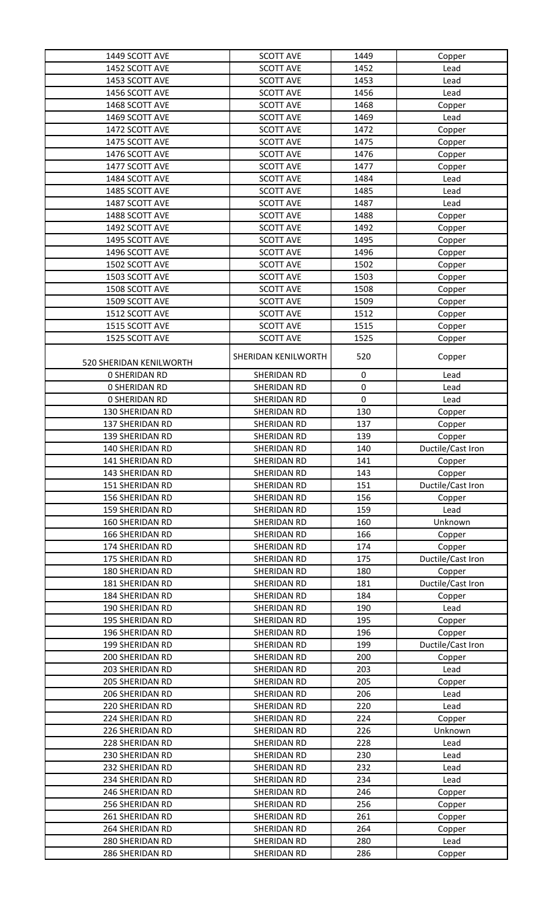| 1449 SCOTT AVE | SCOTT AVE | 1449 | Copper |
|---|---|---|---|
| 1452 SCOTT AVE | SCOTT AVE | 1452 | Lead |
| 1453 SCOTT AVE | SCOTT AVE | 1453 | Lead |
| 1456 SCOTT AVE | SCOTT AVE | 1456 | Lead |
| 1468 SCOTT AVE | SCOTT AVE | 1468 | Copper |
| 1469 SCOTT AVE | SCOTT AVE | 1469 | Lead |
| 1472 SCOTT AVE | SCOTT AVE | 1472 | Copper |
| 1475 SCOTT AVE | SCOTT AVE | 1475 | Copper |
| 1476 SCOTT AVE | SCOTT AVE | 1476 | Copper |
| 1477 SCOTT AVE | SCOTT AVE | 1477 | Copper |
| 1484 SCOTT AVE | SCOTT AVE | 1484 | Lead |
| 1485 SCOTT AVE | SCOTT AVE | 1485 | Lead |
| 1487 SCOTT AVE | SCOTT AVE | 1487 | Lead |
| 1488 SCOTT AVE | SCOTT AVE | 1488 | Copper |
| 1492 SCOTT AVE | SCOTT AVE | 1492 | Copper |
| 1495 SCOTT AVE | SCOTT AVE | 1495 | Copper |
| 1496 SCOTT AVE | SCOTT AVE | 1496 | Copper |
| 1502 SCOTT AVE | SCOTT AVE | 1502 | Copper |
| 1503 SCOTT AVE | SCOTT AVE | 1503 | Copper |
| 1508 SCOTT AVE | SCOTT AVE | 1508 | Copper |
| 1509 SCOTT AVE | SCOTT AVE | 1509 | Copper |
| 1512 SCOTT AVE | SCOTT AVE | 1512 | Copper |
| 1515 SCOTT AVE | SCOTT AVE | 1515 | Copper |
| 1525 SCOTT AVE | SCOTT AVE | 1525 | Copper |
| 520 SHERIDAN KENILWORTH | SHERIDAN KENILWORTH | 520 | Copper |
| 0 SHERIDAN RD | SHERIDAN RD | 0 | Lead |
| 0 SHERIDAN RD | SHERIDAN RD | 0 | Lead |
| 0 SHERIDAN RD | SHERIDAN RD | 0 | Lead |
| 130 SHERIDAN RD | SHERIDAN RD | 130 | Copper |
| 137 SHERIDAN RD | SHERIDAN RD | 137 | Copper |
| 139 SHERIDAN RD | SHERIDAN RD | 139 | Copper |
| 140 SHERIDAN RD | SHERIDAN RD | 140 | Ductile/Cast Iron |
| 141 SHERIDAN RD | SHERIDAN RD | 141 | Copper |
| 143 SHERIDAN RD | SHERIDAN RD | 143 | Copper |
| 151 SHERIDAN RD | SHERIDAN RD | 151 | Ductile/Cast Iron |
| 156 SHERIDAN RD | SHERIDAN RD | 156 | Copper |
| 159 SHERIDAN RD | SHERIDAN RD | 159 | Lead |
| 160 SHERIDAN RD | SHERIDAN RD | 160 | Unknown |
| 166 SHERIDAN RD | SHERIDAN RD | 166 | Copper |
| 174 SHERIDAN RD | SHERIDAN RD | 174 | Copper |
| 175 SHERIDAN RD | SHERIDAN RD | 175 | Ductile/Cast Iron |
| 180 SHERIDAN RD | SHERIDAN RD | 180 | Copper |
| 181 SHERIDAN RD | SHERIDAN RD | 181 | Ductile/Cast Iron |
| 184 SHERIDAN RD | SHERIDAN RD | 184 | Copper |
| 190 SHERIDAN RD | SHERIDAN RD | 190 | Lead |
| 195 SHERIDAN RD | SHERIDAN RD | 195 | Copper |
| 196 SHERIDAN RD | SHERIDAN RD | 196 | Copper |
| 199 SHERIDAN RD | SHERIDAN RD | 199 | Ductile/Cast Iron |
| 200 SHERIDAN RD | SHERIDAN RD | 200 | Copper |
| 203 SHERIDAN RD | SHERIDAN RD | 203 | Lead |
| 205 SHERIDAN RD | SHERIDAN RD | 205 | Copper |
| 206 SHERIDAN RD | SHERIDAN RD | 206 | Lead |
| 220 SHERIDAN RD | SHERIDAN RD | 220 | Lead |
| 224 SHERIDAN RD | SHERIDAN RD | 224 | Copper |
| 226 SHERIDAN RD | SHERIDAN RD | 226 | Unknown |
| 228 SHERIDAN RD | SHERIDAN RD | 228 | Lead |
| 230 SHERIDAN RD | SHERIDAN RD | 230 | Lead |
| 232 SHERIDAN RD | SHERIDAN RD | 232 | Lead |
| 234 SHERIDAN RD | SHERIDAN RD | 234 | Lead |
| 246 SHERIDAN RD | SHERIDAN RD | 246 | Copper |
| 256 SHERIDAN RD | SHERIDAN RD | 256 | Copper |
| 261 SHERIDAN RD | SHERIDAN RD | 261 | Copper |
| 264 SHERIDAN RD | SHERIDAN RD | 264 | Copper |
| 280 SHERIDAN RD | SHERIDAN RD | 280 | Lead |
| 286 SHERIDAN RD | SHERIDAN RD | 286 | Copper |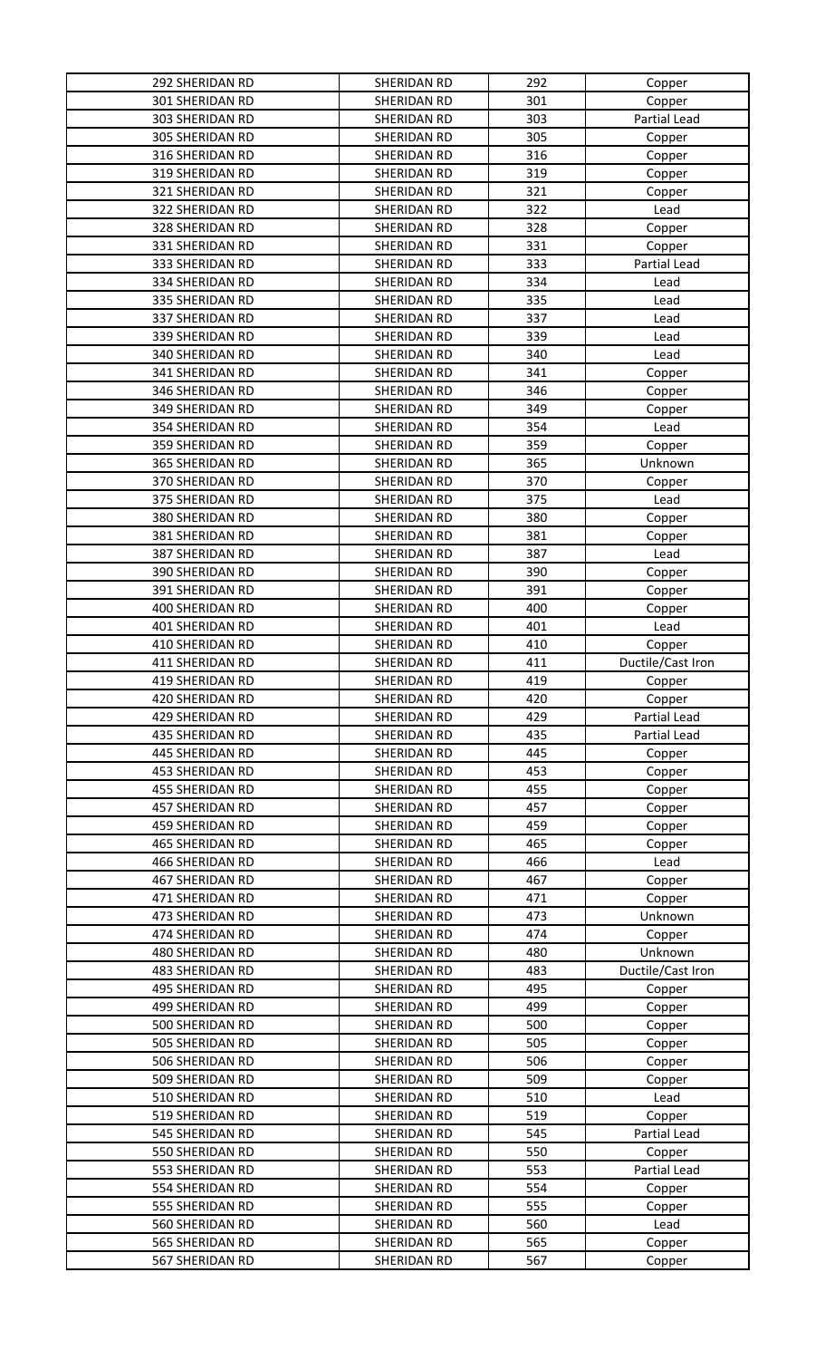| 292 SHERIDAN RD | SHERIDAN RD | 292 | Copper |
|---|---|---|---|
| 301 SHERIDAN RD | SHERIDAN RD | 301 | Copper |
| 303 SHERIDAN RD | SHERIDAN RD | 303 | Partial Lead |
| 305 SHERIDAN RD | SHERIDAN RD | 305 | Copper |
| 316 SHERIDAN RD | SHERIDAN RD | 316 | Copper |
| 319 SHERIDAN RD | SHERIDAN RD | 319 | Copper |
| 321 SHERIDAN RD | SHERIDAN RD | 321 | Copper |
| 322 SHERIDAN RD | SHERIDAN RD | 322 | Lead |
| 328 SHERIDAN RD | SHERIDAN RD | 328 | Copper |
| 331 SHERIDAN RD | SHERIDAN RD | 331 | Copper |
| 333 SHERIDAN RD | SHERIDAN RD | 333 | Partial Lead |
| 334 SHERIDAN RD | SHERIDAN RD | 334 | Lead |
| 335 SHERIDAN RD | SHERIDAN RD | 335 | Lead |
| 337 SHERIDAN RD | SHERIDAN RD | 337 | Lead |
| 339 SHERIDAN RD | SHERIDAN RD | 339 | Lead |
| 340 SHERIDAN RD | SHERIDAN RD | 340 | Lead |
| 341 SHERIDAN RD | SHERIDAN RD | 341 | Copper |
| 346 SHERIDAN RD | SHERIDAN RD | 346 | Copper |
| 349 SHERIDAN RD | SHERIDAN RD | 349 | Copper |
| 354 SHERIDAN RD | SHERIDAN RD | 354 | Lead |
| 359 SHERIDAN RD | SHERIDAN RD | 359 | Copper |
| 365 SHERIDAN RD | SHERIDAN RD | 365 | Unknown |
| 370 SHERIDAN RD | SHERIDAN RD | 370 | Copper |
| 375 SHERIDAN RD | SHERIDAN RD | 375 | Lead |
| 380 SHERIDAN RD | SHERIDAN RD | 380 | Copper |
| 381 SHERIDAN RD | SHERIDAN RD | 381 | Copper |
| 387 SHERIDAN RD | SHERIDAN RD | 387 | Lead |
| 390 SHERIDAN RD | SHERIDAN RD | 390 | Copper |
| 391 SHERIDAN RD | SHERIDAN RD | 391 | Copper |
| 400 SHERIDAN RD | SHERIDAN RD | 400 | Copper |
| 401 SHERIDAN RD | SHERIDAN RD | 401 | Lead |
| 410 SHERIDAN RD | SHERIDAN RD | 410 | Copper |
| 411 SHERIDAN RD | SHERIDAN RD | 411 | Ductile/Cast Iron |
| 419 SHERIDAN RD | SHERIDAN RD | 419 | Copper |
| 420 SHERIDAN RD | SHERIDAN RD | 420 | Copper |
| 429 SHERIDAN RD | SHERIDAN RD | 429 | Partial Lead |
| 435 SHERIDAN RD | SHERIDAN RD | 435 | Partial Lead |
| 445 SHERIDAN RD | SHERIDAN RD | 445 | Copper |
| 453 SHERIDAN RD | SHERIDAN RD | 453 | Copper |
| 455 SHERIDAN RD | SHERIDAN RD | 455 | Copper |
| 457 SHERIDAN RD | SHERIDAN RD | 457 | Copper |
| 459 SHERIDAN RD | SHERIDAN RD | 459 | Copper |
| 465 SHERIDAN RD | SHERIDAN RD | 465 | Copper |
| 466 SHERIDAN RD | SHERIDAN RD | 466 | Lead |
| 467 SHERIDAN RD | SHERIDAN RD | 467 | Copper |
| 471 SHERIDAN RD | SHERIDAN RD | 471 | Copper |
| 473 SHERIDAN RD | SHERIDAN RD | 473 | Unknown |
| 474 SHERIDAN RD | SHERIDAN RD | 474 | Copper |
| 480 SHERIDAN RD | SHERIDAN RD | 480 | Unknown |
| 483 SHERIDAN RD | SHERIDAN RD | 483 | Ductile/Cast Iron |
| 495 SHERIDAN RD | SHERIDAN RD | 495 | Copper |
| 499 SHERIDAN RD | SHERIDAN RD | 499 | Copper |
| 500 SHERIDAN RD | SHERIDAN RD | 500 | Copper |
| 505 SHERIDAN RD | SHERIDAN RD | 505 | Copper |
| 506 SHERIDAN RD | SHERIDAN RD | 506 | Copper |
| 509 SHERIDAN RD | SHERIDAN RD | 509 | Copper |
| 510 SHERIDAN RD | SHERIDAN RD | 510 | Lead |
| 519 SHERIDAN RD | SHERIDAN RD | 519 | Copper |
| 545 SHERIDAN RD | SHERIDAN RD | 545 | Partial Lead |
| 550 SHERIDAN RD | SHERIDAN RD | 550 | Copper |
| 553 SHERIDAN RD | SHERIDAN RD | 553 | Partial Lead |
| 554 SHERIDAN RD | SHERIDAN RD | 554 | Copper |
| 555 SHERIDAN RD | SHERIDAN RD | 555 | Copper |
| 560 SHERIDAN RD | SHERIDAN RD | 560 | Lead |
| 565 SHERIDAN RD | SHERIDAN RD | 565 | Copper |
| 567 SHERIDAN RD | SHERIDAN RD | 567 | Copper |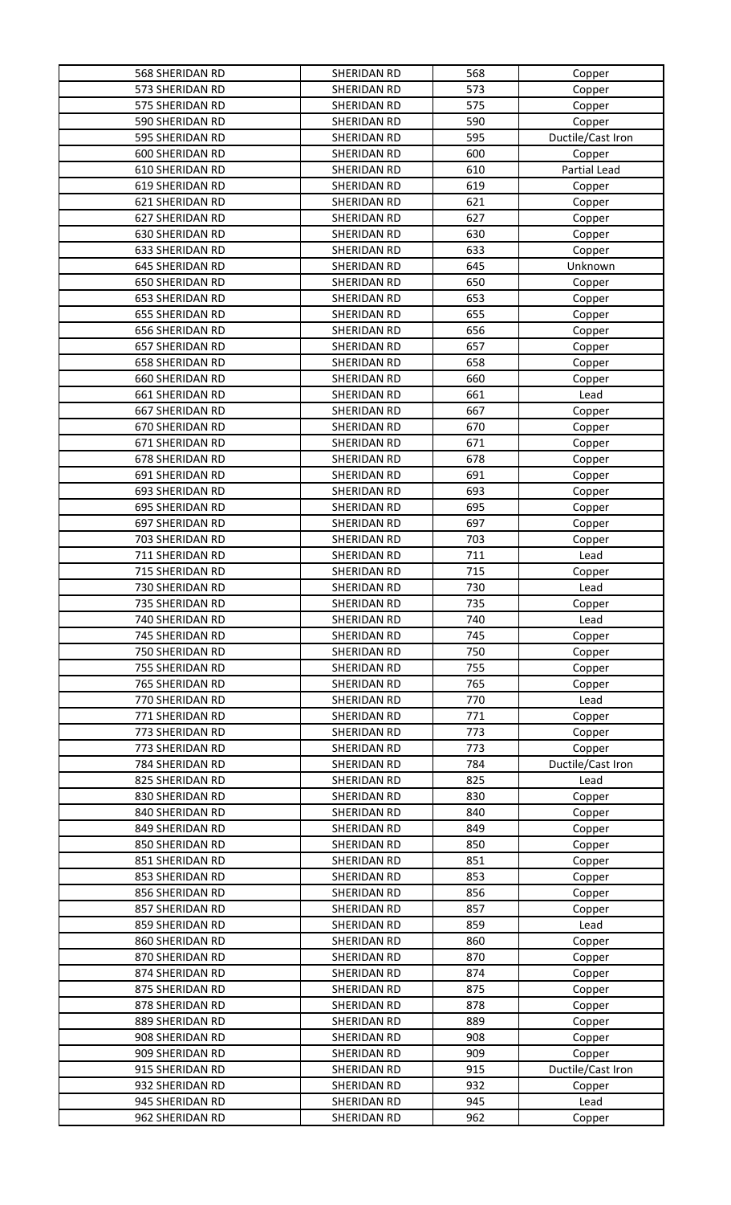| 568 SHERIDAN RD | SHERIDAN RD | 568 | Copper |
|---|---|---|---|
| 573 SHERIDAN RD | SHERIDAN RD | 573 | Copper |
| 575 SHERIDAN RD | SHERIDAN RD | 575 | Copper |
| 590 SHERIDAN RD | SHERIDAN RD | 590 | Copper |
| 595 SHERIDAN RD | SHERIDAN RD | 595 | Ductile/Cast Iron |
| 600 SHERIDAN RD | SHERIDAN RD | 600 | Copper |
| 610 SHERIDAN RD | SHERIDAN RD | 610 | Partial Lead |
| 619 SHERIDAN RD | SHERIDAN RD | 619 | Copper |
| 621 SHERIDAN RD | SHERIDAN RD | 621 | Copper |
| 627 SHERIDAN RD | SHERIDAN RD | 627 | Copper |
| 630 SHERIDAN RD | SHERIDAN RD | 630 | Copper |
| 633 SHERIDAN RD | SHERIDAN RD | 633 | Copper |
| 645 SHERIDAN RD | SHERIDAN RD | 645 | Unknown |
| 650 SHERIDAN RD | SHERIDAN RD | 650 | Copper |
| 653 SHERIDAN RD | SHERIDAN RD | 653 | Copper |
| 655 SHERIDAN RD | SHERIDAN RD | 655 | Copper |
| 656 SHERIDAN RD | SHERIDAN RD | 656 | Copper |
| 657 SHERIDAN RD | SHERIDAN RD | 657 | Copper |
| 658 SHERIDAN RD | SHERIDAN RD | 658 | Copper |
| 660 SHERIDAN RD | SHERIDAN RD | 660 | Copper |
| 661 SHERIDAN RD | SHERIDAN RD | 661 | Lead |
| 667 SHERIDAN RD | SHERIDAN RD | 667 | Copper |
| 670 SHERIDAN RD | SHERIDAN RD | 670 | Copper |
| 671 SHERIDAN RD | SHERIDAN RD | 671 | Copper |
| 678 SHERIDAN RD | SHERIDAN RD | 678 | Copper |
| 691 SHERIDAN RD | SHERIDAN RD | 691 | Copper |
| 693 SHERIDAN RD | SHERIDAN RD | 693 | Copper |
| 695 SHERIDAN RD | SHERIDAN RD | 695 | Copper |
| 697 SHERIDAN RD | SHERIDAN RD | 697 | Copper |
| 703 SHERIDAN RD | SHERIDAN RD | 703 | Copper |
| 711 SHERIDAN RD | SHERIDAN RD | 711 | Lead |
| 715 SHERIDAN RD | SHERIDAN RD | 715 | Copper |
| 730 SHERIDAN RD | SHERIDAN RD | 730 | Lead |
| 735 SHERIDAN RD | SHERIDAN RD | 735 | Copper |
| 740 SHERIDAN RD | SHERIDAN RD | 740 | Lead |
| 745 SHERIDAN RD | SHERIDAN RD | 745 | Copper |
| 750 SHERIDAN RD | SHERIDAN RD | 750 | Copper |
| 755 SHERIDAN RD | SHERIDAN RD | 755 | Copper |
| 765 SHERIDAN RD | SHERIDAN RD | 765 | Copper |
| 770 SHERIDAN RD | SHERIDAN RD | 770 | Lead |
| 771 SHERIDAN RD | SHERIDAN RD | 771 | Copper |
| 773 SHERIDAN RD | SHERIDAN RD | 773 | Copper |
| 773 SHERIDAN RD | SHERIDAN RD | 773 | Copper |
| 784 SHERIDAN RD | SHERIDAN RD | 784 | Ductile/Cast Iron |
| 825 SHERIDAN RD | SHERIDAN RD | 825 | Lead |
| 830 SHERIDAN RD | SHERIDAN RD | 830 | Copper |
| 840 SHERIDAN RD | SHERIDAN RD | 840 | Copper |
| 849 SHERIDAN RD | SHERIDAN RD | 849 | Copper |
| 850 SHERIDAN RD | SHERIDAN RD | 850 | Copper |
| 851 SHERIDAN RD | SHERIDAN RD | 851 | Copper |
| 853 SHERIDAN RD | SHERIDAN RD | 853 | Copper |
| 856 SHERIDAN RD | SHERIDAN RD | 856 | Copper |
| 857 SHERIDAN RD | SHERIDAN RD | 857 | Copper |
| 859 SHERIDAN RD | SHERIDAN RD | 859 | Lead |
| 860 SHERIDAN RD | SHERIDAN RD | 860 | Copper |
| 870 SHERIDAN RD | SHERIDAN RD | 870 | Copper |
| 874 SHERIDAN RD | SHERIDAN RD | 874 | Copper |
| 875 SHERIDAN RD | SHERIDAN RD | 875 | Copper |
| 878 SHERIDAN RD | SHERIDAN RD | 878 | Copper |
| 889 SHERIDAN RD | SHERIDAN RD | 889 | Copper |
| 908 SHERIDAN RD | SHERIDAN RD | 908 | Copper |
| 909 SHERIDAN RD | SHERIDAN RD | 909 | Copper |
| 915 SHERIDAN RD | SHERIDAN RD | 915 | Ductile/Cast Iron |
| 932 SHERIDAN RD | SHERIDAN RD | 932 | Copper |
| 945 SHERIDAN RD | SHERIDAN RD | 945 | Lead |
| 962 SHERIDAN RD | SHERIDAN RD | 962 | Copper |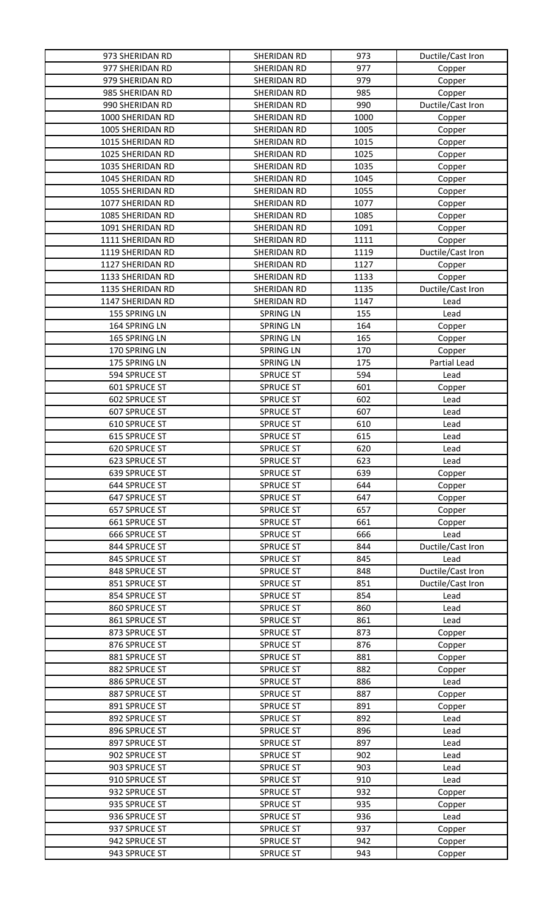| 973 SHERIDAN RD | SHERIDAN RD | 973 | Ductile/Cast Iron |
|---|---|---|---|
| 977 SHERIDAN RD | SHERIDAN RD | 977 | Copper |
| 979 SHERIDAN RD | SHERIDAN RD | 979 | Copper |
| 985 SHERIDAN RD | SHERIDAN RD | 985 | Copper |
| 990 SHERIDAN RD | SHERIDAN RD | 990 | Ductile/Cast Iron |
| 1000 SHERIDAN RD | SHERIDAN RD | 1000 | Copper |
| 1005 SHERIDAN RD | SHERIDAN RD | 1005 | Copper |
| 1015 SHERIDAN RD | SHERIDAN RD | 1015 | Copper |
| 1025 SHERIDAN RD | SHERIDAN RD | 1025 | Copper |
| 1035 SHERIDAN RD | SHERIDAN RD | 1035 | Copper |
| 1045 SHERIDAN RD | SHERIDAN RD | 1045 | Copper |
| 1055 SHERIDAN RD | SHERIDAN RD | 1055 | Copper |
| 1077 SHERIDAN RD | SHERIDAN RD | 1077 | Copper |
| 1085 SHERIDAN RD | SHERIDAN RD | 1085 | Copper |
| 1091 SHERIDAN RD | SHERIDAN RD | 1091 | Copper |
| 1111 SHERIDAN RD | SHERIDAN RD | 1111 | Copper |
| 1119 SHERIDAN RD | SHERIDAN RD | 1119 | Ductile/Cast Iron |
| 1127 SHERIDAN RD | SHERIDAN RD | 1127 | Copper |
| 1133 SHERIDAN RD | SHERIDAN RD | 1133 | Copper |
| 1135 SHERIDAN RD | SHERIDAN RD | 1135 | Ductile/Cast Iron |
| 1147 SHERIDAN RD | SHERIDAN RD | 1147 | Lead |
| 155 SPRING LN | SPRING LN | 155 | Lead |
| 164 SPRING LN | SPRING LN | 164 | Copper |
| 165 SPRING LN | SPRING LN | 165 | Copper |
| 170 SPRING LN | SPRING LN | 170 | Copper |
| 175 SPRING LN | SPRING LN | 175 | Partial Lead |
| 594 SPRUCE ST | SPRUCE ST | 594 | Lead |
| 601 SPRUCE ST | SPRUCE ST | 601 | Copper |
| 602 SPRUCE ST | SPRUCE ST | 602 | Lead |
| 607 SPRUCE ST | SPRUCE ST | 607 | Lead |
| 610 SPRUCE ST | SPRUCE ST | 610 | Lead |
| 615 SPRUCE ST | SPRUCE ST | 615 | Lead |
| 620 SPRUCE ST | SPRUCE ST | 620 | Lead |
| 623 SPRUCE ST | SPRUCE ST | 623 | Lead |
| 639 SPRUCE ST | SPRUCE ST | 639 | Copper |
| 644 SPRUCE ST | SPRUCE ST | 644 | Copper |
| 647 SPRUCE ST | SPRUCE ST | 647 | Copper |
| 657 SPRUCE ST | SPRUCE ST | 657 | Copper |
| 661 SPRUCE ST | SPRUCE ST | 661 | Copper |
| 666 SPRUCE ST | SPRUCE ST | 666 | Lead |
| 844 SPRUCE ST | SPRUCE ST | 844 | Ductile/Cast Iron |
| 845 SPRUCE ST | SPRUCE ST | 845 | Lead |
| 848 SPRUCE ST | SPRUCE ST | 848 | Ductile/Cast Iron |
| 851 SPRUCE ST | SPRUCE ST | 851 | Ductile/Cast Iron |
| 854 SPRUCE ST | SPRUCE ST | 854 | Lead |
| 860 SPRUCE ST | SPRUCE ST | 860 | Lead |
| 861 SPRUCE ST | SPRUCE ST | 861 | Lead |
| 873 SPRUCE ST | SPRUCE ST | 873 | Copper |
| 876 SPRUCE ST | SPRUCE ST | 876 | Copper |
| 881 SPRUCE ST | SPRUCE ST | 881 | Copper |
| 882 SPRUCE ST | SPRUCE ST | 882 | Copper |
| 886 SPRUCE ST | SPRUCE ST | 886 | Lead |
| 887 SPRUCE ST | SPRUCE ST | 887 | Copper |
| 891 SPRUCE ST | SPRUCE ST | 891 | Copper |
| 892 SPRUCE ST | SPRUCE ST | 892 | Lead |
| 896 SPRUCE ST | SPRUCE ST | 896 | Lead |
| 897 SPRUCE ST | SPRUCE ST | 897 | Lead |
| 902 SPRUCE ST | SPRUCE ST | 902 | Lead |
| 903 SPRUCE ST | SPRUCE ST | 903 | Lead |
| 910 SPRUCE ST | SPRUCE ST | 910 | Lead |
| 932 SPRUCE ST | SPRUCE ST | 932 | Copper |
| 935 SPRUCE ST | SPRUCE ST | 935 | Copper |
| 936 SPRUCE ST | SPRUCE ST | 936 | Lead |
| 937 SPRUCE ST | SPRUCE ST | 937 | Copper |
| 942 SPRUCE ST | SPRUCE ST | 942 | Copper |
| 943 SPRUCE ST | SPRUCE ST | 943 | Copper |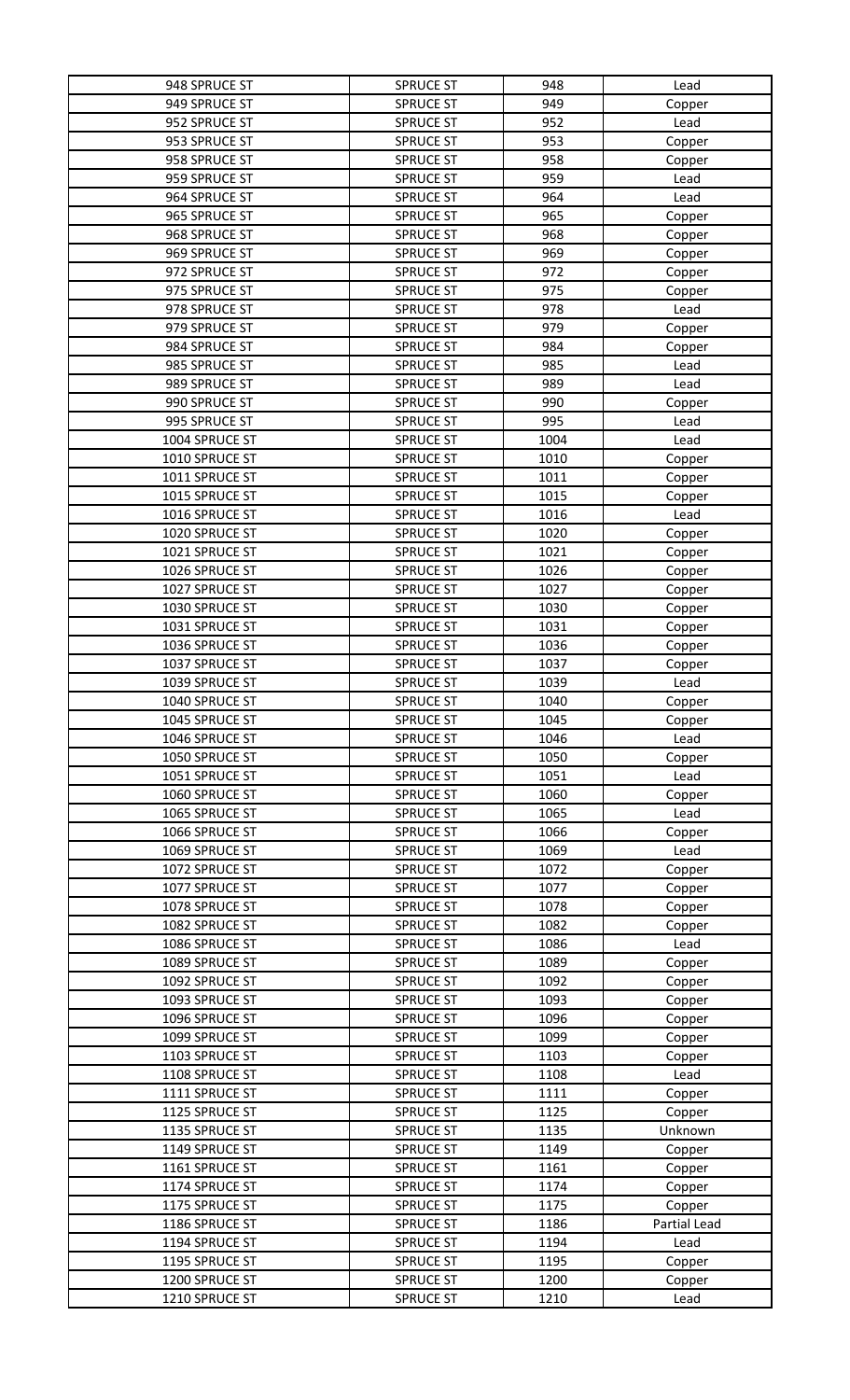| 948 SPRUCE ST | SPRUCE ST | 948 | Lead |
|---|---|---|---|
| 949 SPRUCE ST | SPRUCE ST | 949 | Copper |
| 952 SPRUCE ST | SPRUCE ST | 952 | Lead |
| 953 SPRUCE ST | SPRUCE ST | 953 | Copper |
| 958 SPRUCE ST | SPRUCE ST | 958 | Copper |
| 959 SPRUCE ST | SPRUCE ST | 959 | Lead |
| 964 SPRUCE ST | SPRUCE ST | 964 | Lead |
| 965 SPRUCE ST | SPRUCE ST | 965 | Copper |
| 968 SPRUCE ST | SPRUCE ST | 968 | Copper |
| 969 SPRUCE ST | SPRUCE ST | 969 | Copper |
| 972 SPRUCE ST | SPRUCE ST | 972 | Copper |
| 975 SPRUCE ST | SPRUCE ST | 975 | Copper |
| 978 SPRUCE ST | SPRUCE ST | 978 | Lead |
| 979 SPRUCE ST | SPRUCE ST | 979 | Copper |
| 984 SPRUCE ST | SPRUCE ST | 984 | Copper |
| 985 SPRUCE ST | SPRUCE ST | 985 | Lead |
| 989 SPRUCE ST | SPRUCE ST | 989 | Lead |
| 990 SPRUCE ST | SPRUCE ST | 990 | Copper |
| 995 SPRUCE ST | SPRUCE ST | 995 | Lead |
| 1004 SPRUCE ST | SPRUCE ST | 1004 | Lead |
| 1010 SPRUCE ST | SPRUCE ST | 1010 | Copper |
| 1011 SPRUCE ST | SPRUCE ST | 1011 | Copper |
| 1015 SPRUCE ST | SPRUCE ST | 1015 | Copper |
| 1016 SPRUCE ST | SPRUCE ST | 1016 | Lead |
| 1020 SPRUCE ST | SPRUCE ST | 1020 | Copper |
| 1021 SPRUCE ST | SPRUCE ST | 1021 | Copper |
| 1026 SPRUCE ST | SPRUCE ST | 1026 | Copper |
| 1027 SPRUCE ST | SPRUCE ST | 1027 | Copper |
| 1030 SPRUCE ST | SPRUCE ST | 1030 | Copper |
| 1031 SPRUCE ST | SPRUCE ST | 1031 | Copper |
| 1036 SPRUCE ST | SPRUCE ST | 1036 | Copper |
| 1037 SPRUCE ST | SPRUCE ST | 1037 | Copper |
| 1039 SPRUCE ST | SPRUCE ST | 1039 | Lead |
| 1040 SPRUCE ST | SPRUCE ST | 1040 | Copper |
| 1045 SPRUCE ST | SPRUCE ST | 1045 | Copper |
| 1046 SPRUCE ST | SPRUCE ST | 1046 | Lead |
| 1050 SPRUCE ST | SPRUCE ST | 1050 | Copper |
| 1051 SPRUCE ST | SPRUCE ST | 1051 | Lead |
| 1060 SPRUCE ST | SPRUCE ST | 1060 | Copper |
| 1065 SPRUCE ST | SPRUCE ST | 1065 | Lead |
| 1066 SPRUCE ST | SPRUCE ST | 1066 | Copper |
| 1069 SPRUCE ST | SPRUCE ST | 1069 | Lead |
| 1072 SPRUCE ST | SPRUCE ST | 1072 | Copper |
| 1077 SPRUCE ST | SPRUCE ST | 1077 | Copper |
| 1078 SPRUCE ST | SPRUCE ST | 1078 | Copper |
| 1082 SPRUCE ST | SPRUCE ST | 1082 | Copper |
| 1086 SPRUCE ST | SPRUCE ST | 1086 | Lead |
| 1089 SPRUCE ST | SPRUCE ST | 1089 | Copper |
| 1092 SPRUCE ST | SPRUCE ST | 1092 | Copper |
| 1093 SPRUCE ST | SPRUCE ST | 1093 | Copper |
| 1096 SPRUCE ST | SPRUCE ST | 1096 | Copper |
| 1099 SPRUCE ST | SPRUCE ST | 1099 | Copper |
| 1103 SPRUCE ST | SPRUCE ST | 1103 | Copper |
| 1108 SPRUCE ST | SPRUCE ST | 1108 | Lead |
| 1111 SPRUCE ST | SPRUCE ST | 1111 | Copper |
| 1125 SPRUCE ST | SPRUCE ST | 1125 | Copper |
| 1135 SPRUCE ST | SPRUCE ST | 1135 | Unknown |
| 1149 SPRUCE ST | SPRUCE ST | 1149 | Copper |
| 1161 SPRUCE ST | SPRUCE ST | 1161 | Copper |
| 1174 SPRUCE ST | SPRUCE ST | 1174 | Copper |
| 1175 SPRUCE ST | SPRUCE ST | 1175 | Copper |
| 1186 SPRUCE ST | SPRUCE ST | 1186 | Partial Lead |
| 1194 SPRUCE ST | SPRUCE ST | 1194 | Lead |
| 1195 SPRUCE ST | SPRUCE ST | 1195 | Copper |
| 1200 SPRUCE ST | SPRUCE ST | 1200 | Copper |
| 1210 SPRUCE ST | SPRUCE ST | 1210 | Lead |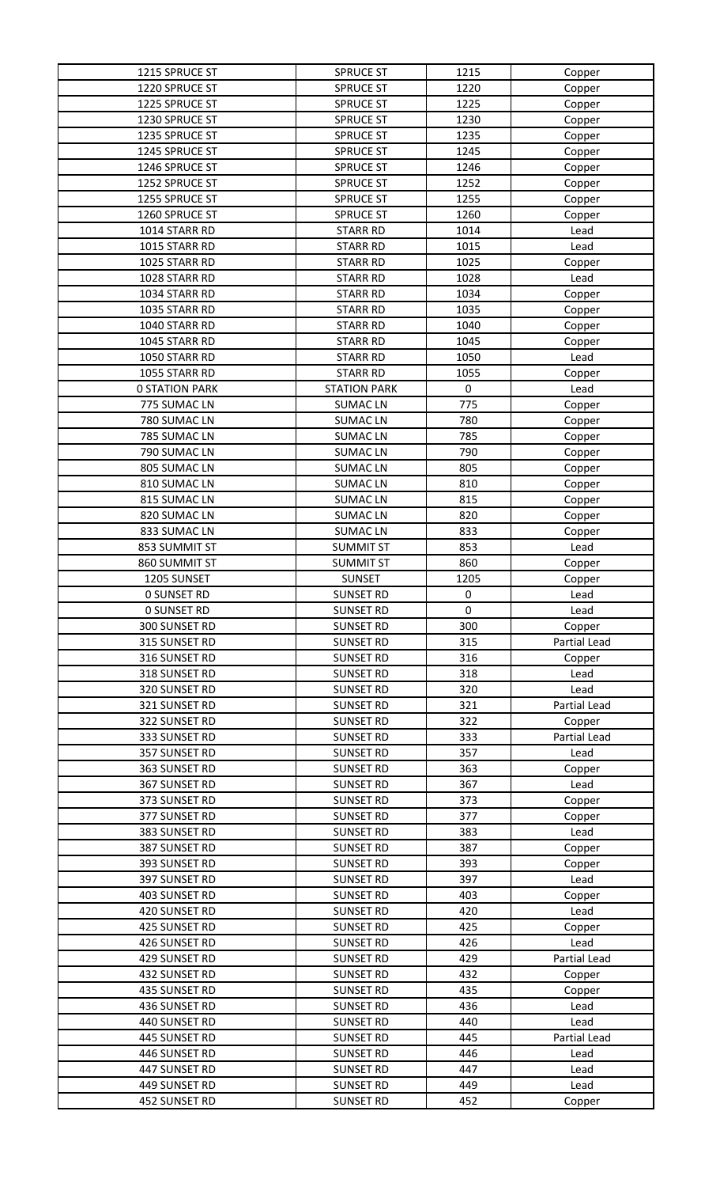| 1215 SPRUCE ST | SPRUCE ST | 1215 | Copper |
|---|---|---|---|
| 1220 SPRUCE ST | SPRUCE ST | 1220 | Copper |
| 1225 SPRUCE ST | SPRUCE ST | 1225 | Copper |
| 1230 SPRUCE ST | SPRUCE ST | 1230 | Copper |
| 1235 SPRUCE ST | SPRUCE ST | 1235 | Copper |
| 1245 SPRUCE ST | SPRUCE ST | 1245 | Copper |
| 1246 SPRUCE ST | SPRUCE ST | 1246 | Copper |
| 1252 SPRUCE ST | SPRUCE ST | 1252 | Copper |
| 1255 SPRUCE ST | SPRUCE ST | 1255 | Copper |
| 1260 SPRUCE ST | SPRUCE ST | 1260 | Copper |
| 1014 STARR RD | STARR RD | 1014 | Lead |
| 1015 STARR RD | STARR RD | 1015 | Lead |
| 1025 STARR RD | STARR RD | 1025 | Copper |
| 1028 STARR RD | STARR RD | 1028 | Lead |
| 1034 STARR RD | STARR RD | 1034 | Copper |
| 1035 STARR RD | STARR RD | 1035 | Copper |
| 1040 STARR RD | STARR RD | 1040 | Copper |
| 1045 STARR RD | STARR RD | 1045 | Copper |
| 1050 STARR RD | STARR RD | 1050 | Lead |
| 1055 STARR RD | STARR RD | 1055 | Copper |
| 0 STATION PARK | STATION PARK | 0 | Lead |
| 775 SUMAC LN | SUMAC LN | 775 | Copper |
| 780 SUMAC LN | SUMAC LN | 780 | Copper |
| 785 SUMAC LN | SUMAC LN | 785 | Copper |
| 790 SUMAC LN | SUMAC LN | 790 | Copper |
| 805 SUMAC LN | SUMAC LN | 805 | Copper |
| 810 SUMAC LN | SUMAC LN | 810 | Copper |
| 815 SUMAC LN | SUMAC LN | 815 | Copper |
| 820 SUMAC LN | SUMAC LN | 820 | Copper |
| 833 SUMAC LN | SUMAC LN | 833 | Copper |
| 853 SUMMIT ST | SUMMIT ST | 853 | Lead |
| 860 SUMMIT ST | SUMMIT ST | 860 | Copper |
| 1205 SUNSET | SUNSET | 1205 | Copper |
| 0 SUNSET RD | SUNSET RD | 0 | Lead |
| 0 SUNSET RD | SUNSET RD | 0 | Lead |
| 300 SUNSET RD | SUNSET RD | 300 | Copper |
| 315 SUNSET RD | SUNSET RD | 315 | Partial Lead |
| 316 SUNSET RD | SUNSET RD | 316 | Copper |
| 318 SUNSET RD | SUNSET RD | 318 | Lead |
| 320 SUNSET RD | SUNSET RD | 320 | Lead |
| 321 SUNSET RD | SUNSET RD | 321 | Partial Lead |
| 322 SUNSET RD | SUNSET RD | 322 | Copper |
| 333 SUNSET RD | SUNSET RD | 333 | Partial Lead |
| 357 SUNSET RD | SUNSET RD | 357 | Lead |
| 363 SUNSET RD | SUNSET RD | 363 | Copper |
| 367 SUNSET RD | SUNSET RD | 367 | Lead |
| 373 SUNSET RD | SUNSET RD | 373 | Copper |
| 377 SUNSET RD | SUNSET RD | 377 | Copper |
| 383 SUNSET RD | SUNSET RD | 383 | Lead |
| 387 SUNSET RD | SUNSET RD | 387 | Copper |
| 393 SUNSET RD | SUNSET RD | 393 | Copper |
| 397 SUNSET RD | SUNSET RD | 397 | Lead |
| 403 SUNSET RD | SUNSET RD | 403 | Copper |
| 420 SUNSET RD | SUNSET RD | 420 | Lead |
| 425 SUNSET RD | SUNSET RD | 425 | Copper |
| 426 SUNSET RD | SUNSET RD | 426 | Lead |
| 429 SUNSET RD | SUNSET RD | 429 | Partial Lead |
| 432 SUNSET RD | SUNSET RD | 432 | Copper |
| 435 SUNSET RD | SUNSET RD | 435 | Copper |
| 436 SUNSET RD | SUNSET RD | 436 | Lead |
| 440 SUNSET RD | SUNSET RD | 440 | Lead |
| 445 SUNSET RD | SUNSET RD | 445 | Partial Lead |
| 446 SUNSET RD | SUNSET RD | 446 | Lead |
| 447 SUNSET RD | SUNSET RD | 447 | Lead |
| 449 SUNSET RD | SUNSET RD | 449 | Lead |
| 452 SUNSET RD | SUNSET RD | 452 | Copper |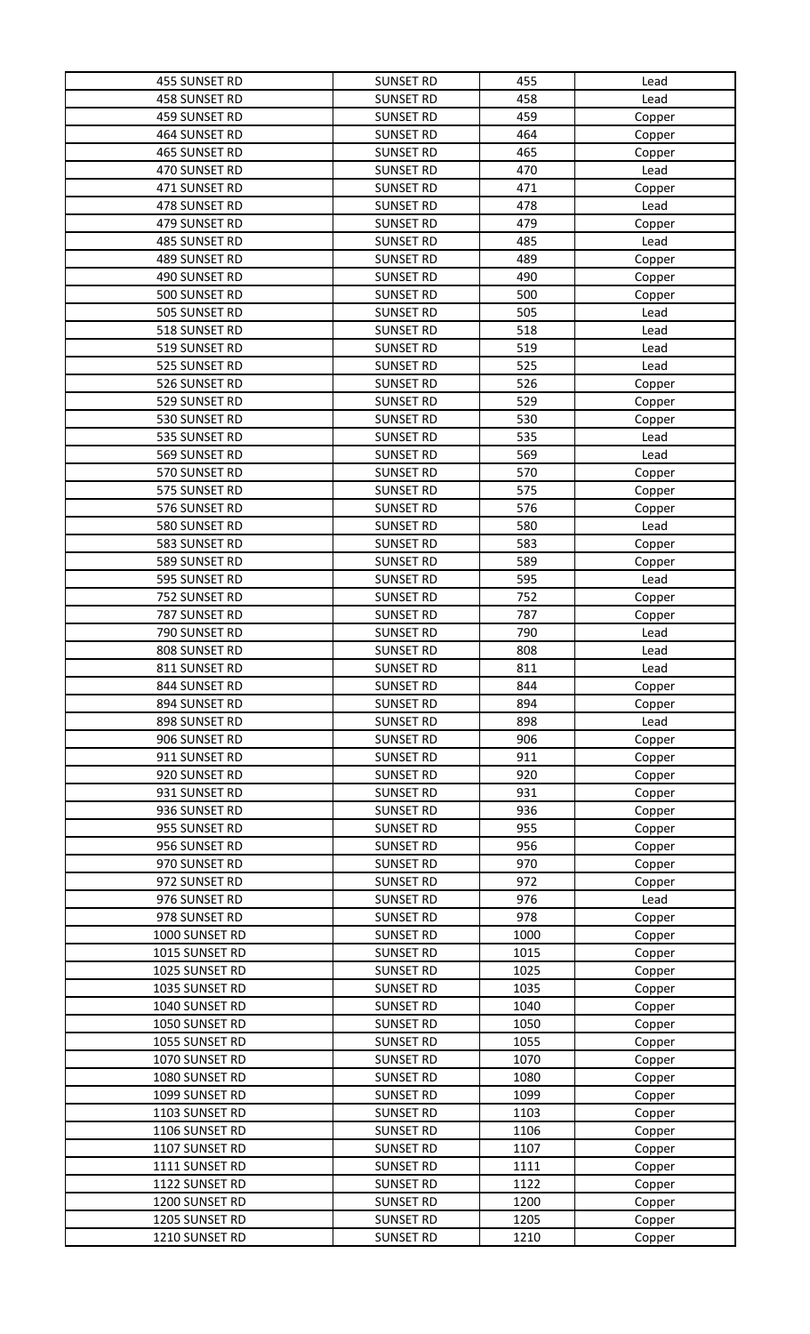| 455 SUNSET RD | SUNSET RD | 455 | Lead |
|---|---|---|---|
| 458 SUNSET RD | SUNSET RD | 458 | Lead |
| 459 SUNSET RD | SUNSET RD | 459 | Copper |
| 464 SUNSET RD | SUNSET RD | 464 | Copper |
| 465 SUNSET RD | SUNSET RD | 465 | Copper |
| 470 SUNSET RD | SUNSET RD | 470 | Lead |
| 471 SUNSET RD | SUNSET RD | 471 | Copper |
| 478 SUNSET RD | SUNSET RD | 478 | Lead |
| 479 SUNSET RD | SUNSET RD | 479 | Copper |
| 485 SUNSET RD | SUNSET RD | 485 | Lead |
| 489 SUNSET RD | SUNSET RD | 489 | Copper |
| 490 SUNSET RD | SUNSET RD | 490 | Copper |
| 500 SUNSET RD | SUNSET RD | 500 | Copper |
| 505 SUNSET RD | SUNSET RD | 505 | Lead |
| 518 SUNSET RD | SUNSET RD | 518 | Lead |
| 519 SUNSET RD | SUNSET RD | 519 | Lead |
| 525 SUNSET RD | SUNSET RD | 525 | Lead |
| 526 SUNSET RD | SUNSET RD | 526 | Copper |
| 529 SUNSET RD | SUNSET RD | 529 | Copper |
| 530 SUNSET RD | SUNSET RD | 530 | Copper |
| 535 SUNSET RD | SUNSET RD | 535 | Lead |
| 569 SUNSET RD | SUNSET RD | 569 | Lead |
| 570 SUNSET RD | SUNSET RD | 570 | Copper |
| 575 SUNSET RD | SUNSET RD | 575 | Copper |
| 576 SUNSET RD | SUNSET RD | 576 | Copper |
| 580 SUNSET RD | SUNSET RD | 580 | Lead |
| 583 SUNSET RD | SUNSET RD | 583 | Copper |
| 589 SUNSET RD | SUNSET RD | 589 | Copper |
| 595 SUNSET RD | SUNSET RD | 595 | Lead |
| 752 SUNSET RD | SUNSET RD | 752 | Copper |
| 787 SUNSET RD | SUNSET RD | 787 | Copper |
| 790 SUNSET RD | SUNSET RD | 790 | Lead |
| 808 SUNSET RD | SUNSET RD | 808 | Lead |
| 811 SUNSET RD | SUNSET RD | 811 | Lead |
| 844 SUNSET RD | SUNSET RD | 844 | Copper |
| 894 SUNSET RD | SUNSET RD | 894 | Copper |
| 898 SUNSET RD | SUNSET RD | 898 | Lead |
| 906 SUNSET RD | SUNSET RD | 906 | Copper |
| 911 SUNSET RD | SUNSET RD | 911 | Copper |
| 920 SUNSET RD | SUNSET RD | 920 | Copper |
| 931 SUNSET RD | SUNSET RD | 931 | Copper |
| 936 SUNSET RD | SUNSET RD | 936 | Copper |
| 955 SUNSET RD | SUNSET RD | 955 | Copper |
| 956 SUNSET RD | SUNSET RD | 956 | Copper |
| 970 SUNSET RD | SUNSET RD | 970 | Copper |
| 972 SUNSET RD | SUNSET RD | 972 | Copper |
| 976 SUNSET RD | SUNSET RD | 976 | Lead |
| 978 SUNSET RD | SUNSET RD | 978 | Copper |
| 1000 SUNSET RD | SUNSET RD | 1000 | Copper |
| 1015 SUNSET RD | SUNSET RD | 1015 | Copper |
| 1025 SUNSET RD | SUNSET RD | 1025 | Copper |
| 1035 SUNSET RD | SUNSET RD | 1035 | Copper |
| 1040 SUNSET RD | SUNSET RD | 1040 | Copper |
| 1050 SUNSET RD | SUNSET RD | 1050 | Copper |
| 1055 SUNSET RD | SUNSET RD | 1055 | Copper |
| 1070 SUNSET RD | SUNSET RD | 1070 | Copper |
| 1080 SUNSET RD | SUNSET RD | 1080 | Copper |
| 1099 SUNSET RD | SUNSET RD | 1099 | Copper |
| 1103 SUNSET RD | SUNSET RD | 1103 | Copper |
| 1106 SUNSET RD | SUNSET RD | 1106 | Copper |
| 1107 SUNSET RD | SUNSET RD | 1107 | Copper |
| 1111 SUNSET RD | SUNSET RD | 1111 | Copper |
| 1122 SUNSET RD | SUNSET RD | 1122 | Copper |
| 1200 SUNSET RD | SUNSET RD | 1200 | Copper |
| 1205 SUNSET RD | SUNSET RD | 1205 | Copper |
| 1210 SUNSET RD | SUNSET RD | 1210 | Copper |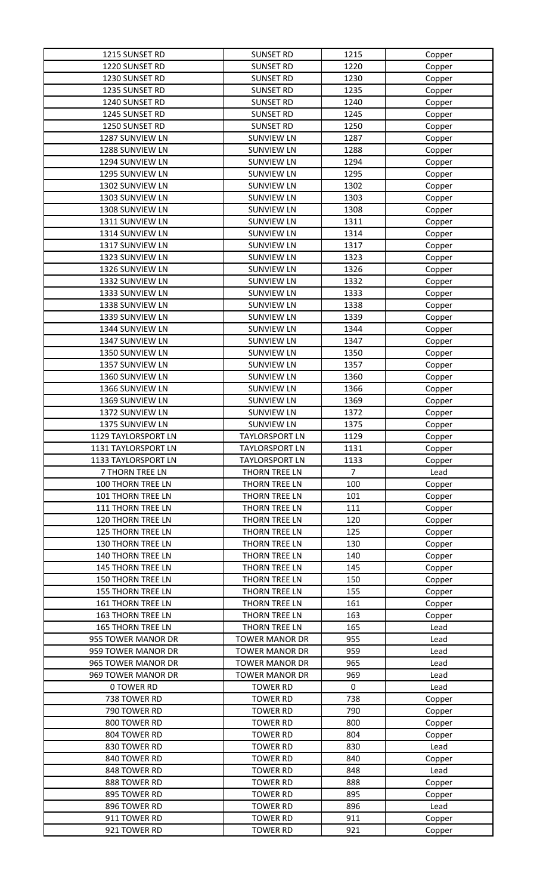| 1215 SUNSET RD | SUNSET RD | 1215 | Copper |
|---|---|---|---|
| 1220 SUNSET RD | SUNSET RD | 1220 | Copper |
| 1230 SUNSET RD | SUNSET RD | 1230 | Copper |
| 1235 SUNSET RD | SUNSET RD | 1235 | Copper |
| 1240 SUNSET RD | SUNSET RD | 1240 | Copper |
| 1245 SUNSET RD | SUNSET RD | 1245 | Copper |
| 1250 SUNSET RD | SUNSET RD | 1250 | Copper |
| 1287 SUNVIEW LN | SUNVIEW LN | 1287 | Copper |
| 1288 SUNVIEW LN | SUNVIEW LN | 1288 | Copper |
| 1294 SUNVIEW LN | SUNVIEW LN | 1294 | Copper |
| 1295 SUNVIEW LN | SUNVIEW LN | 1295 | Copper |
| 1302 SUNVIEW LN | SUNVIEW LN | 1302 | Copper |
| 1303 SUNVIEW LN | SUNVIEW LN | 1303 | Copper |
| 1308 SUNVIEW LN | SUNVIEW LN | 1308 | Copper |
| 1311 SUNVIEW LN | SUNVIEW LN | 1311 | Copper |
| 1314 SUNVIEW LN | SUNVIEW LN | 1314 | Copper |
| 1317 SUNVIEW LN | SUNVIEW LN | 1317 | Copper |
| 1323 SUNVIEW LN | SUNVIEW LN | 1323 | Copper |
| 1326 SUNVIEW LN | SUNVIEW LN | 1326 | Copper |
| 1332 SUNVIEW LN | SUNVIEW LN | 1332 | Copper |
| 1333 SUNVIEW LN | SUNVIEW LN | 1333 | Copper |
| 1338 SUNVIEW LN | SUNVIEW LN | 1338 | Copper |
| 1339 SUNVIEW LN | SUNVIEW LN | 1339 | Copper |
| 1344 SUNVIEW LN | SUNVIEW LN | 1344 | Copper |
| 1347 SUNVIEW LN | SUNVIEW LN | 1347 | Copper |
| 1350 SUNVIEW LN | SUNVIEW LN | 1350 | Copper |
| 1357 SUNVIEW LN | SUNVIEW LN | 1357 | Copper |
| 1360 SUNVIEW LN | SUNVIEW LN | 1360 | Copper |
| 1366 SUNVIEW LN | SUNVIEW LN | 1366 | Copper |
| 1369 SUNVIEW LN | SUNVIEW LN | 1369 | Copper |
| 1372 SUNVIEW LN | SUNVIEW LN | 1372 | Copper |
| 1375 SUNVIEW LN | SUNVIEW LN | 1375 | Copper |
| 1129 TAYLORSPORT LN | TAYLORSPORT LN | 1129 | Copper |
| 1131 TAYLORSPORT LN | TAYLORSPORT LN | 1131 | Copper |
| 1133 TAYLORSPORT LN | TAYLORSPORT LN | 1133 | Copper |
| 7 THORN TREE LN | THORN TREE LN | 7 | Lead |
| 100 THORN TREE LN | THORN TREE LN | 100 | Copper |
| 101 THORN TREE LN | THORN TREE LN | 101 | Copper |
| 111 THORN TREE LN | THORN TREE LN | 111 | Copper |
| 120 THORN TREE LN | THORN TREE LN | 120 | Copper |
| 125 THORN TREE LN | THORN TREE LN | 125 | Copper |
| 130 THORN TREE LN | THORN TREE LN | 130 | Copper |
| 140 THORN TREE LN | THORN TREE LN | 140 | Copper |
| 145 THORN TREE LN | THORN TREE LN | 145 | Copper |
| 150 THORN TREE LN | THORN TREE LN | 150 | Copper |
| 155 THORN TREE LN | THORN TREE LN | 155 | Copper |
| 161 THORN TREE LN | THORN TREE LN | 161 | Copper |
| 163 THORN TREE LN | THORN TREE LN | 163 | Copper |
| 165 THORN TREE LN | THORN TREE LN | 165 | Lead |
| 955 TOWER MANOR DR | TOWER MANOR DR | 955 | Lead |
| 959 TOWER MANOR DR | TOWER MANOR DR | 959 | Lead |
| 965 TOWER MANOR DR | TOWER MANOR DR | 965 | Lead |
| 969 TOWER MANOR DR | TOWER MANOR DR | 969 | Lead |
| 0 TOWER RD | TOWER RD | 0 | Lead |
| 738 TOWER RD | TOWER RD | 738 | Copper |
| 790 TOWER RD | TOWER RD | 790 | Copper |
| 800 TOWER RD | TOWER RD | 800 | Copper |
| 804 TOWER RD | TOWER RD | 804 | Copper |
| 830 TOWER RD | TOWER RD | 830 | Lead |
| 840 TOWER RD | TOWER RD | 840 | Copper |
| 848 TOWER RD | TOWER RD | 848 | Lead |
| 888 TOWER RD | TOWER RD | 888 | Copper |
| 895 TOWER RD | TOWER RD | 895 | Copper |
| 896 TOWER RD | TOWER RD | 896 | Lead |
| 911 TOWER RD | TOWER RD | 911 | Copper |
| 921 TOWER RD | TOWER RD | 921 | Copper |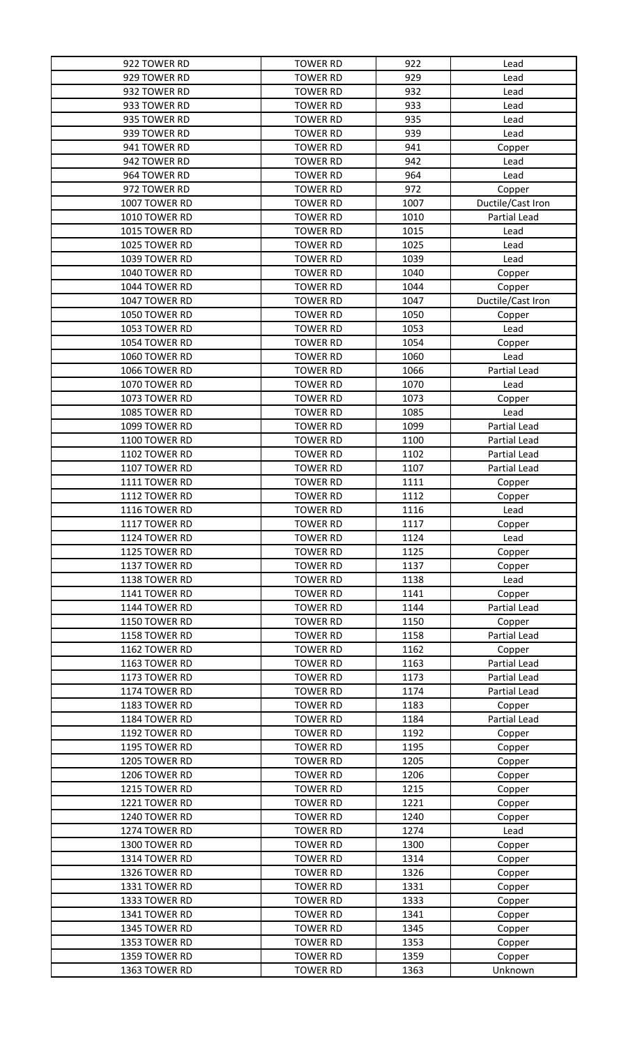| 922 TOWER RD | TOWER RD | 922 | Lead |
|---|---|---|---|
| 929 TOWER RD | TOWER RD | 929 | Lead |
| 932 TOWER RD | TOWER RD | 932 | Lead |
| 933 TOWER RD | TOWER RD | 933 | Lead |
| 935 TOWER RD | TOWER RD | 935 | Lead |
| 939 TOWER RD | TOWER RD | 939 | Lead |
| 941 TOWER RD | TOWER RD | 941 | Copper |
| 942 TOWER RD | TOWER RD | 942 | Lead |
| 964 TOWER RD | TOWER RD | 964 | Lead |
| 972 TOWER RD | TOWER RD | 972 | Copper |
| 1007 TOWER RD | TOWER RD | 1007 | Ductile/Cast Iron |
| 1010 TOWER RD | TOWER RD | 1010 | Partial Lead |
| 1015 TOWER RD | TOWER RD | 1015 | Lead |
| 1025 TOWER RD | TOWER RD | 1025 | Lead |
| 1039 TOWER RD | TOWER RD | 1039 | Lead |
| 1040 TOWER RD | TOWER RD | 1040 | Copper |
| 1044 TOWER RD | TOWER RD | 1044 | Copper |
| 1047 TOWER RD | TOWER RD | 1047 | Ductile/Cast Iron |
| 1050 TOWER RD | TOWER RD | 1050 | Copper |
| 1053 TOWER RD | TOWER RD | 1053 | Lead |
| 1054 TOWER RD | TOWER RD | 1054 | Copper |
| 1060 TOWER RD | TOWER RD | 1060 | Lead |
| 1066 TOWER RD | TOWER RD | 1066 | Partial Lead |
| 1070 TOWER RD | TOWER RD | 1070 | Lead |
| 1073 TOWER RD | TOWER RD | 1073 | Copper |
| 1085 TOWER RD | TOWER RD | 1085 | Lead |
| 1099 TOWER RD | TOWER RD | 1099 | Partial Lead |
| 1100 TOWER RD | TOWER RD | 1100 | Partial Lead |
| 1102 TOWER RD | TOWER RD | 1102 | Partial Lead |
| 1107 TOWER RD | TOWER RD | 1107 | Partial Lead |
| 1111 TOWER RD | TOWER RD | 1111 | Copper |
| 1112 TOWER RD | TOWER RD | 1112 | Copper |
| 1116 TOWER RD | TOWER RD | 1116 | Lead |
| 1117 TOWER RD | TOWER RD | 1117 | Copper |
| 1124 TOWER RD | TOWER RD | 1124 | Lead |
| 1125 TOWER RD | TOWER RD | 1125 | Copper |
| 1137 TOWER RD | TOWER RD | 1137 | Copper |
| 1138 TOWER RD | TOWER RD | 1138 | Lead |
| 1141 TOWER RD | TOWER RD | 1141 | Copper |
| 1144 TOWER RD | TOWER RD | 1144 | Partial Lead |
| 1150 TOWER RD | TOWER RD | 1150 | Copper |
| 1158 TOWER RD | TOWER RD | 1158 | Partial Lead |
| 1162 TOWER RD | TOWER RD | 1162 | Copper |
| 1163 TOWER RD | TOWER RD | 1163 | Partial Lead |
| 1173 TOWER RD | TOWER RD | 1173 | Partial Lead |
| 1174 TOWER RD | TOWER RD | 1174 | Partial Lead |
| 1183 TOWER RD | TOWER RD | 1183 | Copper |
| 1184 TOWER RD | TOWER RD | 1184 | Partial Lead |
| 1192 TOWER RD | TOWER RD | 1192 | Copper |
| 1195 TOWER RD | TOWER RD | 1195 | Copper |
| 1205 TOWER RD | TOWER RD | 1205 | Copper |
| 1206 TOWER RD | TOWER RD | 1206 | Copper |
| 1215 TOWER RD | TOWER RD | 1215 | Copper |
| 1221 TOWER RD | TOWER RD | 1221 | Copper |
| 1240 TOWER RD | TOWER RD | 1240 | Copper |
| 1274 TOWER RD | TOWER RD | 1274 | Lead |
| 1300 TOWER RD | TOWER RD | 1300 | Copper |
| 1314 TOWER RD | TOWER RD | 1314 | Copper |
| 1326 TOWER RD | TOWER RD | 1326 | Copper |
| 1331 TOWER RD | TOWER RD | 1331 | Copper |
| 1333 TOWER RD | TOWER RD | 1333 | Copper |
| 1341 TOWER RD | TOWER RD | 1341 | Copper |
| 1345 TOWER RD | TOWER RD | 1345 | Copper |
| 1353 TOWER RD | TOWER RD | 1353 | Copper |
| 1359 TOWER RD | TOWER RD | 1359 | Copper |
| 1363 TOWER RD | TOWER RD | 1363 | Unknown |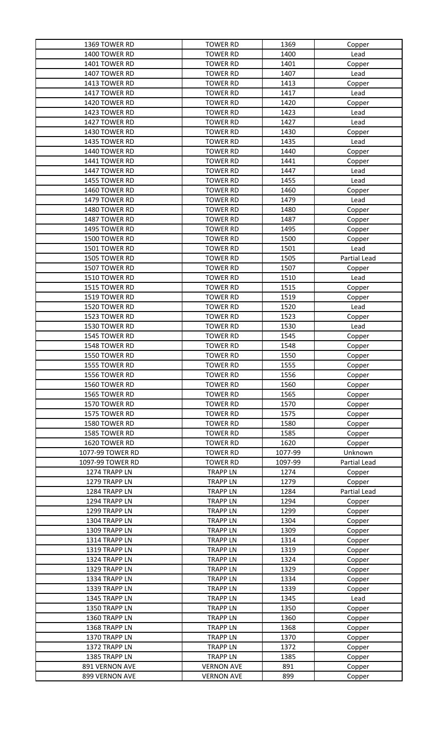| 1369 TOWER RD | TOWER RD | 1369 | Copper |
|---|---|---|---|
| 1400 TOWER RD | TOWER RD | 1400 | Lead |
| 1401 TOWER RD | TOWER RD | 1401 | Copper |
| 1407 TOWER RD | TOWER RD | 1407 | Lead |
| 1413 TOWER RD | TOWER RD | 1413 | Copper |
| 1417 TOWER RD | TOWER RD | 1417 | Lead |
| 1420 TOWER RD | TOWER RD | 1420 | Copper |
| 1423 TOWER RD | TOWER RD | 1423 | Lead |
| 1427 TOWER RD | TOWER RD | 1427 | Lead |
| 1430 TOWER RD | TOWER RD | 1430 | Copper |
| 1435 TOWER RD | TOWER RD | 1435 | Lead |
| 1440 TOWER RD | TOWER RD | 1440 | Copper |
| 1441 TOWER RD | TOWER RD | 1441 | Copper |
| 1447 TOWER RD | TOWER RD | 1447 | Lead |
| 1455 TOWER RD | TOWER RD | 1455 | Lead |
| 1460 TOWER RD | TOWER RD | 1460 | Copper |
| 1479 TOWER RD | TOWER RD | 1479 | Lead |
| 1480 TOWER RD | TOWER RD | 1480 | Copper |
| 1487 TOWER RD | TOWER RD | 1487 | Copper |
| 1495 TOWER RD | TOWER RD | 1495 | Copper |
| 1500 TOWER RD | TOWER RD | 1500 | Copper |
| 1501 TOWER RD | TOWER RD | 1501 | Lead |
| 1505 TOWER RD | TOWER RD | 1505 | Partial Lead |
| 1507 TOWER RD | TOWER RD | 1507 | Copper |
| 1510 TOWER RD | TOWER RD | 1510 | Lead |
| 1515 TOWER RD | TOWER RD | 1515 | Copper |
| 1519 TOWER RD | TOWER RD | 1519 | Copper |
| 1520 TOWER RD | TOWER RD | 1520 | Lead |
| 1523 TOWER RD | TOWER RD | 1523 | Copper |
| 1530 TOWER RD | TOWER RD | 1530 | Lead |
| 1545 TOWER RD | TOWER RD | 1545 | Copper |
| 1548 TOWER RD | TOWER RD | 1548 | Copper |
| 1550 TOWER RD | TOWER RD | 1550 | Copper |
| 1555 TOWER RD | TOWER RD | 1555 | Copper |
| 1556 TOWER RD | TOWER RD | 1556 | Copper |
| 1560 TOWER RD | TOWER RD | 1560 | Copper |
| 1565 TOWER RD | TOWER RD | 1565 | Copper |
| 1570 TOWER RD | TOWER RD | 1570 | Copper |
| 1575 TOWER RD | TOWER RD | 1575 | Copper |
| 1580 TOWER RD | TOWER RD | 1580 | Copper |
| 1585 TOWER RD | TOWER RD | 1585 | Copper |
| 1620 TOWER RD | TOWER RD | 1620 | Copper |
| 1077-99 TOWER RD | TOWER RD | 1077-99 | Unknown |
| 1097-99 TOWER RD | TOWER RD | 1097-99 | Partial Lead |
| 1274 TRAPP LN | TRAPP LN | 1274 | Copper |
| 1279 TRAPP LN | TRAPP LN | 1279 | Copper |
| 1284 TRAPP LN | TRAPP LN | 1284 | Partial Lead |
| 1294 TRAPP LN | TRAPP LN | 1294 | Copper |
| 1299 TRAPP LN | TRAPP LN | 1299 | Copper |
| 1304 TRAPP LN | TRAPP LN | 1304 | Copper |
| 1309 TRAPP LN | TRAPP LN | 1309 | Copper |
| 1314 TRAPP LN | TRAPP LN | 1314 | Copper |
| 1319 TRAPP LN | TRAPP LN | 1319 | Copper |
| 1324 TRAPP LN | TRAPP LN | 1324 | Copper |
| 1329 TRAPP LN | TRAPP LN | 1329 | Copper |
| 1334 TRAPP LN | TRAPP LN | 1334 | Copper |
| 1339 TRAPP LN | TRAPP LN | 1339 | Copper |
| 1345 TRAPP LN | TRAPP LN | 1345 | Lead |
| 1350 TRAPP LN | TRAPP LN | 1350 | Copper |
| 1360 TRAPP LN | TRAPP LN | 1360 | Copper |
| 1368 TRAPP LN | TRAPP LN | 1368 | Copper |
| 1370 TRAPP LN | TRAPP LN | 1370 | Copper |
| 1372 TRAPP LN | TRAPP LN | 1372 | Copper |
| 1385 TRAPP LN | TRAPP LN | 1385 | Copper |
| 891 VERNON AVE | VERNON AVE | 891 | Copper |
| 899 VERNON AVE | VERNON AVE | 899 | Copper |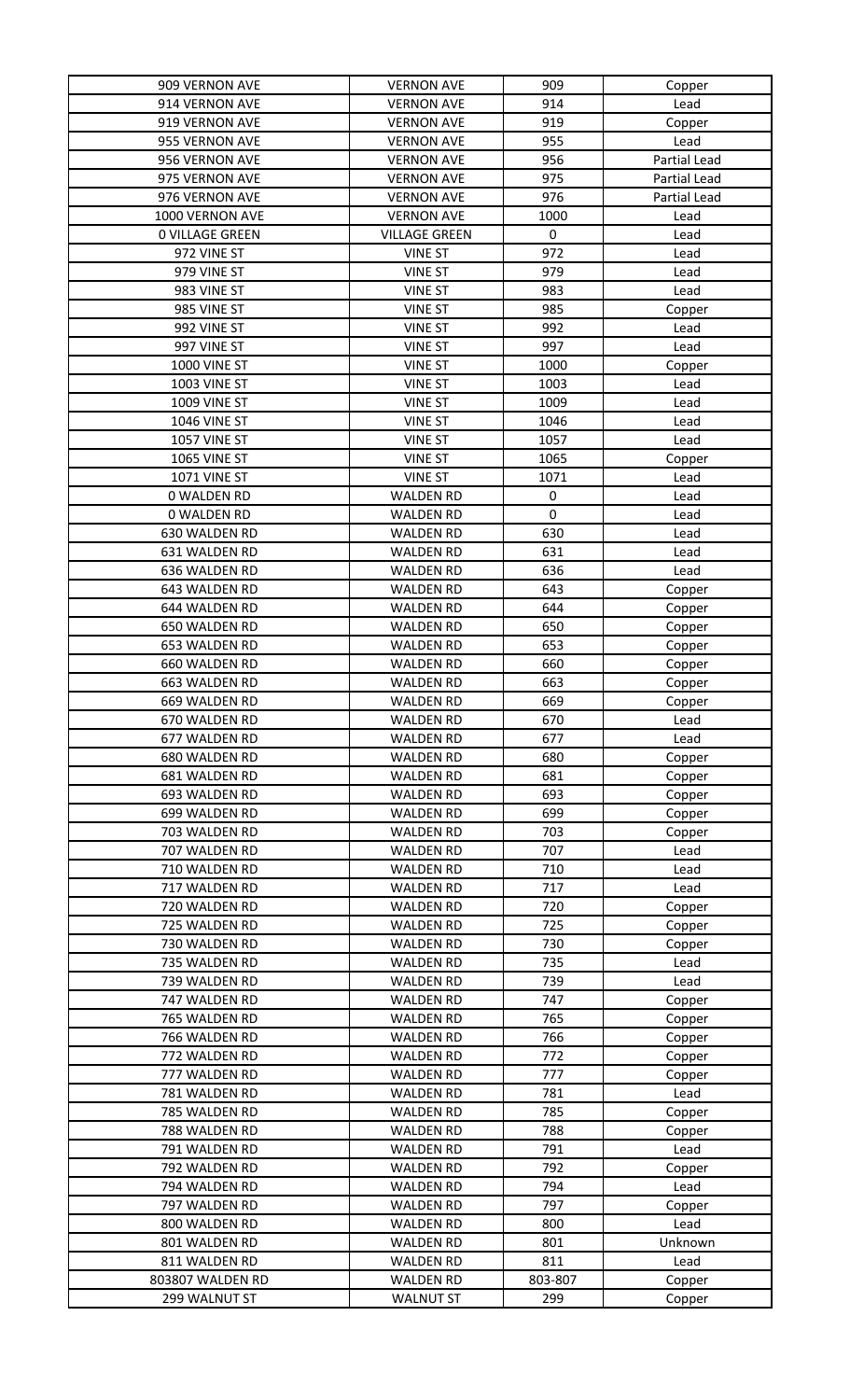| 909 VERNON AVE | VERNON AVE | 909 | Copper |
|---|---|---|---|
| 914 VERNON AVE | VERNON AVE | 914 | Lead |
| 919 VERNON AVE | VERNON AVE | 919 | Copper |
| 955 VERNON AVE | VERNON AVE | 955 | Lead |
| 956 VERNON AVE | VERNON AVE | 956 | Partial Lead |
| 975 VERNON AVE | VERNON AVE | 975 | Partial Lead |
| 976 VERNON AVE | VERNON AVE | 976 | Partial Lead |
| 1000 VERNON AVE | VERNON AVE | 1000 | Lead |
| 0 VILLAGE GREEN | VILLAGE GREEN | 0 | Lead |
| 972 VINE ST | VINE ST | 972 | Lead |
| 979 VINE ST | VINE ST | 979 | Lead |
| 983 VINE ST | VINE ST | 983 | Lead |
| 985 VINE ST | VINE ST | 985 | Copper |
| 992 VINE ST | VINE ST | 992 | Lead |
| 997 VINE ST | VINE ST | 997 | Lead |
| 1000 VINE ST | VINE ST | 1000 | Copper |
| 1003 VINE ST | VINE ST | 1003 | Lead |
| 1009 VINE ST | VINE ST | 1009 | Lead |
| 1046 VINE ST | VINE ST | 1046 | Lead |
| 1057 VINE ST | VINE ST | 1057 | Lead |
| 1065 VINE ST | VINE ST | 1065 | Copper |
| 1071 VINE ST | VINE ST | 1071 | Lead |
| 0 WALDEN RD | WALDEN RD | 0 | Lead |
| 0 WALDEN RD | WALDEN RD | 0 | Lead |
| 630 WALDEN RD | WALDEN RD | 630 | Lead |
| 631 WALDEN RD | WALDEN RD | 631 | Lead |
| 636 WALDEN RD | WALDEN RD | 636 | Lead |
| 643 WALDEN RD | WALDEN RD | 643 | Copper |
| 644 WALDEN RD | WALDEN RD | 644 | Copper |
| 650 WALDEN RD | WALDEN RD | 650 | Copper |
| 653 WALDEN RD | WALDEN RD | 653 | Copper |
| 660 WALDEN RD | WALDEN RD | 660 | Copper |
| 663 WALDEN RD | WALDEN RD | 663 | Copper |
| 669 WALDEN RD | WALDEN RD | 669 | Copper |
| 670 WALDEN RD | WALDEN RD | 670 | Lead |
| 677 WALDEN RD | WALDEN RD | 677 | Lead |
| 680 WALDEN RD | WALDEN RD | 680 | Copper |
| 681 WALDEN RD | WALDEN RD | 681 | Copper |
| 693 WALDEN RD | WALDEN RD | 693 | Copper |
| 699 WALDEN RD | WALDEN RD | 699 | Copper |
| 703 WALDEN RD | WALDEN RD | 703 | Copper |
| 707 WALDEN RD | WALDEN RD | 707 | Lead |
| 710 WALDEN RD | WALDEN RD | 710 | Lead |
| 717 WALDEN RD | WALDEN RD | 717 | Lead |
| 720 WALDEN RD | WALDEN RD | 720 | Copper |
| 725 WALDEN RD | WALDEN RD | 725 | Copper |
| 730 WALDEN RD | WALDEN RD | 730 | Copper |
| 735 WALDEN RD | WALDEN RD | 735 | Lead |
| 739 WALDEN RD | WALDEN RD | 739 | Lead |
| 747 WALDEN RD | WALDEN RD | 747 | Copper |
| 765 WALDEN RD | WALDEN RD | 765 | Copper |
| 766 WALDEN RD | WALDEN RD | 766 | Copper |
| 772 WALDEN RD | WALDEN RD | 772 | Copper |
| 777 WALDEN RD | WALDEN RD | 777 | Copper |
| 781 WALDEN RD | WALDEN RD | 781 | Lead |
| 785 WALDEN RD | WALDEN RD | 785 | Copper |
| 788 WALDEN RD | WALDEN RD | 788 | Copper |
| 791 WALDEN RD | WALDEN RD | 791 | Lead |
| 792 WALDEN RD | WALDEN RD | 792 | Copper |
| 794 WALDEN RD | WALDEN RD | 794 | Lead |
| 797 WALDEN RD | WALDEN RD | 797 | Copper |
| 800 WALDEN RD | WALDEN RD | 800 | Lead |
| 801 WALDEN RD | WALDEN RD | 801 | Unknown |
| 811 WALDEN RD | WALDEN RD | 811 | Lead |
| 803807 WALDEN RD | WALDEN RD | 803-807 | Copper |
| 299 WALNUT ST | WALNUT ST | 299 | Copper |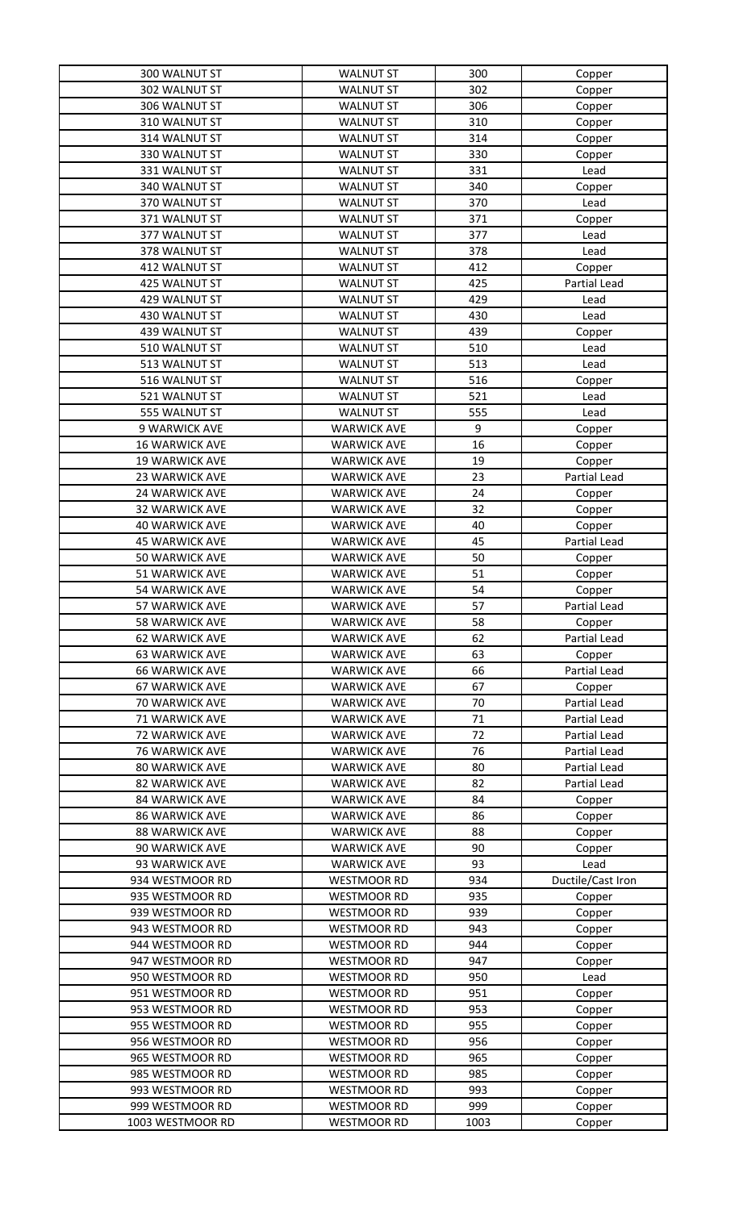| | | | |
|---|---|---|---|
| 300 WALNUT ST | WALNUT ST | 300 | Copper |
| 302 WALNUT ST | WALNUT ST | 302 | Copper |
| 306 WALNUT ST | WALNUT ST | 306 | Copper |
| 310 WALNUT ST | WALNUT ST | 310 | Copper |
| 314 WALNUT ST | WALNUT ST | 314 | Copper |
| 330 WALNUT ST | WALNUT ST | 330 | Copper |
| 331 WALNUT ST | WALNUT ST | 331 | Lead |
| 340 WALNUT ST | WALNUT ST | 340 | Copper |
| 370 WALNUT ST | WALNUT ST | 370 | Lead |
| 371 WALNUT ST | WALNUT ST | 371 | Copper |
| 377 WALNUT ST | WALNUT ST | 377 | Lead |
| 378 WALNUT ST | WALNUT ST | 378 | Lead |
| 412 WALNUT ST | WALNUT ST | 412 | Copper |
| 425 WALNUT ST | WALNUT ST | 425 | Partial Lead |
| 429 WALNUT ST | WALNUT ST | 429 | Lead |
| 430 WALNUT ST | WALNUT ST | 430 | Lead |
| 439 WALNUT ST | WALNUT ST | 439 | Copper |
| 510 WALNUT ST | WALNUT ST | 510 | Lead |
| 513 WALNUT ST | WALNUT ST | 513 | Lead |
| 516 WALNUT ST | WALNUT ST | 516 | Copper |
| 521 WALNUT ST | WALNUT ST | 521 | Lead |
| 555 WALNUT ST | WALNUT ST | 555 | Lead |
| 9 WARWICK AVE | WARWICK AVE | 9 | Copper |
| 16 WARWICK AVE | WARWICK AVE | 16 | Copper |
| 19 WARWICK AVE | WARWICK AVE | 19 | Copper |
| 23 WARWICK AVE | WARWICK AVE | 23 | Partial Lead |
| 24 WARWICK AVE | WARWICK AVE | 24 | Copper |
| 32 WARWICK AVE | WARWICK AVE | 32 | Copper |
| 40 WARWICK AVE | WARWICK AVE | 40 | Copper |
| 45 WARWICK AVE | WARWICK AVE | 45 | Partial Lead |
| 50 WARWICK AVE | WARWICK AVE | 50 | Copper |
| 51 WARWICK AVE | WARWICK AVE | 51 | Copper |
| 54 WARWICK AVE | WARWICK AVE | 54 | Copper |
| 57 WARWICK AVE | WARWICK AVE | 57 | Partial Lead |
| 58 WARWICK AVE | WARWICK AVE | 58 | Copper |
| 62 WARWICK AVE | WARWICK AVE | 62 | Partial Lead |
| 63 WARWICK AVE | WARWICK AVE | 63 | Copper |
| 66 WARWICK AVE | WARWICK AVE | 66 | Partial Lead |
| 67 WARWICK AVE | WARWICK AVE | 67 | Copper |
| 70 WARWICK AVE | WARWICK AVE | 70 | Partial Lead |
| 71 WARWICK AVE | WARWICK AVE | 71 | Partial Lead |
| 72 WARWICK AVE | WARWICK AVE | 72 | Partial Lead |
| 76 WARWICK AVE | WARWICK AVE | 76 | Partial Lead |
| 80 WARWICK AVE | WARWICK AVE | 80 | Partial Lead |
| 82 WARWICK AVE | WARWICK AVE | 82 | Partial Lead |
| 84 WARWICK AVE | WARWICK AVE | 84 | Copper |
| 86 WARWICK AVE | WARWICK AVE | 86 | Copper |
| 88 WARWICK AVE | WARWICK AVE | 88 | Copper |
| 90 WARWICK AVE | WARWICK AVE | 90 | Copper |
| 93 WARWICK AVE | WARWICK AVE | 93 | Lead |
| 934 WESTMOOR RD | WESTMOOR RD | 934 | Ductile/Cast Iron |
| 935 WESTMOOR RD | WESTMOOR RD | 935 | Copper |
| 939 WESTMOOR RD | WESTMOOR RD | 939 | Copper |
| 943 WESTMOOR RD | WESTMOOR RD | 943 | Copper |
| 944 WESTMOOR RD | WESTMOOR RD | 944 | Copper |
| 947 WESTMOOR RD | WESTMOOR RD | 947 | Copper |
| 950 WESTMOOR RD | WESTMOOR RD | 950 | Lead |
| 951 WESTMOOR RD | WESTMOOR RD | 951 | Copper |
| 953 WESTMOOR RD | WESTMOOR RD | 953 | Copper |
| 955 WESTMOOR RD | WESTMOOR RD | 955 | Copper |
| 956 WESTMOOR RD | WESTMOOR RD | 956 | Copper |
| 965 WESTMOOR RD | WESTMOOR RD | 965 | Copper |
| 985 WESTMOOR RD | WESTMOOR RD | 985 | Copper |
| 993 WESTMOOR RD | WESTMOOR RD | 993 | Copper |
| 999 WESTMOOR RD | WESTMOOR RD | 999 | Copper |
| 1003 WESTMOOR RD | WESTMOOR RD | 1003 | Copper |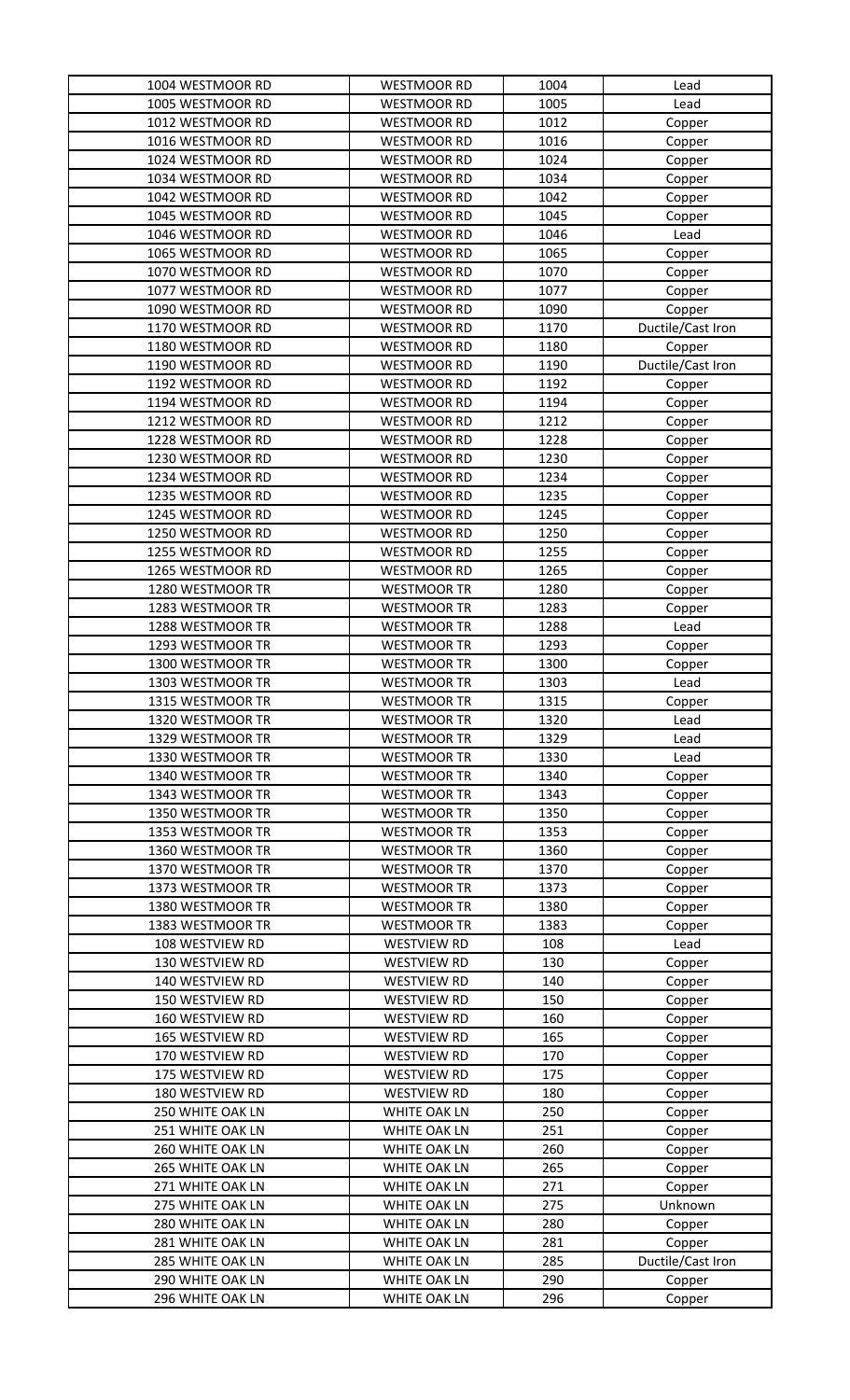| 1004 WESTMOOR RD | WESTMOOR RD | 1004 | Lead |
|---|---|---|---|
| 1005 WESTMOOR RD | WESTMOOR RD | 1005 | Lead |
| 1012 WESTMOOR RD | WESTMOOR RD | 1012 | Copper |
| 1016 WESTMOOR RD | WESTMOOR RD | 1016 | Copper |
| 1024 WESTMOOR RD | WESTMOOR RD | 1024 | Copper |
| 1034 WESTMOOR RD | WESTMOOR RD | 1034 | Copper |
| 1042 WESTMOOR RD | WESTMOOR RD | 1042 | Copper |
| 1045 WESTMOOR RD | WESTMOOR RD | 1045 | Copper |
| 1046 WESTMOOR RD | WESTMOOR RD | 1046 | Lead |
| 1065 WESTMOOR RD | WESTMOOR RD | 1065 | Copper |
| 1070 WESTMOOR RD | WESTMOOR RD | 1070 | Copper |
| 1077 WESTMOOR RD | WESTMOOR RD | 1077 | Copper |
| 1090 WESTMOOR RD | WESTMOOR RD | 1090 | Copper |
| 1170 WESTMOOR RD | WESTMOOR RD | 1170 | Ductile/Cast Iron |
| 1180 WESTMOOR RD | WESTMOOR RD | 1180 | Copper |
| 1190 WESTMOOR RD | WESTMOOR RD | 1190 | Ductile/Cast Iron |
| 1192 WESTMOOR RD | WESTMOOR RD | 1192 | Copper |
| 1194 WESTMOOR RD | WESTMOOR RD | 1194 | Copper |
| 1212 WESTMOOR RD | WESTMOOR RD | 1212 | Copper |
| 1228 WESTMOOR RD | WESTMOOR RD | 1228 | Copper |
| 1230 WESTMOOR RD | WESTMOOR RD | 1230 | Copper |
| 1234 WESTMOOR RD | WESTMOOR RD | 1234 | Copper |
| 1235 WESTMOOR RD | WESTMOOR RD | 1235 | Copper |
| 1245 WESTMOOR RD | WESTMOOR RD | 1245 | Copper |
| 1250 WESTMOOR RD | WESTMOOR RD | 1250 | Copper |
| 1255 WESTMOOR RD | WESTMOOR RD | 1255 | Copper |
| 1265 WESTMOOR RD | WESTMOOR RD | 1265 | Copper |
| 1280 WESTMOOR TR | WESTMOOR TR | 1280 | Copper |
| 1283 WESTMOOR TR | WESTMOOR TR | 1283 | Copper |
| 1288 WESTMOOR TR | WESTMOOR TR | 1288 | Lead |
| 1293 WESTMOOR TR | WESTMOOR TR | 1293 | Copper |
| 1300 WESTMOOR TR | WESTMOOR TR | 1300 | Copper |
| 1303 WESTMOOR TR | WESTMOOR TR | 1303 | Lead |
| 1315 WESTMOOR TR | WESTMOOR TR | 1315 | Copper |
| 1320 WESTMOOR TR | WESTMOOR TR | 1320 | Lead |
| 1329 WESTMOOR TR | WESTMOOR TR | 1329 | Lead |
| 1330 WESTMOOR TR | WESTMOOR TR | 1330 | Lead |
| 1340 WESTMOOR TR | WESTMOOR TR | 1340 | Copper |
| 1343 WESTMOOR TR | WESTMOOR TR | 1343 | Copper |
| 1350 WESTMOOR TR | WESTMOOR TR | 1350 | Copper |
| 1353 WESTMOOR TR | WESTMOOR TR | 1353 | Copper |
| 1360 WESTMOOR TR | WESTMOOR TR | 1360 | Copper |
| 1370 WESTMOOR TR | WESTMOOR TR | 1370 | Copper |
| 1373 WESTMOOR TR | WESTMOOR TR | 1373 | Copper |
| 1380 WESTMOOR TR | WESTMOOR TR | 1380 | Copper |
| 1383 WESTMOOR TR | WESTMOOR TR | 1383 | Copper |
| 108 WESTVIEW RD | WESTVIEW RD | 108 | Lead |
| 130 WESTVIEW RD | WESTVIEW RD | 130 | Copper |
| 140 WESTVIEW RD | WESTVIEW RD | 140 | Copper |
| 150 WESTVIEW RD | WESTVIEW RD | 150 | Copper |
| 160 WESTVIEW RD | WESTVIEW RD | 160 | Copper |
| 165 WESTVIEW RD | WESTVIEW RD | 165 | Copper |
| 170 WESTVIEW RD | WESTVIEW RD | 170 | Copper |
| 175 WESTVIEW RD | WESTVIEW RD | 175 | Copper |
| 180 WESTVIEW RD | WESTVIEW RD | 180 | Copper |
| 250 WHITE OAK LN | WHITE OAK LN | 250 | Copper |
| 251 WHITE OAK LN | WHITE OAK LN | 251 | Copper |
| 260 WHITE OAK LN | WHITE OAK LN | 260 | Copper |
| 265 WHITE OAK LN | WHITE OAK LN | 265 | Copper |
| 271 WHITE OAK LN | WHITE OAK LN | 271 | Copper |
| 275 WHITE OAK LN | WHITE OAK LN | 275 | Unknown |
| 280 WHITE OAK LN | WHITE OAK LN | 280 | Copper |
| 281 WHITE OAK LN | WHITE OAK LN | 281 | Copper |
| 285 WHITE OAK LN | WHITE OAK LN | 285 | Ductile/Cast Iron |
| 290 WHITE OAK LN | WHITE OAK LN | 290 | Copper |
| 296 WHITE OAK LN | WHITE OAK LN | 296 | Copper |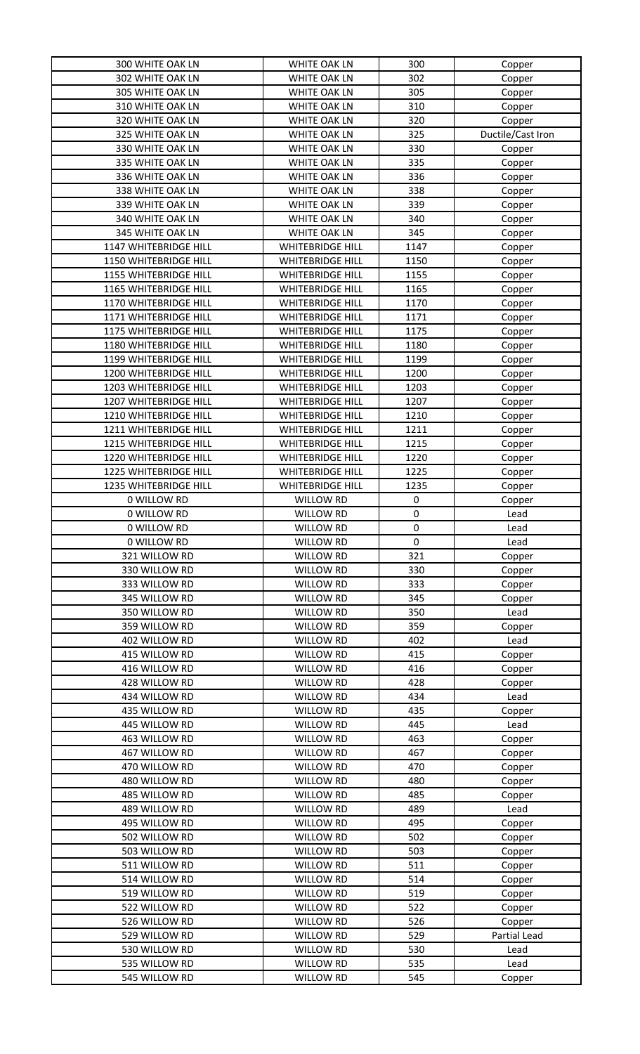| 300 WHITE OAK LN | WHITE OAK LN | 300 | Copper |
|---|---|---|---|
| 302 WHITE OAK LN | WHITE OAK LN | 302 | Copper |
| 305 WHITE OAK LN | WHITE OAK LN | 305 | Copper |
| 310 WHITE OAK LN | WHITE OAK LN | 310 | Copper |
| 320 WHITE OAK LN | WHITE OAK LN | 320 | Copper |
| 325 WHITE OAK LN | WHITE OAK LN | 325 | Ductile/Cast Iron |
| 330 WHITE OAK LN | WHITE OAK LN | 330 | Copper |
| 335 WHITE OAK LN | WHITE OAK LN | 335 | Copper |
| 336 WHITE OAK LN | WHITE OAK LN | 336 | Copper |
| 338 WHITE OAK LN | WHITE OAK LN | 338 | Copper |
| 339 WHITE OAK LN | WHITE OAK LN | 339 | Copper |
| 340 WHITE OAK LN | WHITE OAK LN | 340 | Copper |
| 345 WHITE OAK LN | WHITE OAK LN | 345 | Copper |
| 1147 WHITEBRIDGE HILL | WHITEBRIDGE HILL | 1147 | Copper |
| 1150 WHITEBRIDGE HILL | WHITEBRIDGE HILL | 1150 | Copper |
| 1155 WHITEBRIDGE HILL | WHITEBRIDGE HILL | 1155 | Copper |
| 1165 WHITEBRIDGE HILL | WHITEBRIDGE HILL | 1165 | Copper |
| 1170 WHITEBRIDGE HILL | WHITEBRIDGE HILL | 1170 | Copper |
| 1171 WHITEBRIDGE HILL | WHITEBRIDGE HILL | 1171 | Copper |
| 1175 WHITEBRIDGE HILL | WHITEBRIDGE HILL | 1175 | Copper |
| 1180 WHITEBRIDGE HILL | WHITEBRIDGE HILL | 1180 | Copper |
| 1199 WHITEBRIDGE HILL | WHITEBRIDGE HILL | 1199 | Copper |
| 1200 WHITEBRIDGE HILL | WHITEBRIDGE HILL | 1200 | Copper |
| 1203 WHITEBRIDGE HILL | WHITEBRIDGE HILL | 1203 | Copper |
| 1207 WHITEBRIDGE HILL | WHITEBRIDGE HILL | 1207 | Copper |
| 1210 WHITEBRIDGE HILL | WHITEBRIDGE HILL | 1210 | Copper |
| 1211 WHITEBRIDGE HILL | WHITEBRIDGE HILL | 1211 | Copper |
| 1215 WHITEBRIDGE HILL | WHITEBRIDGE HILL | 1215 | Copper |
| 1220 WHITEBRIDGE HILL | WHITEBRIDGE HILL | 1220 | Copper |
| 1225 WHITEBRIDGE HILL | WHITEBRIDGE HILL | 1225 | Copper |
| 1235 WHITEBRIDGE HILL | WHITEBRIDGE HILL | 1235 | Copper |
| 0 WILLOW RD | WILLOW RD | 0 | Copper |
| 0 WILLOW RD | WILLOW RD | 0 | Lead |
| 0 WILLOW RD | WILLOW RD | 0 | Lead |
| 0 WILLOW RD | WILLOW RD | 0 | Lead |
| 321 WILLOW RD | WILLOW RD | 321 | Copper |
| 330 WILLOW RD | WILLOW RD | 330 | Copper |
| 333 WILLOW RD | WILLOW RD | 333 | Copper |
| 345 WILLOW RD | WILLOW RD | 345 | Copper |
| 350 WILLOW RD | WILLOW RD | 350 | Lead |
| 359 WILLOW RD | WILLOW RD | 359 | Copper |
| 402 WILLOW RD | WILLOW RD | 402 | Lead |
| 415 WILLOW RD | WILLOW RD | 415 | Copper |
| 416 WILLOW RD | WILLOW RD | 416 | Copper |
| 428 WILLOW RD | WILLOW RD | 428 | Copper |
| 434 WILLOW RD | WILLOW RD | 434 | Lead |
| 435 WILLOW RD | WILLOW RD | 435 | Copper |
| 445 WILLOW RD | WILLOW RD | 445 | Lead |
| 463 WILLOW RD | WILLOW RD | 463 | Copper |
| 467 WILLOW RD | WILLOW RD | 467 | Copper |
| 470 WILLOW RD | WILLOW RD | 470 | Copper |
| 480 WILLOW RD | WILLOW RD | 480 | Copper |
| 485 WILLOW RD | WILLOW RD | 485 | Copper |
| 489 WILLOW RD | WILLOW RD | 489 | Lead |
| 495 WILLOW RD | WILLOW RD | 495 | Copper |
| 502 WILLOW RD | WILLOW RD | 502 | Copper |
| 503 WILLOW RD | WILLOW RD | 503 | Copper |
| 511 WILLOW RD | WILLOW RD | 511 | Copper |
| 514 WILLOW RD | WILLOW RD | 514 | Copper |
| 519 WILLOW RD | WILLOW RD | 519 | Copper |
| 522 WILLOW RD | WILLOW RD | 522 | Copper |
| 526 WILLOW RD | WILLOW RD | 526 | Copper |
| 529 WILLOW RD | WILLOW RD | 529 | Partial Lead |
| 530 WILLOW RD | WILLOW RD | 530 | Lead |
| 535 WILLOW RD | WILLOW RD | 535 | Lead |
| 545 WILLOW RD | WILLOW RD | 545 | Copper |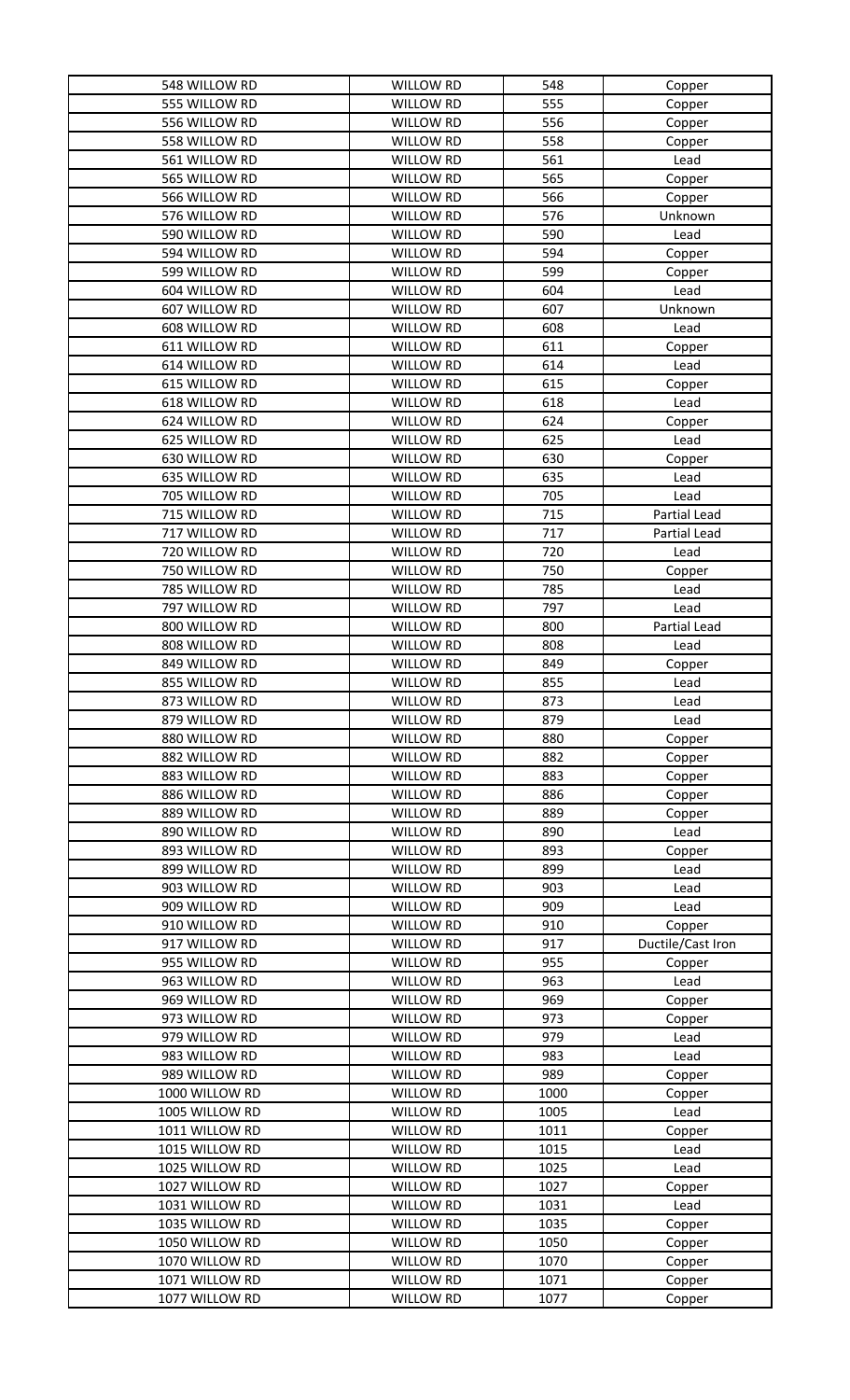| 548 WILLOW RD | WILLOW RD | 548 | Copper |
|---|---|---|---|
| 555 WILLOW RD | WILLOW RD | 555 | Copper |
| 556 WILLOW RD | WILLOW RD | 556 | Copper |
| 558 WILLOW RD | WILLOW RD | 558 | Copper |
| 561 WILLOW RD | WILLOW RD | 561 | Lead |
| 565 WILLOW RD | WILLOW RD | 565 | Copper |
| 566 WILLOW RD | WILLOW RD | 566 | Copper |
| 576 WILLOW RD | WILLOW RD | 576 | Unknown |
| 590 WILLOW RD | WILLOW RD | 590 | Lead |
| 594 WILLOW RD | WILLOW RD | 594 | Copper |
| 599 WILLOW RD | WILLOW RD | 599 | Copper |
| 604 WILLOW RD | WILLOW RD | 604 | Lead |
| 607 WILLOW RD | WILLOW RD | 607 | Unknown |
| 608 WILLOW RD | WILLOW RD | 608 | Lead |
| 611 WILLOW RD | WILLOW RD | 611 | Copper |
| 614 WILLOW RD | WILLOW RD | 614 | Lead |
| 615 WILLOW RD | WILLOW RD | 615 | Copper |
| 618 WILLOW RD | WILLOW RD | 618 | Lead |
| 624 WILLOW RD | WILLOW RD | 624 | Copper |
| 625 WILLOW RD | WILLOW RD | 625 | Lead |
| 630 WILLOW RD | WILLOW RD | 630 | Copper |
| 635 WILLOW RD | WILLOW RD | 635 | Lead |
| 705 WILLOW RD | WILLOW RD | 705 | Lead |
| 715 WILLOW RD | WILLOW RD | 715 | Partial Lead |
| 717 WILLOW RD | WILLOW RD | 717 | Partial Lead |
| 720 WILLOW RD | WILLOW RD | 720 | Lead |
| 750 WILLOW RD | WILLOW RD | 750 | Copper |
| 785 WILLOW RD | WILLOW RD | 785 | Lead |
| 797 WILLOW RD | WILLOW RD | 797 | Lead |
| 800 WILLOW RD | WILLOW RD | 800 | Partial Lead |
| 808 WILLOW RD | WILLOW RD | 808 | Lead |
| 849 WILLOW RD | WILLOW RD | 849 | Copper |
| 855 WILLOW RD | WILLOW RD | 855 | Lead |
| 873 WILLOW RD | WILLOW RD | 873 | Lead |
| 879 WILLOW RD | WILLOW RD | 879 | Lead |
| 880 WILLOW RD | WILLOW RD | 880 | Copper |
| 882 WILLOW RD | WILLOW RD | 882 | Copper |
| 883 WILLOW RD | WILLOW RD | 883 | Copper |
| 886 WILLOW RD | WILLOW RD | 886 | Copper |
| 889 WILLOW RD | WILLOW RD | 889 | Copper |
| 890 WILLOW RD | WILLOW RD | 890 | Lead |
| 893 WILLOW RD | WILLOW RD | 893 | Copper |
| 899 WILLOW RD | WILLOW RD | 899 | Lead |
| 903 WILLOW RD | WILLOW RD | 903 | Lead |
| 909 WILLOW RD | WILLOW RD | 909 | Lead |
| 910 WILLOW RD | WILLOW RD | 910 | Copper |
| 917 WILLOW RD | WILLOW RD | 917 | Ductile/Cast Iron |
| 955 WILLOW RD | WILLOW RD | 955 | Copper |
| 963 WILLOW RD | WILLOW RD | 963 | Lead |
| 969 WILLOW RD | WILLOW RD | 969 | Copper |
| 973 WILLOW RD | WILLOW RD | 973 | Copper |
| 979 WILLOW RD | WILLOW RD | 979 | Lead |
| 983 WILLOW RD | WILLOW RD | 983 | Lead |
| 989 WILLOW RD | WILLOW RD | 989 | Copper |
| 1000 WILLOW RD | WILLOW RD | 1000 | Copper |
| 1005 WILLOW RD | WILLOW RD | 1005 | Lead |
| 1011 WILLOW RD | WILLOW RD | 1011 | Copper |
| 1015 WILLOW RD | WILLOW RD | 1015 | Lead |
| 1025 WILLOW RD | WILLOW RD | 1025 | Lead |
| 1027 WILLOW RD | WILLOW RD | 1027 | Copper |
| 1031 WILLOW RD | WILLOW RD | 1031 | Lead |
| 1035 WILLOW RD | WILLOW RD | 1035 | Copper |
| 1050 WILLOW RD | WILLOW RD | 1050 | Copper |
| 1070 WILLOW RD | WILLOW RD | 1070 | Copper |
| 1071 WILLOW RD | WILLOW RD | 1071 | Copper |
| 1077 WILLOW RD | WILLOW RD | 1077 | Copper |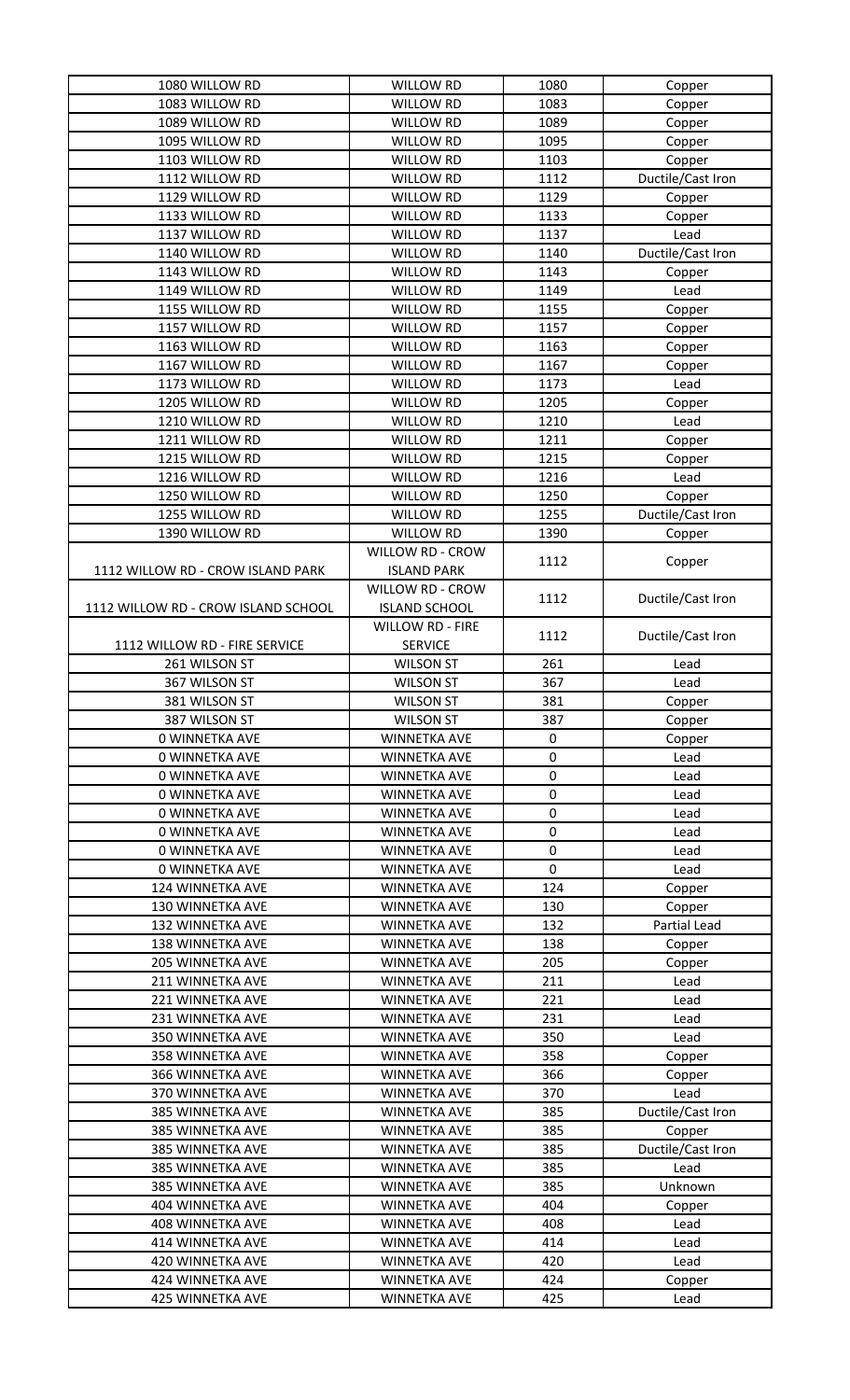| 1080 WILLOW RD | WILLOW RD | 1080 | Copper |
|---|---|---|---|
| 1083 WILLOW RD | WILLOW RD | 1083 | Copper |
| 1089 WILLOW RD | WILLOW RD | 1089 | Copper |
| 1095 WILLOW RD | WILLOW RD | 1095 | Copper |
| 1103 WILLOW RD | WILLOW RD | 1103 | Copper |
| 1112 WILLOW RD | WILLOW RD | 1112 | Ductile/Cast Iron |
| 1129 WILLOW RD | WILLOW RD | 1129 | Copper |
| 1133 WILLOW RD | WILLOW RD | 1133 | Copper |
| 1137 WILLOW RD | WILLOW RD | 1137 | Lead |
| 1140 WILLOW RD | WILLOW RD | 1140 | Ductile/Cast Iron |
| 1143 WILLOW RD | WILLOW RD | 1143 | Copper |
| 1149 WILLOW RD | WILLOW RD | 1149 | Lead |
| 1155 WILLOW RD | WILLOW RD | 1155 | Copper |
| 1157 WILLOW RD | WILLOW RD | 1157 | Copper |
| 1163 WILLOW RD | WILLOW RD | 1163 | Copper |
| 1167 WILLOW RD | WILLOW RD | 1167 | Copper |
| 1173 WILLOW RD | WILLOW RD | 1173 | Lead |
| 1205 WILLOW RD | WILLOW RD | 1205 | Copper |
| 1210 WILLOW RD | WILLOW RD | 1210 | Lead |
| 1211 WILLOW RD | WILLOW RD | 1211 | Copper |
| 1215 WILLOW RD | WILLOW RD | 1215 | Copper |
| 1216 WILLOW RD | WILLOW RD | 1216 | Lead |
| 1250 WILLOW RD | WILLOW RD | 1250 | Copper |
| 1255 WILLOW RD | WILLOW RD | 1255 | Ductile/Cast Iron |
| 1390 WILLOW RD | WILLOW RD | 1390 | Copper |
| 1112 WILLOW RD - CROW ISLAND PARK | WILLOW RD - CROW ISLAND PARK | 1112 | Copper |
| 1112 WILLOW RD - CROW ISLAND SCHOOL | WILLOW RD - CROW ISLAND SCHOOL | 1112 | Ductile/Cast Iron |
| 1112 WILLOW RD - FIRE SERVICE | WILLOW RD - FIRE SERVICE | 1112 | Ductile/Cast Iron |
| 261 WILSON ST | WILSON ST | 261 | Lead |
| 367 WILSON ST | WILSON ST | 367 | Lead |
| 381 WILSON ST | WILSON ST | 381 | Copper |
| 387 WILSON ST | WILSON ST | 387 | Copper |
| 0 WINNETKA AVE | WINNETKA AVE | 0 | Copper |
| 0 WINNETKA AVE | WINNETKA AVE | 0 | Lead |
| 0 WINNETKA AVE | WINNETKA AVE | 0 | Lead |
| 0 WINNETKA AVE | WINNETKA AVE | 0 | Lead |
| 0 WINNETKA AVE | WINNETKA AVE | 0 | Lead |
| 0 WINNETKA AVE | WINNETKA AVE | 0 | Lead |
| 0 WINNETKA AVE | WINNETKA AVE | 0 | Lead |
| 0 WINNETKA AVE | WINNETKA AVE | 0 | Lead |
| 124 WINNETKA AVE | WINNETKA AVE | 124 | Copper |
| 130 WINNETKA AVE | WINNETKA AVE | 130 | Copper |
| 132 WINNETKA AVE | WINNETKA AVE | 132 | Partial Lead |
| 138 WINNETKA AVE | WINNETKA AVE | 138 | Copper |
| 205 WINNETKA AVE | WINNETKA AVE | 205 | Copper |
| 211 WINNETKA AVE | WINNETKA AVE | 211 | Lead |
| 221 WINNETKA AVE | WINNETKA AVE | 221 | Lead |
| 231 WINNETKA AVE | WINNETKA AVE | 231 | Lead |
| 350 WINNETKA AVE | WINNETKA AVE | 350 | Lead |
| 358 WINNETKA AVE | WINNETKA AVE | 358 | Copper |
| 366 WINNETKA AVE | WINNETKA AVE | 366 | Copper |
| 370 WINNETKA AVE | WINNETKA AVE | 370 | Lead |
| 385 WINNETKA AVE | WINNETKA AVE | 385 | Ductile/Cast Iron |
| 385 WINNETKA AVE | WINNETKA AVE | 385 | Copper |
| 385 WINNETKA AVE | WINNETKA AVE | 385 | Ductile/Cast Iron |
| 385 WINNETKA AVE | WINNETKA AVE | 385 | Lead |
| 385 WINNETKA AVE | WINNETKA AVE | 385 | Unknown |
| 404 WINNETKA AVE | WINNETKA AVE | 404 | Copper |
| 408 WINNETKA AVE | WINNETKA AVE | 408 | Lead |
| 414 WINNETKA AVE | WINNETKA AVE | 414 | Lead |
| 420 WINNETKA AVE | WINNETKA AVE | 420 | Lead |
| 424 WINNETKA AVE | WINNETKA AVE | 424 | Copper |
| 425 WINNETKA AVE | WINNETKA AVE | 425 | Lead |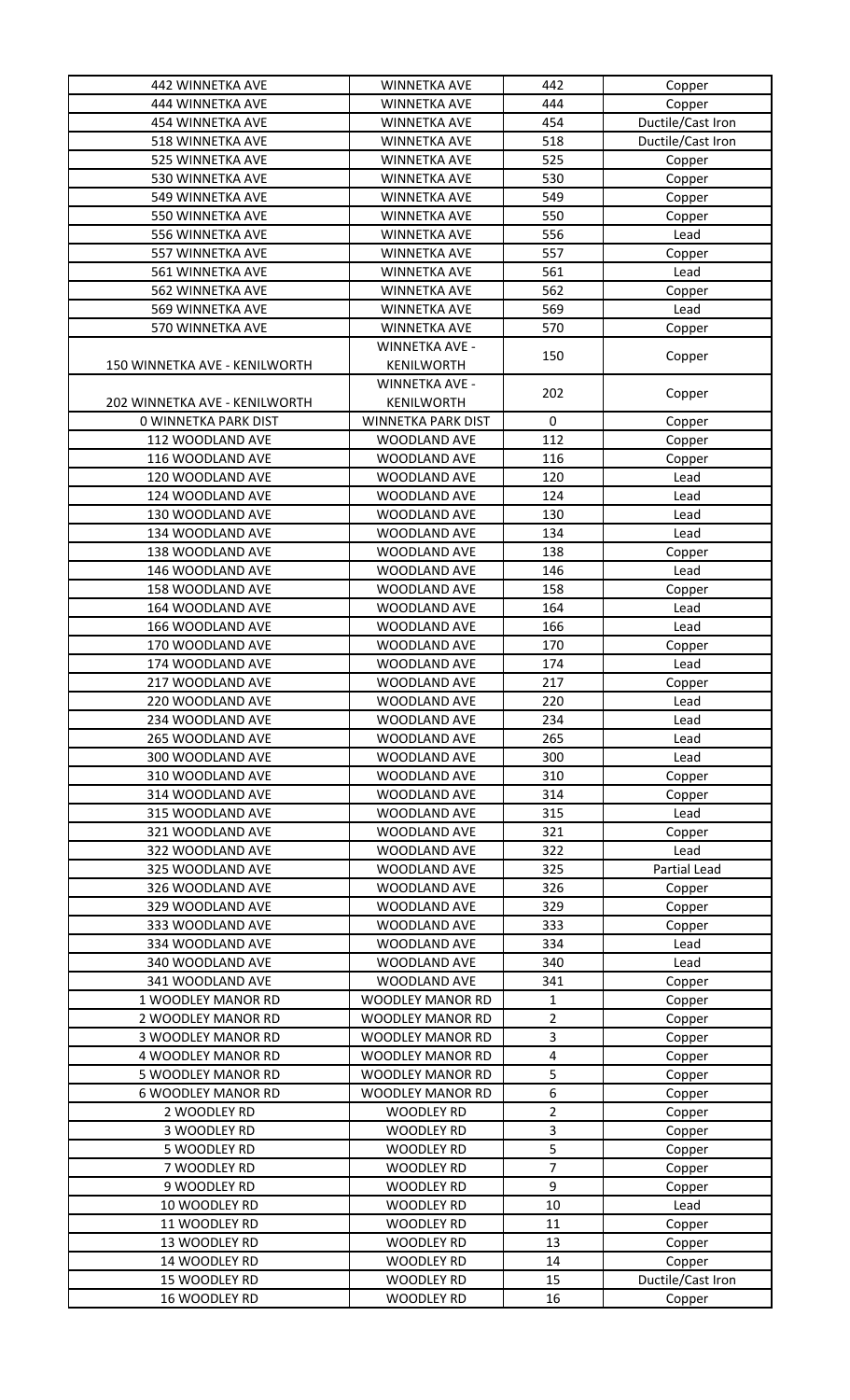| 442 WINNETKA AVE | WINNETKA AVE | 442 | Copper |
|---|---|---|---|
| 444 WINNETKA AVE | WINNETKA AVE | 444 | Copper |
| 454 WINNETKA AVE | WINNETKA AVE | 454 | Ductile/Cast Iron |
| 518 WINNETKA AVE | WINNETKA AVE | 518 | Ductile/Cast Iron |
| 525 WINNETKA AVE | WINNETKA AVE | 525 | Copper |
| 530 WINNETKA AVE | WINNETKA AVE | 530 | Copper |
| 549 WINNETKA AVE | WINNETKA AVE | 549 | Copper |
| 550 WINNETKA AVE | WINNETKA AVE | 550 | Copper |
| 556 WINNETKA AVE | WINNETKA AVE | 556 | Lead |
| 557 WINNETKA AVE | WINNETKA AVE | 557 | Copper |
| 561 WINNETKA AVE | WINNETKA AVE | 561 | Lead |
| 562 WINNETKA AVE | WINNETKA AVE | 562 | Copper |
| 569 WINNETKA AVE | WINNETKA AVE | 569 | Lead |
| 570 WINNETKA AVE | WINNETKA AVE | 570 | Copper |
| 150 WINNETKA AVE - KENILWORTH | WINNETKA AVE - KENILWORTH | 150 | Copper |
| 202 WINNETKA AVE - KENILWORTH | WINNETKA AVE - KENILWORTH | 202 | Copper |
| 0 WINNETKA PARK DIST | WINNETKA PARK DIST | 0 | Copper |
| 112 WOODLAND AVE | WOODLAND AVE | 112 | Copper |
| 116 WOODLAND AVE | WOODLAND AVE | 116 | Copper |
| 120 WOODLAND AVE | WOODLAND AVE | 120 | Lead |
| 124 WOODLAND AVE | WOODLAND AVE | 124 | Lead |
| 130 WOODLAND AVE | WOODLAND AVE | 130 | Lead |
| 134 WOODLAND AVE | WOODLAND AVE | 134 | Lead |
| 138 WOODLAND AVE | WOODLAND AVE | 138 | Copper |
| 146 WOODLAND AVE | WOODLAND AVE | 146 | Lead |
| 158 WOODLAND AVE | WOODLAND AVE | 158 | Copper |
| 164 WOODLAND AVE | WOODLAND AVE | 164 | Lead |
| 166 WOODLAND AVE | WOODLAND AVE | 166 | Lead |
| 170 WOODLAND AVE | WOODLAND AVE | 170 | Copper |
| 174 WOODLAND AVE | WOODLAND AVE | 174 | Lead |
| 217 WOODLAND AVE | WOODLAND AVE | 217 | Copper |
| 220 WOODLAND AVE | WOODLAND AVE | 220 | Lead |
| 234 WOODLAND AVE | WOODLAND AVE | 234 | Lead |
| 265 WOODLAND AVE | WOODLAND AVE | 265 | Lead |
| 300 WOODLAND AVE | WOODLAND AVE | 300 | Lead |
| 310 WOODLAND AVE | WOODLAND AVE | 310 | Copper |
| 314 WOODLAND AVE | WOODLAND AVE | 314 | Copper |
| 315 WOODLAND AVE | WOODLAND AVE | 315 | Lead |
| 321 WOODLAND AVE | WOODLAND AVE | 321 | Copper |
| 322 WOODLAND AVE | WOODLAND AVE | 322 | Lead |
| 325 WOODLAND AVE | WOODLAND AVE | 325 | Partial Lead |
| 326 WOODLAND AVE | WOODLAND AVE | 326 | Copper |
| 329 WOODLAND AVE | WOODLAND AVE | 329 | Copper |
| 333 WOODLAND AVE | WOODLAND AVE | 333 | Copper |
| 334 WOODLAND AVE | WOODLAND AVE | 334 | Lead |
| 340 WOODLAND AVE | WOODLAND AVE | 340 | Lead |
| 341 WOODLAND AVE | WOODLAND AVE | 341 | Copper |
| 1 WOODLEY MANOR RD | WOODLEY MANOR RD | 1 | Copper |
| 2 WOODLEY MANOR RD | WOODLEY MANOR RD | 2 | Copper |
| 3 WOODLEY MANOR RD | WOODLEY MANOR RD | 3 | Copper |
| 4 WOODLEY MANOR RD | WOODLEY MANOR RD | 4 | Copper |
| 5 WOODLEY MANOR RD | WOODLEY MANOR RD | 5 | Copper |
| 6 WOODLEY MANOR RD | WOODLEY MANOR RD | 6 | Copper |
| 2 WOODLEY RD | WOODLEY RD | 2 | Copper |
| 3 WOODLEY RD | WOODLEY RD | 3 | Copper |
| 5 WOODLEY RD | WOODLEY RD | 5 | Copper |
| 7 WOODLEY RD | WOODLEY RD | 7 | Copper |
| 9 WOODLEY RD | WOODLEY RD | 9 | Copper |
| 10 WOODLEY RD | WOODLEY RD | 10 | Lead |
| 11 WOODLEY RD | WOODLEY RD | 11 | Copper |
| 13 WOODLEY RD | WOODLEY RD | 13 | Copper |
| 14 WOODLEY RD | WOODLEY RD | 14 | Copper |
| 15 WOODLEY RD | WOODLEY RD | 15 | Ductile/Cast Iron |
| 16 WOODLEY RD | WOODLEY RD | 16 | Copper |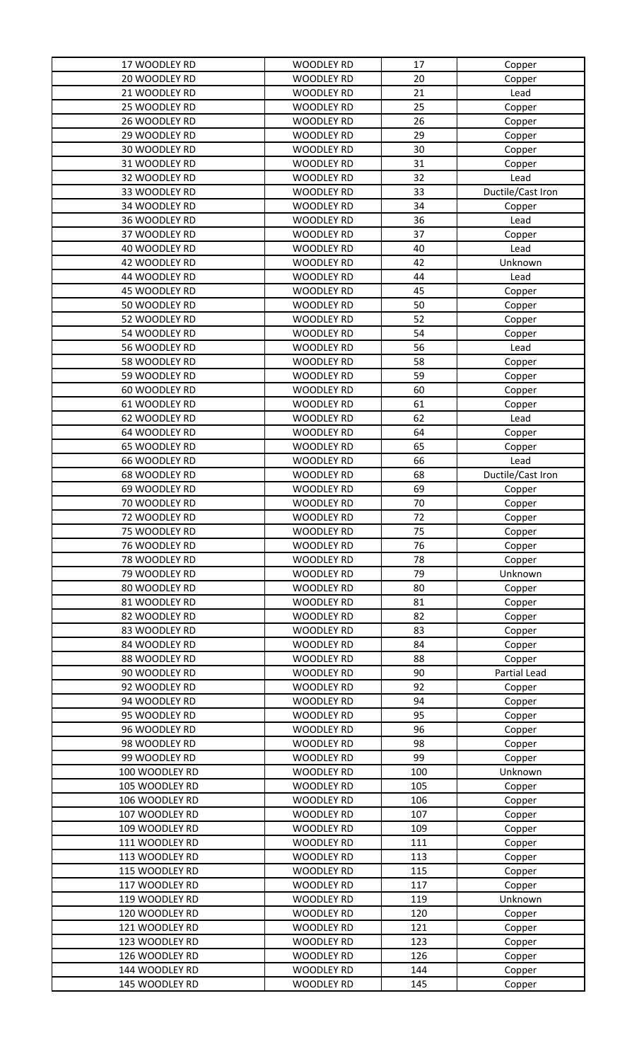| | | | |
|---|---|---|---|
| 17 WOODLEY RD | WOODLEY RD | 17 | Copper |
| 20 WOODLEY RD | WOODLEY RD | 20 | Copper |
| 21 WOODLEY RD | WOODLEY RD | 21 | Lead |
| 25 WOODLEY RD | WOODLEY RD | 25 | Copper |
| 26 WOODLEY RD | WOODLEY RD | 26 | Copper |
| 29 WOODLEY RD | WOODLEY RD | 29 | Copper |
| 30 WOODLEY RD | WOODLEY RD | 30 | Copper |
| 31 WOODLEY RD | WOODLEY RD | 31 | Copper |
| 32 WOODLEY RD | WOODLEY RD | 32 | Lead |
| 33 WOODLEY RD | WOODLEY RD | 33 | Ductile/Cast Iron |
| 34 WOODLEY RD | WOODLEY RD | 34 | Copper |
| 36 WOODLEY RD | WOODLEY RD | 36 | Lead |
| 37 WOODLEY RD | WOODLEY RD | 37 | Copper |
| 40 WOODLEY RD | WOODLEY RD | 40 | Lead |
| 42 WOODLEY RD | WOODLEY RD | 42 | Unknown |
| 44 WOODLEY RD | WOODLEY RD | 44 | Lead |
| 45 WOODLEY RD | WOODLEY RD | 45 | Copper |
| 50 WOODLEY RD | WOODLEY RD | 50 | Copper |
| 52 WOODLEY RD | WOODLEY RD | 52 | Copper |
| 54 WOODLEY RD | WOODLEY RD | 54 | Copper |
| 56 WOODLEY RD | WOODLEY RD | 56 | Lead |
| 58 WOODLEY RD | WOODLEY RD | 58 | Copper |
| 59 WOODLEY RD | WOODLEY RD | 59 | Copper |
| 60 WOODLEY RD | WOODLEY RD | 60 | Copper |
| 61 WOODLEY RD | WOODLEY RD | 61 | Copper |
| 62 WOODLEY RD | WOODLEY RD | 62 | Lead |
| 64 WOODLEY RD | WOODLEY RD | 64 | Copper |
| 65 WOODLEY RD | WOODLEY RD | 65 | Copper |
| 66 WOODLEY RD | WOODLEY RD | 66 | Lead |
| 68 WOODLEY RD | WOODLEY RD | 68 | Ductile/Cast Iron |
| 69 WOODLEY RD | WOODLEY RD | 69 | Copper |
| 70 WOODLEY RD | WOODLEY RD | 70 | Copper |
| 72 WOODLEY RD | WOODLEY RD | 72 | Copper |
| 75 WOODLEY RD | WOODLEY RD | 75 | Copper |
| 76 WOODLEY RD | WOODLEY RD | 76 | Copper |
| 78 WOODLEY RD | WOODLEY RD | 78 | Copper |
| 79 WOODLEY RD | WOODLEY RD | 79 | Unknown |
| 80 WOODLEY RD | WOODLEY RD | 80 | Copper |
| 81 WOODLEY RD | WOODLEY RD | 81 | Copper |
| 82 WOODLEY RD | WOODLEY RD | 82 | Copper |
| 83 WOODLEY RD | WOODLEY RD | 83 | Copper |
| 84 WOODLEY RD | WOODLEY RD | 84 | Copper |
| 88 WOODLEY RD | WOODLEY RD | 88 | Copper |
| 90 WOODLEY RD | WOODLEY RD | 90 | Partial Lead |
| 92 WOODLEY RD | WOODLEY RD | 92 | Copper |
| 94 WOODLEY RD | WOODLEY RD | 94 | Copper |
| 95 WOODLEY RD | WOODLEY RD | 95 | Copper |
| 96 WOODLEY RD | WOODLEY RD | 96 | Copper |
| 98 WOODLEY RD | WOODLEY RD | 98 | Copper |
| 99 WOODLEY RD | WOODLEY RD | 99 | Copper |
| 100 WOODLEY RD | WOODLEY RD | 100 | Unknown |
| 105 WOODLEY RD | WOODLEY RD | 105 | Copper |
| 106 WOODLEY RD | WOODLEY RD | 106 | Copper |
| 107 WOODLEY RD | WOODLEY RD | 107 | Copper |
| 109 WOODLEY RD | WOODLEY RD | 109 | Copper |
| 111 WOODLEY RD | WOODLEY RD | 111 | Copper |
| 113 WOODLEY RD | WOODLEY RD | 113 | Copper |
| 115 WOODLEY RD | WOODLEY RD | 115 | Copper |
| 117 WOODLEY RD | WOODLEY RD | 117 | Copper |
| 119 WOODLEY RD | WOODLEY RD | 119 | Unknown |
| 120 WOODLEY RD | WOODLEY RD | 120 | Copper |
| 121 WOODLEY RD | WOODLEY RD | 121 | Copper |
| 123 WOODLEY RD | WOODLEY RD | 123 | Copper |
| 126 WOODLEY RD | WOODLEY RD | 126 | Copper |
| 144 WOODLEY RD | WOODLEY RD | 144 | Copper |
| 145 WOODLEY RD | WOODLEY RD | 145 | Copper |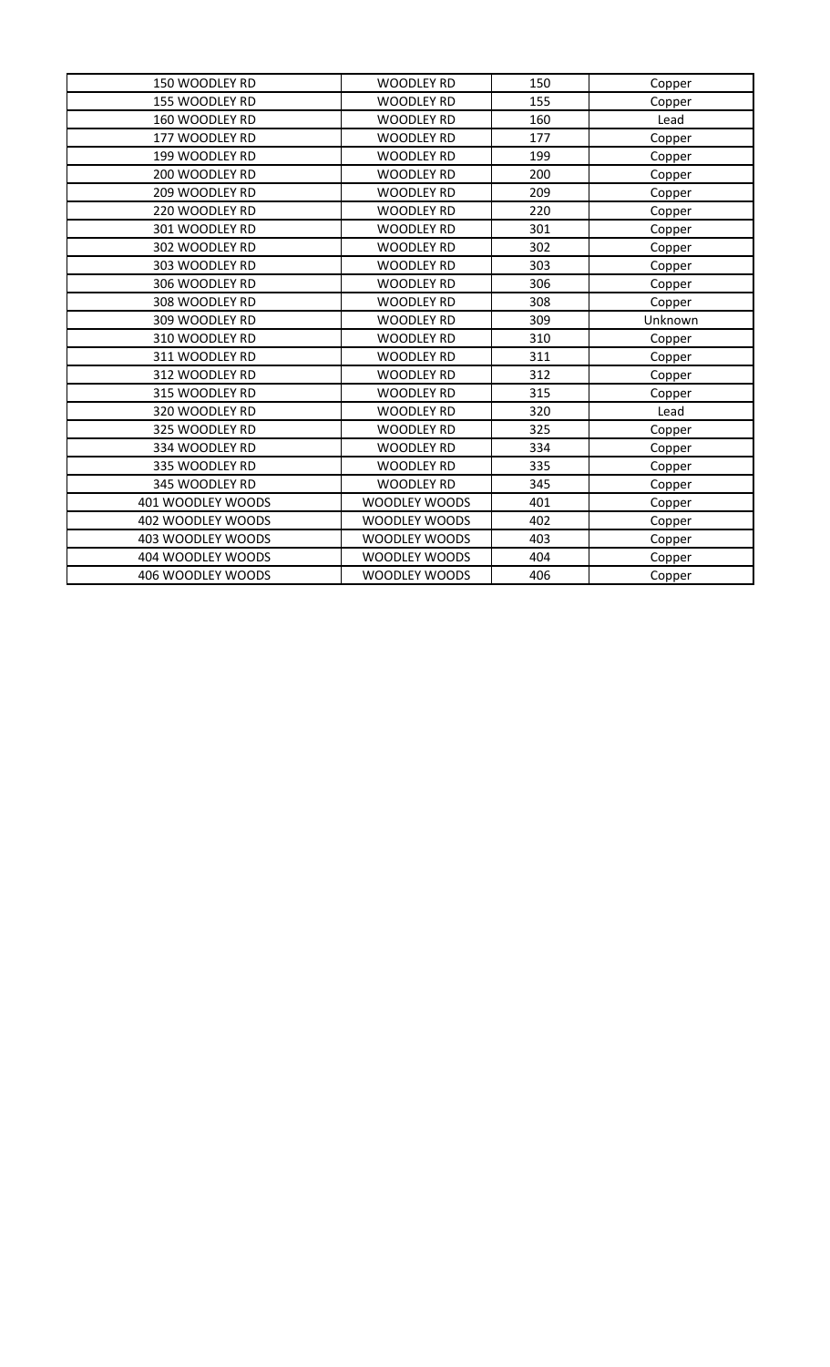| | | | |
|---|---|---|---|
| 150 WOODLEY RD | WOODLEY RD | 150 | Copper |
| 155 WOODLEY RD | WOODLEY RD | 155 | Copper |
| 160 WOODLEY RD | WOODLEY RD | 160 | Lead |
| 177 WOODLEY RD | WOODLEY RD | 177 | Copper |
| 199 WOODLEY RD | WOODLEY RD | 199 | Copper |
| 200 WOODLEY RD | WOODLEY RD | 200 | Copper |
| 209 WOODLEY RD | WOODLEY RD | 209 | Copper |
| 220 WOODLEY RD | WOODLEY RD | 220 | Copper |
| 301 WOODLEY RD | WOODLEY RD | 301 | Copper |
| 302 WOODLEY RD | WOODLEY RD | 302 | Copper |
| 303 WOODLEY RD | WOODLEY RD | 303 | Copper |
| 306 WOODLEY RD | WOODLEY RD | 306 | Copper |
| 308 WOODLEY RD | WOODLEY RD | 308 | Copper |
| 309 WOODLEY RD | WOODLEY RD | 309 | Unknown |
| 310 WOODLEY RD | WOODLEY RD | 310 | Copper |
| 311 WOODLEY RD | WOODLEY RD | 311 | Copper |
| 312 WOODLEY RD | WOODLEY RD | 312 | Copper |
| 315 WOODLEY RD | WOODLEY RD | 315 | Copper |
| 320 WOODLEY RD | WOODLEY RD | 320 | Lead |
| 325 WOODLEY RD | WOODLEY RD | 325 | Copper |
| 334 WOODLEY RD | WOODLEY RD | 334 | Copper |
| 335 WOODLEY RD | WOODLEY RD | 335 | Copper |
| 345 WOODLEY RD | WOODLEY RD | 345 | Copper |
| 401 WOODLEY WOODS | WOODLEY WOODS | 401 | Copper |
| 402 WOODLEY WOODS | WOODLEY WOODS | 402 | Copper |
| 403 WOODLEY WOODS | WOODLEY WOODS | 403 | Copper |
| 404 WOODLEY WOODS | WOODLEY WOODS | 404 | Copper |
| 406 WOODLEY WOODS | WOODLEY WOODS | 406 | Copper |